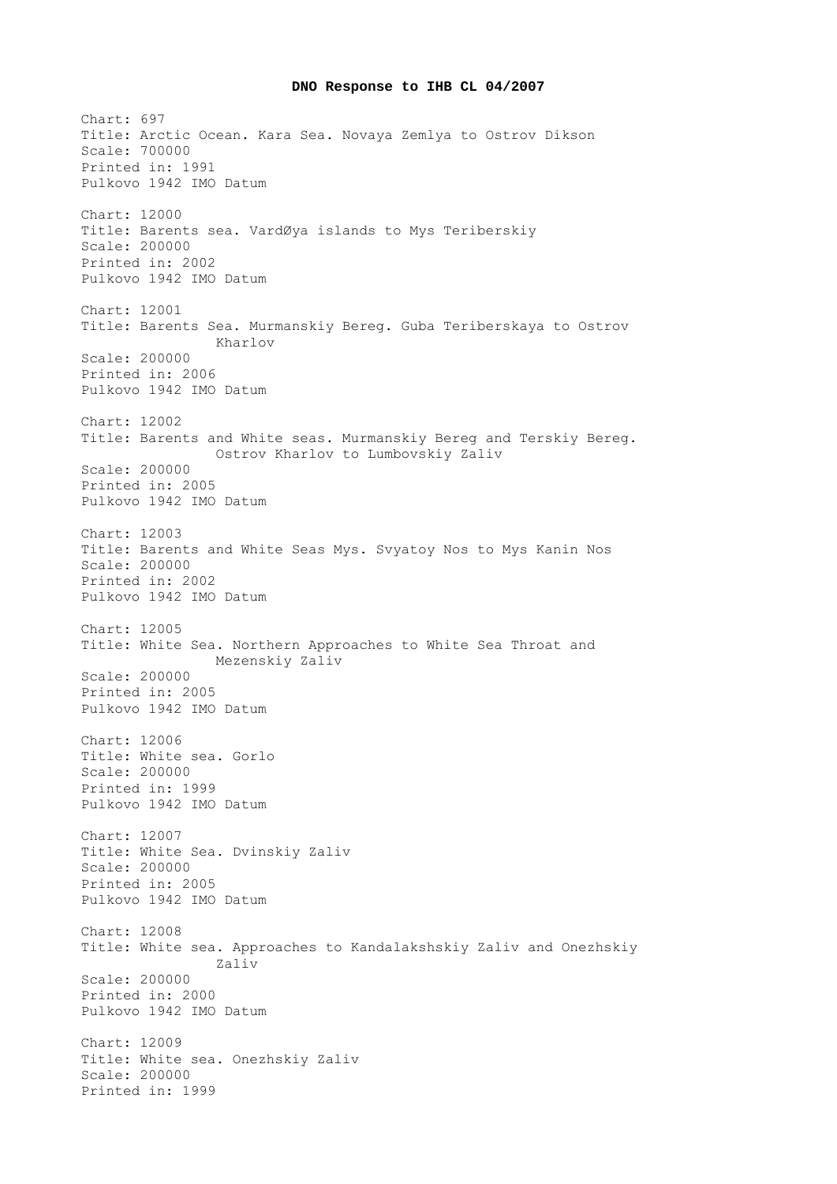**DNO Response to IHB CL 04/2007**

Chart: 697
Title: Arctic Ocean. Kara Sea. Novaya Zemlya to Ostrov Dikson
Scale: 700000
Printed in: 1991
Pulkovo 1942 IMO Datum

Chart: 12000
Title: Barents sea. VardØya islands to Mys Teriberskiy
Scale: 200000
Printed in: 2002
Pulkovo 1942 IMO Datum

Chart: 12001
Title: Barents Sea. Murmanskiy Bereg. Guba Teriberskaya to Ostrov Kharlov
Scale: 200000
Printed in: 2006
Pulkovo 1942 IMO Datum

Chart: 12002
Title: Barents and White seas. Murmanskiy Bereg and Terskiy Bereg. Ostrov Kharlov to Lumbovskiy Zaliv
Scale: 200000
Printed in: 2005
Pulkovo 1942 IMO Datum

Chart: 12003
Title: Barents and White Seas Mys. Svyatoy Nos to Mys Kanin Nos
Scale: 200000
Printed in: 2002
Pulkovo 1942 IMO Datum

Chart: 12005
Title: White Sea. Northern Approaches to White Sea Throat and Mezenskiy Zaliv
Scale: 200000
Printed in: 2005
Pulkovo 1942 IMO Datum

Chart: 12006
Title: White sea. Gorlo
Scale: 200000
Printed in: 1999
Pulkovo 1942 IMO Datum

Chart: 12007
Title: White Sea. Dvinskiy Zaliv
Scale: 200000
Printed in: 2005
Pulkovo 1942 IMO Datum

Chart: 12008
Title: White sea. Approaches to Kandalakshskiy Zaliv and Onezhskiy Zaliv
Scale: 200000
Printed in: 2000
Pulkovo 1942 IMO Datum

Chart: 12009
Title: White sea. Onezhskiy Zaliv
Scale: 200000
Printed in: 1999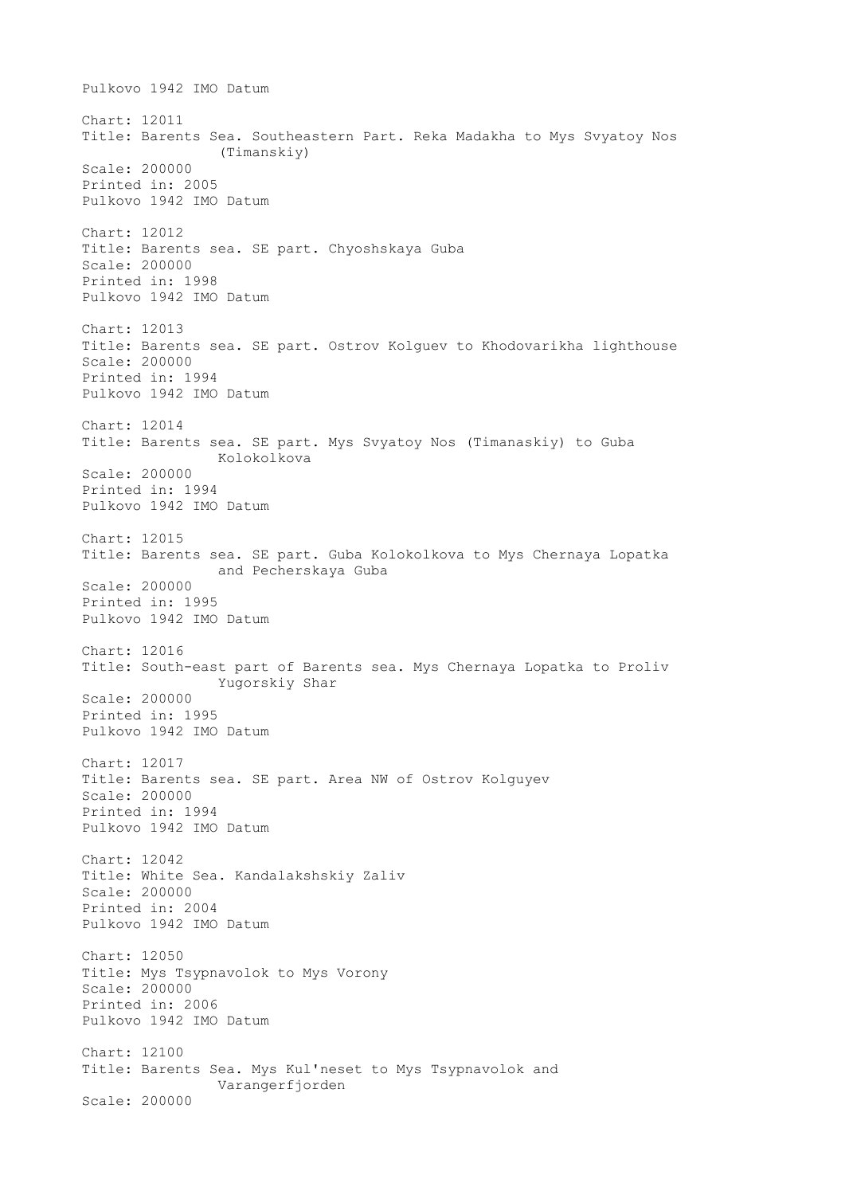Pulkovo 1942 IMO Datum

Chart: 12011
Title: Barents Sea. Southeastern Part. Reka Madakha to Mys Svyatoy Nos (Timanskiy)
Scale: 200000
Printed in: 2005
Pulkovo 1942 IMO Datum

Chart: 12012
Title: Barents sea. SE part. Chyoshskaya Guba
Scale: 200000
Printed in: 1998
Pulkovo 1942 IMO Datum

Chart: 12013
Title: Barents sea. SE part. Ostrov Kolguev to Khodovarikha lighthouse
Scale: 200000
Printed in: 1994
Pulkovo 1942 IMO Datum

Chart: 12014
Title: Barents sea. SE part. Mys Svyatoy Nos (Timanaskiy) to Guba Kolokolkova
Scale: 200000
Printed in: 1994
Pulkovo 1942 IMO Datum

Chart: 12015
Title: Barents sea. SE part. Guba Kolokolkova to Mys Chernaya Lopatka and Pecherskaya Guba
Scale: 200000
Printed in: 1995
Pulkovo 1942 IMO Datum

Chart: 12016
Title: South-east part of Barents sea. Mys Chernaya Lopatka to Proliv Yugorskiy Shar
Scale: 200000
Printed in: 1995
Pulkovo 1942 IMO Datum

Chart: 12017
Title: Barents sea. SE part. Area NW of Ostrov Kolguyev
Scale: 200000
Printed in: 1994
Pulkovo 1942 IMO Datum

Chart: 12042
Title: White Sea. Kandalakshskiy Zaliv
Scale: 200000
Printed in: 2004
Pulkovo 1942 IMO Datum

Chart: 12050
Title: Mys Tsypnavolok to Mys Vorony
Scale: 200000
Printed in: 2006
Pulkovo 1942 IMO Datum

Chart: 12100
Title: Barents Sea. Mys Kul'neset to Mys Tsypnavolok and Varangerfjorden
Scale: 200000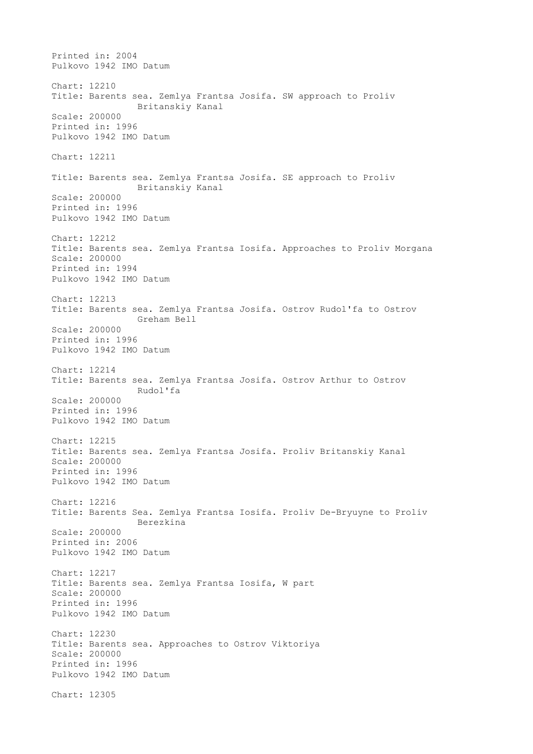Printed in: 2004
Pulkovo 1942 IMO Datum

Chart: 12210
Title: Barents sea. Zemlya Frantsa Josifa. SW approach to Proliv Britanskiy Kanal
Scale: 200000
Printed in: 1996
Pulkovo 1942 IMO Datum

Chart: 12211

Title: Barents sea. Zemlya Frantsa Josifa. SE approach to Proliv Britanskiy Kanal
Scale: 200000
Printed in: 1996
Pulkovo 1942 IMO Datum

Chart: 12212
Title: Barents sea. Zemlya Frantsa Iosifa. Approaches to Proliv Morgana
Scale: 200000
Printed in: 1994
Pulkovo 1942 IMO Datum

Chart: 12213
Title: Barents sea. Zemlya Frantsa Josifa. Ostrov Rudol'fa to Ostrov Greham Bell
Scale: 200000
Printed in: 1996
Pulkovo 1942 IMO Datum

Chart: 12214
Title: Barents sea. Zemlya Frantsa Josifa. Ostrov Arthur to Ostrov Rudol'fa
Scale: 200000
Printed in: 1996
Pulkovo 1942 IMO Datum

Chart: 12215
Title: Barents sea. Zemlya Frantsa Josifa. Proliv Britanskiy Kanal
Scale: 200000
Printed in: 1996
Pulkovo 1942 IMO Datum

Chart: 12216
Title: Barents Sea. Zemlya Frantsa Iosifa. Proliv De-Bryuyne to Proliv Berezkina
Scale: 200000
Printed in: 2006
Pulkovo 1942 IMO Datum

Chart: 12217
Title: Barents sea. Zemlya Frantsa Iosifa, W part
Scale: 200000
Printed in: 1996
Pulkovo 1942 IMO Datum

Chart: 12230
Title: Barents sea. Approaches to Ostrov Viktoriya
Scale: 200000
Printed in: 1996
Pulkovo 1942 IMO Datum

Chart: 12305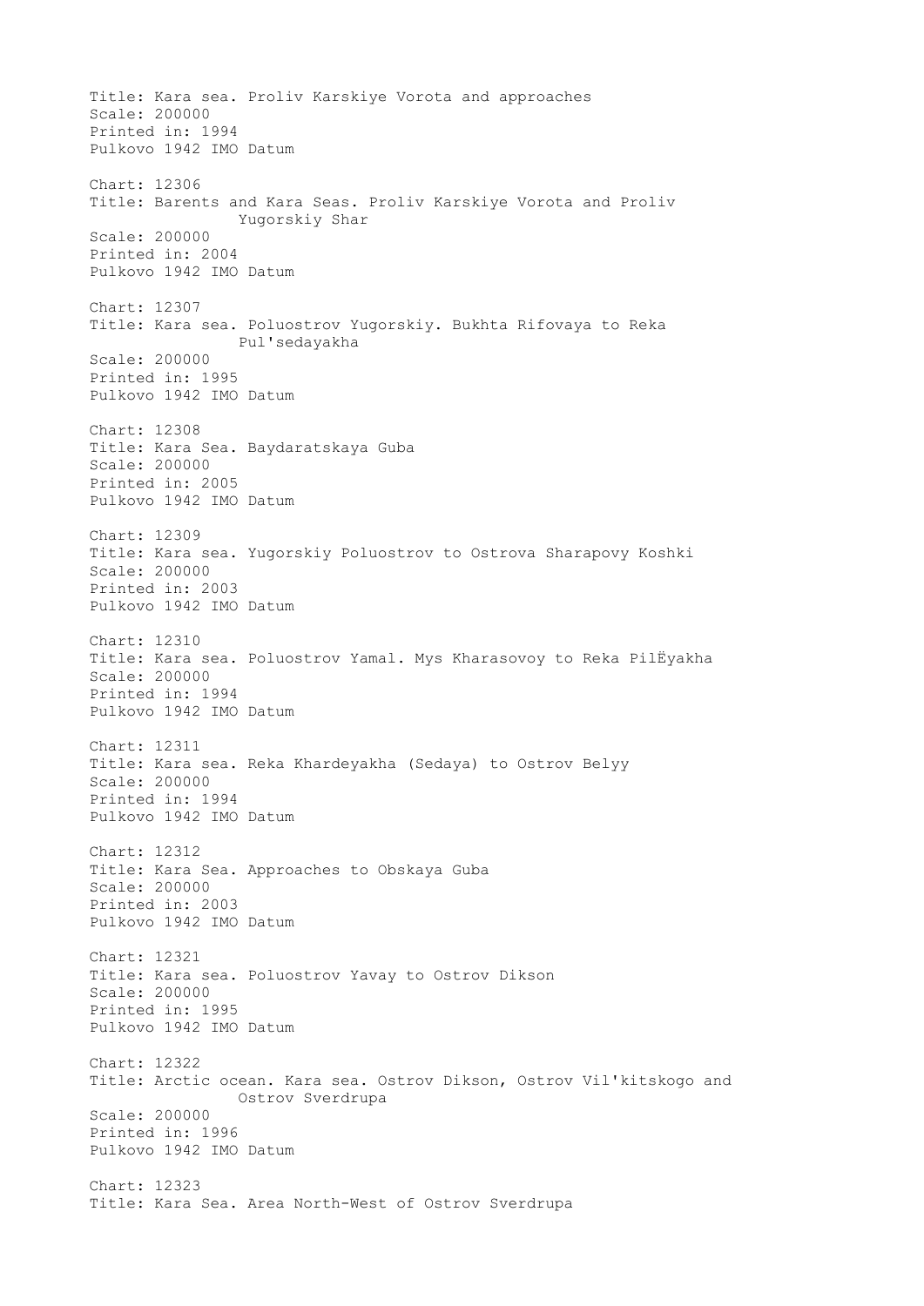Title: Kara sea. Proliv Karskiye Vorota and approaches
Scale: 200000
Printed in: 1994
Pulkovo 1942 IMO Datum

Chart: 12306
Title: Barents and Kara Seas. Proliv Karskiye Vorota and Proliv
Yugorskiy Shar
Scale: 200000
Printed in: 2004
Pulkovo 1942 IMO Datum

Chart: 12307
Title: Kara sea. Poluostrov Yugorskiy. Bukhta Rifovaya to Reka
Pul'sedayakha
Scale: 200000
Printed in: 1995
Pulkovo 1942 IMO Datum

Chart: 12308
Title: Kara Sea. Baydaratskaya Guba
Scale: 200000
Printed in: 2005
Pulkovo 1942 IMO Datum

Chart: 12309
Title: Kara sea. Yugorskiy Poluostrov to Ostrova Sharapovy Koshki
Scale: 200000
Printed in: 2003
Pulkovo 1942 IMO Datum

Chart: 12310
Title: Kara sea. Poluostrov Yamal. Mys Kharasovoy to Reka PilËyakha
Scale: 200000
Printed in: 1994
Pulkovo 1942 IMO Datum

Chart: 12311
Title: Kara sea. Reka Khardeyakha (Sedaya) to Ostrov Belyy
Scale: 200000
Printed in: 1994
Pulkovo 1942 IMO Datum

Chart: 12312
Title: Kara Sea. Approaches to Obskaya Guba
Scale: 200000
Printed in: 2003
Pulkovo 1942 IMO Datum

Chart: 12321
Title: Kara sea. Poluostrov Yavay to Ostrov Dikson
Scale: 200000
Printed in: 1995
Pulkovo 1942 IMO Datum

Chart: 12322
Title: Arctic ocean. Kara sea. Ostrov Dikson, Ostrov Vil'kitskogo and
Ostrov Sverdrupa
Scale: 200000
Printed in: 1996
Pulkovo 1942 IMO Datum

Chart: 12323
Title: Kara Sea. Area North-West of Ostrov Sverdrupa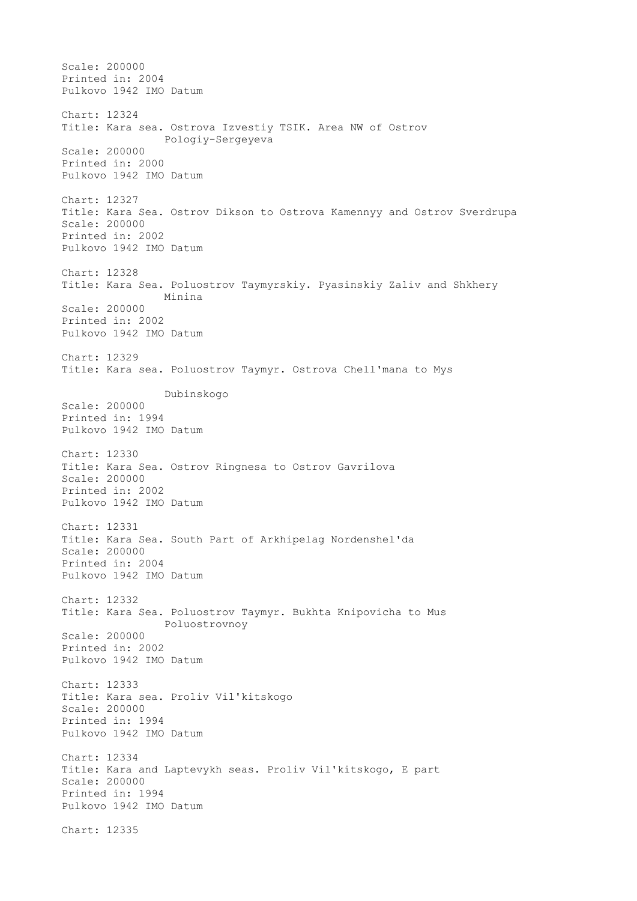Scale: 200000
Printed in: 2004
Pulkovo 1942 IMO Datum

Chart: 12324
Title: Kara sea. Ostrova Izvestiy TSIK. Area NW of Ostrov
Pologiy-Sergeyeva
Scale: 200000
Printed in: 2000
Pulkovo 1942 IMO Datum

Chart: 12327
Title: Kara Sea. Ostrov Dikson to Ostrova Kamennyy and Ostrov Sverdrupa
Scale: 200000
Printed in: 2002
Pulkovo 1942 IMO Datum

Chart: 12328
Title: Kara Sea. Poluostrov Taymyrskiy. Pyasinskiy Zaliv and Shkhery
Minina
Scale: 200000
Printed in: 2002
Pulkovo 1942 IMO Datum

Chart: 12329
Title: Kara sea. Poluostrov Taymyr. Ostrova Chell'mana to Mys
Dubinskogo
Scale: 200000
Printed in: 1994
Pulkovo 1942 IMO Datum

Chart: 12330
Title: Kara Sea. Ostrov Ringnesa to Ostrov Gavrilova
Scale: 200000
Printed in: 2002
Pulkovo 1942 IMO Datum

Chart: 12331
Title: Kara Sea. South Part of Arkhipelag Nordenshel'da
Scale: 200000
Printed in: 2004
Pulkovo 1942 IMO Datum

Chart: 12332
Title: Kara Sea. Poluostrov Taymyr. Bukhta Knipovicha to Mus
Poluostrovnoy
Scale: 200000
Printed in: 2002
Pulkovo 1942 IMO Datum

Chart: 12333
Title: Kara sea. Proliv Vil'kitskogo
Scale: 200000
Printed in: 1994
Pulkovo 1942 IMO Datum

Chart: 12334
Title: Kara and Laptevykh seas. Proliv Vil'kitskogo, E part
Scale: 200000
Printed in: 1994
Pulkovo 1942 IMO Datum

Chart: 12335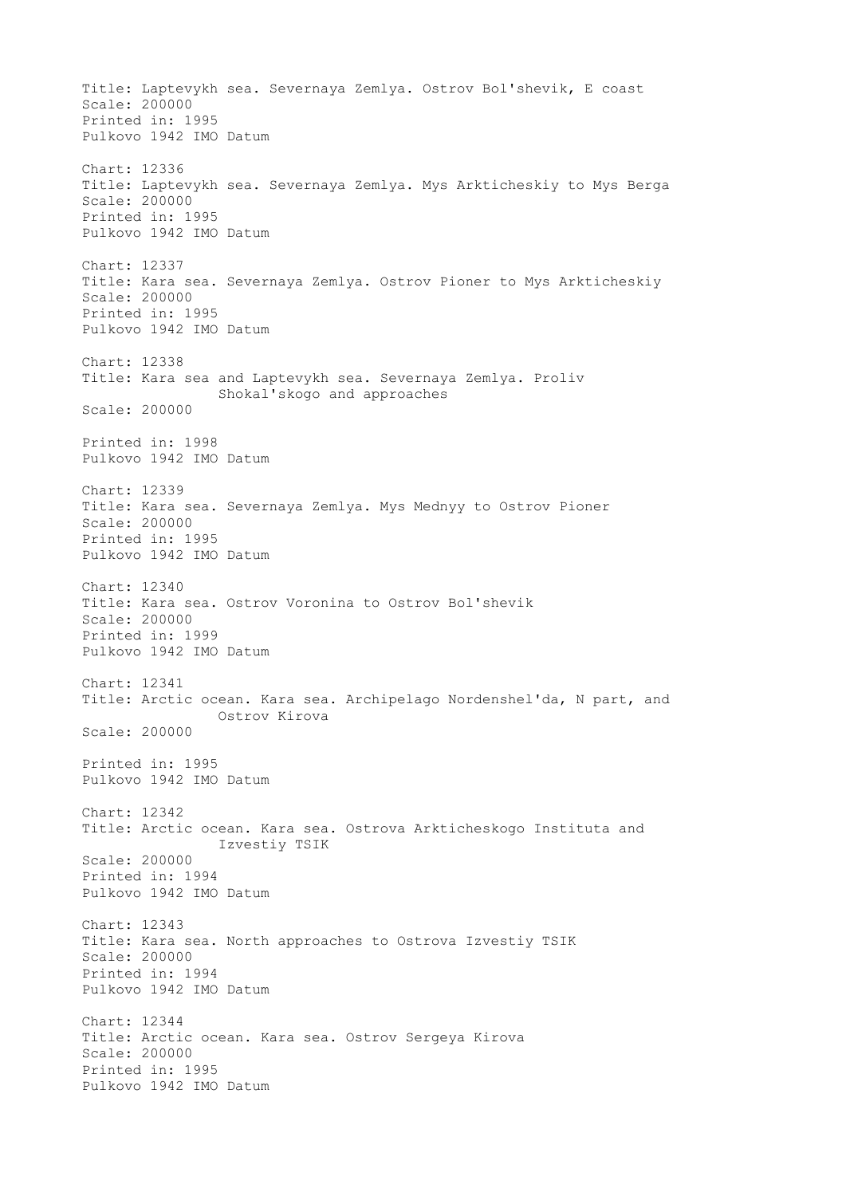Title: Laptevykh sea. Severnaya Zemlya. Ostrov Bol'shevik, E coast
Scale: 200000
Printed in: 1995
Pulkovo 1942 IMO Datum

Chart: 12336
Title: Laptevykh sea. Severnaya Zemlya. Mys Arkticheskiy to Mys Berga
Scale: 200000
Printed in: 1995
Pulkovo 1942 IMO Datum

Chart: 12337
Title: Kara sea. Severnaya Zemlya. Ostrov Pioner to Mys Arkticheskiy
Scale: 200000
Printed in: 1995
Pulkovo 1942 IMO Datum

Chart: 12338
Title: Kara sea and Laptevykh sea. Severnaya Zemlya. Proliv Shokal'skogo and approaches
Scale: 200000

Printed in: 1998
Pulkovo 1942 IMO Datum

Chart: 12339
Title: Kara sea. Severnaya Zemlya. Mys Mednyy to Ostrov Pioner
Scale: 200000
Printed in: 1995
Pulkovo 1942 IMO Datum

Chart: 12340
Title: Kara sea. Ostrov Voronina to Ostrov Bol'shevik
Scale: 200000
Printed in: 1999
Pulkovo 1942 IMO Datum

Chart: 12341
Title: Arctic ocean. Kara sea. Archipelago Nordenshel'da, N part, and Ostrov Kirova
Scale: 200000

Printed in: 1995
Pulkovo 1942 IMO Datum

Chart: 12342
Title: Arctic ocean. Kara sea. Ostrova Arkticheskogo Instituta and Izvestiy TSIK
Scale: 200000
Printed in: 1994
Pulkovo 1942 IMO Datum

Chart: 12343
Title: Kara sea. North approaches to Ostrova Izvestiy TSIK
Scale: 200000
Printed in: 1994
Pulkovo 1942 IMO Datum

Chart: 12344
Title: Arctic ocean. Kara sea. Ostrov Sergeya Kirova
Scale: 200000
Printed in: 1995
Pulkovo 1942 IMO Datum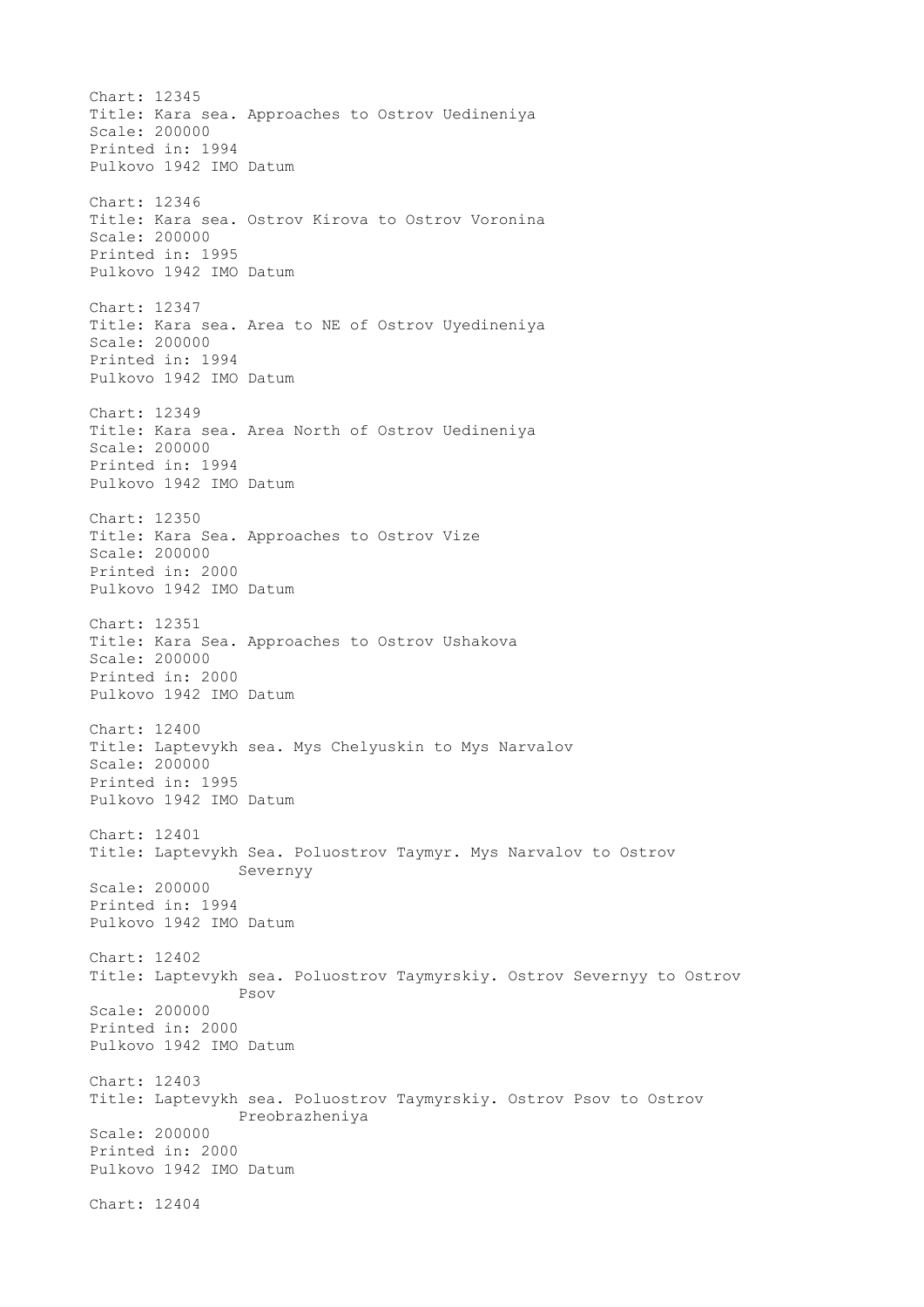Chart: 12345
Title: Kara sea. Approaches to Ostrov Uedineniya
Scale: 200000
Printed in: 1994
Pulkovo 1942 IMO Datum

Chart: 12346
Title: Kara sea. Ostrov Kirova to Ostrov Voronina
Scale: 200000
Printed in: 1995
Pulkovo 1942 IMO Datum

Chart: 12347
Title: Kara sea. Area to NE of Ostrov Uyedineniya
Scale: 200000
Printed in: 1994
Pulkovo 1942 IMO Datum

Chart: 12349
Title: Kara sea. Area North of Ostrov Uedineniya
Scale: 200000
Printed in: 1994
Pulkovo 1942 IMO Datum

Chart: 12350
Title: Kara Sea. Approaches to Ostrov Vize
Scale: 200000
Printed in: 2000
Pulkovo 1942 IMO Datum

Chart: 12351
Title: Kara Sea. Approaches to Ostrov Ushakova
Scale: 200000
Printed in: 2000
Pulkovo 1942 IMO Datum

Chart: 12400
Title: Laptevykh sea. Mys Chelyuskin to Mys Narvalov
Scale: 200000
Printed in: 1995
Pulkovo 1942 IMO Datum

Chart: 12401
Title: Laptevykh Sea. Poluostrov Taymyr. Mys Narvalov to Ostrov Severnyy
Scale: 200000
Printed in: 1994
Pulkovo 1942 IMO Datum

Chart: 12402
Title: Laptevykh sea. Poluostrov Taymyrskiy. Ostrov Severnyy to Ostrov Psov
Scale: 200000
Printed in: 2000
Pulkovo 1942 IMO Datum

Chart: 12403
Title: Laptevykh sea. Poluostrov Taymyrskiy. Ostrov Psov to Ostrov Preobrazheniya
Scale: 200000
Printed in: 2000
Pulkovo 1942 IMO Datum

Chart: 12404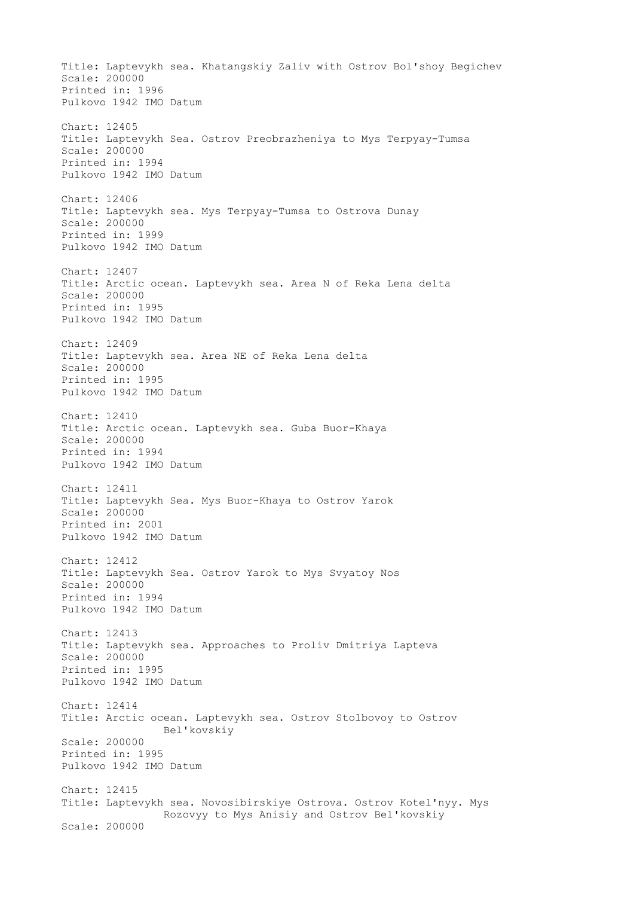Title: Laptevykh sea. Khatangskiy Zaliv with Ostrov Bol'shoy Begichev
Scale: 200000
Printed in: 1996
Pulkovo 1942 IMO Datum

Chart: 12405
Title: Laptevykh Sea. Ostrov Preobrazheniya to Mys Terpyay-Tumsa
Scale: 200000
Printed in: 1994
Pulkovo 1942 IMO Datum

Chart: 12406
Title: Laptevykh sea. Mys Terpyay-Tumsa to Ostrova Dunay
Scale: 200000
Printed in: 1999
Pulkovo 1942 IMO Datum

Chart: 12407
Title: Arctic ocean. Laptevykh sea. Area N of Reka Lena delta
Scale: 200000
Printed in: 1995
Pulkovo 1942 IMO Datum

Chart: 12409
Title: Laptevykh sea. Area NE of Reka Lena delta
Scale: 200000
Printed in: 1995
Pulkovo 1942 IMO Datum

Chart: 12410
Title: Arctic ocean. Laptevykh sea. Guba Buor-Khaya
Scale: 200000
Printed in: 1994
Pulkovo 1942 IMO Datum

Chart: 12411
Title: Laptevykh Sea. Mys Buor-Khaya to Ostrov Yarok
Scale: 200000
Printed in: 2001
Pulkovo 1942 IMO Datum

Chart: 12412
Title: Laptevykh Sea. Ostrov Yarok to Mys Svyatoy Nos
Scale: 200000
Printed in: 1994
Pulkovo 1942 IMO Datum

Chart: 12413
Title: Laptevykh sea. Approaches to Proliv Dmitriya Lapteva
Scale: 200000
Printed in: 1995
Pulkovo 1942 IMO Datum

Chart: 12414
Title: Arctic ocean. Laptevykh sea. Ostrov Stolbovoy to Ostrov Bel'kovskiy
Scale: 200000
Printed in: 1995
Pulkovo 1942 IMO Datum

Chart: 12415
Title: Laptevykh sea. Novosibirskiye Ostrova. Ostrov Kotel'nyy. Mys Rozovyy to Mys Anisiy and Ostrov Bel'kovskiy
Scale: 200000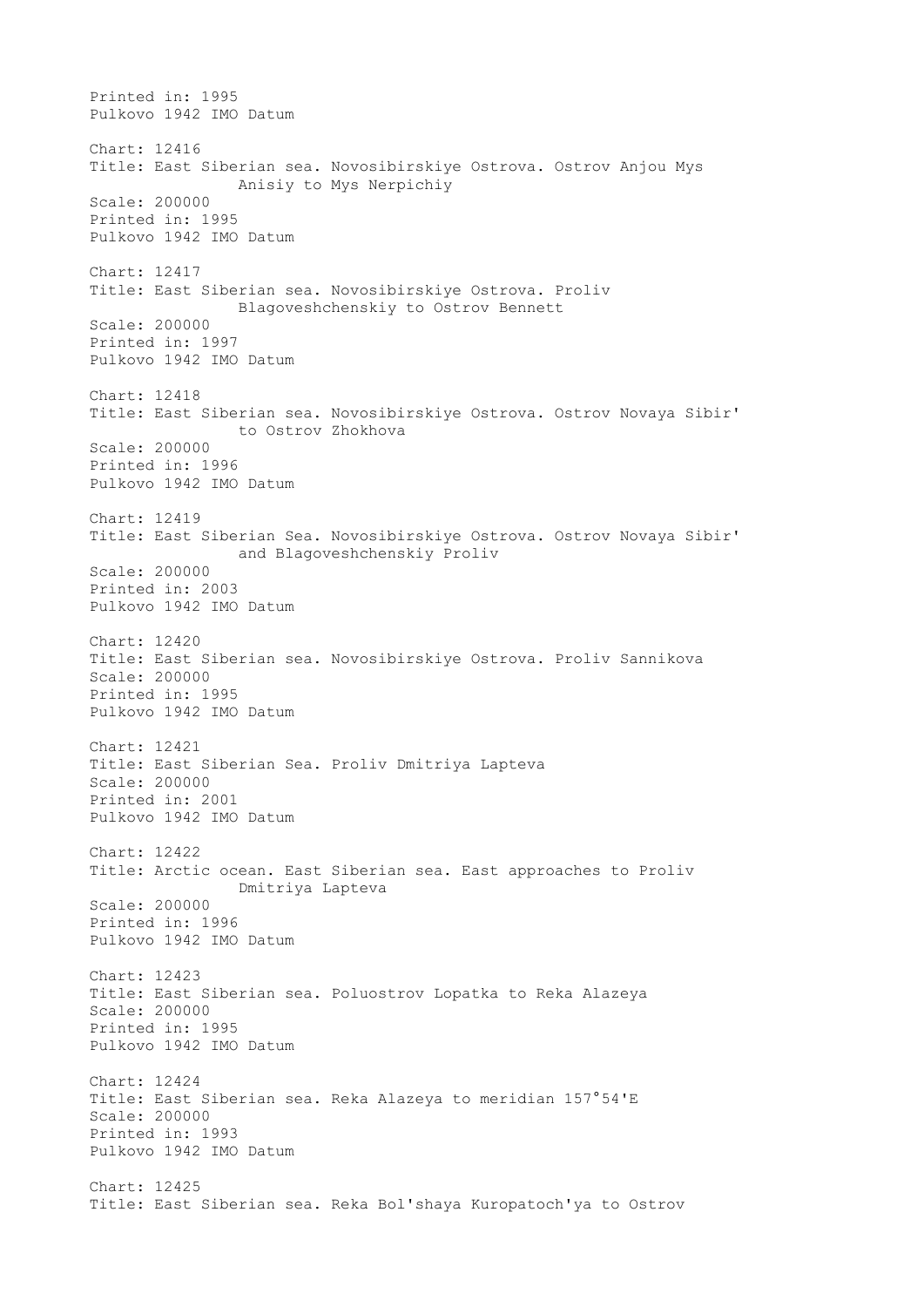Printed in: 1995
Pulkovo 1942 IMO Datum

Chart: 12416
Title: East Siberian sea. Novosibirskiye Ostrova. Ostrov Anjou Mys Anisiy to Mys Nerpichiy
Scale: 200000
Printed in: 1995
Pulkovo 1942 IMO Datum

Chart: 12417
Title: East Siberian sea. Novosibirskiye Ostrova. Proliv Blagoveshchenskiy to Ostrov Bennett
Scale: 200000
Printed in: 1997
Pulkovo 1942 IMO Datum

Chart: 12418
Title: East Siberian sea. Novosibirskiye Ostrova. Ostrov Novaya Sibir' to Ostrov Zhokhova
Scale: 200000
Printed in: 1996
Pulkovo 1942 IMO Datum

Chart: 12419
Title: East Siberian Sea. Novosibirskiye Ostrova. Ostrov Novaya Sibir' and Blagoveshchenskiy Proliv
Scale: 200000
Printed in: 2003
Pulkovo 1942 IMO Datum

Chart: 12420
Title: East Siberian sea. Novosibirskiye Ostrova. Proliv Sannikova
Scale: 200000
Printed in: 1995
Pulkovo 1942 IMO Datum

Chart: 12421
Title: East Siberian Sea. Proliv Dmitriya Lapteva
Scale: 200000
Printed in: 2001
Pulkovo 1942 IMO Datum

Chart: 12422
Title: Arctic ocean. East Siberian sea. East approaches to Proliv Dmitriya Lapteva
Scale: 200000
Printed in: 1996
Pulkovo 1942 IMO Datum

Chart: 12423
Title: East Siberian sea. Poluostrov Lopatka to Reka Alazeya
Scale: 200000
Printed in: 1995
Pulkovo 1942 IMO Datum

Chart: 12424
Title: East Siberian sea. Reka Alazeya to meridian 157°54'E
Scale: 200000
Printed in: 1993
Pulkovo 1942 IMO Datum

Chart: 12425
Title: East Siberian sea. Reka Bol'shaya Kuropatoch'ya to Ostrov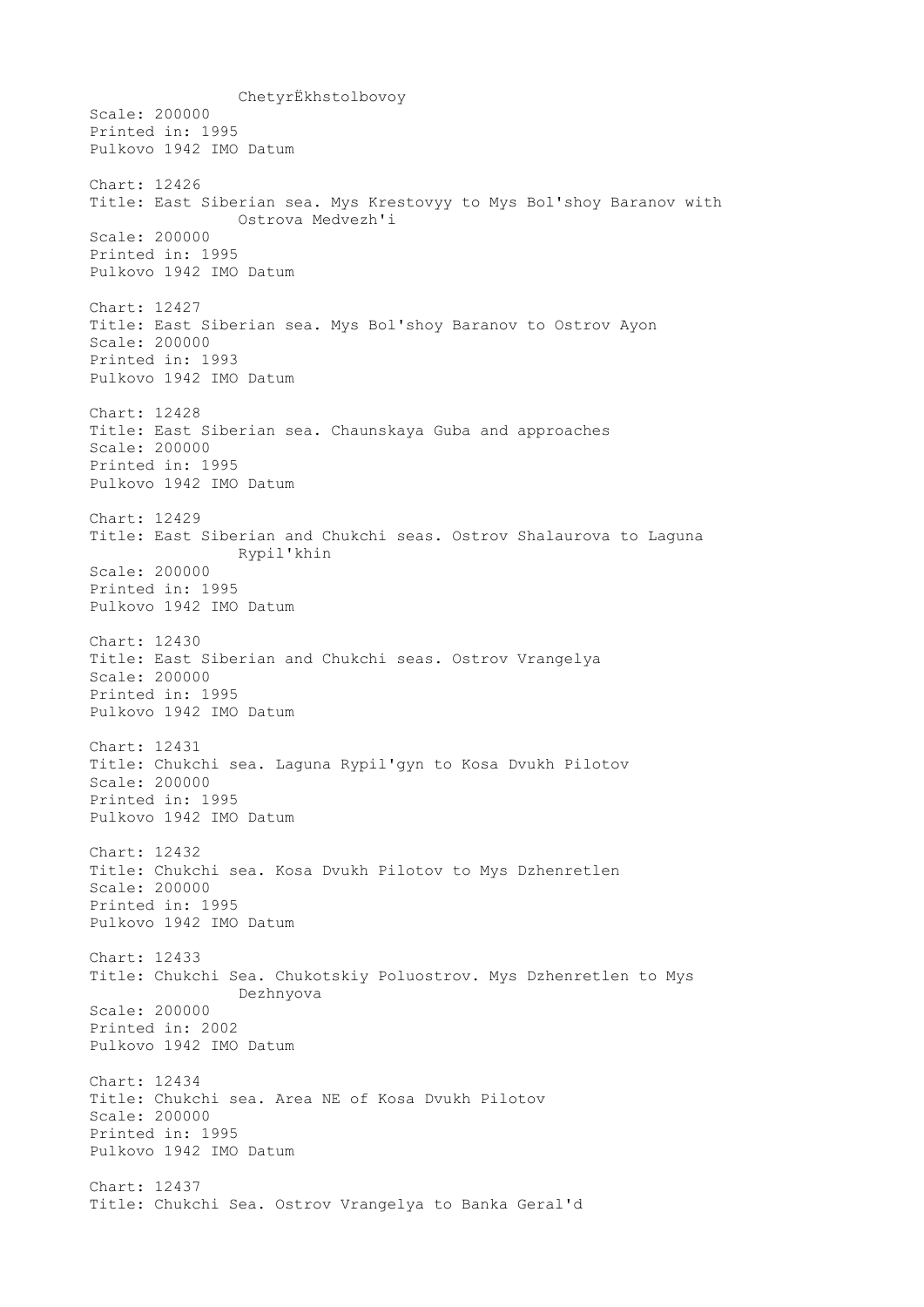ChetyrËkhstolbovoy
Scale: 200000
Printed in: 1995
Pulkovo 1942 IMO Datum

Chart: 12426
Title: East Siberian sea. Mys Krestovyy to Mys Bol'shoy Baranov with Ostrova Medvezh'i
Scale: 200000
Printed in: 1995
Pulkovo 1942 IMO Datum

Chart: 12427
Title: East Siberian sea. Mys Bol'shoy Baranov to Ostrov Ayon
Scale: 200000
Printed in: 1993
Pulkovo 1942 IMO Datum

Chart: 12428
Title: East Siberian sea. Chaunskaya Guba and approaches
Scale: 200000
Printed in: 1995
Pulkovo 1942 IMO Datum

Chart: 12429
Title: East Siberian and Chukchi seas. Ostrov Shalaurova to Laguna Rypil'khin
Scale: 200000
Printed in: 1995
Pulkovo 1942 IMO Datum

Chart: 12430
Title: East Siberian and Chukchi seas. Ostrov Vrangelya
Scale: 200000
Printed in: 1995
Pulkovo 1942 IMO Datum

Chart: 12431
Title: Chukchi sea. Laguna Rypil'gyn to Kosa Dvukh Pilotov
Scale: 200000
Printed in: 1995
Pulkovo 1942 IMO Datum

Chart: 12432
Title: Chukchi sea. Kosa Dvukh Pilotov to Mys Dzhenretlen
Scale: 200000
Printed in: 1995
Pulkovo 1942 IMO Datum

Chart: 12433
Title: Chukchi Sea. Chukotskiy Poluostrov. Mys Dzhenretlen to Mys Dezhnyova
Scale: 200000
Printed in: 2002
Pulkovo 1942 IMO Datum

Chart: 12434
Title: Chukchi sea. Area NE of Kosa Dvukh Pilotov
Scale: 200000
Printed in: 1995
Pulkovo 1942 IMO Datum

Chart: 12437
Title: Chukchi Sea. Ostrov Vrangelya to Banka Geral'd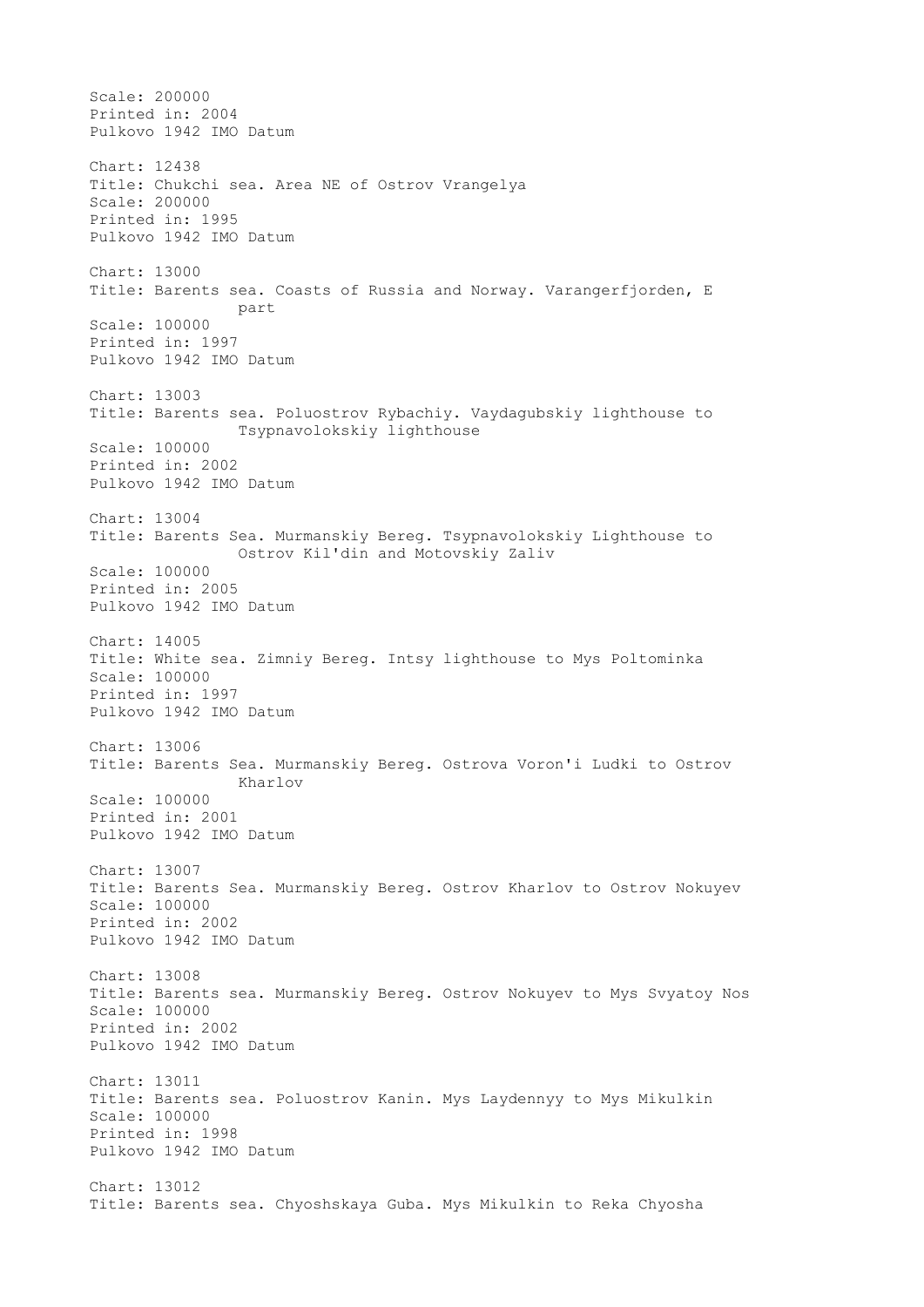Scale: 200000
Printed in: 2004
Pulkovo 1942 IMO Datum

Chart: 12438
Title: Chukchi sea. Area NE of Ostrov Vrangelya
Scale: 200000
Printed in: 1995
Pulkovo 1942 IMO Datum

Chart: 13000
Title: Barents sea. Coasts of Russia and Norway. Varangerfjorden, E part
Scale: 100000
Printed in: 1997
Pulkovo 1942 IMO Datum

Chart: 13003
Title: Barents sea. Poluostrov Rybachiy. Vaydagubskiy lighthouse to Tsypnavolokskiy lighthouse
Scale: 100000
Printed in: 2002
Pulkovo 1942 IMO Datum

Chart: 13004
Title: Barents Sea. Murmanskiy Bereg. Tsypnavolokskiy Lighthouse to Ostrov Kil'din and Motovskiy Zaliv
Scale: 100000
Printed in: 2005
Pulkovo 1942 IMO Datum

Chart: 14005
Title: White sea. Zimniy Bereg. Intsy lighthouse to Mys Poltominka
Scale: 100000
Printed in: 1997
Pulkovo 1942 IMO Datum

Chart: 13006
Title: Barents Sea. Murmanskiy Bereg. Ostrova Voron'i Ludki to Ostrov Kharlov
Scale: 100000
Printed in: 2001
Pulkovo 1942 IMO Datum

Chart: 13007
Title: Barents Sea. Murmanskiy Bereg. Ostrov Kharlov to Ostrov Nokuyev
Scale: 100000
Printed in: 2002
Pulkovo 1942 IMO Datum

Chart: 13008
Title: Barents sea. Murmanskiy Bereg. Ostrov Nokuyev to Mys Svyatoy Nos
Scale: 100000
Printed in: 2002
Pulkovo 1942 IMO Datum

Chart: 13011
Title: Barents sea. Poluostrov Kanin. Mys Laydennyy to Mys Mikulkin
Scale: 100000
Printed in: 1998
Pulkovo 1942 IMO Datum

Chart: 13012
Title: Barents sea. Chyoshskaya Guba. Mys Mikulkin to Reka Chyosha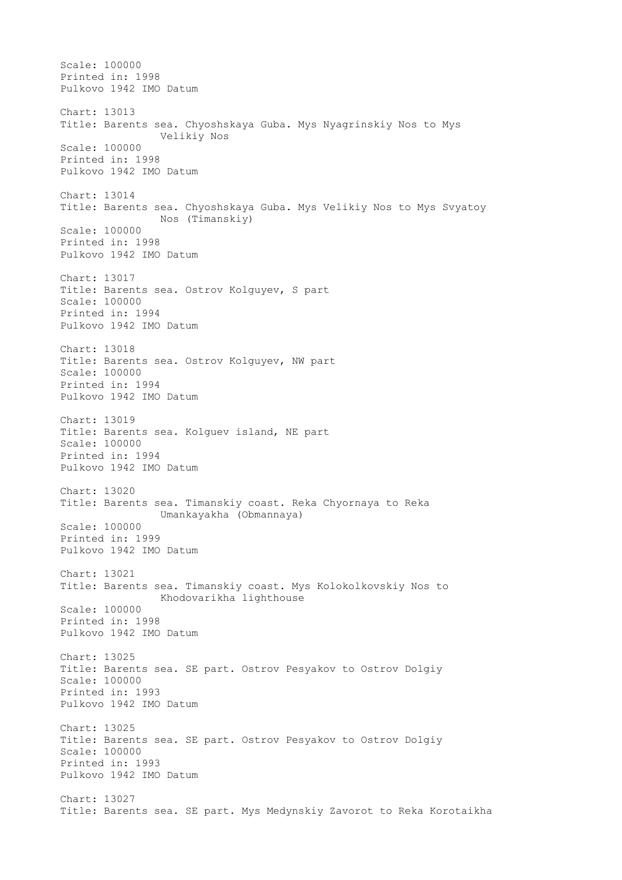Scale: 100000
Printed in: 1998
Pulkovo 1942 IMO Datum

Chart: 13013
Title: Barents sea. Chyoshskaya Guba. Mys Nyagrinskiy Nos to Mys Velikiy Nos
Scale: 100000
Printed in: 1998
Pulkovo 1942 IMO Datum

Chart: 13014
Title: Barents sea. Chyoshskaya Guba. Mys Velikiy Nos to Mys Svyatoy Nos (Timanskiy)
Scale: 100000
Printed in: 1998
Pulkovo 1942 IMO Datum

Chart: 13017
Title: Barents sea. Ostrov Kolguyev, S part
Scale: 100000
Printed in: 1994
Pulkovo 1942 IMO Datum

Chart: 13018
Title: Barents sea. Ostrov Kolguyev, NW part
Scale: 100000
Printed in: 1994
Pulkovo 1942 IMO Datum

Chart: 13019
Title: Barents sea. Kolguev island, NE part
Scale: 100000
Printed in: 1994
Pulkovo 1942 IMO Datum

Chart: 13020
Title: Barents sea. Timanskiy coast. Reka Chyornaya to Reka Umankayakha (Obmannaya)
Scale: 100000
Printed in: 1999
Pulkovo 1942 IMO Datum

Chart: 13021
Title: Barents sea. Timanskiy coast. Mys Kolokolkovskiy Nos to Khodovarikha lighthouse
Scale: 100000
Printed in: 1998
Pulkovo 1942 IMO Datum

Chart: 13025
Title: Barents sea. SE part. Ostrov Pesyakov to Ostrov Dolgiy
Scale: 100000
Printed in: 1993
Pulkovo 1942 IMO Datum

Chart: 13025
Title: Barents sea. SE part. Ostrov Pesyakov to Ostrov Dolgiy
Scale: 100000
Printed in: 1993
Pulkovo 1942 IMO Datum

Chart: 13027
Title: Barents sea. SE part. Mys Medynskiy Zavorot to Reka Korotaikha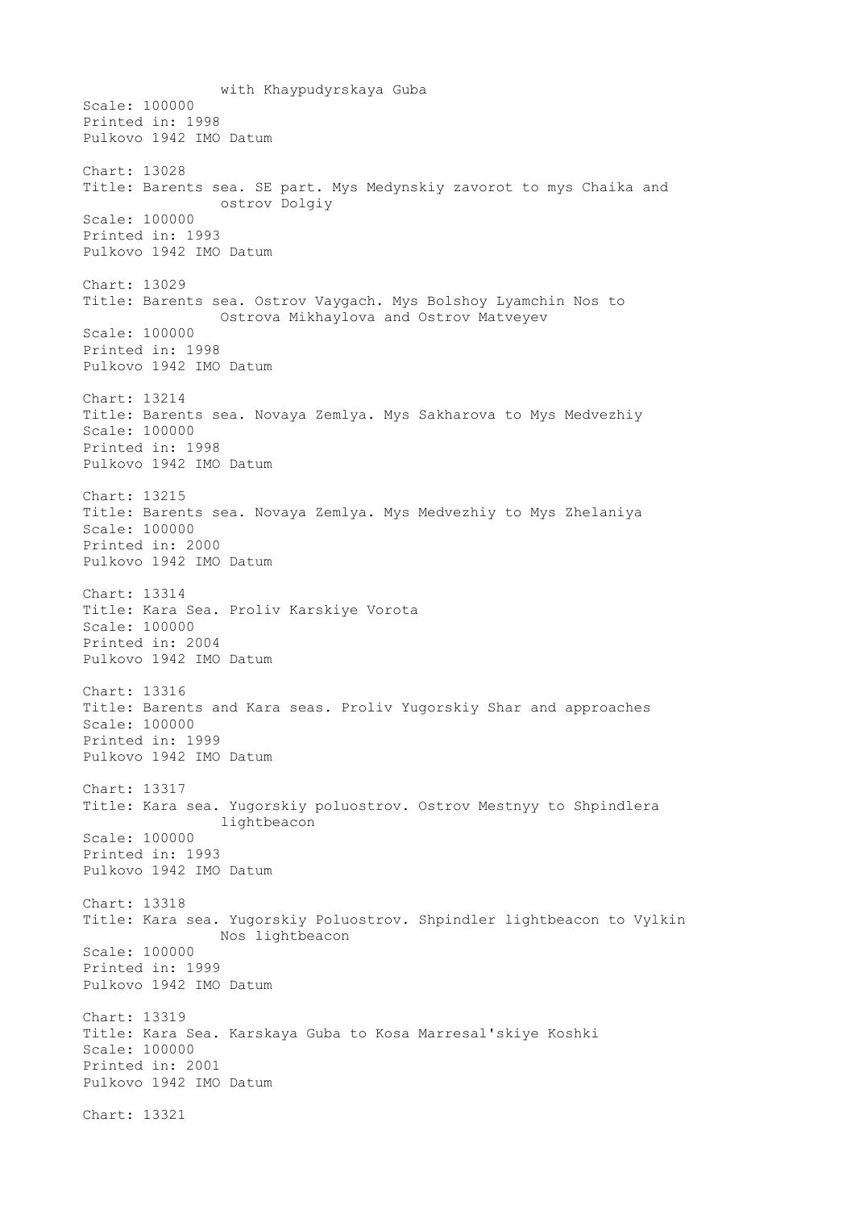with Khaypudyrskaya Guba
Scale: 100000
Printed in: 1998
Pulkovo 1942 IMO Datum

Chart: 13028
Title: Barents sea. SE part. Mys Medynskiy zavorot to mys Chaika and ostrov Dolgiy
Scale: 100000
Printed in: 1993
Pulkovo 1942 IMO Datum

Chart: 13029
Title: Barents sea. Ostrov Vaygach. Mys Bolshoy Lyamchin Nos to Ostrova Mikhaylova and Ostrov Matveyev
Scale: 100000
Printed in: 1998
Pulkovo 1942 IMO Datum

Chart: 13214
Title: Barents sea. Novaya Zemlya. Mys Sakharova to Mys Medvezhiy
Scale: 100000
Printed in: 1998
Pulkovo 1942 IMO Datum

Chart: 13215
Title: Barents sea. Novaya Zemlya. Mys Medvezhiy to Mys Zhelaniya
Scale: 100000
Printed in: 2000
Pulkovo 1942 IMO Datum

Chart: 13314
Title: Kara Sea. Proliv Karskiye Vorota
Scale: 100000
Printed in: 2004
Pulkovo 1942 IMO Datum

Chart: 13316
Title: Barents and Kara seas. Proliv Yugorskiy Shar and approaches
Scale: 100000
Printed in: 1999
Pulkovo 1942 IMO Datum

Chart: 13317
Title: Kara sea. Yugorskiy poluostrov. Ostrov Mestnyy to Shpindlera lightbeacon
Scale: 100000
Printed in: 1993
Pulkovo 1942 IMO Datum

Chart: 13318
Title: Kara sea. Yugorskiy Poluostrov. Shpindler lightbeacon to Vylkin Nos lightbeacon
Scale: 100000
Printed in: 1999
Pulkovo 1942 IMO Datum

Chart: 13319
Title: Kara Sea. Karskaya Guba to Kosa Marresal'skiye Koshki
Scale: 100000
Printed in: 2001
Pulkovo 1942 IMO Datum

Chart: 13321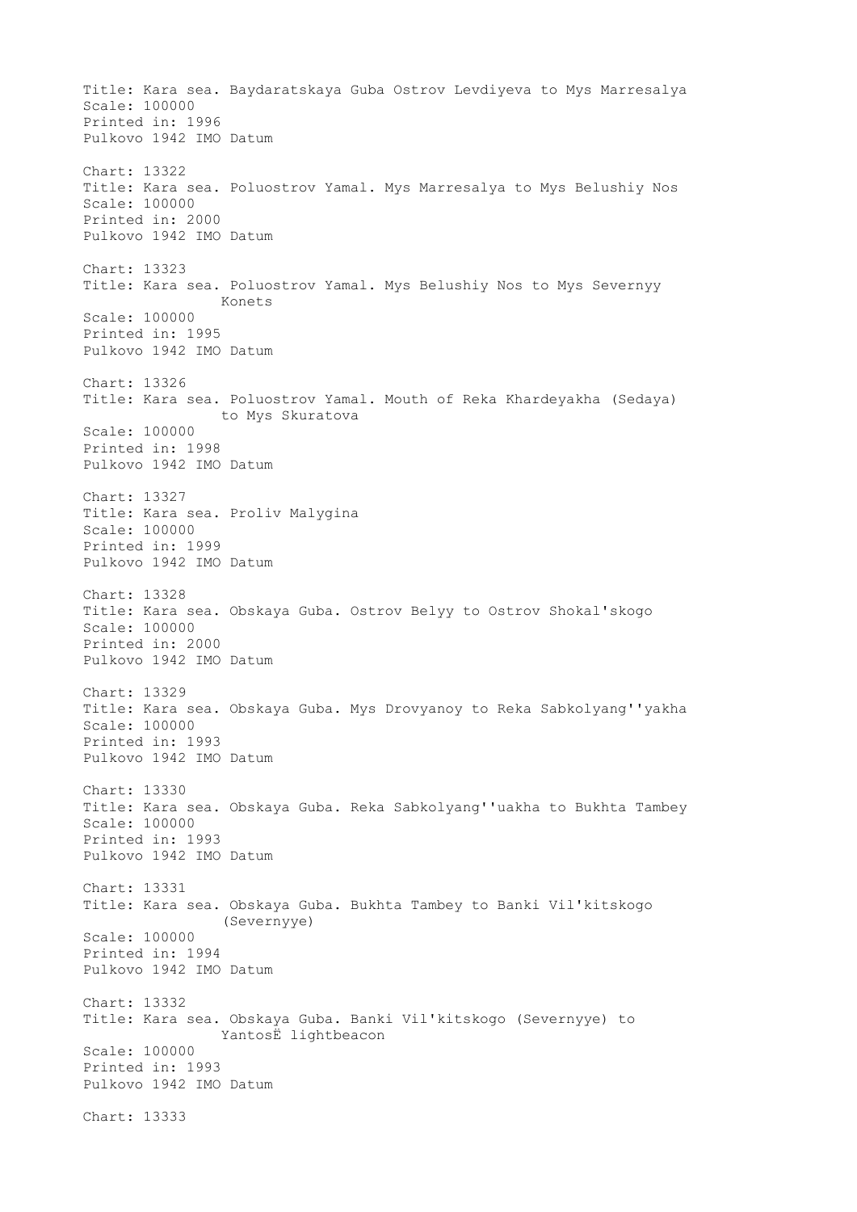Title: Kara sea. Baydaratskaya Guba Ostrov Levdiyeva to Mys Marresalya
Scale: 100000
Printed in: 1996
Pulkovo 1942 IMO Datum

Chart: 13322
Title: Kara sea. Poluostrov Yamal. Mys Marresalya to Mys Belushiy Nos
Scale: 100000
Printed in: 2000
Pulkovo 1942 IMO Datum

Chart: 13323
Title: Kara sea. Poluostrov Yamal. Mys Belushiy Nos to Mys Severnyy Konets
Scale: 100000
Printed in: 1995
Pulkovo 1942 IMO Datum

Chart: 13326
Title: Kara sea. Poluostrov Yamal. Mouth of Reka Khardeyakha (Sedaya) to Mys Skuratova
Scale: 100000
Printed in: 1998
Pulkovo 1942 IMO Datum

Chart: 13327
Title: Kara sea. Proliv Malygina
Scale: 100000
Printed in: 1999
Pulkovo 1942 IMO Datum

Chart: 13328
Title: Kara sea. Obskaya Guba. Ostrov Belyy to Ostrov Shokal'skogo
Scale: 100000
Printed in: 2000
Pulkovo 1942 IMO Datum

Chart: 13329
Title: Kara sea. Obskaya Guba. Mys Drovyanoy to Reka Sabkolyang''yakha
Scale: 100000
Printed in: 1993
Pulkovo 1942 IMO Datum

Chart: 13330
Title: Kara sea. Obskaya Guba. Reka Sabkolyang''uakha to Bukhta Tambey
Scale: 100000
Printed in: 1993
Pulkovo 1942 IMO Datum

Chart: 13331
Title: Kara sea. Obskaya Guba. Bukhta Tambey to Banki Vil'kitskogo (Severnyye)
Scale: 100000
Printed in: 1994
Pulkovo 1942 IMO Datum

Chart: 13332
Title: Kara sea. Obskaya Guba. Banki Vil'kitskogo (Severnyye) to YantosË lightbeacon
Scale: 100000
Printed in: 1993
Pulkovo 1942 IMO Datum

Chart: 13333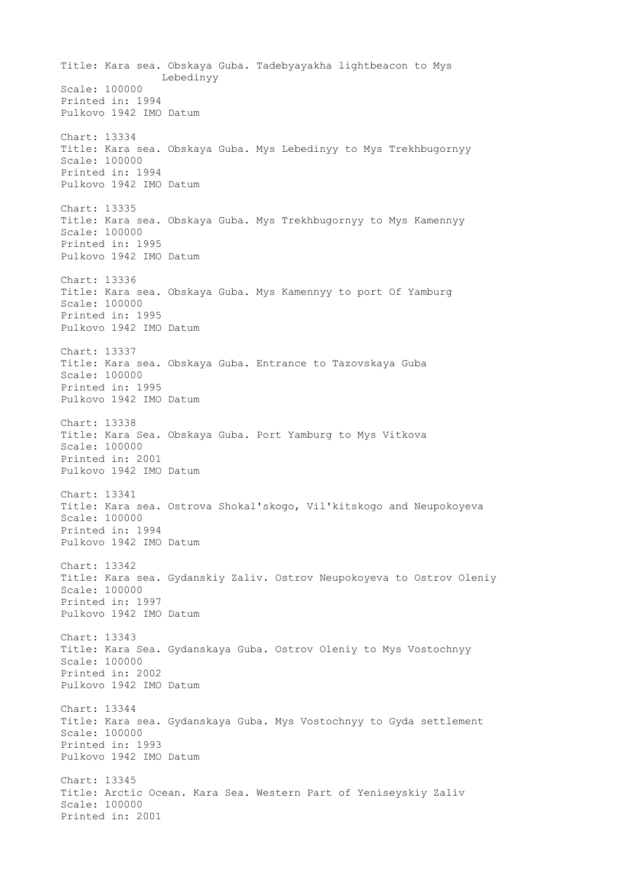Title: Kara sea. Obskaya Guba. Tadebyayakha lightbeacon to Mys Lebedinyy
Scale: 100000
Printed in: 1994
Pulkovo 1942 IMO Datum

Chart: 13334
Title: Kara sea. Obskaya Guba. Mys Lebedinyy to Mys Trekhbugornyy
Scale: 100000
Printed in: 1994
Pulkovo 1942 IMO Datum

Chart: 13335
Title: Kara sea. Obskaya Guba. Mys Trekhbugornyy to Mys Kamennyy
Scale: 100000
Printed in: 1995
Pulkovo 1942 IMO Datum

Chart: 13336
Title: Kara sea. Obskaya Guba. Mys Kamennyy to port Of Yamburg
Scale: 100000
Printed in: 1995
Pulkovo 1942 IMO Datum

Chart: 13337
Title: Kara sea. Obskaya Guba. Entrance to Tazovskaya Guba
Scale: 100000
Printed in: 1995
Pulkovo 1942 IMO Datum

Chart: 13338
Title: Kara Sea. Obskaya Guba. Port Yamburg to Mys Vitkova
Scale: 100000
Printed in: 2001
Pulkovo 1942 IMO Datum

Chart: 13341
Title: Kara sea. Ostrova Shokal'skogo, Vil'kitskogo and Neupokoyeva
Scale: 100000
Printed in: 1994
Pulkovo 1942 IMO Datum

Chart: 13342
Title: Kara sea. Gydanskiy Zaliv. Ostrov Neupokoyeva to Ostrov Oleniy
Scale: 100000
Printed in: 1997
Pulkovo 1942 IMO Datum

Chart: 13343
Title: Kara Sea. Gydanskaya Guba. Ostrov Oleniy to Mys Vostochnyy
Scale: 100000
Printed in: 2002
Pulkovo 1942 IMO Datum

Chart: 13344
Title: Kara sea. Gydanskaya Guba. Mys Vostochnyy to Gyda settlement
Scale: 100000
Printed in: 1993
Pulkovo 1942 IMO Datum

Chart: 13345
Title: Arctic Ocean. Kara Sea. Western Part of Yeniseyskiy Zaliv
Scale: 100000
Printed in: 2001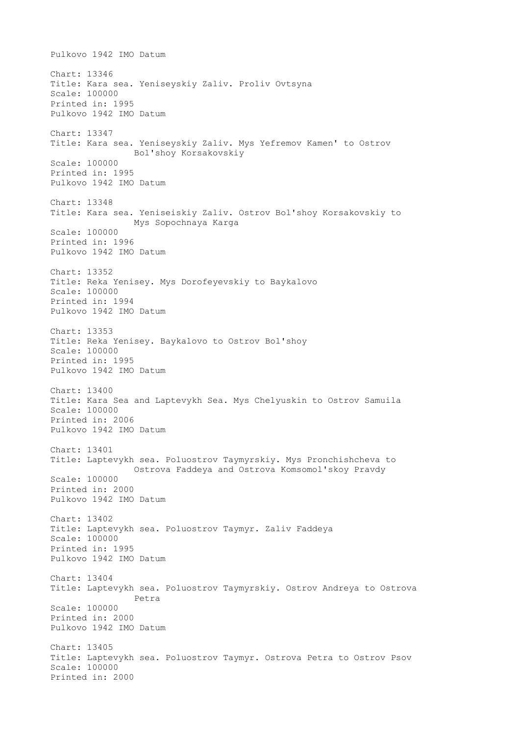Pulkovo 1942 IMO Datum

Chart: 13346
Title: Kara sea. Yeniseyskiy Zaliv. Proliv Ovtsyna
Scale: 100000
Printed in: 1995
Pulkovo 1942 IMO Datum

Chart: 13347
Title: Kara sea. Yeniseyskiy Zaliv. Mys Yefremov Kamen' to Ostrov Bol'shoy Korsakovskiy
Scale: 100000
Printed in: 1995
Pulkovo 1942 IMO Datum

Chart: 13348
Title: Kara sea. Yeniseiskiy Zaliv. Ostrov Bol'shoy Korsakovskiy to Mys Sopochnaya Karga
Scale: 100000
Printed in: 1996
Pulkovo 1942 IMO Datum

Chart: 13352
Title: Reka Yenisey. Mys Dorofeyevskiy to Baykalovo
Scale: 100000
Printed in: 1994
Pulkovo 1942 IMO Datum

Chart: 13353
Title: Reka Yenisey. Baykalovo to Ostrov Bol'shoy
Scale: 100000
Printed in: 1995
Pulkovo 1942 IMO Datum

Chart: 13400
Title: Kara Sea and Laptevykh Sea. Mys Chelyuskin to Ostrov Samuila
Scale: 100000
Printed in: 2006
Pulkovo 1942 IMO Datum

Chart: 13401
Title: Laptevykh sea. Poluostrov Taymyrskiy. Mys Pronchishcheva to Ostrova Faddeya and Ostrova Komsomol'skoy Pravdy
Scale: 100000
Printed in: 2000
Pulkovo 1942 IMO Datum

Chart: 13402
Title: Laptevykh sea. Poluostrov Taymyr. Zaliv Faddeya
Scale: 100000
Printed in: 1995
Pulkovo 1942 IMO Datum

Chart: 13404
Title: Laptevykh sea. Poluostrov Taymyrskiy. Ostrov Andreya to Ostrova Petra
Scale: 100000
Printed in: 2000
Pulkovo 1942 IMO Datum

Chart: 13405
Title: Laptevykh sea. Poluostrov Taymyr. Ostrova Petra to Ostrov Psov
Scale: 100000
Printed in: 2000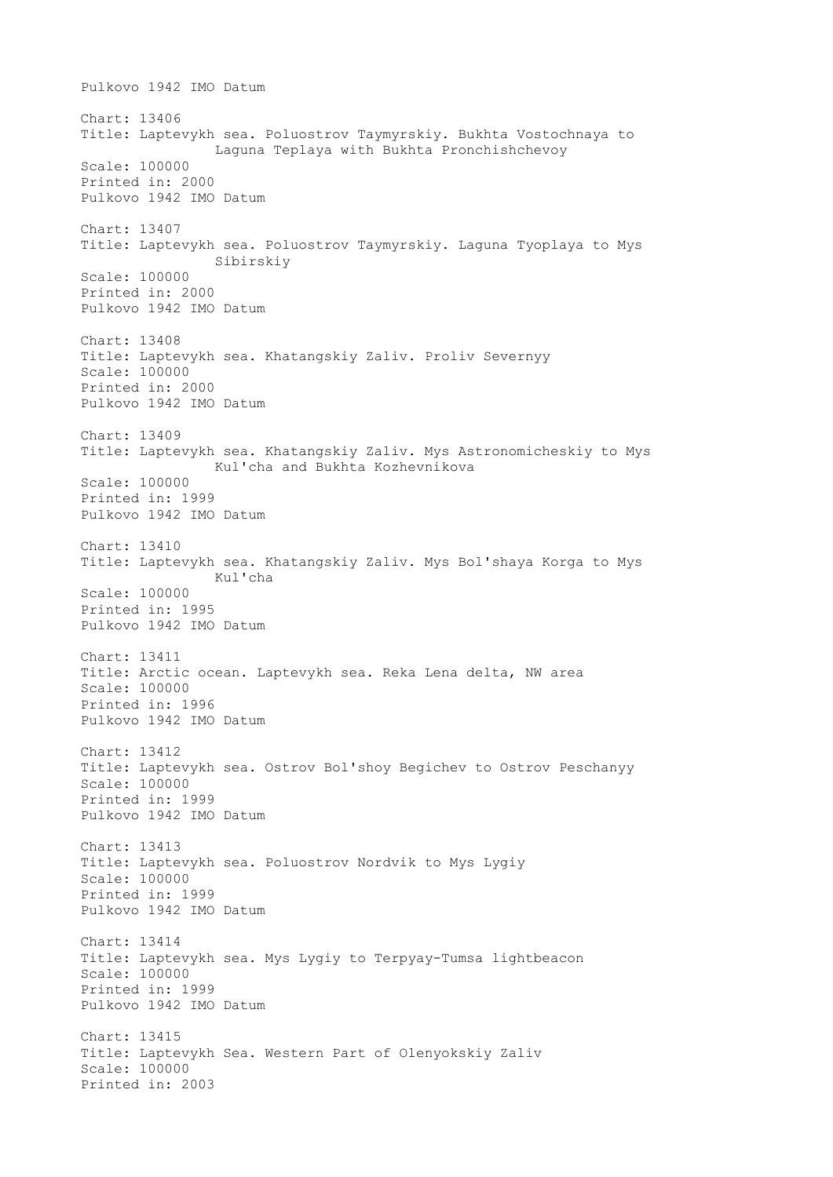Pulkovo 1942 IMO Datum

Chart: 13406
Title: Laptevykh sea. Poluostrov Taymyrskiy. Bukhta Vostochnaya to Laguna Teplaya with Bukhta Pronchishchevoy
Scale: 100000
Printed in: 2000
Pulkovo 1942 IMO Datum

Chart: 13407
Title: Laptevykh sea. Poluostrov Taymyrskiy. Laguna Tyoplaya to Mys Sibirskiy
Scale: 100000
Printed in: 2000
Pulkovo 1942 IMO Datum

Chart: 13408
Title: Laptevykh sea. Khatangskiy Zaliv. Proliv Severnyy
Scale: 100000
Printed in: 2000
Pulkovo 1942 IMO Datum

Chart: 13409
Title: Laptevykh sea. Khatangskiy Zaliv. Mys Astronomicheskiy to Mys Kul'cha and Bukhta Kozhevnikova
Scale: 100000
Printed in: 1999
Pulkovo 1942 IMO Datum

Chart: 13410
Title: Laptevykh sea. Khatangskiy Zaliv. Mys Bol'shaya Korga to Mys Kul'cha
Scale: 100000
Printed in: 1995
Pulkovo 1942 IMO Datum

Chart: 13411
Title: Arctic ocean. Laptevykh sea. Reka Lena delta, NW area
Scale: 100000
Printed in: 1996
Pulkovo 1942 IMO Datum

Chart: 13412
Title: Laptevykh sea. Ostrov Bol'shoy Begichev to Ostrov Peschanyy
Scale: 100000
Printed in: 1999
Pulkovo 1942 IMO Datum

Chart: 13413
Title: Laptevykh sea. Poluostrov Nordvik to Mys Lygiy
Scale: 100000
Printed in: 1999
Pulkovo 1942 IMO Datum

Chart: 13414
Title: Laptevykh sea. Mys Lygiy to Terpyay-Tumsa lightbeacon
Scale: 100000
Printed in: 1999
Pulkovo 1942 IMO Datum

Chart: 13415
Title: Laptevykh Sea. Western Part of Olenyokskiy Zaliv
Scale: 100000
Printed in: 2003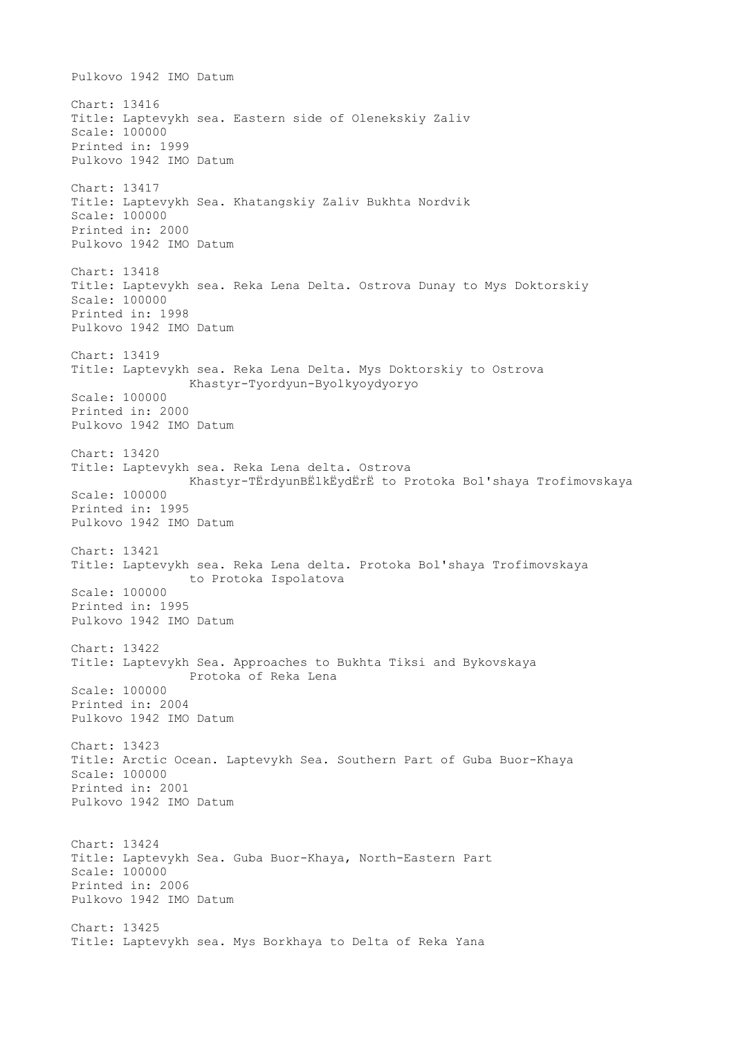Pulkovo 1942 IMO Datum

Chart: 13416
Title: Laptevykh sea. Eastern side of Olenekskiy Zaliv
Scale: 100000
Printed in: 1999
Pulkovo 1942 IMO Datum

Chart: 13417
Title: Laptevykh Sea. Khatangskiy Zaliv Bukhta Nordvik
Scale: 100000
Printed in: 2000
Pulkovo 1942 IMO Datum

Chart: 13418
Title: Laptevykh sea. Reka Lena Delta. Ostrova Dunay to Mys Doktorskiy
Scale: 100000
Printed in: 1998
Pulkovo 1942 IMO Datum

Chart: 13419
Title: Laptevykh sea. Reka Lena Delta. Mys Doktorskiy to Ostrova Khastyr-Tyordyun-Byolkyoydyoryo
Scale: 100000
Printed in: 2000
Pulkovo 1942 IMO Datum

Chart: 13420
Title: Laptevykh sea. Reka Lena delta. Ostrova Khastyr-TЁrdyunBЁlkЁydЁrЁ to Protoka Bol'shaya Trofimovskaya
Scale: 100000
Printed in: 1995
Pulkovo 1942 IMO Datum

Chart: 13421
Title: Laptevykh sea. Reka Lena delta. Protoka Bol'shaya Trofimovskaya to Protoka Ispolatova
Scale: 100000
Printed in: 1995
Pulkovo 1942 IMO Datum

Chart: 13422
Title: Laptevykh Sea. Approaches to Bukhta Tiksi and Bykovskaya Protoka of Reka Lena
Scale: 100000
Printed in: 2004
Pulkovo 1942 IMO Datum

Chart: 13423
Title: Arctic Ocean. Laptevykh Sea. Southern Part of Guba Buor-Khaya
Scale: 100000
Printed in: 2001
Pulkovo 1942 IMO Datum

Chart: 13424
Title: Laptevykh Sea. Guba Buor-Khaya, North-Eastern Part
Scale: 100000
Printed in: 2006
Pulkovo 1942 IMO Datum

Chart: 13425
Title: Laptevykh sea. Mys Borkhaya to Delta of Reka Yana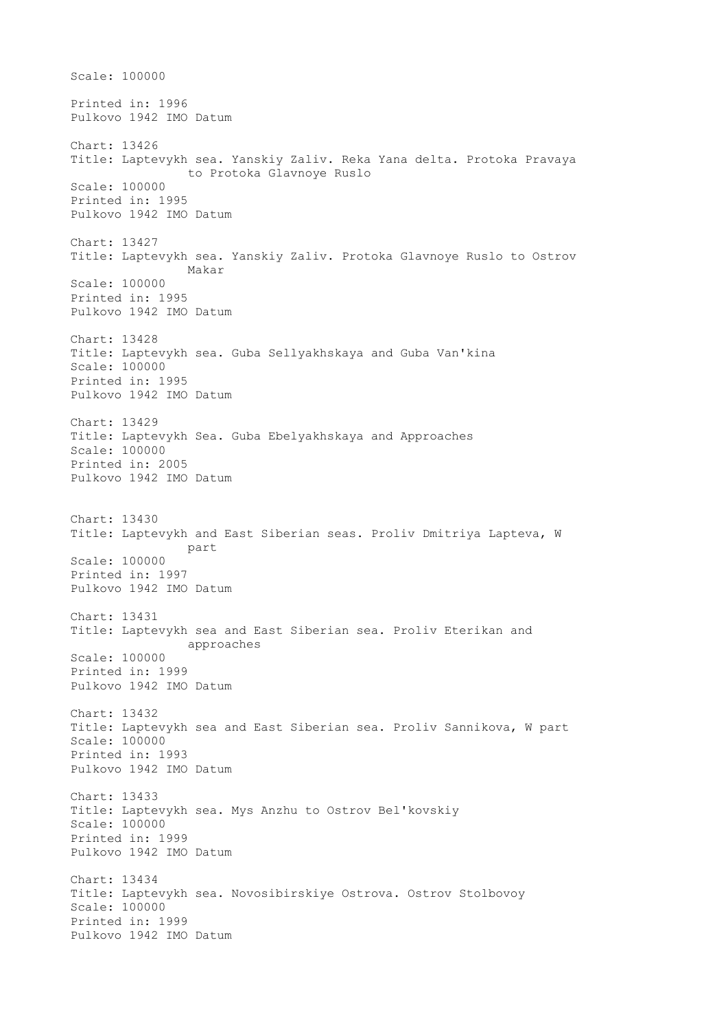Scale: 100000

Printed in: 1996
Pulkovo 1942 IMO Datum

Chart: 13426
Title: Laptevykh sea. Yanskiy Zaliv. Reka Yana delta. Protoka Pravaya to Protoka Glavnoye Ruslo
Scale: 100000
Printed in: 1995
Pulkovo 1942 IMO Datum

Chart: 13427
Title: Laptevykh sea. Yanskiy Zaliv. Protoka Glavnoye Ruslo to Ostrov Makar
Scale: 100000
Printed in: 1995
Pulkovo 1942 IMO Datum

Chart: 13428
Title: Laptevykh sea. Guba Sellyakhskaya and Guba Van'kina
Scale: 100000
Printed in: 1995
Pulkovo 1942 IMO Datum

Chart: 13429
Title: Laptevykh Sea. Guba Ebelyakhskaya and Approaches
Scale: 100000
Printed in: 2005
Pulkovo 1942 IMO Datum

Chart: 13430
Title: Laptevykh and East Siberian seas. Proliv Dmitriya Lapteva, W part
Scale: 100000
Printed in: 1997
Pulkovo 1942 IMO Datum

Chart: 13431
Title: Laptevykh sea and East Siberian sea. Proliv Eterikan and approaches
Scale: 100000
Printed in: 1999
Pulkovo 1942 IMO Datum

Chart: 13432
Title: Laptevykh sea and East Siberian sea. Proliv Sannikova, W part
Scale: 100000
Printed in: 1993
Pulkovo 1942 IMO Datum

Chart: 13433
Title: Laptevykh sea. Mys Anzhu to Ostrov Bel'kovskiy
Scale: 100000
Printed in: 1999
Pulkovo 1942 IMO Datum

Chart: 13434
Title: Laptevykh sea. Novosibirskiye Ostrova. Ostrov Stolbovoy
Scale: 100000
Printed in: 1999
Pulkovo 1942 IMO Datum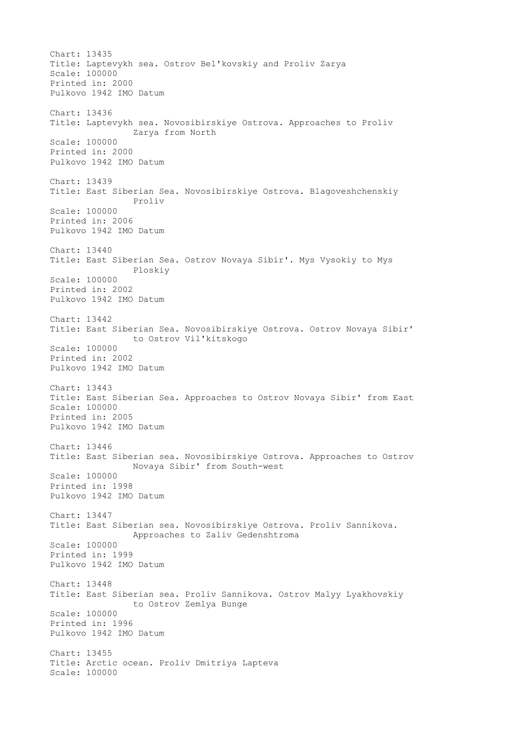Chart: 13435
Title: Laptevykh sea. Ostrov Bel'kovskiy and Proliv Zarya
Scale: 100000
Printed in: 2000
Pulkovo 1942 IMO Datum

Chart: 13436
Title: Laptevykh sea. Novosibirskiye Ostrova. Approaches to Proliv Zarya from North
Scale: 100000
Printed in: 2000
Pulkovo 1942 IMO Datum

Chart: 13439
Title: East Siberian Sea. Novosibirskiye Ostrova. Blagoveshchenskiy Proliv
Scale: 100000
Printed in: 2006
Pulkovo 1942 IMO Datum

Chart: 13440
Title: East Siberian Sea. Ostrov Novaya Sibir'. Mys Vysokiy to Mys Ploskiy
Scale: 100000
Printed in: 2002
Pulkovo 1942 IMO Datum

Chart: 13442
Title: East Siberian Sea. Novosibirskiye Ostrova. Ostrov Novaya Sibir' to Ostrov Vil'kitskogo
Scale: 100000
Printed in: 2002
Pulkovo 1942 IMO Datum

Chart: 13443
Title: East Siberian Sea. Approaches to Ostrov Novaya Sibir' from East
Scale: 100000
Printed in: 2005
Pulkovo 1942 IMO Datum

Chart: 13446
Title: East Siberian sea. Novosibirskiye Ostrova. Approaches to Ostrov Novaya Sibir' from South-west
Scale: 100000
Printed in: 1998
Pulkovo 1942 IMO Datum

Chart: 13447
Title: East Siberian sea. Novosibirskiye Ostrova. Proliv Sannikova. Approaches to Zaliv Gedenshtroma
Scale: 100000
Printed in: 1999
Pulkovo 1942 IMO Datum

Chart: 13448
Title: East Siberian sea. Proliv Sannikova. Ostrov Malyy Lyakhovskiy to Ostrov Zemlya Bunge
Scale: 100000
Printed in: 1996
Pulkovo 1942 IMO Datum

Chart: 13455
Title: Arctic ocean. Proliv Dmitriya Lapteva
Scale: 100000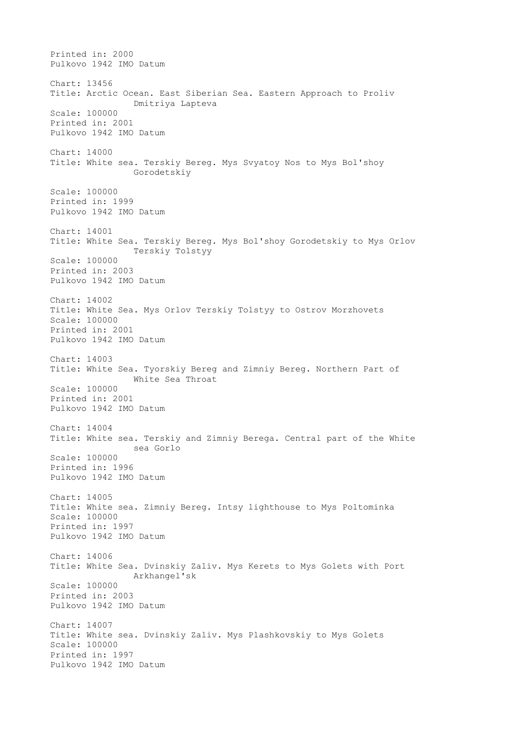Printed in: 2000
Pulkovo 1942 IMO Datum

Chart: 13456
Title: Arctic Ocean. East Siberian Sea. Eastern Approach to Proliv
                Dmitriya Lapteva
Scale: 100000
Printed in: 2001
Pulkovo 1942 IMO Datum

Chart: 14000
Title: White sea. Terskiy Bereg. Mys Svyatoy Nos to Mys Bol'shoy
                Gorodetskiy

Scale: 100000
Printed in: 1999
Pulkovo 1942 IMO Datum

Chart: 14001
Title: White Sea. Terskiy Bereg. Mys Bol'shoy Gorodetskiy to Mys Orlov
                Terskiy Tolstyy
Scale: 100000
Printed in: 2003
Pulkovo 1942 IMO Datum

Chart: 14002
Title: White Sea. Mys Orlov Terskiy Tolstyy to Ostrov Morzhovets
Scale: 100000
Printed in: 2001
Pulkovo 1942 IMO Datum

Chart: 14003
Title: White Sea. Tyorskiy Bereg and Zimniy Bereg. Northern Part of
                White Sea Throat
Scale: 100000
Printed in: 2001
Pulkovo 1942 IMO Datum

Chart: 14004
Title: White sea. Terskiy and Zimniy Berega. Central part of the White
                sea Gorlo
Scale: 100000
Printed in: 1996
Pulkovo 1942 IMO Datum

Chart: 14005
Title: White sea. Zimniy Bereg. Intsy lighthouse to Mys Poltominka
Scale: 100000
Printed in: 1997
Pulkovo 1942 IMO Datum

Chart: 14006
Title: White Sea. Dvinskiy Zaliv. Mys Kerets to Mys Golets with Port
                Arkhangel'sk
Scale: 100000
Printed in: 2003
Pulkovo 1942 IMO Datum

Chart: 14007
Title: White sea. Dvinskiy Zaliv. Mys Plashkovskiy to Mys Golets
Scale: 100000
Printed in: 1997
Pulkovo 1942 IMO Datum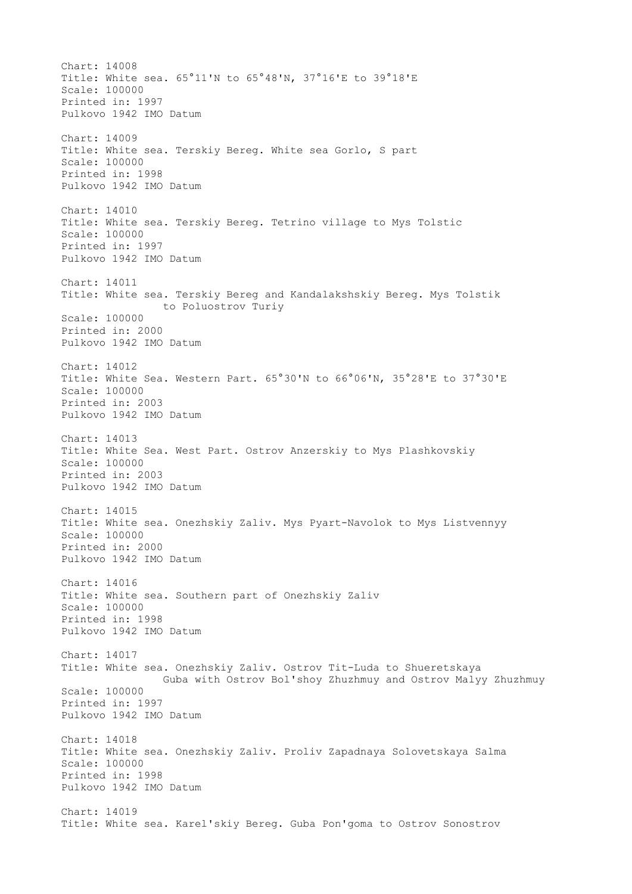Chart: 14008
Title: White sea. 65°11'N to 65°48'N, 37°16'E to 39°18'E
Scale: 100000
Printed in: 1997
Pulkovo 1942 IMO Datum

Chart: 14009
Title: White sea. Terskiy Bereg. White sea Gorlo, S part
Scale: 100000
Printed in: 1998
Pulkovo 1942 IMO Datum

Chart: 14010
Title: White sea. Terskiy Bereg. Tetrino village to Mys Tolstic
Scale: 100000
Printed in: 1997
Pulkovo 1942 IMO Datum

Chart: 14011
Title: White sea. Terskiy Bereg and Kandalakshskiy Bereg. Mys Tolstik to Poluostrov Turiy
Scale: 100000
Printed in: 2000
Pulkovo 1942 IMO Datum

Chart: 14012
Title: White Sea. Western Part. 65°30'N to 66°06'N, 35°28'E to 37°30'E
Scale: 100000
Printed in: 2003
Pulkovo 1942 IMO Datum

Chart: 14013
Title: White Sea. West Part. Ostrov Anzerskiy to Mys Plashkovskiy
Scale: 100000
Printed in: 2003
Pulkovo 1942 IMO Datum

Chart: 14015
Title: White sea. Onezhskiy Zaliv. Mys Pyart-Navolok to Mys Listvennyy
Scale: 100000
Printed in: 2000
Pulkovo 1942 IMO Datum

Chart: 14016
Title: White sea. Southern part of Onezhskiy Zaliv
Scale: 100000
Printed in: 1998
Pulkovo 1942 IMO Datum

Chart: 14017
Title: White sea. Onezhskiy Zaliv. Ostrov Tit-Luda to Shueretskaya Guba with Ostrov Bol'shoy Zhuzhmuy and Ostrov Malyy Zhuzhmuy
Scale: 100000
Printed in: 1997
Pulkovo 1942 IMO Datum

Chart: 14018
Title: White sea. Onezhskiy Zaliv. Proliv Zapadnaya Solovetskaya Salma
Scale: 100000
Printed in: 1998
Pulkovo 1942 IMO Datum

Chart: 14019
Title: White sea. Karel'skiy Bereg. Guba Pon'goma to Ostrov Sonostrov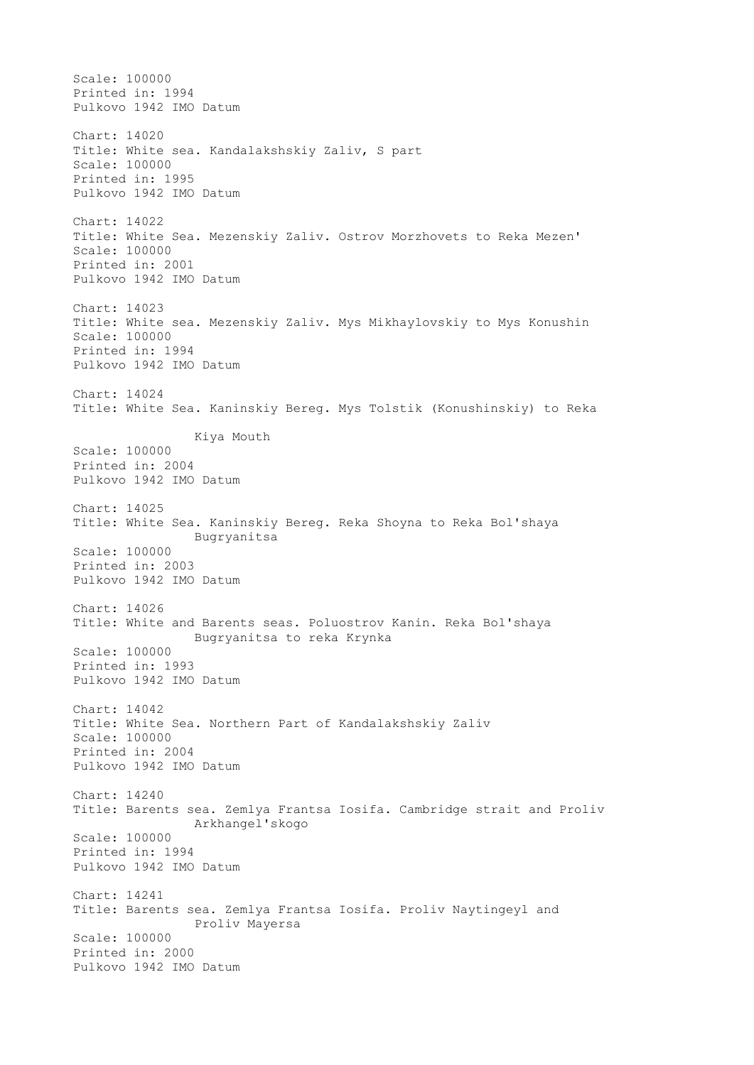Scale: 100000
Printed in: 1994
Pulkovo 1942 IMO Datum

Chart: 14020
Title: White sea. Kandalakshskiy Zaliv, S part
Scale: 100000
Printed in: 1995
Pulkovo 1942 IMO Datum

Chart: 14022
Title: White Sea. Mezenskiy Zaliv. Ostrov Morzhovets to Reka Mezen'
Scale: 100000
Printed in: 2001
Pulkovo 1942 IMO Datum

Chart: 14023
Title: White sea. Mezenskiy Zaliv. Mys Mikhaylovskiy to Mys Konushin
Scale: 100000
Printed in: 1994
Pulkovo 1942 IMO Datum

Chart: 14024
Title: White Sea. Kaninskiy Bereg. Mys Tolstik (Konushinskiy) to Reka Kiya Mouth
Scale: 100000
Printed in: 2004
Pulkovo 1942 IMO Datum

Chart: 14025
Title: White Sea. Kaninskiy Bereg. Reka Shoyna to Reka Bol'shaya Bugryanitsa
Scale: 100000
Printed in: 2003
Pulkovo 1942 IMO Datum

Chart: 14026
Title: White and Barents seas. Poluostrov Kanin. Reka Bol'shaya Bugryanitsa to reka Krynka
Scale: 100000
Printed in: 1993
Pulkovo 1942 IMO Datum

Chart: 14042
Title: White Sea. Northern Part of Kandalakshskiy Zaliv
Scale: 100000
Printed in: 2004
Pulkovo 1942 IMO Datum

Chart: 14240
Title: Barents sea. Zemlya Frantsa Iosifa. Cambridge strait and Proliv Arkhangel'skogo
Scale: 100000
Printed in: 1994
Pulkovo 1942 IMO Datum

Chart: 14241
Title: Barents sea. Zemlya Frantsa Iosifa. Proliv Naytingeyl and Proliv Mayersa
Scale: 100000
Printed in: 2000
Pulkovo 1942 IMO Datum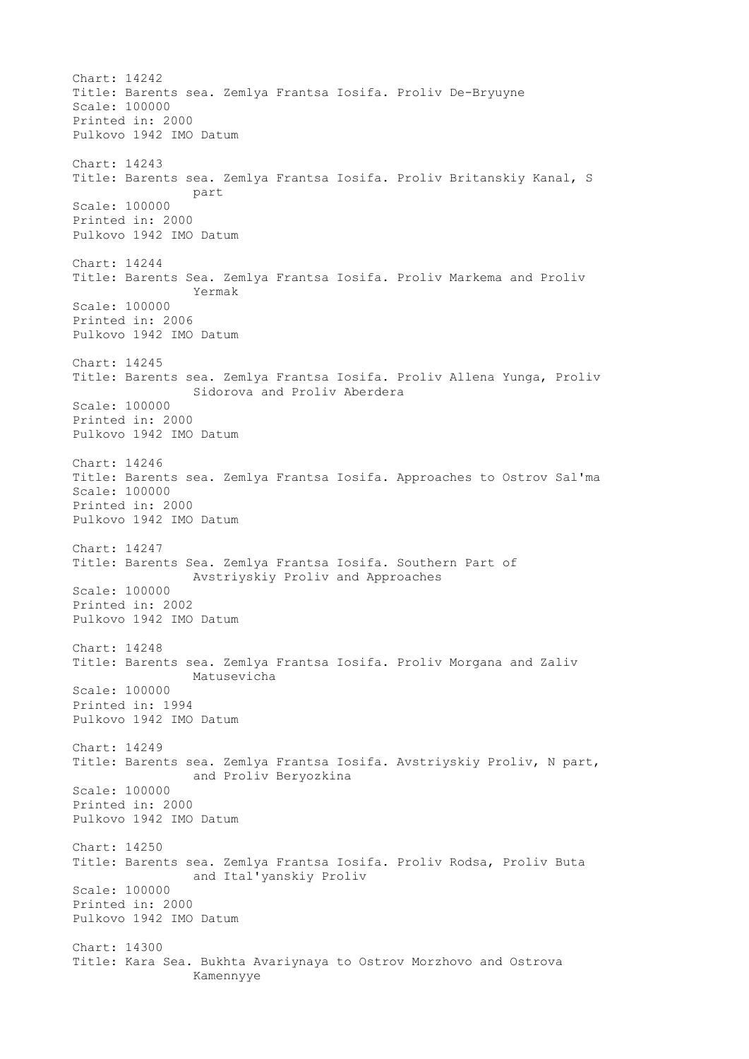Chart: 14242
Title: Barents sea. Zemlya Frantsa Iosifa. Proliv De-Bryuyne
Scale: 100000
Printed in: 2000
Pulkovo 1942 IMO Datum

Chart: 14243
Title: Barents sea. Zemlya Frantsa Iosifa. Proliv Britanskiy Kanal, S part
Scale: 100000
Printed in: 2000
Pulkovo 1942 IMO Datum

Chart: 14244
Title: Barents Sea. Zemlya Frantsa Iosifa. Proliv Markema and Proliv Yermak
Scale: 100000
Printed in: 2006
Pulkovo 1942 IMO Datum

Chart: 14245
Title: Barents sea. Zemlya Frantsa Iosifa. Proliv Allena Yunga, Proliv Sidorova and Proliv Aberdera
Scale: 100000
Printed in: 2000
Pulkovo 1942 IMO Datum

Chart: 14246
Title: Barents sea. Zemlya Frantsa Iosifa. Approaches to Ostrov Sal'ma
Scale: 100000
Printed in: 2000
Pulkovo 1942 IMO Datum

Chart: 14247
Title: Barents Sea. Zemlya Frantsa Iosifa. Southern Part of Avstriyskiy Proliv and Approaches
Scale: 100000
Printed in: 2002
Pulkovo 1942 IMO Datum

Chart: 14248
Title: Barents sea. Zemlya Frantsa Iosifa. Proliv Morgana and Zaliv Matusevicha
Scale: 100000
Printed in: 1994
Pulkovo 1942 IMO Datum

Chart: 14249
Title: Barents sea. Zemlya Frantsa Iosifa. Avstriyskiy Proliv, N part, and Proliv Beryozkina
Scale: 100000
Printed in: 2000
Pulkovo 1942 IMO Datum

Chart: 14250
Title: Barents sea. Zemlya Frantsa Iosifa. Proliv Rodsa, Proliv Buta and Ital'yanskiy Proliv
Scale: 100000
Printed in: 2000
Pulkovo 1942 IMO Datum

Chart: 14300
Title: Kara Sea. Bukhta Avariynaya to Ostrov Morzhovo and Ostrova Kamennyye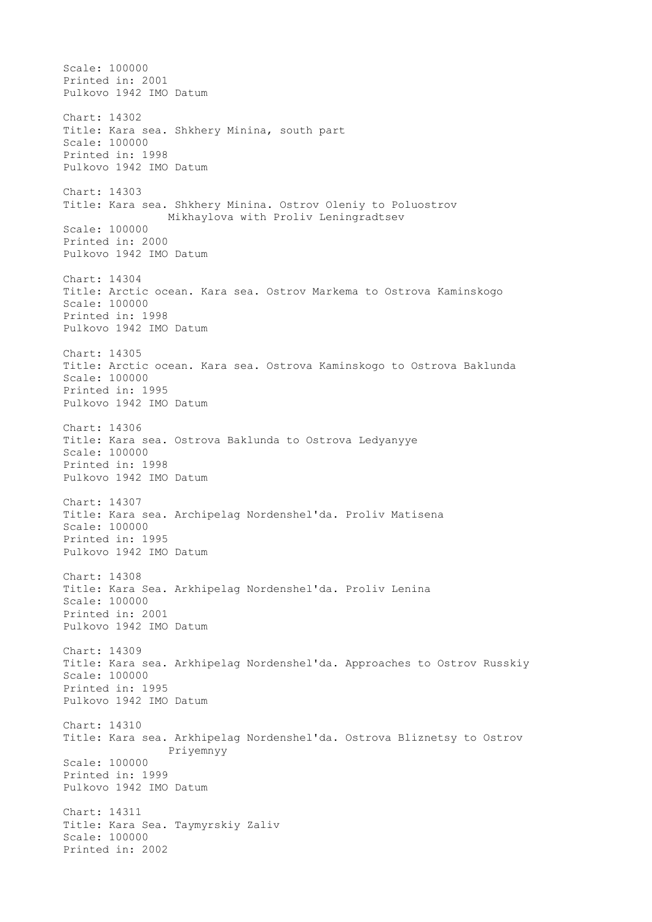Scale: 100000
Printed in: 2001
Pulkovo 1942 IMO Datum

Chart: 14302
Title: Kara sea. Shkhery Minina, south part
Scale: 100000
Printed in: 1998
Pulkovo 1942 IMO Datum

Chart: 14303
Title: Kara sea. Shkhery Minina. Ostrov Oleniy to Poluostrov Mikhaylova with Proliv Leningradtsev
Scale: 100000
Printed in: 2000
Pulkovo 1942 IMO Datum

Chart: 14304
Title: Arctic ocean. Kara sea. Ostrov Markema to Ostrova Kaminskogo
Scale: 100000
Printed in: 1998
Pulkovo 1942 IMO Datum

Chart: 14305
Title: Arctic ocean. Kara sea. Ostrova Kaminskogo to Ostrova Baklunda
Scale: 100000
Printed in: 1995
Pulkovo 1942 IMO Datum

Chart: 14306
Title: Kara sea. Ostrova Baklunda to Ostrova Ledyanyye
Scale: 100000
Printed in: 1998
Pulkovo 1942 IMO Datum

Chart: 14307
Title: Kara sea. Archipelag Nordenshel'da. Proliv Matisena
Scale: 100000
Printed in: 1995
Pulkovo 1942 IMO Datum

Chart: 14308
Title: Kara Sea. Arkhipelag Nordenshel'da. Proliv Lenina
Scale: 100000
Printed in: 2001
Pulkovo 1942 IMO Datum

Chart: 14309
Title: Kara sea. Arkhipelag Nordenshel'da. Approaches to Ostrov Russkiy
Scale: 100000
Printed in: 1995
Pulkovo 1942 IMO Datum

Chart: 14310
Title: Kara sea. Arkhipelag Nordenshel'da. Ostrova Bliznetsy to Ostrov Priyemnyy
Scale: 100000
Printed in: 1999
Pulkovo 1942 IMO Datum

Chart: 14311
Title: Kara Sea. Taymyrskiy Zaliv
Scale: 100000
Printed in: 2002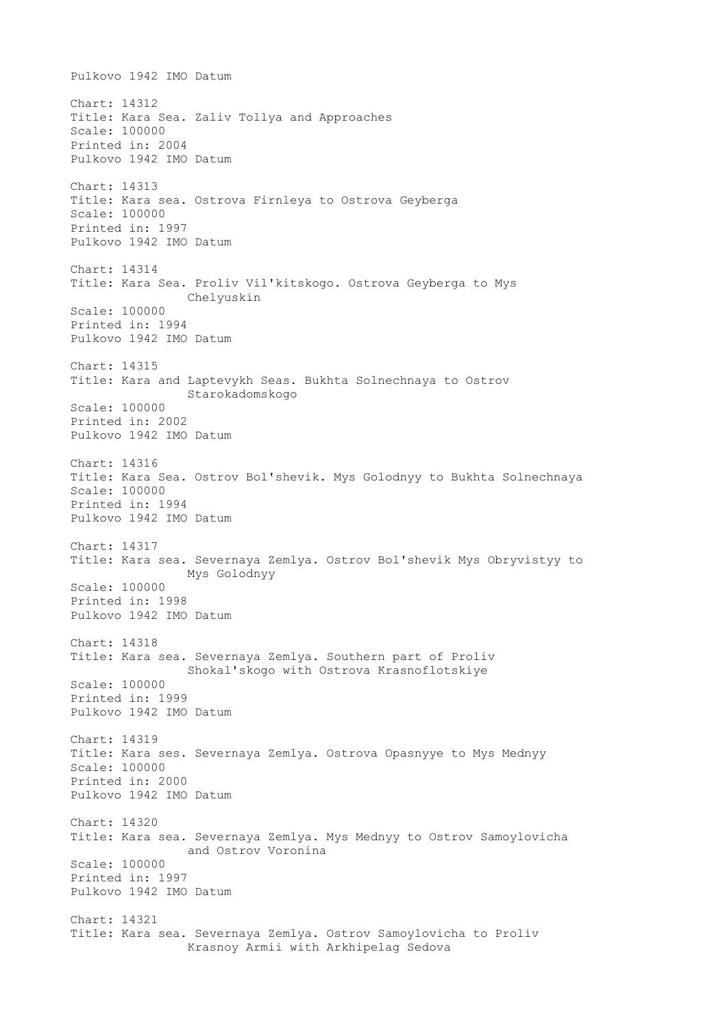Pulkovo 1942 IMO Datum

Chart: 14312
Title: Kara Sea. Zaliv Tollya and Approaches
Scale: 100000
Printed in: 2004
Pulkovo 1942 IMO Datum

Chart: 14313
Title: Kara sea. Ostrova Firnleya to Ostrova Geyberga
Scale: 100000
Printed in: 1997
Pulkovo 1942 IMO Datum

Chart: 14314
Title: Kara Sea. Proliv Vil'kitskogo. Ostrova Geyberga to Mys Chelyuskin
Scale: 100000
Printed in: 1994
Pulkovo 1942 IMO Datum

Chart: 14315
Title: Kara and Laptevykh Seas. Bukhta Solnechnaya to Ostrov Starokadomskogo
Scale: 100000
Printed in: 2002
Pulkovo 1942 IMO Datum

Chart: 14316
Title: Kara Sea. Ostrov Bol'shevik. Mys Golodnyy to Bukhta Solnechnaya
Scale: 100000
Printed in: 1994
Pulkovo 1942 IMO Datum

Chart: 14317
Title: Kara sea. Severnaya Zemlya. Ostrov Bol'shevik Mys Obryvistyy to Mys Golodnyy
Scale: 100000
Printed in: 1998
Pulkovo 1942 IMO Datum

Chart: 14318
Title: Kara sea. Severnaya Zemlya. Southern part of Proliv Shokal'skogo with Ostrova Krasnoflotskiye
Scale: 100000
Printed in: 1999
Pulkovo 1942 IMO Datum

Chart: 14319
Title: Kara ses. Severnaya Zemlya. Ostrova Opasnyye to Mys Mednyy
Scale: 100000
Printed in: 2000
Pulkovo 1942 IMO Datum

Chart: 14320
Title: Kara sea. Severnaya Zemlya. Mys Mednyy to Ostrov Samoylovicha and Ostrov Voronina
Scale: 100000
Printed in: 1997
Pulkovo 1942 IMO Datum

Chart: 14321
Title: Kara sea. Severnaya Zemlya. Ostrov Samoylovicha to Proliv Krasnoy Armii with Arkhipelag Sedova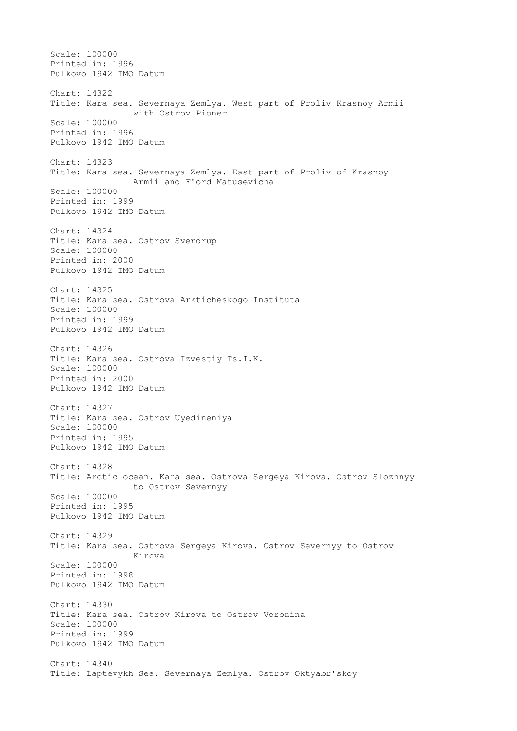Scale: 100000
Printed in: 1996
Pulkovo 1942 IMO Datum

Chart: 14322
Title: Kara sea. Severnaya Zemlya. West part of Proliv Krasnoy Armii with Ostrov Pioner
Scale: 100000
Printed in: 1996
Pulkovo 1942 IMO Datum

Chart: 14323
Title: Kara sea. Severnaya Zemlya. East part of Proliv of Krasnoy Armii and F'ord Matusevicha
Scale: 100000
Printed in: 1999
Pulkovo 1942 IMO Datum

Chart: 14324
Title: Kara sea. Ostrov Sverdrup
Scale: 100000
Printed in: 2000
Pulkovo 1942 IMO Datum

Chart: 14325
Title: Kara sea. Ostrova Arkticheskogo Instituta
Scale: 100000
Printed in: 1999
Pulkovo 1942 IMO Datum

Chart: 14326
Title: Kara sea. Ostrova Izvestiy Ts.I.K.
Scale: 100000
Printed in: 2000
Pulkovo 1942 IMO Datum

Chart: 14327
Title: Kara sea. Ostrov Uyedineniya
Scale: 100000
Printed in: 1995
Pulkovo 1942 IMO Datum

Chart: 14328
Title: Arctic ocean. Kara sea. Ostrova Sergeya Kirova. Ostrov Slozhnyy to Ostrov Severnyy
Scale: 100000
Printed in: 1995
Pulkovo 1942 IMO Datum

Chart: 14329
Title: Kara sea. Ostrova Sergeya Kirova. Ostrov Severnyy to Ostrov Kirova
Scale: 100000
Printed in: 1998
Pulkovo 1942 IMO Datum

Chart: 14330
Title: Kara sea. Ostrov Kirova to Ostrov Voronina
Scale: 100000
Printed in: 1999
Pulkovo 1942 IMO Datum

Chart: 14340
Title: Laptevykh Sea. Severnaya Zemlya. Ostrov Oktyabr'skoy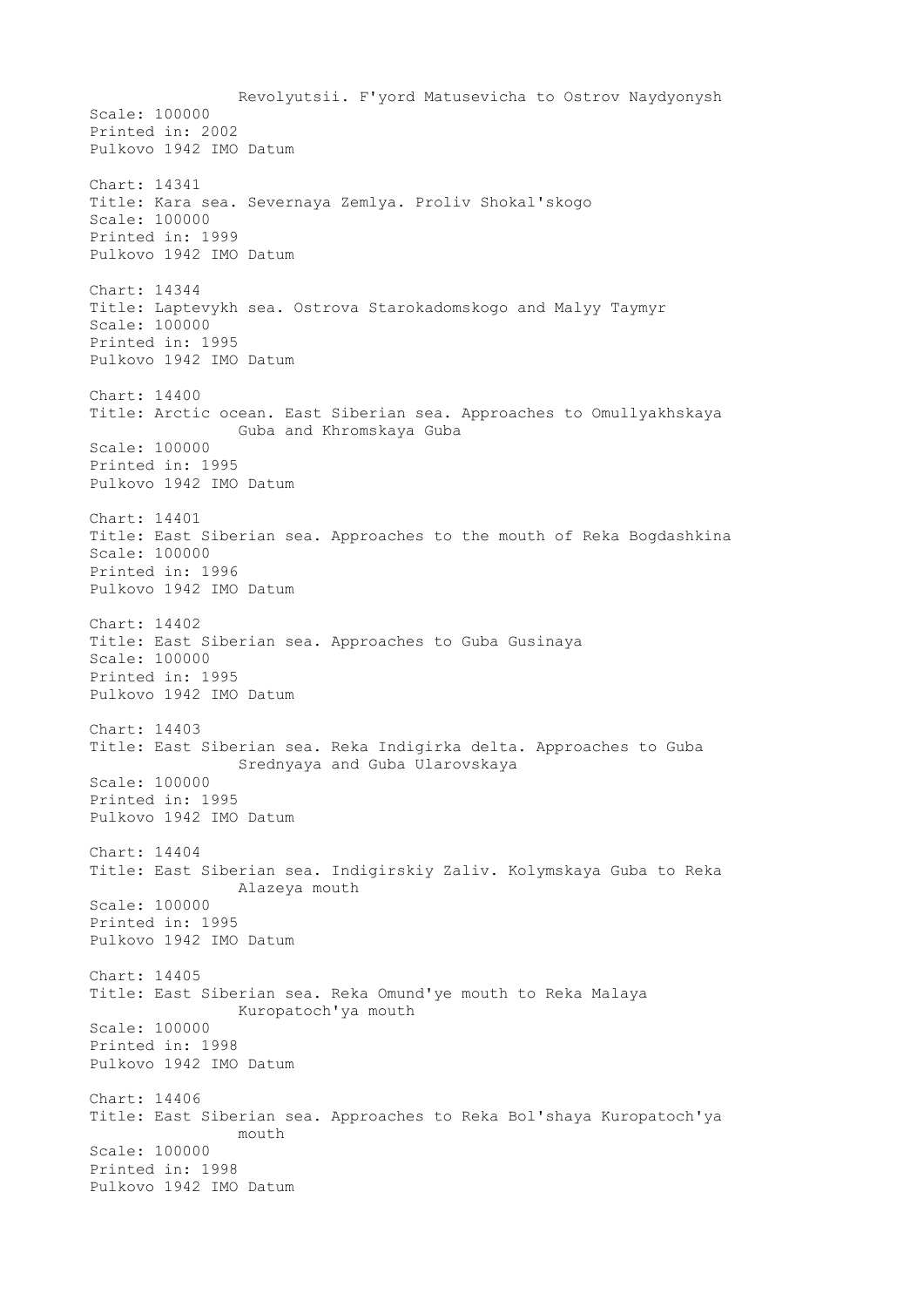Revolyutsii. F'yord Matusevicha to Ostrov Naydyonysh
Scale: 100000
Printed in: 2002
Pulkovo 1942 IMO Datum

Chart: 14341
Title: Kara sea. Severnaya Zemlya. Proliv Shokal'skogo
Scale: 100000
Printed in: 1999
Pulkovo 1942 IMO Datum

Chart: 14344
Title: Laptevykh sea. Ostrova Starokadomskogo and Malyy Taymyr
Scale: 100000
Printed in: 1995
Pulkovo 1942 IMO Datum

Chart: 14400
Title: Arctic ocean. East Siberian sea. Approaches to Omullyakhskaya Guba and Khromskaya Guba
Scale: 100000
Printed in: 1995
Pulkovo 1942 IMO Datum

Chart: 14401
Title: East Siberian sea. Approaches to the mouth of Reka Bogdashkina
Scale: 100000
Printed in: 1996
Pulkovo 1942 IMO Datum

Chart: 14402
Title: East Siberian sea. Approaches to Guba Gusinaya
Scale: 100000
Printed in: 1995
Pulkovo 1942 IMO Datum

Chart: 14403
Title: East Siberian sea. Reka Indigirka delta. Approaches to Guba Srednyaya and Guba Ularovskaya
Scale: 100000
Printed in: 1995
Pulkovo 1942 IMO Datum

Chart: 14404
Title: East Siberian sea. Indigirskiy Zaliv. Kolymskaya Guba to Reka Alazeya mouth
Scale: 100000
Printed in: 1995
Pulkovo 1942 IMO Datum

Chart: 14405
Title: East Siberian sea. Reka Omund'ye mouth to Reka Malaya Kuropatoch'ya mouth
Scale: 100000
Printed in: 1998
Pulkovo 1942 IMO Datum

Chart: 14406
Title: East Siberian sea. Approaches to Reka Bol'shaya Kuropatoch'ya mouth
Scale: 100000
Printed in: 1998
Pulkovo 1942 IMO Datum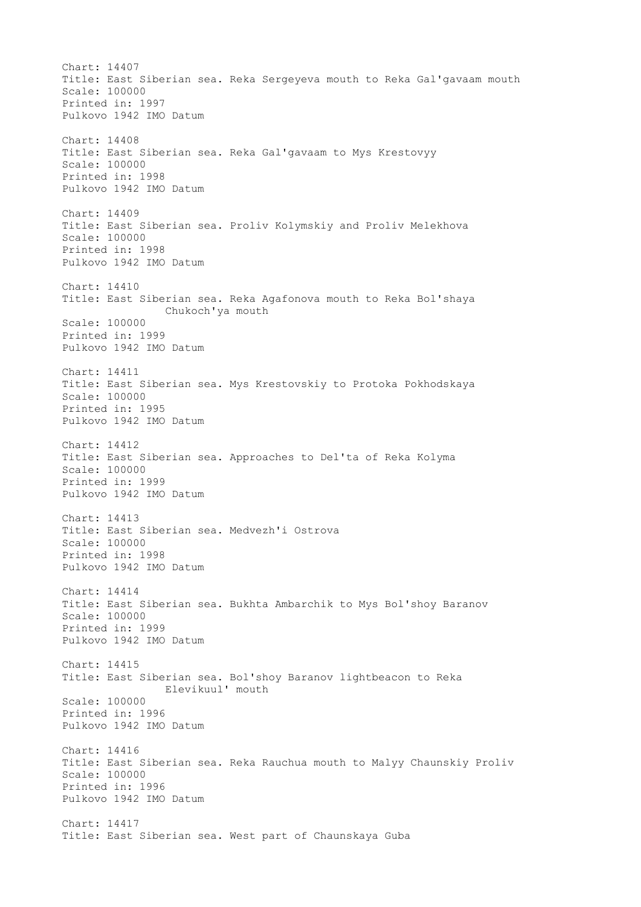Chart: 14407
Title: East Siberian sea. Reka Sergeyeva mouth to Reka Gal'gavaam mouth
Scale: 100000
Printed in: 1997
Pulkovo 1942 IMO Datum

Chart: 14408
Title: East Siberian sea. Reka Gal'gavaam to Mys Krestovyy
Scale: 100000
Printed in: 1998
Pulkovo 1942 IMO Datum

Chart: 14409
Title: East Siberian sea. Proliv Kolymskiy and Proliv Melekhova
Scale: 100000
Printed in: 1998
Pulkovo 1942 IMO Datum

Chart: 14410
Title: East Siberian sea. Reka Agafonova mouth to Reka Bol'shaya
Chukoch'ya mouth
Scale: 100000
Printed in: 1999
Pulkovo 1942 IMO Datum

Chart: 14411
Title: East Siberian sea. Mys Krestovskiy to Protoka Pokhodskaya
Scale: 100000
Printed in: 1995
Pulkovo 1942 IMO Datum

Chart: 14412
Title: East Siberian sea. Approaches to Del'ta of Reka Kolyma
Scale: 100000
Printed in: 1999
Pulkovo 1942 IMO Datum

Chart: 14413
Title: East Siberian sea. Medvezh'i Ostrova
Scale: 100000
Printed in: 1998
Pulkovo 1942 IMO Datum

Chart: 14414
Title: East Siberian sea. Bukhta Ambarchik to Mys Bol'shoy Baranov
Scale: 100000
Printed in: 1999
Pulkovo 1942 IMO Datum

Chart: 14415
Title: East Siberian sea. Bol'shoy Baranov lightbeacon to Reka
Elevikuul' mouth
Scale: 100000
Printed in: 1996
Pulkovo 1942 IMO Datum

Chart: 14416
Title: East Siberian sea. Reka Rauchua mouth to Malyy Chaunskiy Proliv
Scale: 100000
Printed in: 1996
Pulkovo 1942 IMO Datum

Chart: 14417
Title: East Siberian sea. West part of Chaunskaya Guba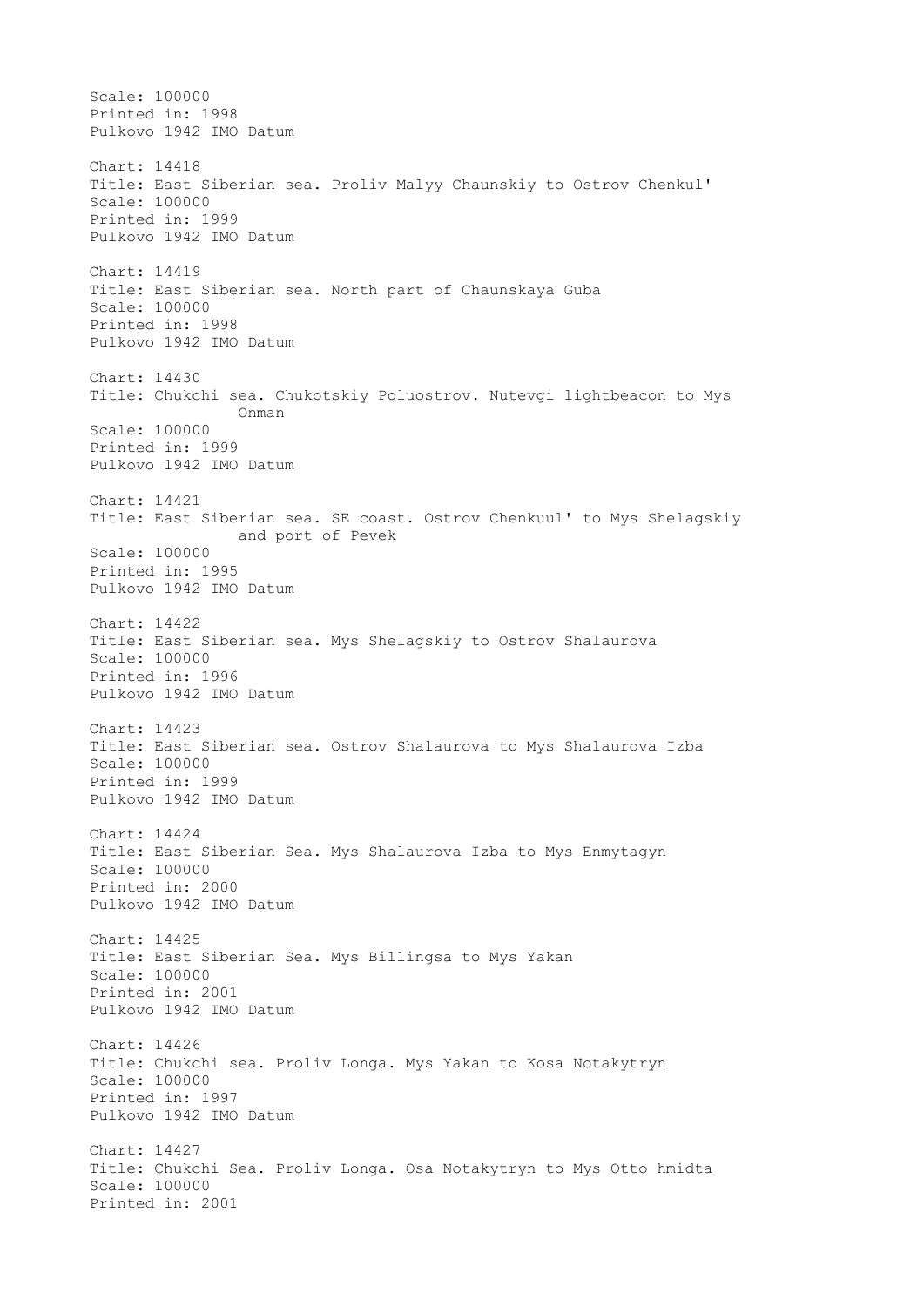Scale: 100000
Printed in: 1998
Pulkovo 1942 IMO Datum

Chart: 14418
Title: East Siberian sea. Proliv Malyy Chaunskiy to Ostrov Chenkul'
Scale: 100000
Printed in: 1999
Pulkovo 1942 IMO Datum

Chart: 14419
Title: East Siberian sea. North part of Chaunskaya Guba
Scale: 100000
Printed in: 1998
Pulkovo 1942 IMO Datum

Chart: 14430
Title: Chukchi sea. Chukotskiy Poluostrov. Nutevgi lightbeacon to Mys Onman
Scale: 100000
Printed in: 1999
Pulkovo 1942 IMO Datum

Chart: 14421
Title: East Siberian sea. SE coast. Ostrov Chenkuul' to Mys Shelagskiy and port of Pevek
Scale: 100000
Printed in: 1995
Pulkovo 1942 IMO Datum

Chart: 14422
Title: East Siberian sea. Mys Shelagskiy to Ostrov Shalaurova
Scale: 100000
Printed in: 1996
Pulkovo 1942 IMO Datum

Chart: 14423
Title: East Siberian sea. Ostrov Shalaurova to Mys Shalaurova Izba
Scale: 100000
Printed in: 1999
Pulkovo 1942 IMO Datum

Chart: 14424
Title: East Siberian Sea. Mys Shalaurova Izba to Mys Enmytagyn
Scale: 100000
Printed in: 2000
Pulkovo 1942 IMO Datum

Chart: 14425
Title: East Siberian Sea. Mys Billingsa to Mys Yakan
Scale: 100000
Printed in: 2001
Pulkovo 1942 IMO Datum

Chart: 14426
Title: Chukchi sea. Proliv Longa. Mys Yakan to Kosa Notakytryn
Scale: 100000
Printed in: 1997
Pulkovo 1942 IMO Datum

Chart: 14427
Title: Chukchi Sea. Proliv Longa. Osa Notakytryn to Mys Otto hmidta
Scale: 100000
Printed in: 2001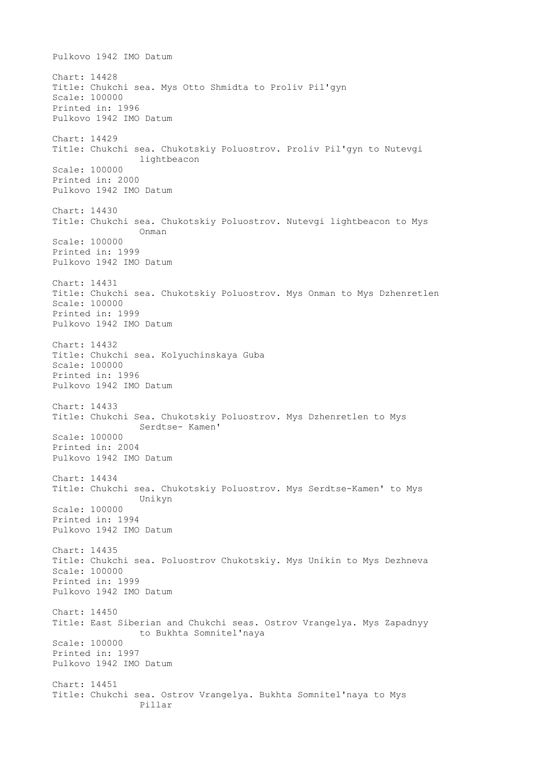Pulkovo 1942 IMO Datum

Chart: 14428
Title: Chukchi sea. Mys Otto Shmidta to Proliv Pil'gyn
Scale: 100000
Printed in: 1996
Pulkovo 1942 IMO Datum

Chart: 14429
Title: Chukchi sea. Chukotskiy Poluostrov. Proliv Pil'gyn to Nutevgi lightbeacon
Scale: 100000
Printed in: 2000
Pulkovo 1942 IMO Datum

Chart: 14430
Title: Chukchi sea. Chukotskiy Poluostrov. Nutevgi lightbeacon to Mys Onman
Scale: 100000
Printed in: 1999
Pulkovo 1942 IMO Datum

Chart: 14431
Title: Chukchi sea. Chukotskiy Poluostrov. Mys Onman to Mys Dzhenretlen
Scale: 100000
Printed in: 1999
Pulkovo 1942 IMO Datum

Chart: 14432
Title: Chukchi sea. Kolyuchinskaya Guba
Scale: 100000
Printed in: 1996
Pulkovo 1942 IMO Datum

Chart: 14433
Title: Chukchi Sea. Chukotskiy Poluostrov. Mys Dzhenretlen to Mys Serdtse- Kamen'
Scale: 100000
Printed in: 2004
Pulkovo 1942 IMO Datum

Chart: 14434
Title: Chukchi sea. Chukotskiy Poluostrov. Mys Serdtse-Kamen' to Mys Unikyn
Scale: 100000
Printed in: 1994
Pulkovo 1942 IMO Datum

Chart: 14435
Title: Chukchi sea. Poluostrov Chukotskiy. Mys Unikin to Mys Dezhneva
Scale: 100000
Printed in: 1999
Pulkovo 1942 IMO Datum

Chart: 14450
Title: East Siberian and Chukchi seas. Ostrov Vrangelya. Mys Zapadnyy to Bukhta Somnitel'naya
Scale: 100000
Printed in: 1997
Pulkovo 1942 IMO Datum

Chart: 14451
Title: Chukchi sea. Ostrov Vrangelya. Bukhta Somnitel'naya to Mys Pillar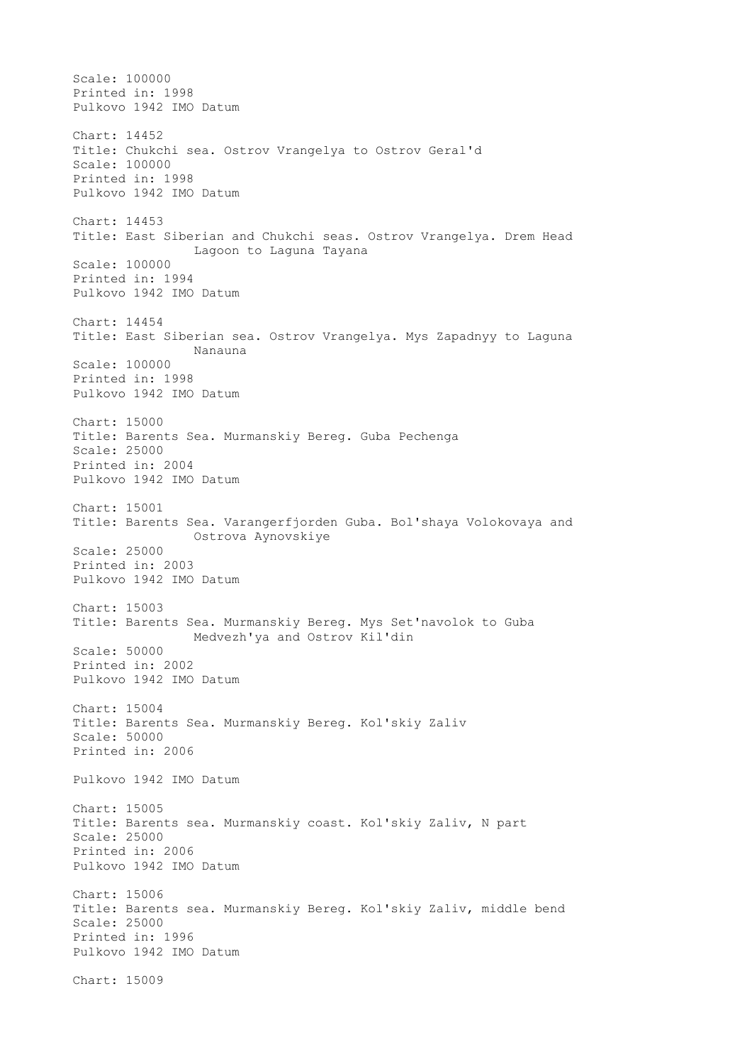Scale: 100000
Printed in: 1998
Pulkovo 1942 IMO Datum

Chart: 14452
Title: Chukchi sea. Ostrov Vrangelya to Ostrov Geral'd
Scale: 100000
Printed in: 1998
Pulkovo 1942 IMO Datum

Chart: 14453
Title: East Siberian and Chukchi seas. Ostrov Vrangelya. Drem Head
Lagoon to Laguna Tayana
Scale: 100000
Printed in: 1994
Pulkovo 1942 IMO Datum

Chart: 14454
Title: East Siberian sea. Ostrov Vrangelya. Mys Zapadnyy to Laguna
Nanauna
Scale: 100000
Printed in: 1998
Pulkovo 1942 IMO Datum

Chart: 15000
Title: Barents Sea. Murmanskiy Bereg. Guba Pechenga
Scale: 25000
Printed in: 2004
Pulkovo 1942 IMO Datum

Chart: 15001
Title: Barents Sea. Varangerfjorden Guba. Bol'shaya Volokovaya and
Ostrova Aynovskiye
Scale: 25000
Printed in: 2003
Pulkovo 1942 IMO Datum

Chart: 15003
Title: Barents Sea. Murmanskiy Bereg. Mys Set'navolok to Guba
Medvezh'ya and Ostrov Kil'din
Scale: 50000
Printed in: 2002
Pulkovo 1942 IMO Datum

Chart: 15004
Title: Barents Sea. Murmanskiy Bereg. Kol'skiy Zaliv
Scale: 50000
Printed in: 2006

Pulkovo 1942 IMO Datum

Chart: 15005
Title: Barents sea. Murmanskiy coast. Kol'skiy Zaliv, N part
Scale: 25000
Printed in: 2006
Pulkovo 1942 IMO Datum

Chart: 15006
Title: Barents sea. Murmanskiy Bereg. Kol'skiy Zaliv, middle bend
Scale: 25000
Printed in: 1996
Pulkovo 1942 IMO Datum

Chart: 15009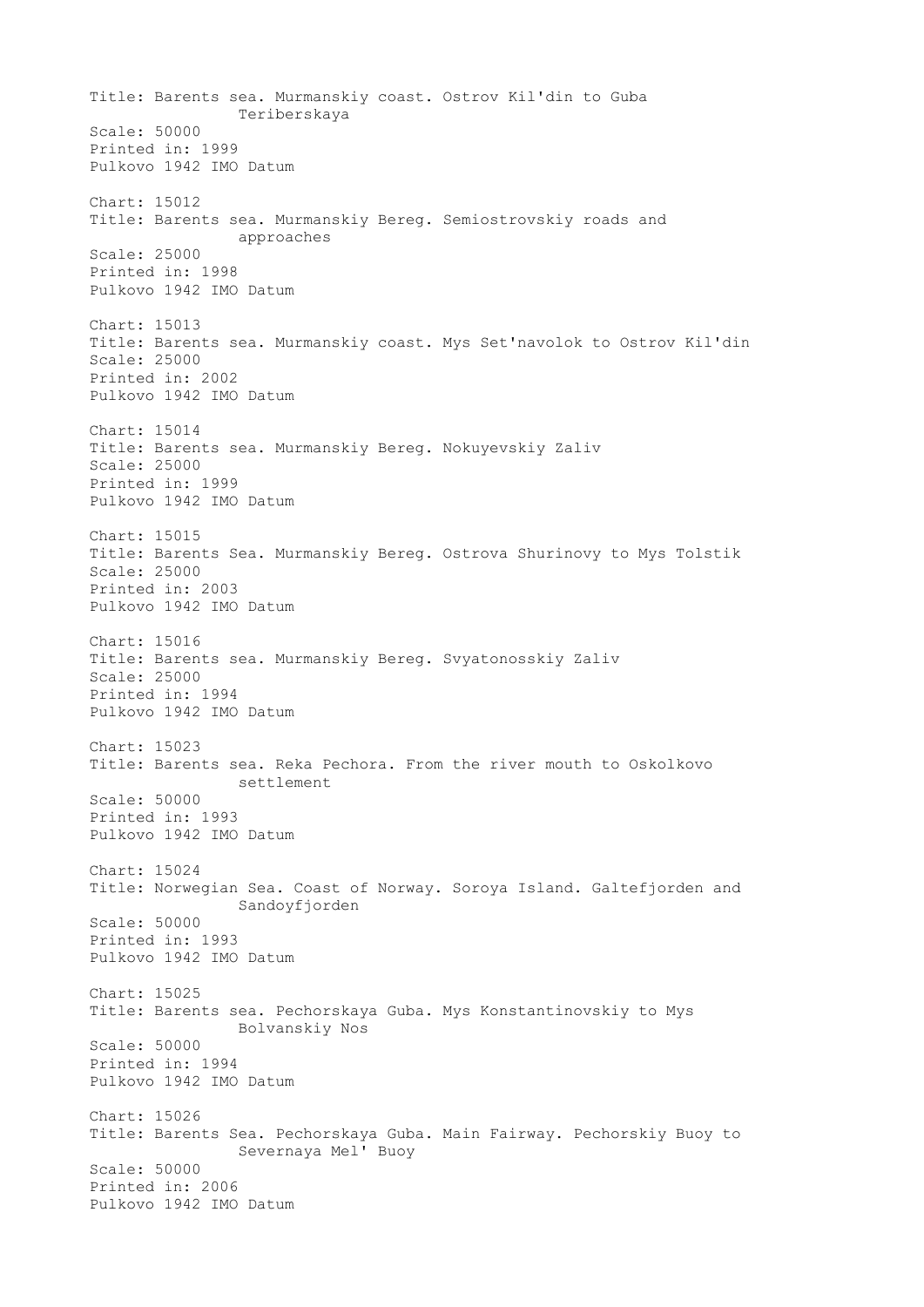Title: Barents sea. Murmanskiy coast. Ostrov Kil'din to Guba Teriberskaya
Scale: 50000
Printed in: 1999
Pulkovo 1942 IMO Datum

Chart: 15012
Title: Barents sea. Murmanskiy Bereg. Semiostrovskiy roads and approaches
Scale: 25000
Printed in: 1998
Pulkovo 1942 IMO Datum

Chart: 15013
Title: Barents sea. Murmanskiy coast. Mys Set'navolok to Ostrov Kil'din
Scale: 25000
Printed in: 2002
Pulkovo 1942 IMO Datum

Chart: 15014
Title: Barents sea. Murmanskiy Bereg. Nokuyevskiy Zaliv
Scale: 25000
Printed in: 1999
Pulkovo 1942 IMO Datum

Chart: 15015
Title: Barents Sea. Murmanskiy Bereg. Ostrova Shurinovy to Mys Tolstik
Scale: 25000
Printed in: 2003
Pulkovo 1942 IMO Datum

Chart: 15016
Title: Barents sea. Murmanskiy Bereg. Svyatonosskiy Zaliv
Scale: 25000
Printed in: 1994
Pulkovo 1942 IMO Datum

Chart: 15023
Title: Barents sea. Reka Pechora. From the river mouth to Oskolkovo settlement
Scale: 50000
Printed in: 1993
Pulkovo 1942 IMO Datum

Chart: 15024
Title: Norwegian Sea. Coast of Norway. Soroya Island. Galtefjorden and Sandoyfjorden
Scale: 50000
Printed in: 1993
Pulkovo 1942 IMO Datum

Chart: 15025
Title: Barents sea. Pechorskaya Guba. Mys Konstantinovskiy to Mys Bolvanskiy Nos
Scale: 50000
Printed in: 1994
Pulkovo 1942 IMO Datum

Chart: 15026
Title: Barents Sea. Pechorskaya Guba. Main Fairway. Pechorskiy Buoy to Severnaya Mel' Buoy
Scale: 50000
Printed in: 2006
Pulkovo 1942 IMO Datum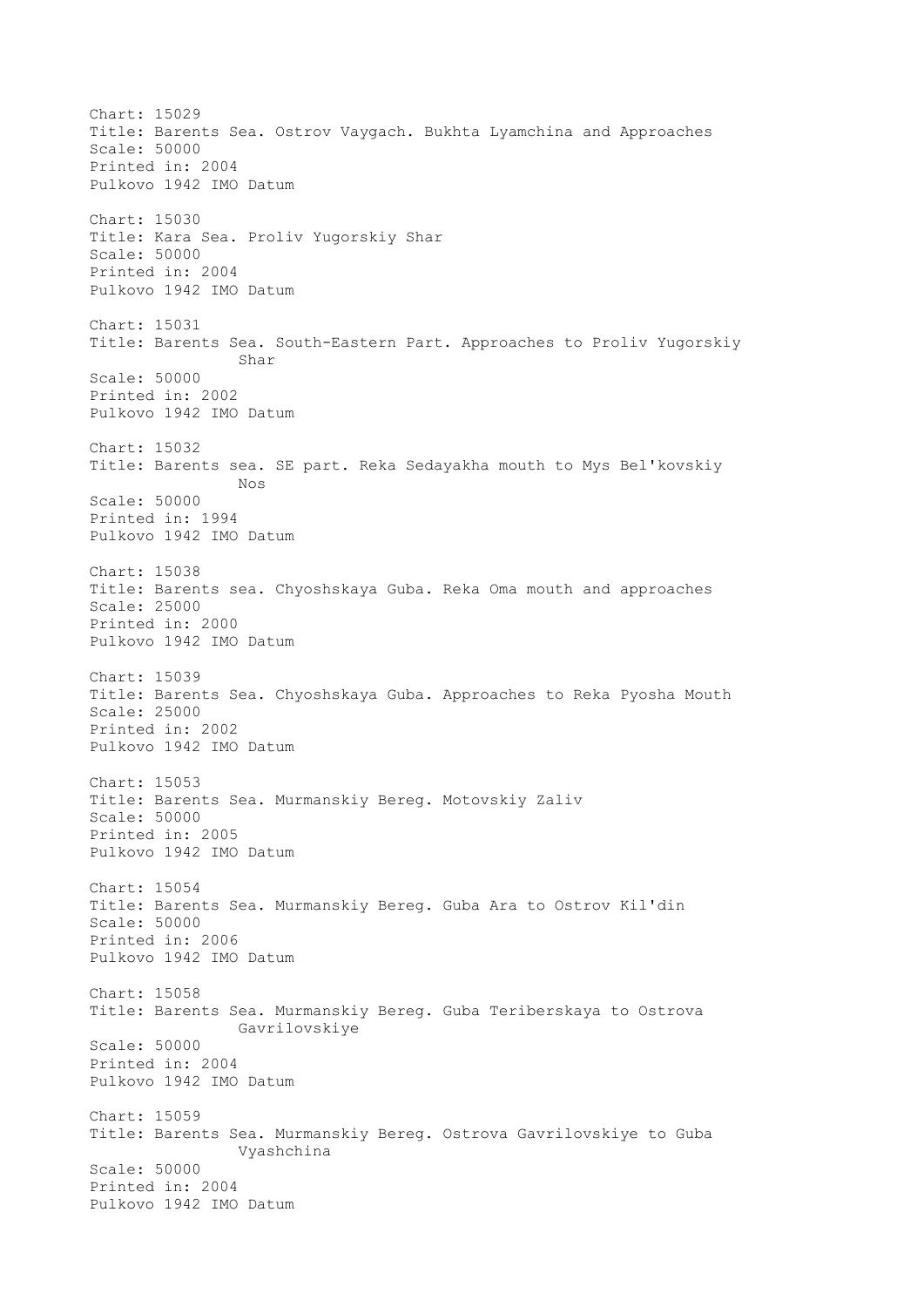Chart: 15029
Title: Barents Sea. Ostrov Vaygach. Bukhta Lyamchina and Approaches
Scale: 50000
Printed in: 2004
Pulkovo 1942 IMO Datum

Chart: 15030
Title: Kara Sea. Proliv Yugorskiy Shar
Scale: 50000
Printed in: 2004
Pulkovo 1942 IMO Datum

Chart: 15031
Title: Barents Sea. South-Eastern Part. Approaches to Proliv Yugorskiy Shar
Scale: 50000
Printed in: 2002
Pulkovo 1942 IMO Datum

Chart: 15032
Title: Barents sea. SE part. Reka Sedayakha mouth to Mys Bel'kovskiy Nos
Scale: 50000
Printed in: 1994
Pulkovo 1942 IMO Datum

Chart: 15038
Title: Barents sea. Chyoshskaya Guba. Reka Oma mouth and approaches
Scale: 25000
Printed in: 2000
Pulkovo 1942 IMO Datum

Chart: 15039
Title: Barents Sea. Chyoshskaya Guba. Approaches to Reka Pyosha Mouth
Scale: 25000
Printed in: 2002
Pulkovo 1942 IMO Datum

Chart: 15053
Title: Barents Sea. Murmanskiy Bereg. Motovskiy Zaliv
Scale: 50000
Printed in: 2005
Pulkovo 1942 IMO Datum

Chart: 15054
Title: Barents Sea. Murmanskiy Bereg. Guba Ara to Ostrov Kil'din
Scale: 50000
Printed in: 2006
Pulkovo 1942 IMO Datum

Chart: 15058
Title: Barents Sea. Murmanskiy Bereg. Guba Teriberskaya to Ostrova Gavrilovskiye
Scale: 50000
Printed in: 2004
Pulkovo 1942 IMO Datum

Chart: 15059
Title: Barents Sea. Murmanskiy Bereg. Ostrova Gavrilovskiye to Guba Vyashchina
Scale: 50000
Printed in: 2004
Pulkovo 1942 IMO Datum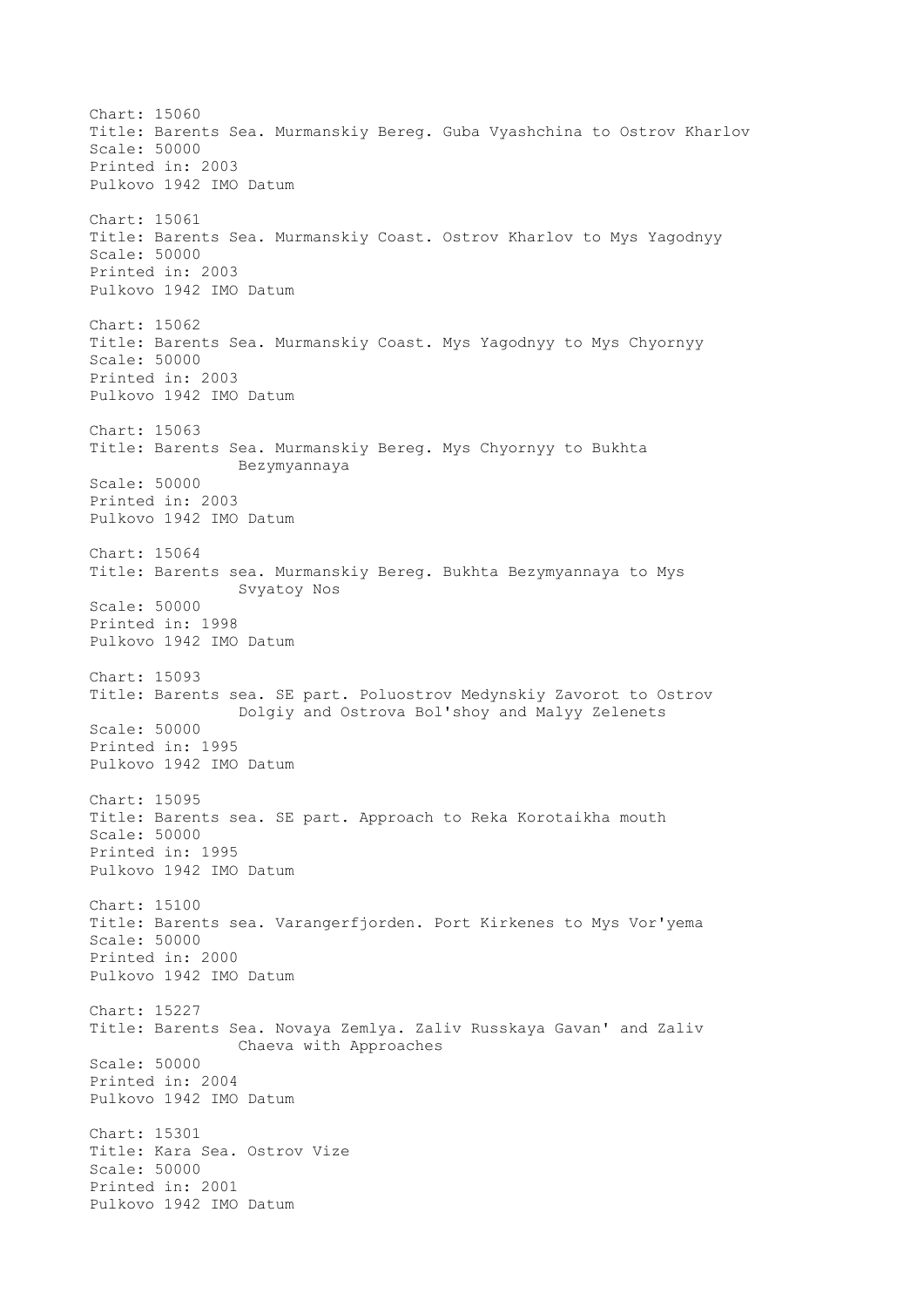Chart: 15060
Title: Barents Sea. Murmanskiy Bereg. Guba Vyashchina to Ostrov Kharlov
Scale: 50000
Printed in: 2003
Pulkovo 1942 IMO Datum

Chart: 15061
Title: Barents Sea. Murmanskiy Coast. Ostrov Kharlov to Mys Yagodnyy
Scale: 50000
Printed in: 2003
Pulkovo 1942 IMO Datum

Chart: 15062
Title: Barents Sea. Murmanskiy Coast. Mys Yagodnyy to Mys Chyornyy
Scale: 50000
Printed in: 2003
Pulkovo 1942 IMO Datum

Chart: 15063
Title: Barents Sea. Murmanskiy Bereg. Mys Chyornyy to Bukhta Bezymyannaya
Scale: 50000
Printed in: 2003
Pulkovo 1942 IMO Datum

Chart: 15064
Title: Barents sea. Murmanskiy Bereg. Bukhta Bezymyannaya to Mys Svyatoy Nos
Scale: 50000
Printed in: 1998
Pulkovo 1942 IMO Datum

Chart: 15093
Title: Barents sea. SE part. Poluostrov Medynskiy Zavorot to Ostrov Dolgiy and Ostrova Bol'shoy and Malyy Zelenets
Scale: 50000
Printed in: 1995
Pulkovo 1942 IMO Datum

Chart: 15095
Title: Barents sea. SE part. Approach to Reka Korotaikha mouth
Scale: 50000
Printed in: 1995
Pulkovo 1942 IMO Datum

Chart: 15100
Title: Barents sea. Varangerfjorden. Port Kirkenes to Mys Vor'yema
Scale: 50000
Printed in: 2000
Pulkovo 1942 IMO Datum

Chart: 15227
Title: Barents Sea. Novaya Zemlya. Zaliv Russkaya Gavan' and Zaliv Chaeva with Approaches
Scale: 50000
Printed in: 2004
Pulkovo 1942 IMO Datum

Chart: 15301
Title: Kara Sea. Ostrov Vize
Scale: 50000
Printed in: 2001
Pulkovo 1942 IMO Datum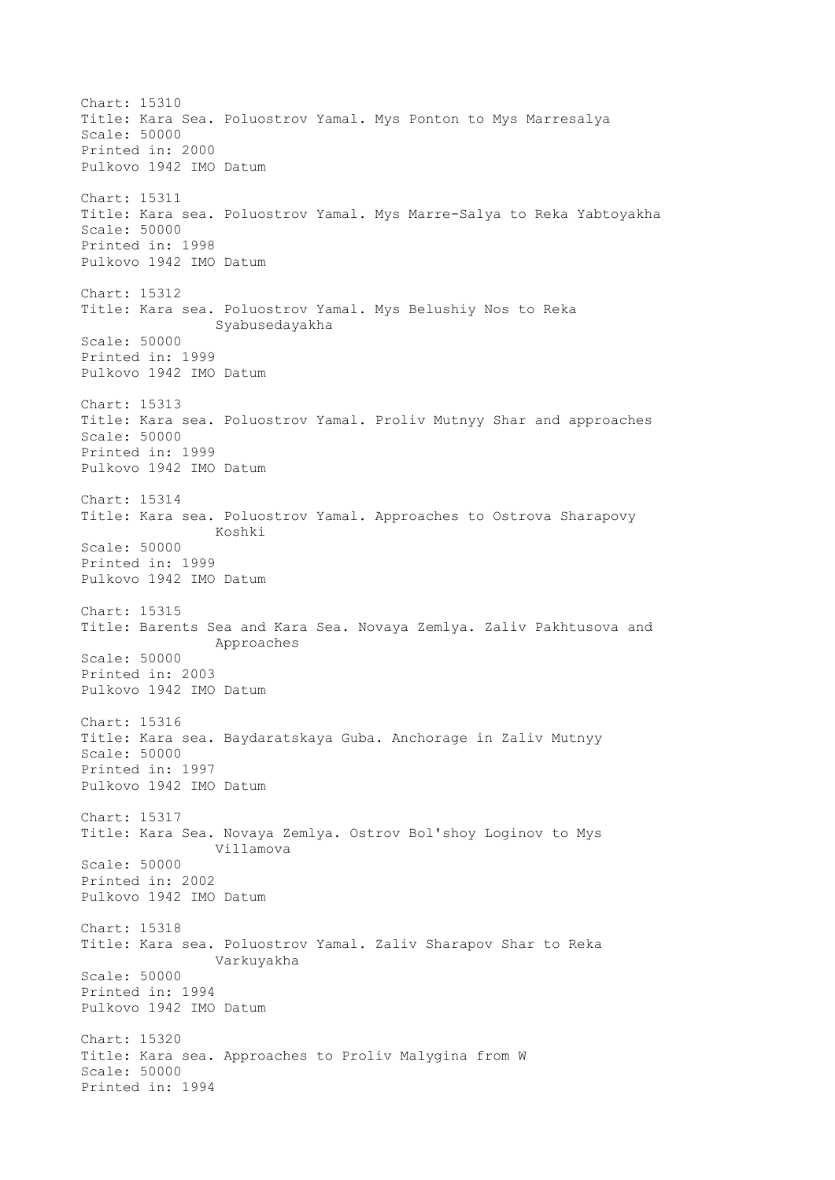Chart: 15310
Title: Kara Sea. Poluostrov Yamal. Mys Ponton to Mys Marresalya
Scale: 50000
Printed in: 2000
Pulkovo 1942 IMO Datum

Chart: 15311
Title: Kara sea. Poluostrov Yamal. Mys Marre-Salya to Reka Yabtoyakha
Scale: 50000
Printed in: 1998
Pulkovo 1942 IMO Datum

Chart: 15312
Title: Kara sea. Poluostrov Yamal. Mys Belushiy Nos to Reka Syabusedayakha
Scale: 50000
Printed in: 1999
Pulkovo 1942 IMO Datum

Chart: 15313
Title: Kara sea. Poluostrov Yamal. Proliv Mutnyy Shar and approaches
Scale: 50000
Printed in: 1999
Pulkovo 1942 IMO Datum

Chart: 15314
Title: Kara sea. Poluostrov Yamal. Approaches to Ostrova Sharapovy Koshki
Scale: 50000
Printed in: 1999
Pulkovo 1942 IMO Datum

Chart: 15315
Title: Barents Sea and Kara Sea. Novaya Zemlya. Zaliv Pakhtusova and Approaches
Scale: 50000
Printed in: 2003
Pulkovo 1942 IMO Datum

Chart: 15316
Title: Kara sea. Baydaratskaya Guba. Anchorage in Zaliv Mutnyy
Scale: 50000
Printed in: 1997
Pulkovo 1942 IMO Datum

Chart: 15317
Title: Kara Sea. Novaya Zemlya. Ostrov Bol'shoy Loginov to Mys Villamova
Scale: 50000
Printed in: 2002
Pulkovo 1942 IMO Datum

Chart: 15318
Title: Kara sea. Poluostrov Yamal. Zaliv Sharapov Shar to Reka Varkuyakha
Scale: 50000
Printed in: 1994
Pulkovo 1942 IMO Datum

Chart: 15320
Title: Kara sea. Approaches to Proliv Malygina from W
Scale: 50000
Printed in: 1994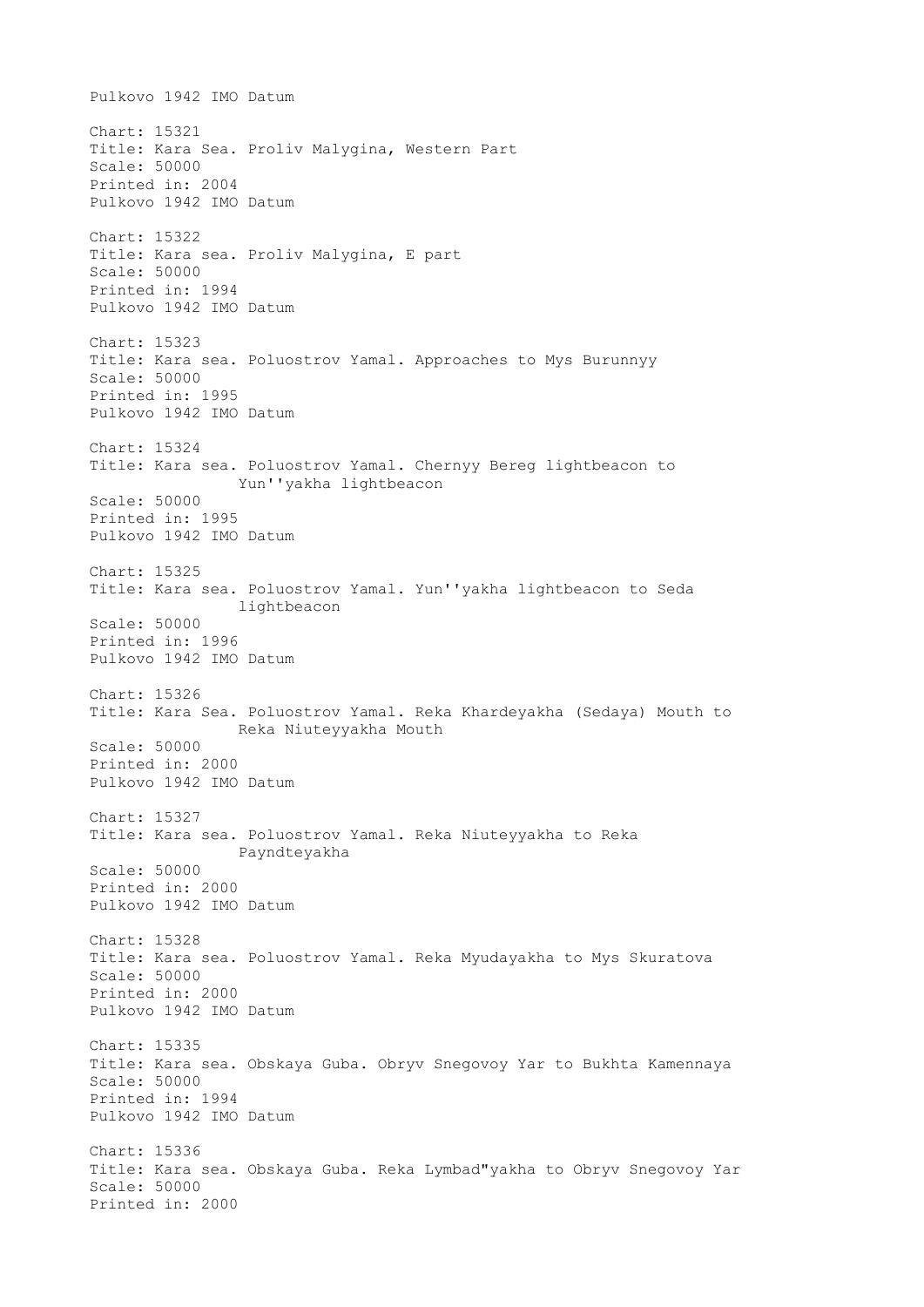Pulkovo 1942 IMO Datum

Chart: 15321
Title: Kara Sea. Proliv Malygina, Western Part
Scale: 50000
Printed in: 2004
Pulkovo 1942 IMO Datum

Chart: 15322
Title: Kara sea. Proliv Malygina, E part
Scale: 50000
Printed in: 1994
Pulkovo 1942 IMO Datum

Chart: 15323
Title: Kara sea. Poluostrov Yamal. Approaches to Mys Burunnyy
Scale: 50000
Printed in: 1995
Pulkovo 1942 IMO Datum

Chart: 15324
Title: Kara sea. Poluostrov Yamal. Chernyy Bereg lightbeacon to Yun''yakha lightbeacon
Scale: 50000
Printed in: 1995
Pulkovo 1942 IMO Datum

Chart: 15325
Title: Kara sea. Poluostrov Yamal. Yun''yakha lightbeacon to Seda lightbeacon
Scale: 50000
Printed in: 1996
Pulkovo 1942 IMO Datum

Chart: 15326
Title: Kara Sea. Poluostrov Yamal. Reka Khardeyakha (Sedaya) Mouth to Reka Niuteyyakha Mouth
Scale: 50000
Printed in: 2000
Pulkovo 1942 IMO Datum

Chart: 15327
Title: Kara sea. Poluostrov Yamal. Reka Niuteyyakha to Reka Payndteyakha
Scale: 50000
Printed in: 2000
Pulkovo 1942 IMO Datum

Chart: 15328
Title: Kara sea. Poluostrov Yamal. Reka Myudayakha to Mys Skuratova
Scale: 50000
Printed in: 2000
Pulkovo 1942 IMO Datum

Chart: 15335
Title: Kara sea. Obskaya Guba. Obryv Snegovoy Yar to Bukhta Kamennaya
Scale: 50000
Printed in: 1994
Pulkovo 1942 IMO Datum

Chart: 15336
Title: Kara sea. Obskaya Guba. Reka Lymbad"yakha to Obryv Snegovoy Yar
Scale: 50000
Printed in: 2000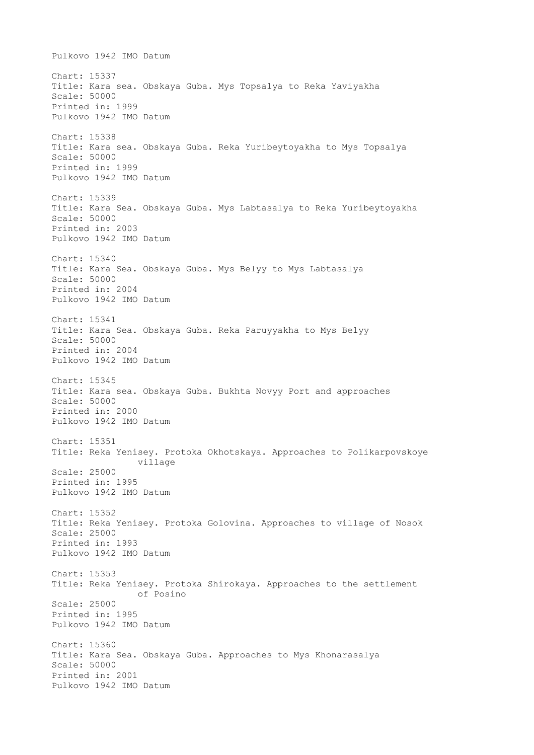Pulkovo 1942 IMO Datum

Chart: 15337
Title: Kara sea. Obskaya Guba. Mys Topsalya to Reka Yaviyakha
Scale: 50000
Printed in: 1999
Pulkovo 1942 IMO Datum

Chart: 15338
Title: Kara sea. Obskaya Guba. Reka Yuribeytoyakha to Mys Topsalya
Scale: 50000
Printed in: 1999
Pulkovo 1942 IMO Datum

Chart: 15339
Title: Kara Sea. Obskaya Guba. Mys Labtasalya to Reka Yuribeytoyakha
Scale: 50000
Printed in: 2003
Pulkovo 1942 IMO Datum

Chart: 15340
Title: Kara Sea. Obskaya Guba. Mys Belyy to Mys Labtasalya
Scale: 50000
Printed in: 2004
Pulkovo 1942 IMO Datum

Chart: 15341
Title: Kara Sea. Obskaya Guba. Reka Paruyyakha to Mys Belyy
Scale: 50000
Printed in: 2004
Pulkovo 1942 IMO Datum

Chart: 15345
Title: Kara sea. Obskaya Guba. Bukhta Novyy Port and approaches
Scale: 50000
Printed in: 2000
Pulkovo 1942 IMO Datum

Chart: 15351
Title: Reka Yenisey. Protoka Okhotskaya. Approaches to Polikarpovskoye village
Scale: 25000
Printed in: 1995
Pulkovo 1942 IMO Datum

Chart: 15352
Title: Reka Yenisey. Protoka Golovina. Approaches to village of Nosok
Scale: 25000
Printed in: 1993
Pulkovo 1942 IMO Datum

Chart: 15353
Title: Reka Yenisey. Protoka Shirokaya. Approaches to the settlement of Posino
Scale: 25000
Printed in: 1995
Pulkovo 1942 IMO Datum

Chart: 15360
Title: Kara Sea. Obskaya Guba. Approaches to Mys Khonarasalya
Scale: 50000
Printed in: 2001
Pulkovo 1942 IMO Datum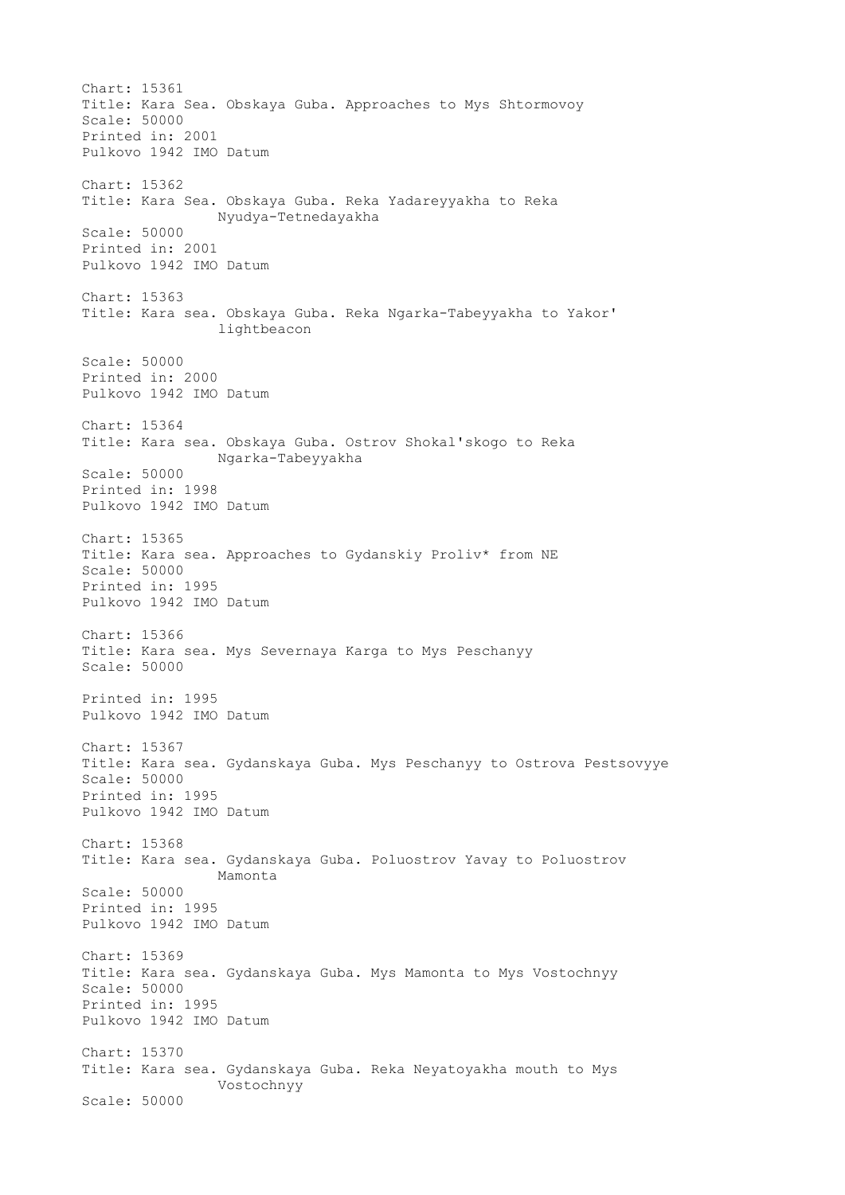Chart: 15361
Title: Kara Sea. Obskaya Guba. Approaches to Mys Shtormovoy
Scale: 50000
Printed in: 2001
Pulkovo 1942 IMO Datum

Chart: 15362
Title: Kara Sea. Obskaya Guba. Reka Yadareyyakha to Reka Nyudya-Tetnedayakha
Scale: 50000
Printed in: 2001
Pulkovo 1942 IMO Datum

Chart: 15363
Title: Kara sea. Obskaya Guba. Reka Ngarka-Tabeyyakha to Yakor' lightbeacon
Scale: 50000
Printed in: 2000
Pulkovo 1942 IMO Datum

Chart: 15364
Title: Kara sea. Obskaya Guba. Ostrov Shokal'skogo to Reka Ngarka-Tabeyyakha
Scale: 50000
Printed in: 1998
Pulkovo 1942 IMO Datum

Chart: 15365
Title: Kara sea. Approaches to Gydanskiy Proliv* from NE
Scale: 50000
Printed in: 1995
Pulkovo 1942 IMO Datum

Chart: 15366
Title: Kara sea. Mys Severnaya Karga to Mys Peschanyy
Scale: 50000
Printed in: 1995
Pulkovo 1942 IMO Datum

Chart: 15367
Title: Kara sea. Gydanskaya Guba. Mys Peschanyy to Ostrova Pestsovyye
Scale: 50000
Printed in: 1995
Pulkovo 1942 IMO Datum

Chart: 15368
Title: Kara sea. Gydanskaya Guba. Poluostrov Yavay to Poluostrov Mamonta
Scale: 50000
Printed in: 1995
Pulkovo 1942 IMO Datum

Chart: 15369
Title: Kara sea. Gydanskaya Guba. Mys Mamonta to Mys Vostochnyy
Scale: 50000
Printed in: 1995
Pulkovo 1942 IMO Datum

Chart: 15370
Title: Kara sea. Gydanskaya Guba. Reka Neyatoyakha mouth to Mys Vostochnyy
Scale: 50000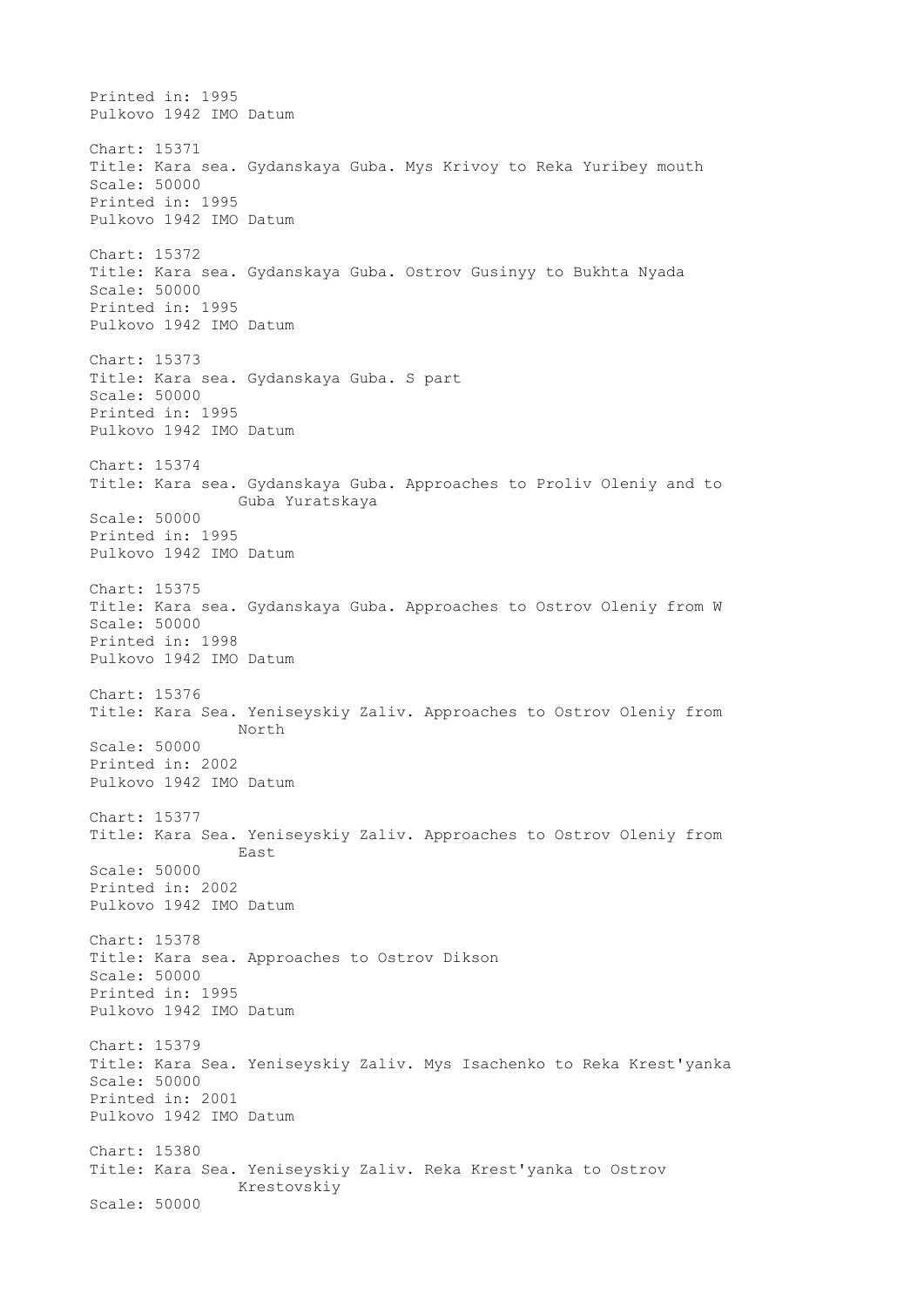Printed in: 1995
Pulkovo 1942 IMO Datum

Chart: 15371
Title: Kara sea. Gydanskaya Guba. Mys Krivoy to Reka Yuribey mouth
Scale: 50000
Printed in: 1995
Pulkovo 1942 IMO Datum

Chart: 15372
Title: Kara sea. Gydanskaya Guba. Ostrov Gusinyy to Bukhta Nyada
Scale: 50000
Printed in: 1995
Pulkovo 1942 IMO Datum

Chart: 15373
Title: Kara sea. Gydanskaya Guba. S part
Scale: 50000
Printed in: 1995
Pulkovo 1942 IMO Datum

Chart: 15374
Title: Kara sea. Gydanskaya Guba. Approaches to Proliv Oleniy and to Guba Yuratskaya
Scale: 50000
Printed in: 1995
Pulkovo 1942 IMO Datum

Chart: 15375
Title: Kara sea. Gydanskaya Guba. Approaches to Ostrov Oleniy from W
Scale: 50000
Printed in: 1998
Pulkovo 1942 IMO Datum

Chart: 15376
Title: Kara Sea. Yeniseyskiy Zaliv. Approaches to Ostrov Oleniy from North
Scale: 50000
Printed in: 2002
Pulkovo 1942 IMO Datum

Chart: 15377
Title: Kara Sea. Yeniseyskiy Zaliv. Approaches to Ostrov Oleniy from East
Scale: 50000
Printed in: 2002
Pulkovo 1942 IMO Datum

Chart: 15378
Title: Kara sea. Approaches to Ostrov Dikson
Scale: 50000
Printed in: 1995
Pulkovo 1942 IMO Datum

Chart: 15379
Title: Kara Sea. Yeniseyskiy Zaliv. Mys Isachenko to Reka Krest'yanka
Scale: 50000
Printed in: 2001
Pulkovo 1942 IMO Datum

Chart: 15380
Title: Kara Sea. Yeniseyskiy Zaliv. Reka Krest'yanka to Ostrov Krestovskiy
Scale: 50000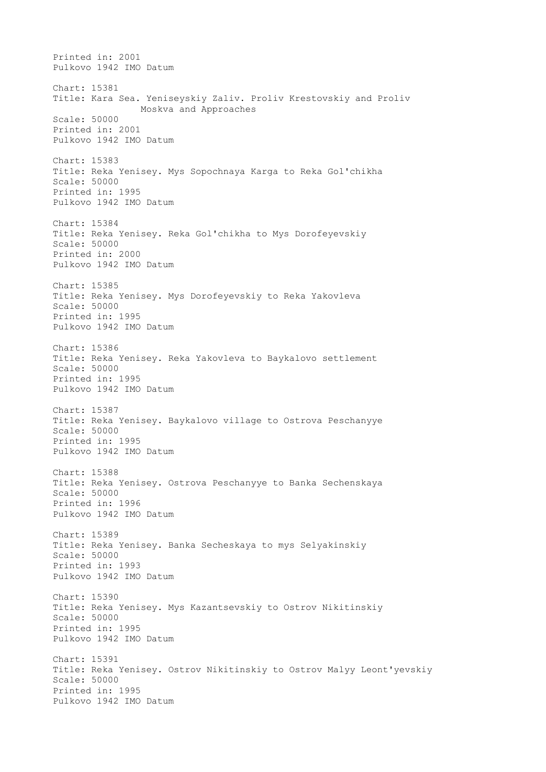Printed in: 2001
Pulkovo 1942 IMO Datum

Chart: 15381
Title: Kara Sea. Yeniseyskiy Zaliv. Proliv Krestovskiy and Proliv Moskva and Approaches
Scale: 50000
Printed in: 2001
Pulkovo 1942 IMO Datum

Chart: 15383
Title: Reka Yenisey. Mys Sopochnaya Karga to Reka Gol'chikha
Scale: 50000
Printed in: 1995
Pulkovo 1942 IMO Datum

Chart: 15384
Title: Reka Yenisey. Reka Gol'chikha to Mys Dorofeyevskiy
Scale: 50000
Printed in: 2000
Pulkovo 1942 IMO Datum

Chart: 15385
Title: Reka Yenisey. Mys Dorofeyevskiy to Reka Yakovleva
Scale: 50000
Printed in: 1995
Pulkovo 1942 IMO Datum

Chart: 15386
Title: Reka Yenisey. Reka Yakovleva to Baykalovo settlement
Scale: 50000
Printed in: 1995
Pulkovo 1942 IMO Datum

Chart: 15387
Title: Reka Yenisey. Baykalovo village to Ostrova Peschanyye
Scale: 50000
Printed in: 1995
Pulkovo 1942 IMO Datum

Chart: 15388
Title: Reka Yenisey. Ostrova Peschanyye to Banka Sechenskaya
Scale: 50000
Printed in: 1996
Pulkovo 1942 IMO Datum

Chart: 15389
Title: Reka Yenisey. Banka Secheskaya to mys Selyakinskiy
Scale: 50000
Printed in: 1993
Pulkovo 1942 IMO Datum

Chart: 15390
Title: Reka Yenisey. Mys Kazantsevskiy to Ostrov Nikitinskiy
Scale: 50000
Printed in: 1995
Pulkovo 1942 IMO Datum

Chart: 15391
Title: Reka Yenisey. Ostrov Nikitinskiy to Ostrov Malyy Leont'yevskiy
Scale: 50000
Printed in: 1995
Pulkovo 1942 IMO Datum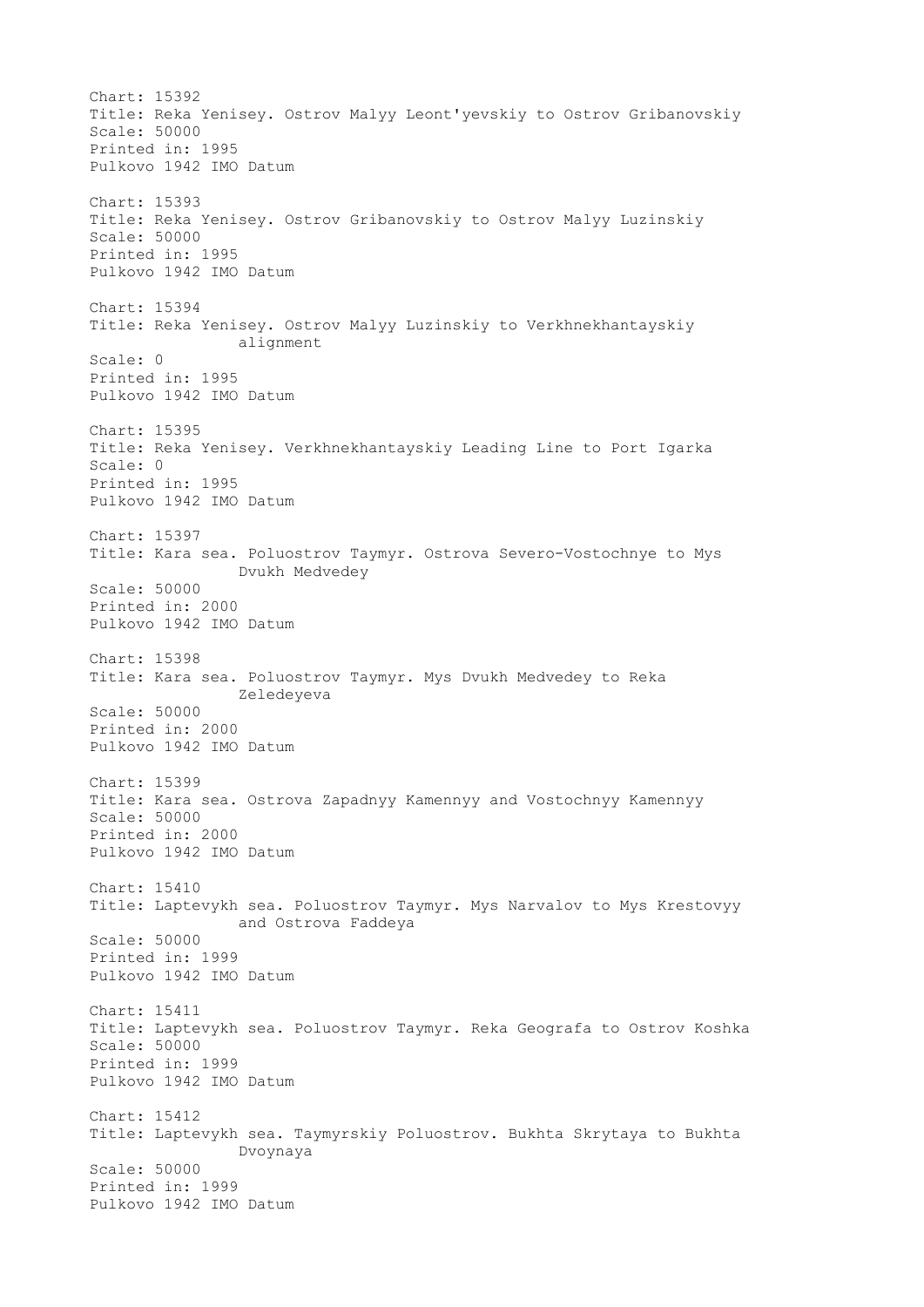Chart: 15392
Title: Reka Yenisey. Ostrov Malyy Leont'yevskiy to Ostrov Gribanovskiy
Scale: 50000
Printed in: 1995
Pulkovo 1942 IMO Datum

Chart: 15393
Title: Reka Yenisey. Ostrov Gribanovskiy to Ostrov Malyy Luzinskiy
Scale: 50000
Printed in: 1995
Pulkovo 1942 IMO Datum

Chart: 15394
Title: Reka Yenisey. Ostrov Malyy Luzinskiy to Verkhnekhantayskiy alignment
Scale: 0
Printed in: 1995
Pulkovo 1942 IMO Datum

Chart: 15395
Title: Reka Yenisey. Verkhnekhantayskiy Leading Line to Port Igarka
Scale: 0
Printed in: 1995
Pulkovo 1942 IMO Datum

Chart: 15397
Title: Kara sea. Poluostrov Taymyr. Ostrova Severo-Vostochnye to Mys Dvukh Medvedey
Scale: 50000
Printed in: 2000
Pulkovo 1942 IMO Datum

Chart: 15398
Title: Kara sea. Poluostrov Taymyr. Mys Dvukh Medvedey to Reka Zeledeyeva
Scale: 50000
Printed in: 2000
Pulkovo 1942 IMO Datum

Chart: 15399
Title: Kara sea. Ostrova Zapadnyy Kamennyy and Vostochnyy Kamennyy
Scale: 50000
Printed in: 2000
Pulkovo 1942 IMO Datum

Chart: 15410
Title: Laptevykh sea. Poluostrov Taymyr. Mys Narvalov to Mys Krestovyy and Ostrova Faddeya
Scale: 50000
Printed in: 1999
Pulkovo 1942 IMO Datum

Chart: 15411
Title: Laptevykh sea. Poluostrov Taymyr. Reka Geografa to Ostrov Koshka
Scale: 50000
Printed in: 1999
Pulkovo 1942 IMO Datum

Chart: 15412
Title: Laptevykh sea. Taymyrskiy Poluostrov. Bukhta Skrytaya to Bukhta Dvoynaya
Scale: 50000
Printed in: 1999
Pulkovo 1942 IMO Datum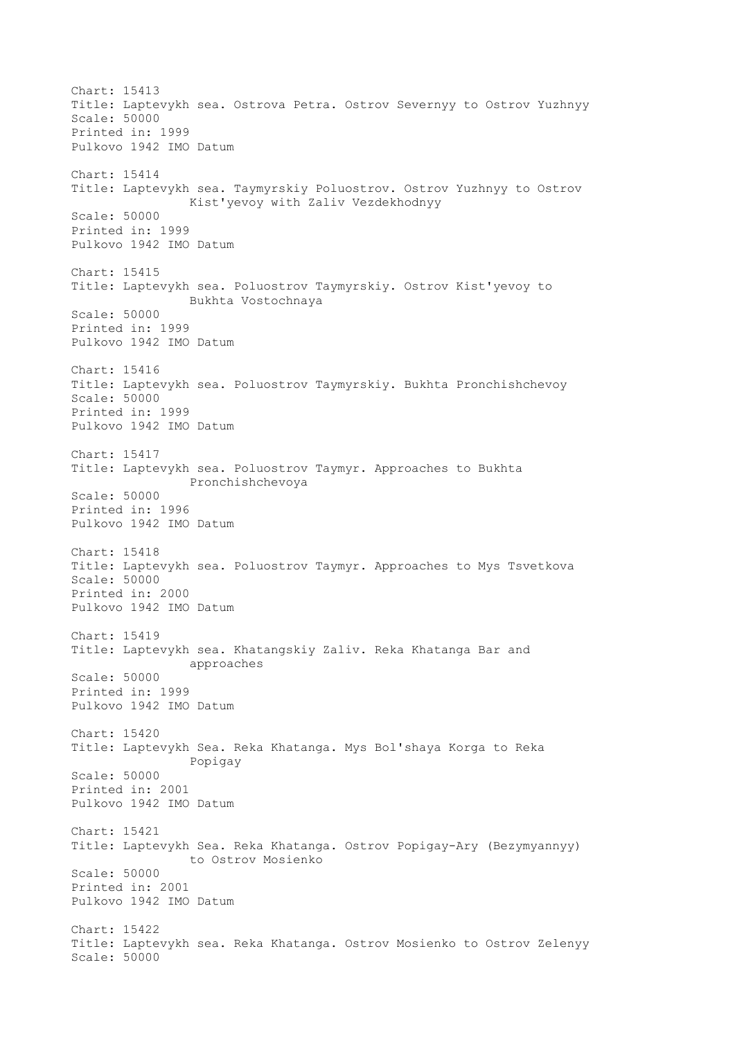Chart: 15413
Title: Laptevykh sea. Ostrova Petra. Ostrov Severnyy to Ostrov Yuzhnyy
Scale: 50000
Printed in: 1999
Pulkovo 1942 IMO Datum

Chart: 15414
Title: Laptevykh sea. Taymyrskiy Poluostrov. Ostrov Yuzhnyy to Ostrov Kist'yevoy with Zaliv Vezdekhodnyy
Scale: 50000
Printed in: 1999
Pulkovo 1942 IMO Datum

Chart: 15415
Title: Laptevykh sea. Poluostrov Taymyrskiy. Ostrov Kist'yevoy to Bukhta Vostochnaya
Scale: 50000
Printed in: 1999
Pulkovo 1942 IMO Datum

Chart: 15416
Title: Laptevykh sea. Poluostrov Taymyrskiy. Bukhta Pronchishchevoy
Scale: 50000
Printed in: 1999
Pulkovo 1942 IMO Datum

Chart: 15417
Title: Laptevykh sea. Poluostrov Taymyr. Approaches to Bukhta Pronchishchevoya
Scale: 50000
Printed in: 1996
Pulkovo 1942 IMO Datum

Chart: 15418
Title: Laptevykh sea. Poluostrov Taymyr. Approaches to Mys Tsvetkova
Scale: 50000
Printed in: 2000
Pulkovo 1942 IMO Datum

Chart: 15419
Title: Laptevykh sea. Khatangskiy Zaliv. Reka Khatanga Bar and approaches
Scale: 50000
Printed in: 1999
Pulkovo 1942 IMO Datum

Chart: 15420
Title: Laptevykh Sea. Reka Khatanga. Mys Bol'shaya Korga to Reka Popigay
Scale: 50000
Printed in: 2001
Pulkovo 1942 IMO Datum

Chart: 15421
Title: Laptevykh Sea. Reka Khatanga. Ostrov Popigay-Ary (Bezymyannyy) to Ostrov Mosienko
Scale: 50000
Printed in: 2001
Pulkovo 1942 IMO Datum

Chart: 15422
Title: Laptevykh sea. Reka Khatanga. Ostrov Mosienko to Ostrov Zelenyy
Scale: 50000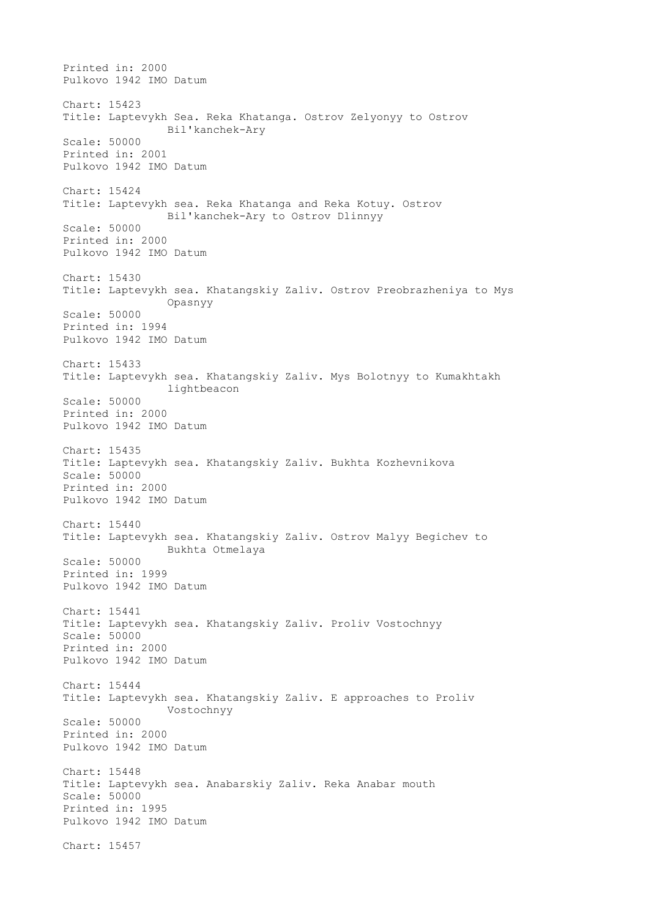Printed in: 2000
Pulkovo 1942 IMO Datum

Chart: 15423
Title: Laptevykh Sea. Reka Khatanga. Ostrov Zelyonyy to Ostrov Bil'kanchek-Ary
Scale: 50000
Printed in: 2001
Pulkovo 1942 IMO Datum

Chart: 15424
Title: Laptevykh sea. Reka Khatanga and Reka Kotuy. Ostrov Bil'kanchek-Ary to Ostrov Dlinnyy
Scale: 50000
Printed in: 2000
Pulkovo 1942 IMO Datum

Chart: 15430
Title: Laptevykh sea. Khatangskiy Zaliv. Ostrov Preobrazheniya to Mys Opasnyy
Scale: 50000
Printed in: 1994
Pulkovo 1942 IMO Datum

Chart: 15433
Title: Laptevykh sea. Khatangskiy Zaliv. Mys Bolotnyy to Kumakhtakh lightbeacon
Scale: 50000
Printed in: 2000
Pulkovo 1942 IMO Datum

Chart: 15435
Title: Laptevykh sea. Khatangskiy Zaliv. Bukhta Kozhevnikova
Scale: 50000
Printed in: 2000
Pulkovo 1942 IMO Datum

Chart: 15440
Title: Laptevykh sea. Khatangskiy Zaliv. Ostrov Malyy Begichev to Bukhta Otmelaya
Scale: 50000
Printed in: 1999
Pulkovo 1942 IMO Datum

Chart: 15441
Title: Laptevykh sea. Khatangskiy Zaliv. Proliv Vostochnyy
Scale: 50000
Printed in: 2000
Pulkovo 1942 IMO Datum

Chart: 15444
Title: Laptevykh sea. Khatangskiy Zaliv. E approaches to Proliv Vostochnyy
Scale: 50000
Printed in: 2000
Pulkovo 1942 IMO Datum

Chart: 15448
Title: Laptevykh sea. Anabarskiy Zaliv. Reka Anabar mouth
Scale: 50000
Printed in: 1995
Pulkovo 1942 IMO Datum

Chart: 15457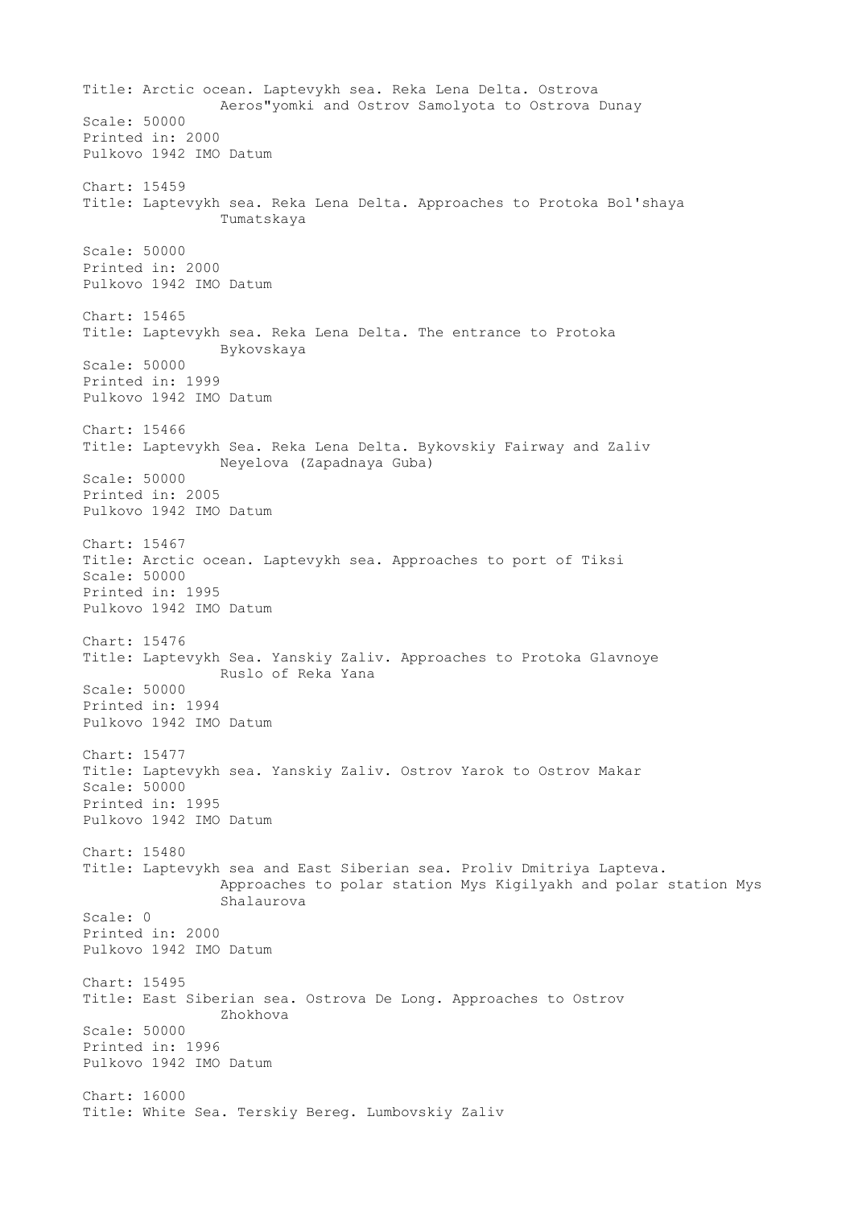Title: Arctic ocean. Laptevykh sea. Reka Lena Delta. Ostrova Aeros"yomki and Ostrov Samolyota to Ostrova Dunay
Scale: 50000
Printed in: 2000
Pulkovo 1942 IMO Datum

Chart: 15459
Title: Laptevykh sea. Reka Lena Delta. Approaches to Protoka Bol'shaya Tumatskaya
Scale: 50000
Printed in: 2000
Pulkovo 1942 IMO Datum

Chart: 15465
Title: Laptevykh sea. Reka Lena Delta. The entrance to Protoka Bykovskaya
Scale: 50000
Printed in: 1999
Pulkovo 1942 IMO Datum

Chart: 15466
Title: Laptevykh Sea. Reka Lena Delta. Bykovskiy Fairway and Zaliv Neyelova (Zapadnaya Guba)
Scale: 50000
Printed in: 2005
Pulkovo 1942 IMO Datum

Chart: 15467
Title: Arctic ocean. Laptevykh sea. Approaches to port of Tiksi
Scale: 50000
Printed in: 1995
Pulkovo 1942 IMO Datum

Chart: 15476
Title: Laptevykh Sea. Yanskiy Zaliv. Approaches to Protoka Glavnoye Ruslo of Reka Yana
Scale: 50000
Printed in: 1994
Pulkovo 1942 IMO Datum

Chart: 15477
Title: Laptevykh sea. Yanskiy Zaliv. Ostrov Yarok to Ostrov Makar
Scale: 50000
Printed in: 1995
Pulkovo 1942 IMO Datum

Chart: 15480
Title: Laptevykh sea and East Siberian sea. Proliv Dmitriya Lapteva. Approaches to polar station Mys Kigilyakh and polar station Mys Shalaurova
Scale: 0
Printed in: 2000
Pulkovo 1942 IMO Datum

Chart: 15495
Title: East Siberian sea. Ostrova De Long. Approaches to Ostrov Zhokhova
Scale: 50000
Printed in: 1996
Pulkovo 1942 IMO Datum

Chart: 16000
Title: White Sea. Terskiy Bereg. Lumbovskiy Zaliv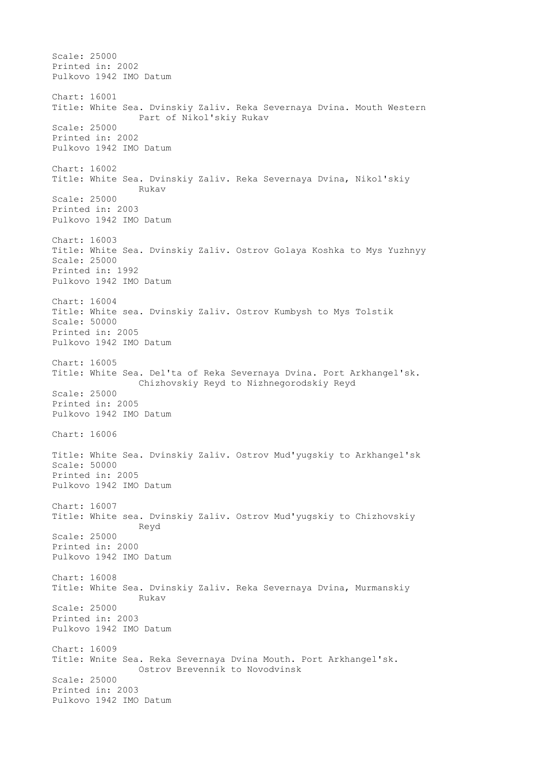Scale: 25000
Printed in: 2002
Pulkovo 1942 IMO Datum

Chart: 16001
Title: White Sea. Dvinskiy Zaliv. Reka Severnaya Dvina. Mouth Western Part of Nikol'skiy Rukav
Scale: 25000
Printed in: 2002
Pulkovo 1942 IMO Datum

Chart: 16002
Title: White Sea. Dvinskiy Zaliv. Reka Severnaya Dvina, Nikol'skiy Rukav
Scale: 25000
Printed in: 2003
Pulkovo 1942 IMO Datum

Chart: 16003
Title: White Sea. Dvinskiy Zaliv. Ostrov Golaya Koshka to Mys Yuzhnyy
Scale: 25000
Printed in: 1992
Pulkovo 1942 IMO Datum

Chart: 16004
Title: White sea. Dvinskiy Zaliv. Ostrov Kumbysh to Mys Tolstik
Scale: 50000
Printed in: 2005
Pulkovo 1942 IMO Datum

Chart: 16005
Title: White Sea. Del'ta of Reka Severnaya Dvina. Port Arkhangel'sk. Chizhovskiy Reyd to Nizhnegorodskiy Reyd
Scale: 25000
Printed in: 2005
Pulkovo 1942 IMO Datum

Chart: 16006

Title: White Sea. Dvinskiy Zaliv. Ostrov Mud'yugskiy to Arkhangel'sk
Scale: 50000
Printed in: 2005
Pulkovo 1942 IMO Datum

Chart: 16007
Title: White sea. Dvinskiy Zaliv. Ostrov Mud'yugskiy to Chizhovskiy Reyd
Scale: 25000
Printed in: 2000
Pulkovo 1942 IMO Datum

Chart: 16008
Title: White Sea. Dvinskiy Zaliv. Reka Severnaya Dvina, Murmanskiy Rukav
Scale: 25000
Printed in: 2003
Pulkovo 1942 IMO Datum

Chart: 16009
Title: Wnite Sea. Reka Severnaya Dvina Mouth. Port Arkhangel'sk. Ostrov Brevennik to Novodvinsk
Scale: 25000
Printed in: 2003
Pulkovo 1942 IMO Datum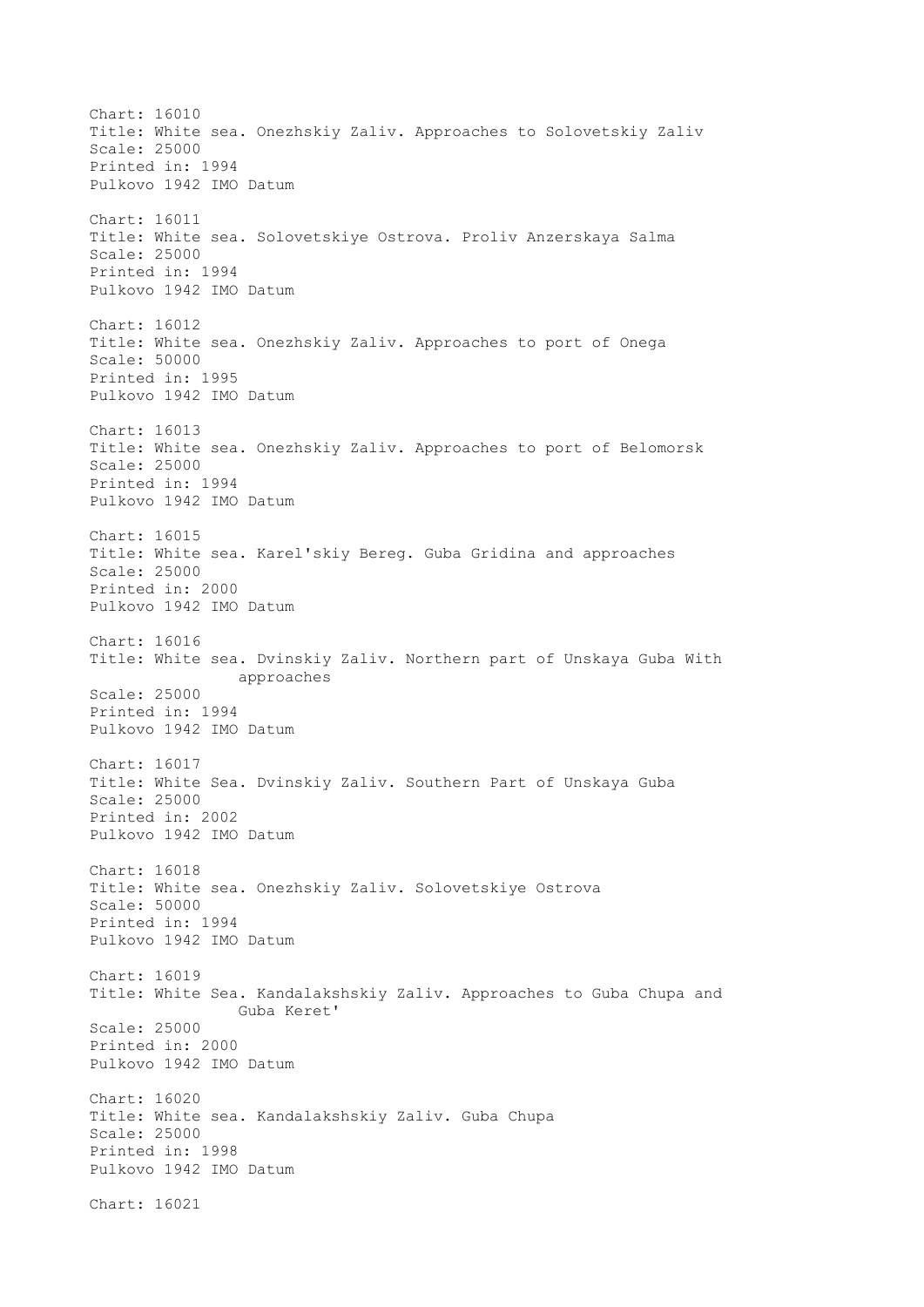Chart: 16010
Title: White sea. Onezhskiy Zaliv. Approaches to Solovetskiy Zaliv
Scale: 25000
Printed in: 1994
Pulkovo 1942 IMO Datum

Chart: 16011
Title: White sea. Solovetskiye Ostrova. Proliv Anzerskaya Salma
Scale: 25000
Printed in: 1994
Pulkovo 1942 IMO Datum

Chart: 16012
Title: White sea. Onezhskiy Zaliv. Approaches to port of Onega
Scale: 50000
Printed in: 1995
Pulkovo 1942 IMO Datum

Chart: 16013
Title: White sea. Onezhskiy Zaliv. Approaches to port of Belomorsk
Scale: 25000
Printed in: 1994
Pulkovo 1942 IMO Datum

Chart: 16015
Title: White sea. Karel'skiy Bereg. Guba Gridina and approaches
Scale: 25000
Printed in: 2000
Pulkovo 1942 IMO Datum

Chart: 16016
Title: White sea. Dvinskiy Zaliv. Northern part of Unskaya Guba With approaches
Scale: 25000
Printed in: 1994
Pulkovo 1942 IMO Datum

Chart: 16017
Title: White Sea. Dvinskiy Zaliv. Southern Part of Unskaya Guba
Scale: 25000
Printed in: 2002
Pulkovo 1942 IMO Datum

Chart: 16018
Title: White sea. Onezhskiy Zaliv. Solovetskiye Ostrova
Scale: 50000
Printed in: 1994
Pulkovo 1942 IMO Datum

Chart: 16019
Title: White Sea. Kandalakshskiy Zaliv. Approaches to Guba Chupa and Guba Keret'
Scale: 25000
Printed in: 2000
Pulkovo 1942 IMO Datum

Chart: 16020
Title: White sea. Kandalakshskiy Zaliv. Guba Chupa
Scale: 25000
Printed in: 1998
Pulkovo 1942 IMO Datum

Chart: 16021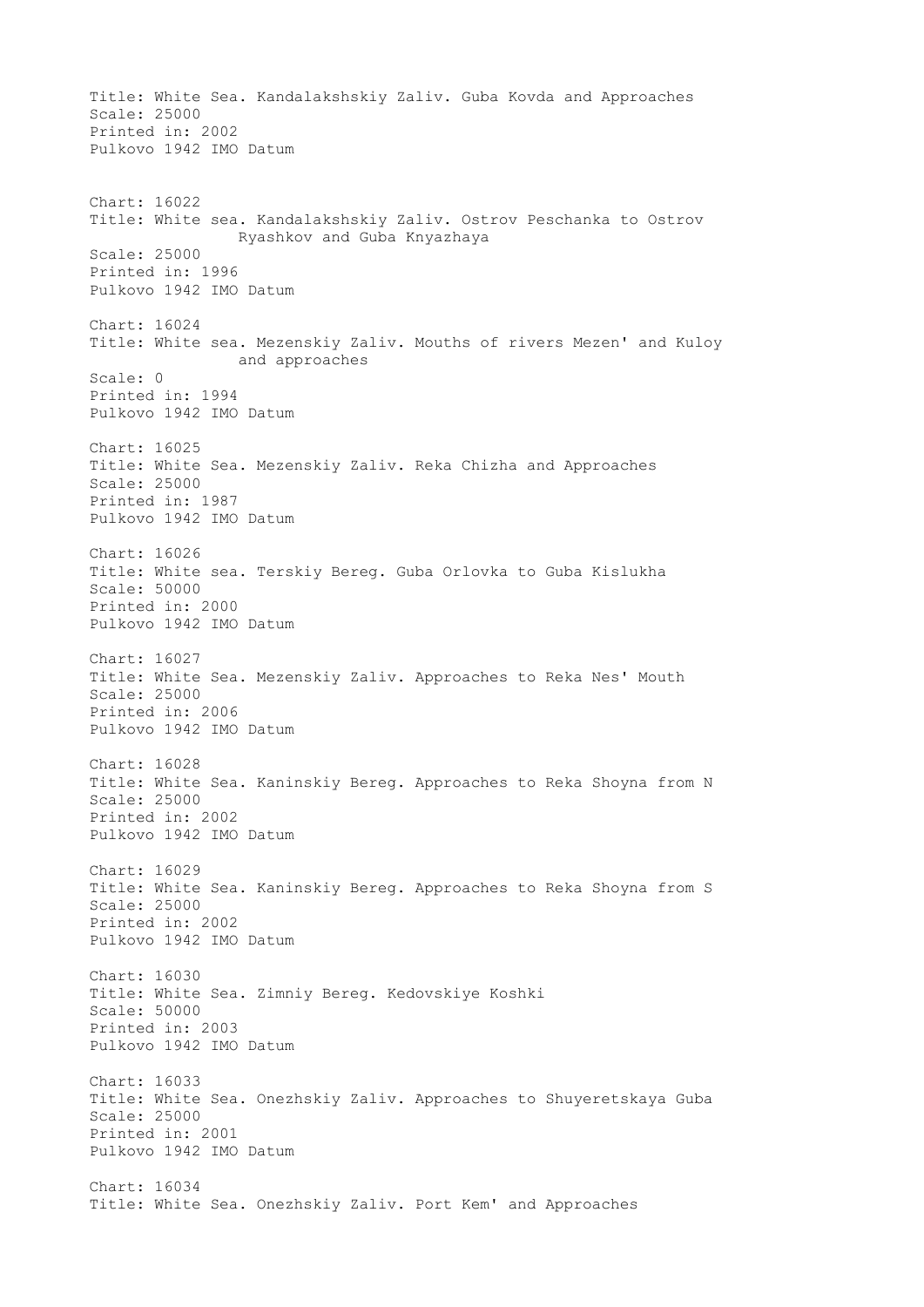Title: White Sea. Kandalakshskiy Zaliv. Guba Kovda and Approaches
Scale: 25000
Printed in: 2002
Pulkovo 1942 IMO Datum

Chart: 16022
Title: White sea. Kandalakshskiy Zaliv. Ostrov Peschanka to Ostrov Ryashkov and Guba Knyazhaya
Scale: 25000
Printed in: 1996
Pulkovo 1942 IMO Datum

Chart: 16024
Title: White sea. Mezenskiy Zaliv. Mouths of rivers Mezen' and Kuloy and approaches
Scale: 0
Printed in: 1994
Pulkovo 1942 IMO Datum

Chart: 16025
Title: White Sea. Mezenskiy Zaliv. Reka Chizha and Approaches
Scale: 25000
Printed in: 1987
Pulkovo 1942 IMO Datum

Chart: 16026
Title: White sea. Terskiy Bereg. Guba Orlovka to Guba Kislukha
Scale: 50000
Printed in: 2000
Pulkovo 1942 IMO Datum

Chart: 16027
Title: White Sea. Mezenskiy Zaliv. Approaches to Reka Nes' Mouth
Scale: 25000
Printed in: 2006
Pulkovo 1942 IMO Datum

Chart: 16028
Title: White Sea. Kaninskiy Bereg. Approaches to Reka Shoyna from N
Scale: 25000
Printed in: 2002
Pulkovo 1942 IMO Datum

Chart: 16029
Title: White Sea. Kaninskiy Bereg. Approaches to Reka Shoyna from S
Scale: 25000
Printed in: 2002
Pulkovo 1942 IMO Datum

Chart: 16030
Title: White Sea. Zimniy Bereg. Kedovskiye Koshki
Scale: 50000
Printed in: 2003
Pulkovo 1942 IMO Datum

Chart: 16033
Title: White Sea. Onezhskiy Zaliv. Approaches to Shuyeretskaya Guba
Scale: 25000
Printed in: 2001
Pulkovo 1942 IMO Datum

Chart: 16034
Title: White Sea. Onezhskiy Zaliv. Port Kem' and Approaches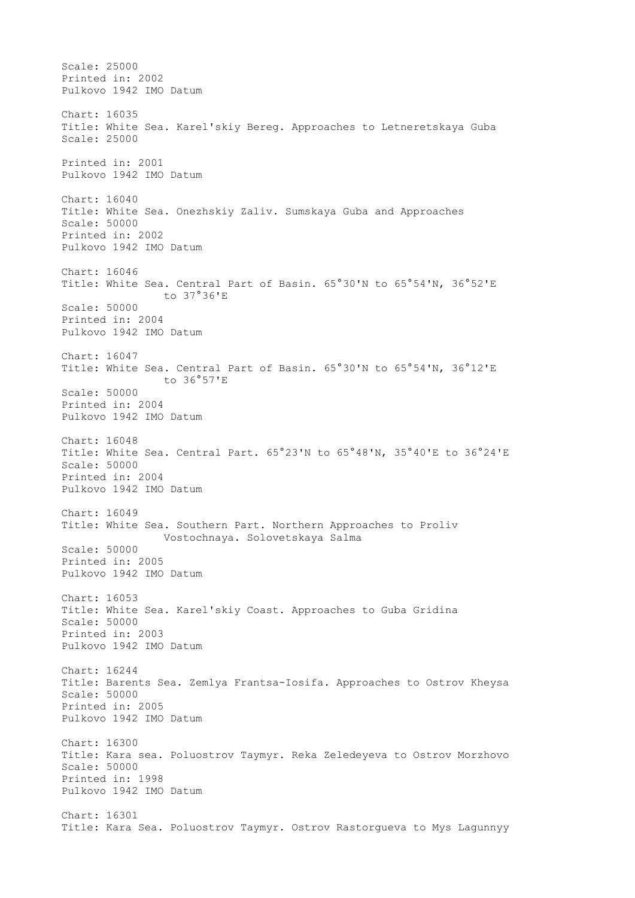Scale: 25000
Printed in: 2002
Pulkovo 1942 IMO Datum

Chart: 16035
Title: White Sea. Karel'skiy Bereg. Approaches to Letneretskaya Guba
Scale: 25000

Printed in: 2001
Pulkovo 1942 IMO Datum

Chart: 16040
Title: White Sea. Onezhskiy Zaliv. Sumskaya Guba and Approaches
Scale: 50000
Printed in: 2002
Pulkovo 1942 IMO Datum

Chart: 16046
Title: White Sea. Central Part of Basin. 65°30'N to 65°54'N, 36°52'E to 37°36'E
Scale: 50000
Printed in: 2004
Pulkovo 1942 IMO Datum

Chart: 16047
Title: White Sea. Central Part of Basin. 65°30'N to 65°54'N, 36°12'E to 36°57'E
Scale: 50000
Printed in: 2004
Pulkovo 1942 IMO Datum

Chart: 16048
Title: White Sea. Central Part. 65°23'N to 65°48'N, 35°40'E to 36°24'E
Scale: 50000
Printed in: 2004
Pulkovo 1942 IMO Datum

Chart: 16049
Title: White Sea. Southern Part. Northern Approaches to Proliv Vostochnaya. Solovetskaya Salma
Scale: 50000
Printed in: 2005
Pulkovo 1942 IMO Datum

Chart: 16053
Title: White Sea. Karel'skiy Coast. Approaches to Guba Gridina
Scale: 50000
Printed in: 2003
Pulkovo 1942 IMO Datum

Chart: 16244
Title: Barents Sea. Zemlya Frantsa-Iosifa. Approaches to Ostrov Kheysa
Scale: 50000
Printed in: 2005
Pulkovo 1942 IMO Datum

Chart: 16300
Title: Kara sea. Poluostrov Taymyr. Reka Zeledeyeva to Ostrov Morzhovo
Scale: 50000
Printed in: 1998
Pulkovo 1942 IMO Datum

Chart: 16301
Title: Kara Sea. Poluostrov Taymyr. Ostrov Rastorgueva to Mys Lagunnyy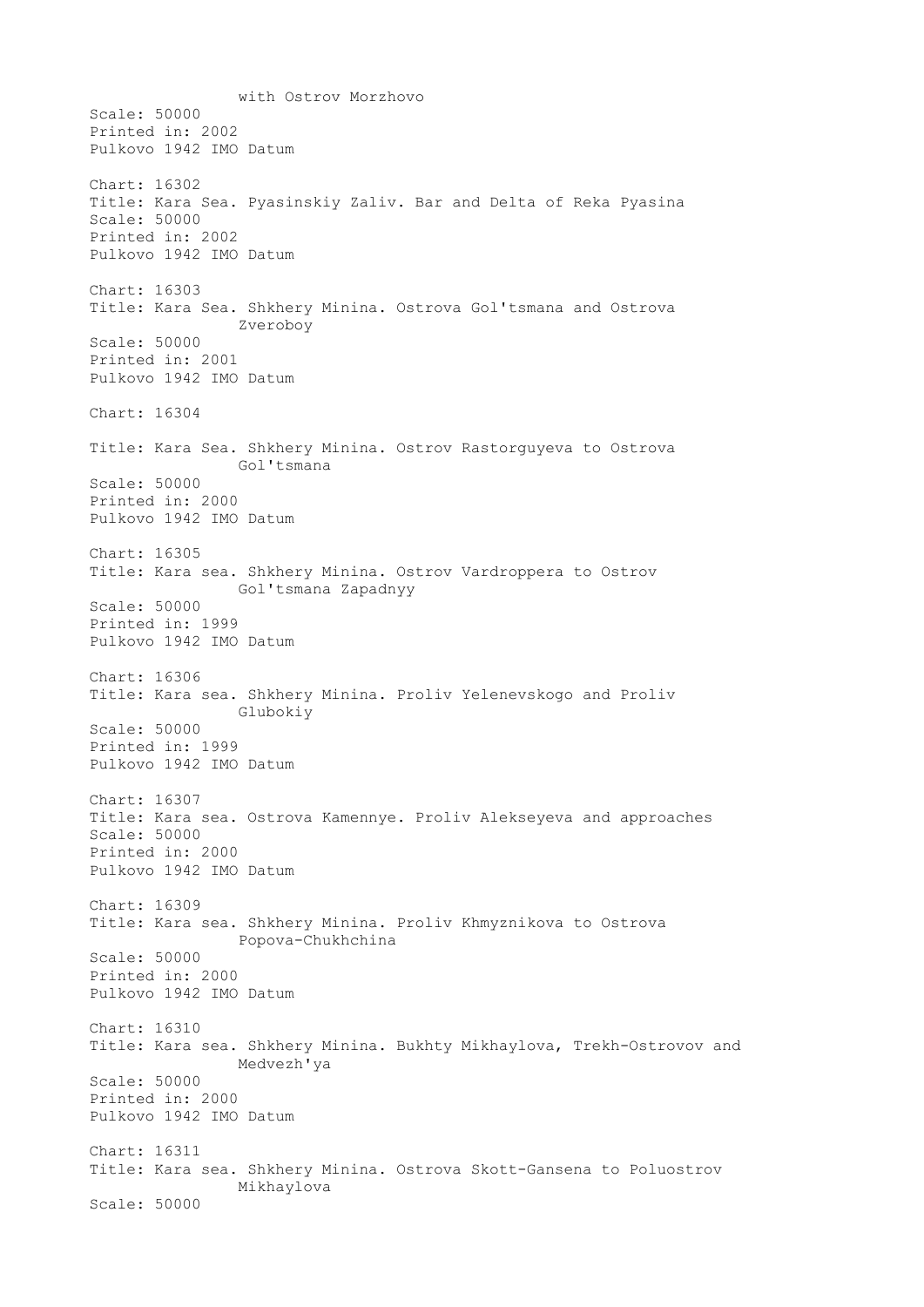with Ostrov Morzhovo
Scale: 50000
Printed in: 2002
Pulkovo 1942 IMO Datum

Chart: 16302
Title: Kara Sea. Pyasinskiy Zaliv. Bar and Delta of Reka Pyasina
Scale: 50000
Printed in: 2002
Pulkovo 1942 IMO Datum

Chart: 16303
Title: Kara Sea. Shkhery Minina. Ostrova Gol'tsmana and Ostrova Zveroboy
Scale: 50000
Printed in: 2001
Pulkovo 1942 IMO Datum

Chart: 16304

Title: Kara Sea. Shkhery Minina. Ostrov Rastorguyeva to Ostrova Gol'tsmana
Scale: 50000
Printed in: 2000
Pulkovo 1942 IMO Datum

Chart: 16305
Title: Kara sea. Shkhery Minina. Ostrov Vardroppera to Ostrov Gol'tsmana Zapadnyy
Scale: 50000
Printed in: 1999
Pulkovo 1942 IMO Datum

Chart: 16306
Title: Kara sea. Shkhery Minina. Proliv Yelenevskogo and Proliv Glubokiy
Scale: 50000
Printed in: 1999
Pulkovo 1942 IMO Datum

Chart: 16307
Title: Kara sea. Ostrova Kamennye. Proliv Alekseyeva and approaches
Scale: 50000
Printed in: 2000
Pulkovo 1942 IMO Datum

Chart: 16309
Title: Kara sea. Shkhery Minina. Proliv Khmyznikova to Ostrova Popova-Chukhchina
Scale: 50000
Printed in: 2000
Pulkovo 1942 IMO Datum

Chart: 16310
Title: Kara sea. Shkhery Minina. Bukhty Mikhaylova, Trekh-Ostrovov and Medvezh'ya
Scale: 50000
Printed in: 2000
Pulkovo 1942 IMO Datum

Chart: 16311
Title: Kara sea. Shkhery Minina. Ostrova Skott-Gansena to Poluostrov Mikhaylova
Scale: 50000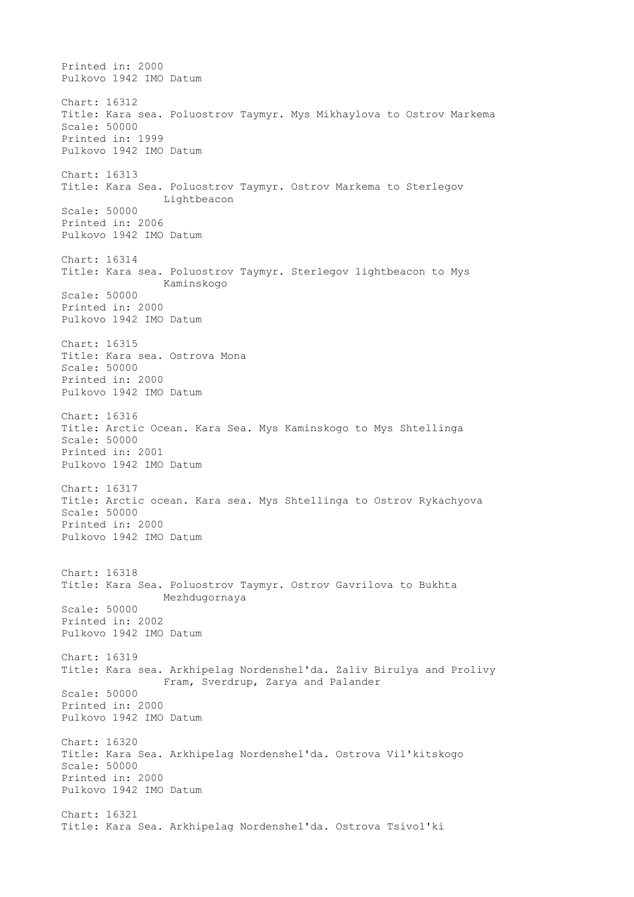Printed in: 2000
Pulkovo 1942 IMO Datum

Chart: 16312
Title: Kara sea. Poluostrov Taymyr. Mys Mikhaylova to Ostrov Markema
Scale: 50000
Printed in: 1999
Pulkovo 1942 IMO Datum

Chart: 16313
Title: Kara Sea. Poluostrov Taymyr. Ostrov Markema to Sterlegov Lightbeacon
Scale: 50000
Printed in: 2006
Pulkovo 1942 IMO Datum

Chart: 16314
Title: Kara sea. Poluostrov Taymyr. Sterlegov lightbeacon to Mys Kaminskogo
Scale: 50000
Printed in: 2000
Pulkovo 1942 IMO Datum

Chart: 16315
Title: Kara sea. Ostrova Mona
Scale: 50000
Printed in: 2000
Pulkovo 1942 IMO Datum

Chart: 16316
Title: Arctic Ocean. Kara Sea. Mys Kaminskogo to Mys Shtellinga
Scale: 50000
Printed in: 2001
Pulkovo 1942 IMO Datum

Chart: 16317
Title: Arctic ocean. Kara sea. Mys Shtellinga to Ostrov Rykachyova
Scale: 50000
Printed in: 2000
Pulkovo 1942 IMO Datum

Chart: 16318
Title: Kara Sea. Poluostrov Taymyr. Ostrov Gavrilova to Bukhta Mezhdugornaya
Scale: 50000
Printed in: 2002
Pulkovo 1942 IMO Datum

Chart: 16319
Title: Kara sea. Arkhipelag Nordenshel'da. Zaliv Birulya and Prolivy Fram, Sverdrup, Zarya and Palander
Scale: 50000
Printed in: 2000
Pulkovo 1942 IMO Datum

Chart: 16320
Title: Kara Sea. Arkhipelag Nordenshel'da. Ostrova Vil'kitskogo
Scale: 50000
Printed in: 2000
Pulkovo 1942 IMO Datum

Chart: 16321
Title: Kara Sea. Arkhipelag Nordenshel'da. Ostrova Tsivol'ki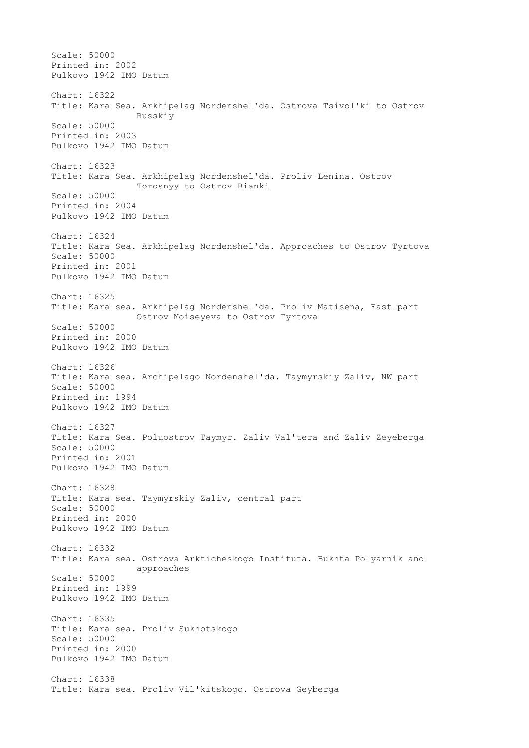Scale: 50000
Printed in: 2002
Pulkovo 1942 IMO Datum

Chart: 16322
Title: Kara Sea. Arkhipelag Nordenshel'da. Ostrova Tsivol'ki to Ostrov
               Russkiy
Scale: 50000
Printed in: 2003
Pulkovo 1942 IMO Datum

Chart: 16323
Title: Kara Sea. Arkhipelag Nordenshel'da. Proliv Lenina. Ostrov
               Torosnyy to Ostrov Bianki
Scale: 50000
Printed in: 2004
Pulkovo 1942 IMO Datum

Chart: 16324
Title: Kara Sea. Arkhipelag Nordenshel'da. Approaches to Ostrov Tyrtova
Scale: 50000
Printed in: 2001
Pulkovo 1942 IMO Datum

Chart: 16325
Title: Kara sea. Arkhipelag Nordenshel'da. Proliv Matisena, East part
               Ostrov Moiseyeva to Ostrov Tyrtova
Scale: 50000
Printed in: 2000
Pulkovo 1942 IMO Datum

Chart: 16326
Title: Kara sea. Archipelago Nordenshel'da. Taymyrskiy Zaliv, NW part
Scale: 50000
Printed in: 1994
Pulkovo 1942 IMO Datum

Chart: 16327
Title: Kara Sea. Poluostrov Taymyr. Zaliv Val'tera and Zaliv Zeyeberga
Scale: 50000
Printed in: 2001
Pulkovo 1942 IMO Datum

Chart: 16328
Title: Kara sea. Taymyrskiy Zaliv, central part
Scale: 50000
Printed in: 2000
Pulkovo 1942 IMO Datum

Chart: 16332
Title: Kara sea. Ostrova Arkticheskogo Instituta. Bukhta Polyarnik and
               approaches
Scale: 50000
Printed in: 1999
Pulkovo 1942 IMO Datum

Chart: 16335
Title: Kara sea. Proliv Sukhotskogo
Scale: 50000
Printed in: 2000
Pulkovo 1942 IMO Datum

Chart: 16338
Title: Kara sea. Proliv Vil'kitskogo. Ostrova Geyberga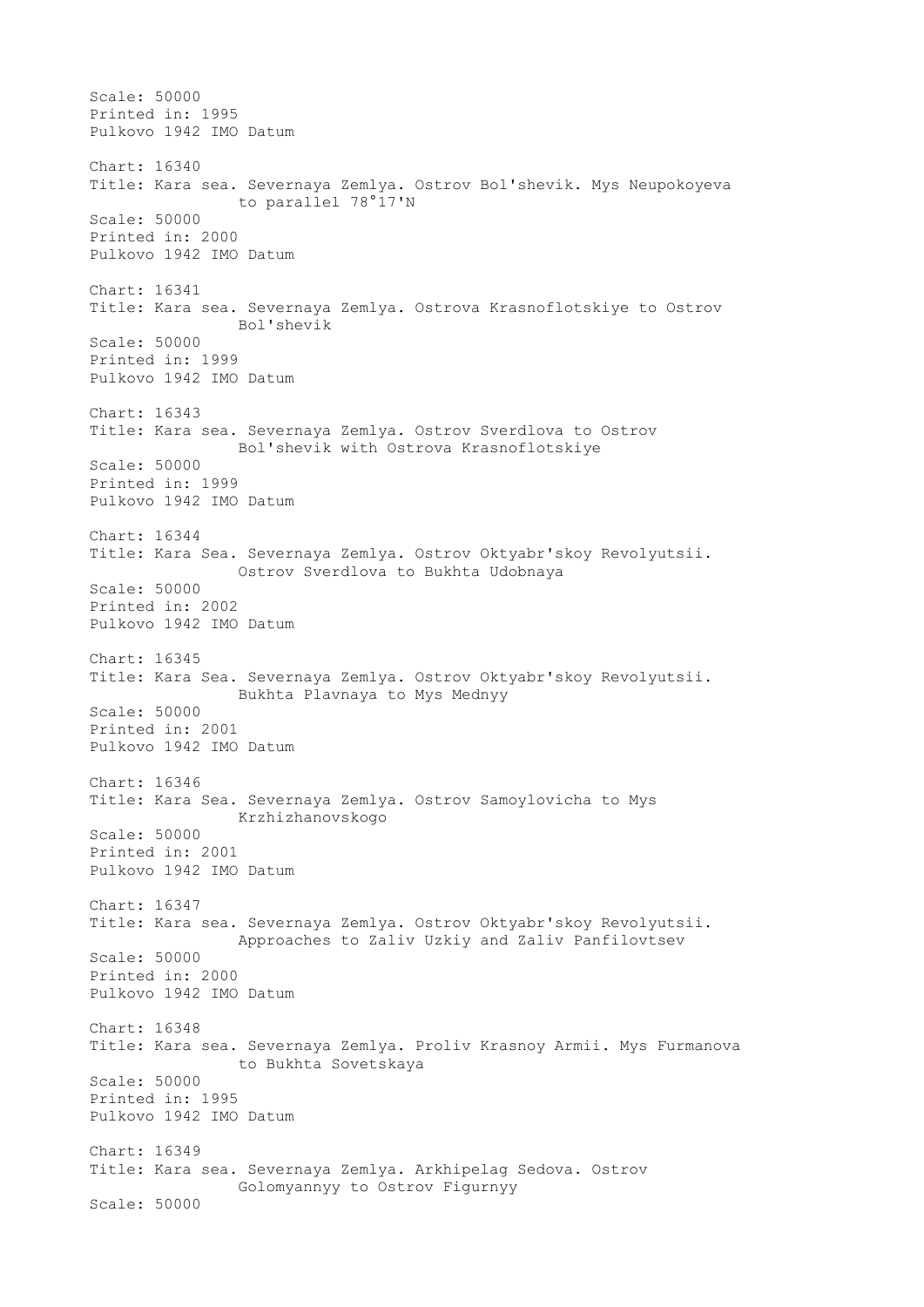Scale: 50000
Printed in: 1995
Pulkovo 1942 IMO Datum

Chart: 16340
Title: Kara sea. Severnaya Zemlya. Ostrov Bol'shevik. Mys Neupokoyeva to parallel 78°17'N
Scale: 50000
Printed in: 2000
Pulkovo 1942 IMO Datum

Chart: 16341
Title: Kara sea. Severnaya Zemlya. Ostrova Krasnoflotskiye to Ostrov Bol'shevik
Scale: 50000
Printed in: 1999
Pulkovo 1942 IMO Datum

Chart: 16343
Title: Kara sea. Severnaya Zemlya. Ostrov Sverdlova to Ostrov Bol'shevik with Ostrova Krasnoflotskiye
Scale: 50000
Printed in: 1999
Pulkovo 1942 IMO Datum

Chart: 16344
Title: Kara Sea. Severnaya Zemlya. Ostrov Oktyabr'skoy Revolyutsii. Ostrov Sverdlova to Bukhta Udobnaya
Scale: 50000
Printed in: 2002
Pulkovo 1942 IMO Datum

Chart: 16345
Title: Kara Sea. Severnaya Zemlya. Ostrov Oktyabr'skoy Revolyutsii. Bukhta Plavnaya to Mys Mednyy
Scale: 50000
Printed in: 2001
Pulkovo 1942 IMO Datum

Chart: 16346
Title: Kara Sea. Severnaya Zemlya. Ostrov Samoylovicha to Mys Krzhizhanovskogo
Scale: 50000
Printed in: 2001
Pulkovo 1942 IMO Datum

Chart: 16347
Title: Kara sea. Severnaya Zemlya. Ostrov Oktyabr'skoy Revolyutsii. Approaches to Zaliv Uzkiy and Zaliv Panfilovtsev
Scale: 50000
Printed in: 2000
Pulkovo 1942 IMO Datum

Chart: 16348
Title: Kara sea. Severnaya Zemlya. Proliv Krasnoy Armii. Mys Furmanova to Bukhta Sovetskaya
Scale: 50000
Printed in: 1995
Pulkovo 1942 IMO Datum

Chart: 16349
Title: Kara sea. Severnaya Zemlya. Arkhipelag Sedova. Ostrov Golomyannyy to Ostrov Figurnyy
Scale: 50000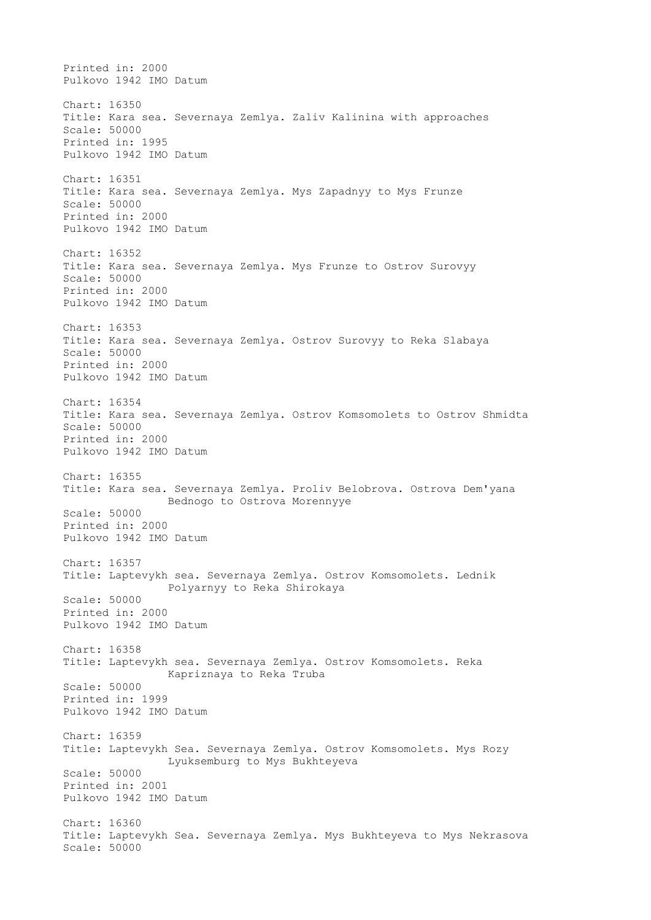Printed in: 2000
Pulkovo 1942 IMO Datum

Chart: 16350
Title: Kara sea. Severnaya Zemlya. Zaliv Kalinina with approaches
Scale: 50000
Printed in: 1995
Pulkovo 1942 IMO Datum

Chart: 16351
Title: Kara sea. Severnaya Zemlya. Mys Zapadnyy to Mys Frunze
Scale: 50000
Printed in: 2000
Pulkovo 1942 IMO Datum

Chart: 16352
Title: Kara sea. Severnaya Zemlya. Mys Frunze to Ostrov Surovyy
Scale: 50000
Printed in: 2000
Pulkovo 1942 IMO Datum

Chart: 16353
Title: Kara sea. Severnaya Zemlya. Ostrov Surovyy to Reka Slabaya
Scale: 50000
Printed in: 2000
Pulkovo 1942 IMO Datum

Chart: 16354
Title: Kara sea. Severnaya Zemlya. Ostrov Komsomolets to Ostrov Shmidta
Scale: 50000
Printed in: 2000
Pulkovo 1942 IMO Datum

Chart: 16355
Title: Kara sea. Severnaya Zemlya. Proliv Belobrova. Ostrova Dem'yana Bednogo to Ostrova Morennyye
Scale: 50000
Printed in: 2000
Pulkovo 1942 IMO Datum

Chart: 16357
Title: Laptevykh sea. Severnaya Zemlya. Ostrov Komsomolets. Lednik Polyarnyy to Reka Shirokaya
Scale: 50000
Printed in: 2000
Pulkovo 1942 IMO Datum

Chart: 16358
Title: Laptevykh sea. Severnaya Zemlya. Ostrov Komsomolets. Reka Kapriznaya to Reka Truba
Scale: 50000
Printed in: 1999
Pulkovo 1942 IMO Datum

Chart: 16359
Title: Laptevykh Sea. Severnaya Zemlya. Ostrov Komsomolets. Mys Rozy Lyuksemburg to Mys Bukhteyeva
Scale: 50000
Printed in: 2001
Pulkovo 1942 IMO Datum

Chart: 16360
Title: Laptevykh Sea. Severnaya Zemlya. Mys Bukhteyeva to Mys Nekrasova
Scale: 50000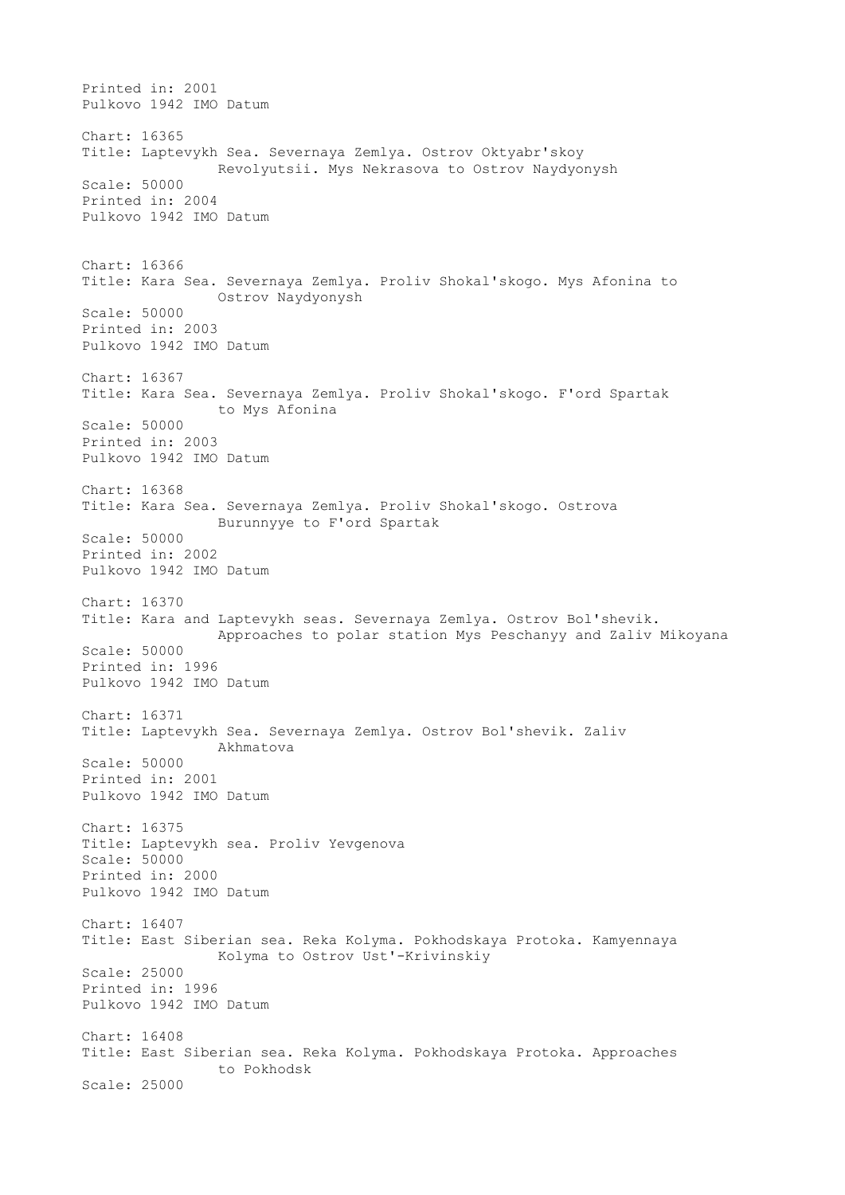Printed in: 2001
Pulkovo 1942 IMO Datum

Chart: 16365
Title: Laptevykh Sea. Severnaya Zemlya. Ostrov Oktyabr'skoy Revolyutsii. Mys Nekrasova to Ostrov Naydyonysh
Scale: 50000
Printed in: 2004
Pulkovo 1942 IMO Datum

Chart: 16366
Title: Kara Sea. Severnaya Zemlya. Proliv Shokal'skogo. Mys Afonina to Ostrov Naydyonysh
Scale: 50000
Printed in: 2003
Pulkovo 1942 IMO Datum

Chart: 16367
Title: Kara Sea. Severnaya Zemlya. Proliv Shokal'skogo. F'ord Spartak to Mys Afonina
Scale: 50000
Printed in: 2003
Pulkovo 1942 IMO Datum

Chart: 16368
Title: Kara Sea. Severnaya Zemlya. Proliv Shokal'skogo. Ostrova Burunnyye to F'ord Spartak
Scale: 50000
Printed in: 2002
Pulkovo 1942 IMO Datum

Chart: 16370
Title: Kara and Laptevykh seas. Severnaya Zemlya. Ostrov Bol'shevik. Approaches to polar station Mys Peschanyy and Zaliv Mikoyana
Scale: 50000
Printed in: 1996
Pulkovo 1942 IMO Datum

Chart: 16371
Title: Laptevykh Sea. Severnaya Zemlya. Ostrov Bol'shevik. Zaliv Akhmatova
Scale: 50000
Printed in: 2001
Pulkovo 1942 IMO Datum

Chart: 16375
Title: Laptevykh sea. Proliv Yevgenova
Scale: 50000
Printed in: 2000
Pulkovo 1942 IMO Datum

Chart: 16407
Title: East Siberian sea. Reka Kolyma. Pokhodskaya Protoka. Kamyennaya Kolyma to Ostrov Ust'-Krivinskiy
Scale: 25000
Printed in: 1996
Pulkovo 1942 IMO Datum

Chart: 16408
Title: East Siberian sea. Reka Kolyma. Pokhodskaya Protoka. Approaches to Pokhodsk
Scale: 25000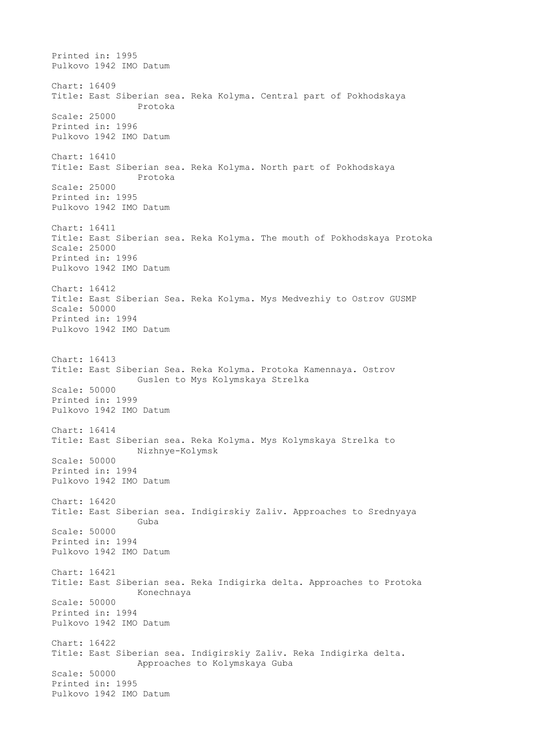Printed in: 1995
Pulkovo 1942 IMO Datum

Chart: 16409
Title: East Siberian sea. Reka Kolyma. Central part of Pokhodskaya Protoka
Scale: 25000
Printed in: 1996
Pulkovo 1942 IMO Datum

Chart: 16410
Title: East Siberian sea. Reka Kolyma. North part of Pokhodskaya Protoka
Scale: 25000
Printed in: 1995
Pulkovo 1942 IMO Datum

Chart: 16411
Title: East Siberian sea. Reka Kolyma. The mouth of Pokhodskaya Protoka
Scale: 25000
Printed in: 1996
Pulkovo 1942 IMO Datum

Chart: 16412
Title: East Siberian Sea. Reka Kolyma. Mys Medvezhiy to Ostrov GUSMP
Scale: 50000
Printed in: 1994
Pulkovo 1942 IMO Datum

Chart: 16413
Title: East Siberian Sea. Reka Kolyma. Protoka Kamennaya. Ostrov Guslen to Mys Kolymskaya Strelka
Scale: 50000
Printed in: 1999
Pulkovo 1942 IMO Datum

Chart: 16414
Title: East Siberian sea. Reka Kolyma. Mys Kolymskaya Strelka to Nizhnye-Kolymsk
Scale: 50000
Printed in: 1994
Pulkovo 1942 IMO Datum

Chart: 16420
Title: East Siberian sea. Indigirskiy Zaliv. Approaches to Srednyaya Guba
Scale: 50000
Printed in: 1994
Pulkovo 1942 IMO Datum

Chart: 16421
Title: East Siberian sea. Reka Indigirka delta. Approaches to Protoka Konechnaya
Scale: 50000
Printed in: 1994
Pulkovo 1942 IMO Datum

Chart: 16422
Title: East Siberian sea. Indigirskiy Zaliv. Reka Indigirka delta. Approaches to Kolymskaya Guba
Scale: 50000
Printed in: 1995
Pulkovo 1942 IMO Datum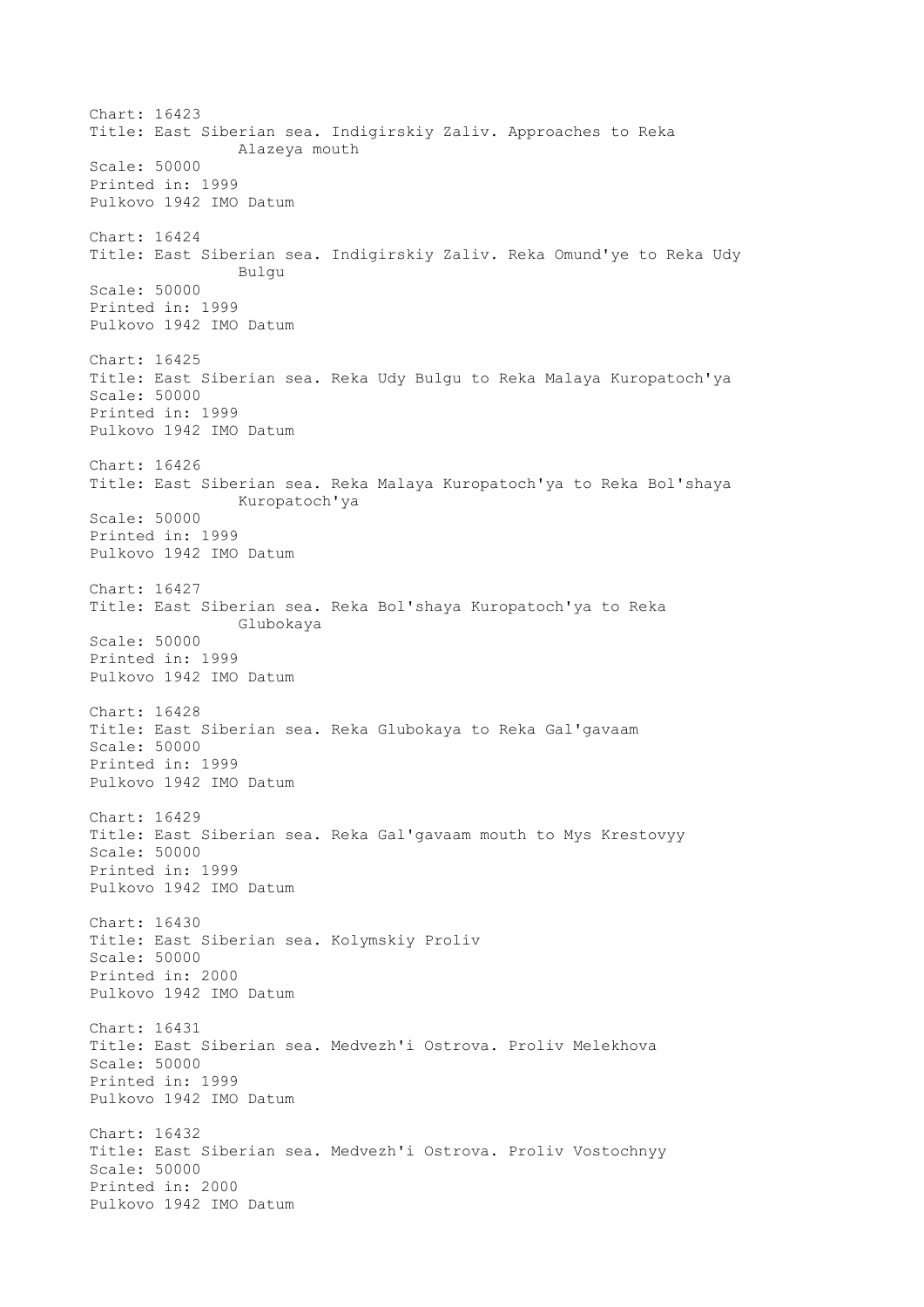Chart: 16423
Title: East Siberian sea. Indigirskiy Zaliv. Approaches to Reka Alazeya mouth
Scale: 50000
Printed in: 1999
Pulkovo 1942 IMO Datum

Chart: 16424
Title: East Siberian sea. Indigirskiy Zaliv. Reka Omund'ye to Reka Udy Bulgu
Scale: 50000
Printed in: 1999
Pulkovo 1942 IMO Datum

Chart: 16425
Title: East Siberian sea. Reka Udy Bulgu to Reka Malaya Kuropatoch'ya
Scale: 50000
Printed in: 1999
Pulkovo 1942 IMO Datum

Chart: 16426
Title: East Siberian sea. Reka Malaya Kuropatoch'ya to Reka Bol'shaya Kuropatoch'ya
Scale: 50000
Printed in: 1999
Pulkovo 1942 IMO Datum

Chart: 16427
Title: East Siberian sea. Reka Bol'shaya Kuropatoch'ya to Reka Glubokaya
Scale: 50000
Printed in: 1999
Pulkovo 1942 IMO Datum

Chart: 16428
Title: East Siberian sea. Reka Glubokaya to Reka Gal'gavaam
Scale: 50000
Printed in: 1999
Pulkovo 1942 IMO Datum

Chart: 16429
Title: East Siberian sea. Reka Gal'gavaam mouth to Mys Krestovyy
Scale: 50000
Printed in: 1999
Pulkovo 1942 IMO Datum

Chart: 16430
Title: East Siberian sea. Kolymskiy Proliv
Scale: 50000
Printed in: 2000
Pulkovo 1942 IMO Datum

Chart: 16431
Title: East Siberian sea. Medvezh'i Ostrova. Proliv Melekhova
Scale: 50000
Printed in: 1999
Pulkovo 1942 IMO Datum

Chart: 16432
Title: East Siberian sea. Medvezh'i Ostrova. Proliv Vostochnyy
Scale: 50000
Printed in: 2000
Pulkovo 1942 IMO Datum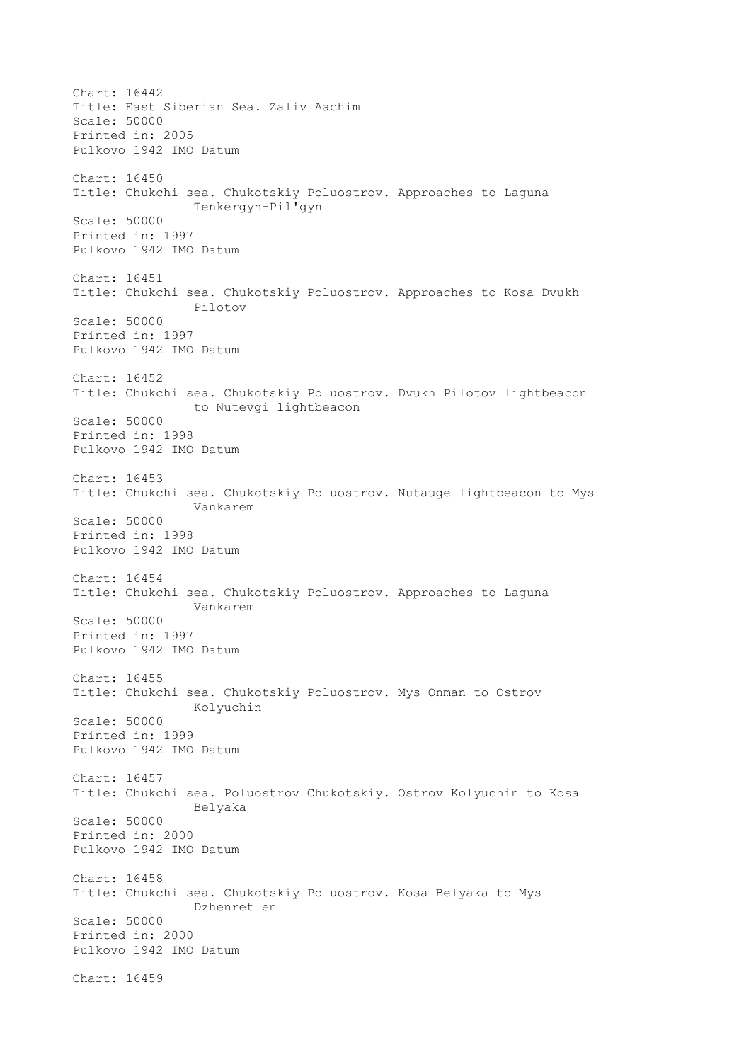Chart: 16442
Title: East Siberian Sea. Zaliv Aachim
Scale: 50000
Printed in: 2005
Pulkovo 1942 IMO Datum

Chart: 16450
Title: Chukchi sea. Chukotskiy Poluostrov. Approaches to Laguna Tenkergyn-Pil'gyn
Scale: 50000
Printed in: 1997
Pulkovo 1942 IMO Datum

Chart: 16451
Title: Chukchi sea. Chukotskiy Poluostrov. Approaches to Kosa Dvukh Pilotov
Scale: 50000
Printed in: 1997
Pulkovo 1942 IMO Datum

Chart: 16452
Title: Chukchi sea. Chukotskiy Poluostrov. Dvukh Pilotov lightbeacon to Nutevgi lightbeacon
Scale: 50000
Printed in: 1998
Pulkovo 1942 IMO Datum

Chart: 16453
Title: Chukchi sea. Chukotskiy Poluostrov. Nutauge lightbeacon to Mys Vankarem
Scale: 50000
Printed in: 1998
Pulkovo 1942 IMO Datum

Chart: 16454
Title: Chukchi sea. Chukotskiy Poluostrov. Approaches to Laguna Vankarem
Scale: 50000
Printed in: 1997
Pulkovo 1942 IMO Datum

Chart: 16455
Title: Chukchi sea. Chukotskiy Poluostrov. Mys Onman to Ostrov Kolyuchin
Scale: 50000
Printed in: 1999
Pulkovo 1942 IMO Datum

Chart: 16457
Title: Chukchi sea. Poluostrov Chukotskiy. Ostrov Kolyuchin to Kosa Belyaka
Scale: 50000
Printed in: 2000
Pulkovo 1942 IMO Datum

Chart: 16458
Title: Chukchi sea. Chukotskiy Poluostrov. Kosa Belyaka to Mys Dzhenretlen
Scale: 50000
Printed in: 2000
Pulkovo 1942 IMO Datum

Chart: 16459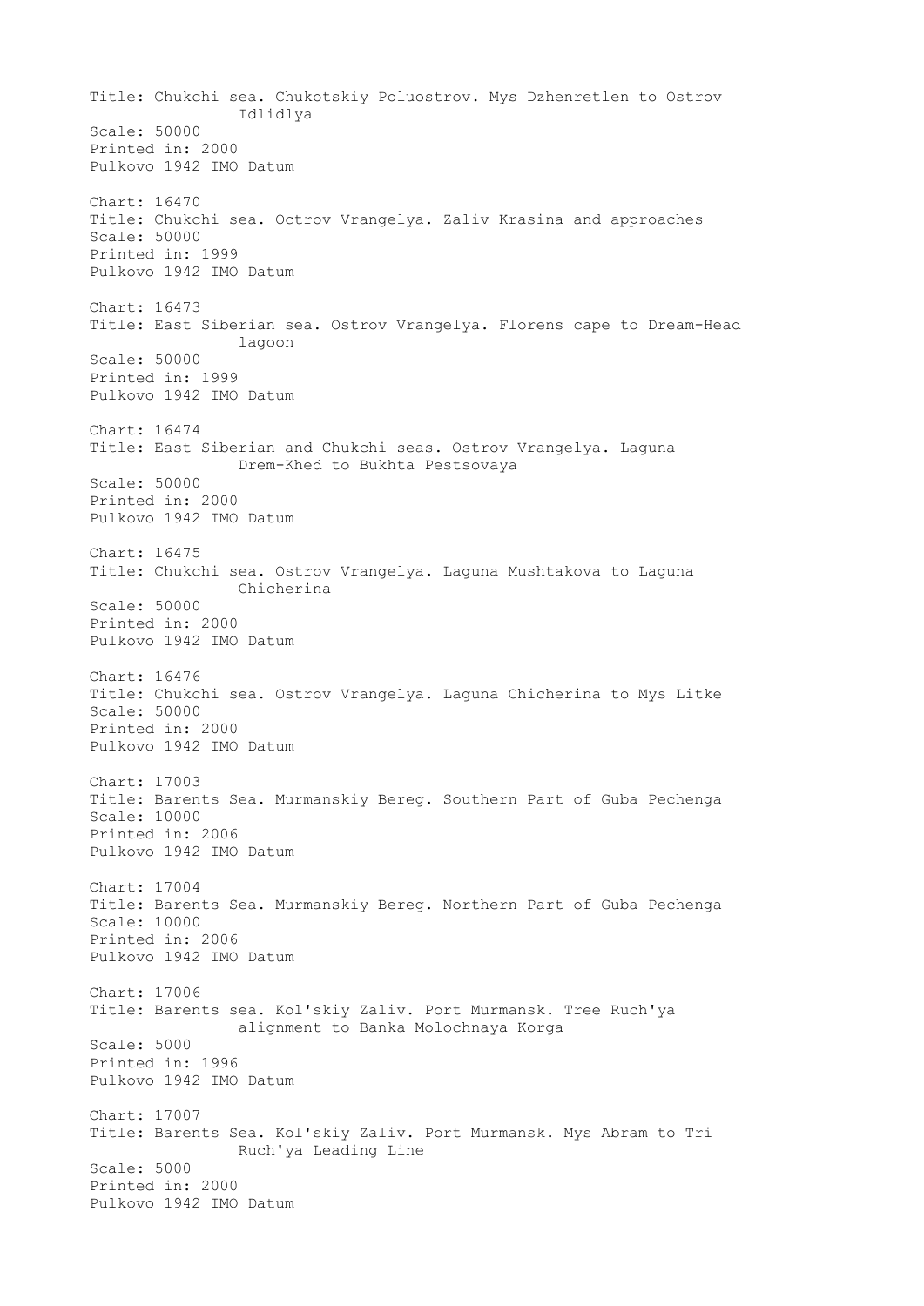Title: Chukchi sea. Chukotskiy Poluostrov. Mys Dzhenretlen to Ostrov Idlidlya
Scale: 50000
Printed in: 2000
Pulkovo 1942 IMO Datum

Chart: 16470
Title: Chukchi sea. Octrov Vrangelya. Zaliv Krasina and approaches
Scale: 50000
Printed in: 1999
Pulkovo 1942 IMO Datum

Chart: 16473
Title: East Siberian sea. Ostrov Vrangelya. Florens cape to Dream-Head lagoon
Scale: 50000
Printed in: 1999
Pulkovo 1942 IMO Datum

Chart: 16474
Title: East Siberian and Chukchi seas. Ostrov Vrangelya. Laguna Drem-Khed to Bukhta Pestsovaya
Scale: 50000
Printed in: 2000
Pulkovo 1942 IMO Datum

Chart: 16475
Title: Chukchi sea. Ostrov Vrangelya. Laguna Mushtakova to Laguna Chicherina
Scale: 50000
Printed in: 2000
Pulkovo 1942 IMO Datum

Chart: 16476
Title: Chukchi sea. Ostrov Vrangelya. Laguna Chicherina to Mys Litke
Scale: 50000
Printed in: 2000
Pulkovo 1942 IMO Datum

Chart: 17003
Title: Barents Sea. Murmanskiy Bereg. Southern Part of Guba Pechenga
Scale: 10000
Printed in: 2006
Pulkovo 1942 IMO Datum

Chart: 17004
Title: Barents Sea. Murmanskiy Bereg. Northern Part of Guba Pechenga
Scale: 10000
Printed in: 2006
Pulkovo 1942 IMO Datum

Chart: 17006
Title: Barents sea. Kol'skiy Zaliv. Port Murmansk. Tree Ruch'ya alignment to Banka Molochnaya Korga
Scale: 5000
Printed in: 1996
Pulkovo 1942 IMO Datum

Chart: 17007
Title: Barents Sea. Kol'skiy Zaliv. Port Murmansk. Mys Abram to Tri Ruch'ya Leading Line
Scale: 5000
Printed in: 2000
Pulkovo 1942 IMO Datum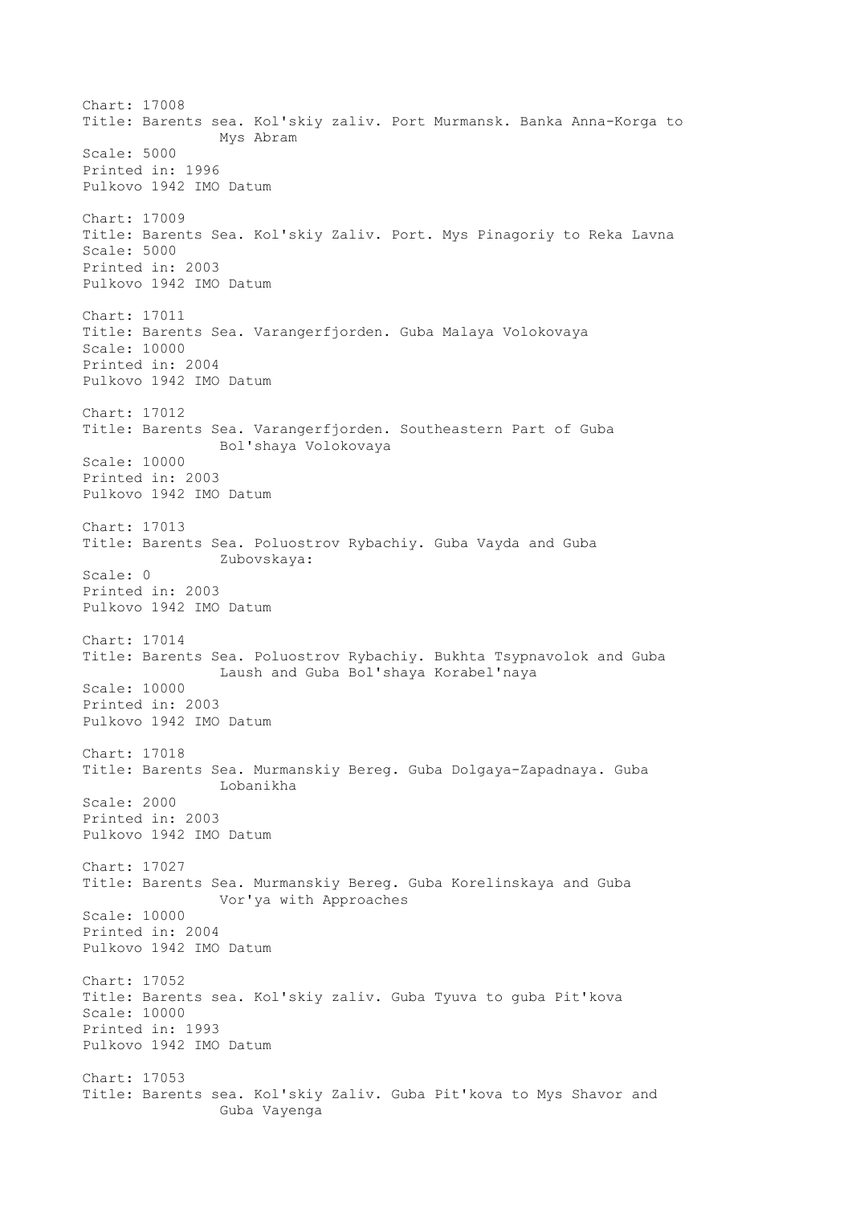Chart: 17008
Title: Barents sea. Kol'skiy zaliv. Port Murmansk. Banka Anna-Korga to Mys Abram
Scale: 5000
Printed in: 1996
Pulkovo 1942 IMO Datum

Chart: 17009
Title: Barents Sea. Kol'skiy Zaliv. Port. Mys Pinagoriy to Reka Lavna
Scale: 5000
Printed in: 2003
Pulkovo 1942 IMO Datum

Chart: 17011
Title: Barents Sea. Varangerfjorden. Guba Malaya Volokovaya
Scale: 10000
Printed in: 2004
Pulkovo 1942 IMO Datum

Chart: 17012
Title: Barents Sea. Varangerfjorden. Southeastern Part of Guba Bol'shaya Volokovaya
Scale: 10000
Printed in: 2003
Pulkovo 1942 IMO Datum

Chart: 17013
Title: Barents Sea. Poluostrov Rybachiy. Guba Vayda and Guba Zubovskaya:
Scale: 0
Printed in: 2003
Pulkovo 1942 IMO Datum

Chart: 17014
Title: Barents Sea. Poluostrov Rybachiy. Bukhta Tsypnavolok and Guba Laush and Guba Bol'shaya Korabel'naya
Scale: 10000
Printed in: 2003
Pulkovo 1942 IMO Datum

Chart: 17018
Title: Barents Sea. Murmanskiy Bereg. Guba Dolgaya-Zapadnaya. Guba Lobanikha
Scale: 2000
Printed in: 2003
Pulkovo 1942 IMO Datum

Chart: 17027
Title: Barents Sea. Murmanskiy Bereg. Guba Korelinskaya and Guba Vor'ya with Approaches
Scale: 10000
Printed in: 2004
Pulkovo 1942 IMO Datum

Chart: 17052
Title: Barents sea. Kol'skiy zaliv. Guba Tyuva to guba Pit'kova
Scale: 10000
Printed in: 1993
Pulkovo 1942 IMO Datum

Chart: 17053
Title: Barents sea. Kol'skiy Zaliv. Guba Pit'kova to Mys Shavor and Guba Vayenga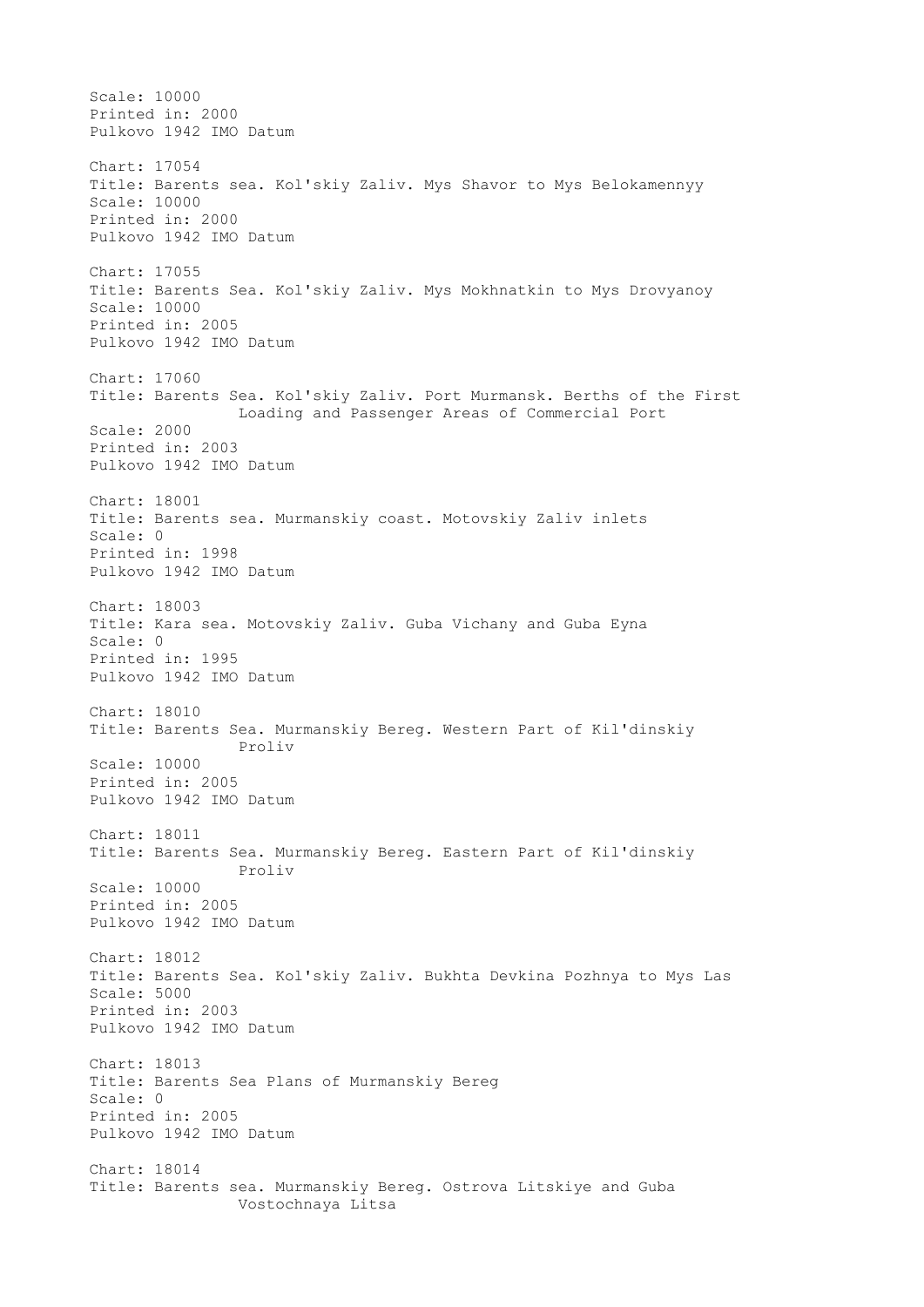Scale: 10000
Printed in: 2000
Pulkovo 1942 IMO Datum

Chart: 17054
Title: Barents sea. Kol'skiy Zaliv. Mys Shavor to Mys Belokamennyy
Scale: 10000
Printed in: 2000
Pulkovo 1942 IMO Datum

Chart: 17055
Title: Barents Sea. Kol'skiy Zaliv. Mys Mokhnatkin to Mys Drovyanoy
Scale: 10000
Printed in: 2005
Pulkovo 1942 IMO Datum

Chart: 17060
Title: Barents Sea. Kol'skiy Zaliv. Port Murmansk. Berths of the First Loading and Passenger Areas of Commercial Port
Scale: 2000
Printed in: 2003
Pulkovo 1942 IMO Datum

Chart: 18001
Title: Barents sea. Murmanskiy coast. Motovskiy Zaliv inlets
Scale: 0
Printed in: 1998
Pulkovo 1942 IMO Datum

Chart: 18003
Title: Kara sea. Motovskiy Zaliv. Guba Vichany and Guba Eyna
Scale: 0
Printed in: 1995
Pulkovo 1942 IMO Datum

Chart: 18010
Title: Barents Sea. Murmanskiy Bereg. Western Part of Kil'dinskiy Proliv
Scale: 10000
Printed in: 2005
Pulkovo 1942 IMO Datum

Chart: 18011
Title: Barents Sea. Murmanskiy Bereg. Eastern Part of Kil'dinskiy Proliv
Scale: 10000
Printed in: 2005
Pulkovo 1942 IMO Datum

Chart: 18012
Title: Barents Sea. Kol'skiy Zaliv. Bukhta Devkina Pozhnya to Mys Las
Scale: 5000
Printed in: 2003
Pulkovo 1942 IMO Datum

Chart: 18013
Title: Barents Sea Plans of Murmanskiy Bereg
Scale: 0
Printed in: 2005
Pulkovo 1942 IMO Datum

Chart: 18014
Title: Barents sea. Murmanskiy Bereg. Ostrova Litskiye and Guba Vostochnaya Litsa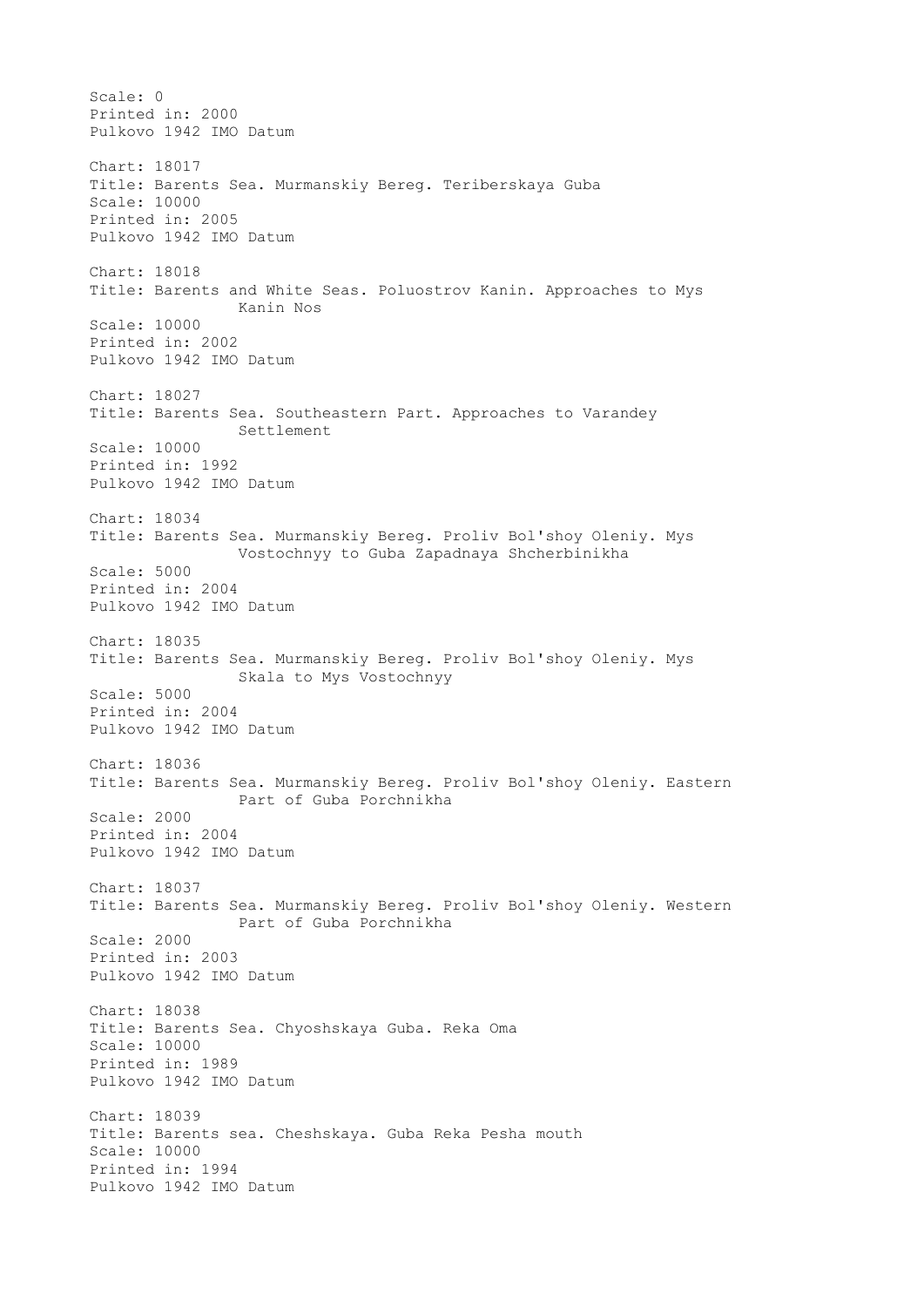Scale: 0
Printed in: 2000
Pulkovo 1942 IMO Datum

Chart: 18017
Title: Barents Sea. Murmanskiy Bereg. Teriberskaya Guba
Scale: 10000
Printed in: 2005
Pulkovo 1942 IMO Datum

Chart: 18018
Title: Barents and White Seas. Poluostrov Kanin. Approaches to Mys Kanin Nos
Scale: 10000
Printed in: 2002
Pulkovo 1942 IMO Datum

Chart: 18027
Title: Barents Sea. Southeastern Part. Approaches to Varandey Settlement
Scale: 10000
Printed in: 1992
Pulkovo 1942 IMO Datum

Chart: 18034
Title: Barents Sea. Murmanskiy Bereg. Proliv Bol'shoy Oleniy. Mys Vostochnyy to Guba Zapadnaya Shcherbinikha
Scale: 5000
Printed in: 2004
Pulkovo 1942 IMO Datum

Chart: 18035
Title: Barents Sea. Murmanskiy Bereg. Proliv Bol'shoy Oleniy. Mys Skala to Mys Vostochnyy
Scale: 5000
Printed in: 2004
Pulkovo 1942 IMO Datum

Chart: 18036
Title: Barents Sea. Murmanskiy Bereg. Proliv Bol'shoy Oleniy. Eastern Part of Guba Porchnikha
Scale: 2000
Printed in: 2004
Pulkovo 1942 IMO Datum

Chart: 18037
Title: Barents Sea. Murmanskiy Bereg. Proliv Bol'shoy Oleniy. Western Part of Guba Porchnikha
Scale: 2000
Printed in: 2003
Pulkovo 1942 IMO Datum

Chart: 18038
Title: Barents Sea. Chyoshskaya Guba. Reka Oma
Scale: 10000
Printed in: 1989
Pulkovo 1942 IMO Datum

Chart: 18039
Title: Barents sea. Cheshskaya. Guba Reka Pesha mouth
Scale: 10000
Printed in: 1994
Pulkovo 1942 IMO Datum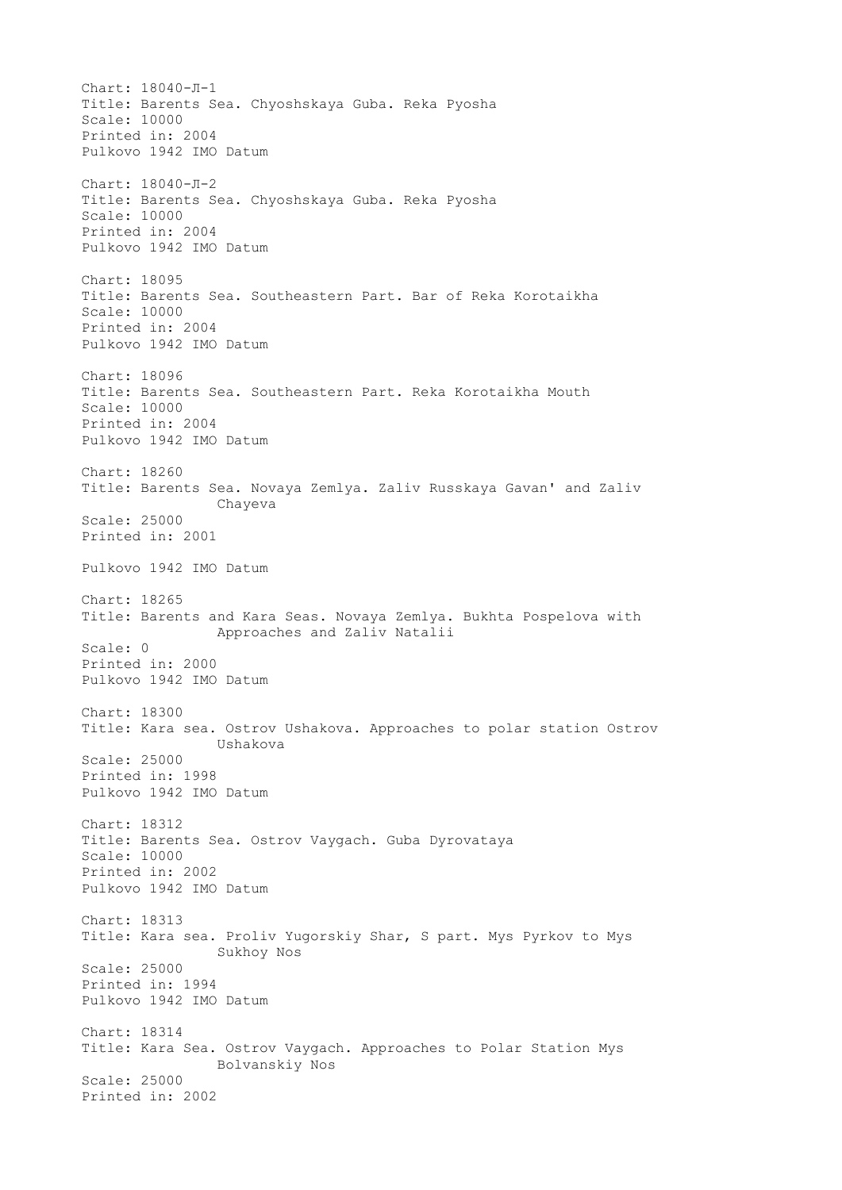Chart: 18040-Л-1
Title: Barents Sea. Chyoshskaya Guba. Reka Pyosha
Scale: 10000
Printed in: 2004
Pulkovo 1942 IMO Datum

Chart: 18040-Л-2
Title: Barents Sea. Chyoshskaya Guba. Reka Pyosha
Scale: 10000
Printed in: 2004
Pulkovo 1942 IMO Datum

Chart: 18095
Title: Barents Sea. Southeastern Part. Bar of Reka Korotaikha
Scale: 10000
Printed in: 2004
Pulkovo 1942 IMO Datum

Chart: 18096
Title: Barents Sea. Southeastern Part. Reka Korotaikha Mouth
Scale: 10000
Printed in: 2004
Pulkovo 1942 IMO Datum

Chart: 18260
Title: Barents Sea. Novaya Zemlya. Zaliv Russkaya Gavan' and Zaliv Chayeva
Scale: 25000
Printed in: 2001

Pulkovo 1942 IMO Datum

Chart: 18265
Title: Barents and Kara Seas. Novaya Zemlya. Bukhta Pospelova with Approaches and Zaliv Natalii
Scale: 0
Printed in: 2000
Pulkovo 1942 IMO Datum

Chart: 18300
Title: Kara sea. Ostrov Ushakova. Approaches to polar station Ostrov Ushakova
Scale: 25000
Printed in: 1998
Pulkovo 1942 IMO Datum

Chart: 18312
Title: Barents Sea. Ostrov Vaygach. Guba Dyrovataya
Scale: 10000
Printed in: 2002
Pulkovo 1942 IMO Datum

Chart: 18313
Title: Kara sea. Proliv Yugorskiy Shar, S part. Mys Pyrkov to Mys Sukhoy Nos
Scale: 25000
Printed in: 1994
Pulkovo 1942 IMO Datum

Chart: 18314
Title: Kara Sea. Ostrov Vaygach. Approaches to Polar Station Mys Bolvanskiy Nos
Scale: 25000
Printed in: 2002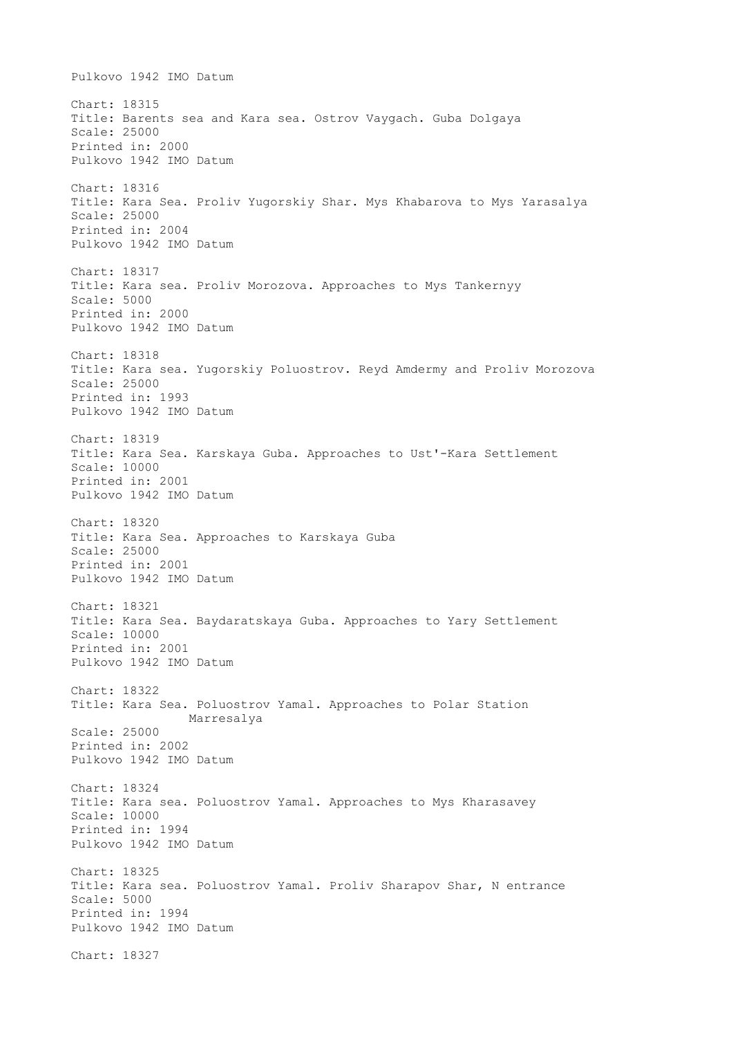Pulkovo 1942 IMO Datum

Chart: 18315
Title: Barents sea and Kara sea. Ostrov Vaygach. Guba Dolgaya
Scale: 25000
Printed in: 2000
Pulkovo 1942 IMO Datum

Chart: 18316
Title: Kara Sea. Proliv Yugorskiy Shar. Mys Khabarova to Mys Yarasalya
Scale: 25000
Printed in: 2004
Pulkovo 1942 IMO Datum

Chart: 18317
Title: Kara sea. Proliv Morozova. Approaches to Mys Tankernyy
Scale: 5000
Printed in: 2000
Pulkovo 1942 IMO Datum

Chart: 18318
Title: Kara sea. Yugorskiy Poluostrov. Reyd Amdermy and Proliv Morozova
Scale: 25000
Printed in: 1993
Pulkovo 1942 IMO Datum

Chart: 18319
Title: Kara Sea. Karskaya Guba. Approaches to Ust'-Kara Settlement
Scale: 10000
Printed in: 2001
Pulkovo 1942 IMO Datum

Chart: 18320
Title: Kara Sea. Approaches to Karskaya Guba
Scale: 25000
Printed in: 2001
Pulkovo 1942 IMO Datum

Chart: 18321
Title: Kara Sea. Baydaratskaya Guba. Approaches to Yary Settlement
Scale: 10000
Printed in: 2001
Pulkovo 1942 IMO Datum

Chart: 18322
Title: Kara Sea. Poluostrov Yamal. Approaches to Polar Station Marresalya
Scale: 25000
Printed in: 2002
Pulkovo 1942 IMO Datum

Chart: 18324
Title: Kara sea. Poluostrov Yamal. Approaches to Mys Kharasavey
Scale: 10000
Printed in: 1994
Pulkovo 1942 IMO Datum

Chart: 18325
Title: Kara sea. Poluostrov Yamal. Proliv Sharapov Shar, N entrance
Scale: 5000
Printed in: 1994
Pulkovo 1942 IMO Datum

Chart: 18327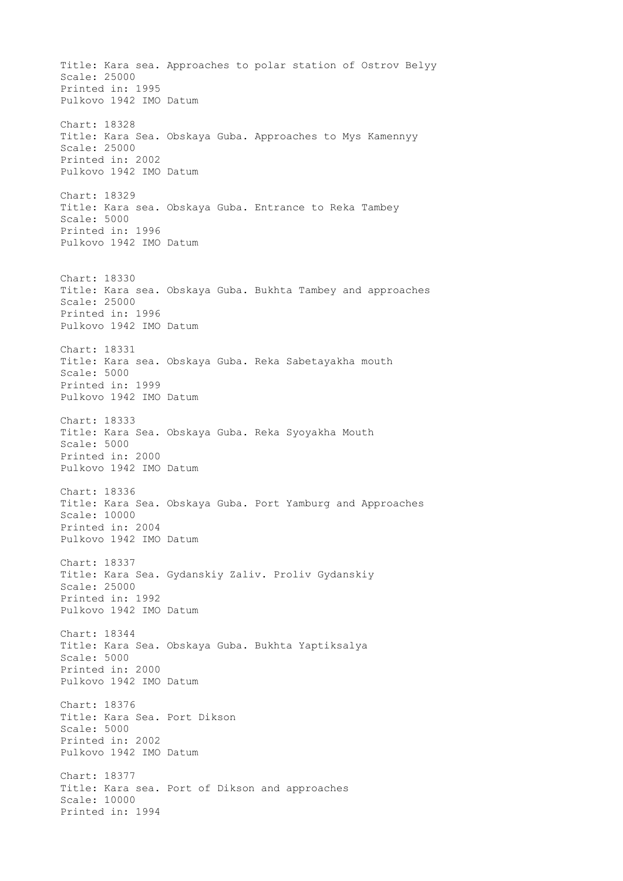Title: Kara sea. Approaches to polar station of Ostrov Belyy
Scale: 25000
Printed in: 1995
Pulkovo 1942 IMO Datum

Chart: 18328
Title: Kara Sea. Obskaya Guba. Approaches to Mys Kamennyy
Scale: 25000
Printed in: 2002
Pulkovo 1942 IMO Datum

Chart: 18329
Title: Kara sea. Obskaya Guba. Entrance to Reka Tambey
Scale: 5000
Printed in: 1996
Pulkovo 1942 IMO Datum

Chart: 18330
Title: Kara sea. Obskaya Guba. Bukhta Tambey and approaches
Scale: 25000
Printed in: 1996
Pulkovo 1942 IMO Datum

Chart: 18331
Title: Kara sea. Obskaya Guba. Reka Sabetayakha mouth
Scale: 5000
Printed in: 1999
Pulkovo 1942 IMO Datum

Chart: 18333
Title: Kara Sea. Obskaya Guba. Reka Syoyakha Mouth
Scale: 5000
Printed in: 2000
Pulkovo 1942 IMO Datum

Chart: 18336
Title: Kara Sea. Obskaya Guba. Port Yamburg and Approaches
Scale: 10000
Printed in: 2004
Pulkovo 1942 IMO Datum

Chart: 18337
Title: Kara Sea. Gydanskiy Zaliv. Proliv Gydanskiy
Scale: 25000
Printed in: 1992
Pulkovo 1942 IMO Datum

Chart: 18344
Title: Kara Sea. Obskaya Guba. Bukhta Yaptiksalya
Scale: 5000
Printed in: 2000
Pulkovo 1942 IMO Datum

Chart: 18376
Title: Kara Sea. Port Dikson
Scale: 5000
Printed in: 2002
Pulkovo 1942 IMO Datum

Chart: 18377
Title: Kara sea. Port of Dikson and approaches
Scale: 10000
Printed in: 1994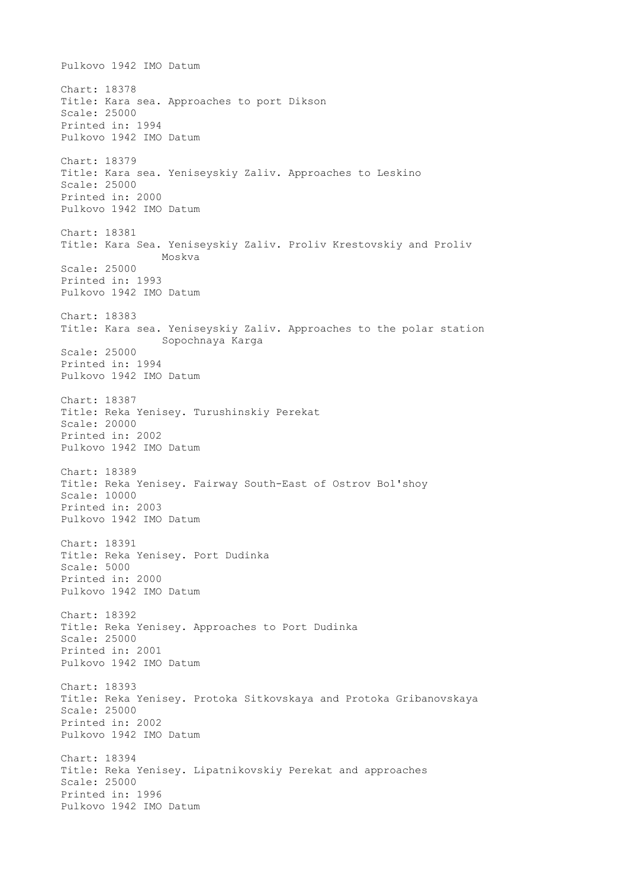Pulkovo 1942 IMO Datum

Chart: 18378
Title: Kara sea. Approaches to port Dikson
Scale: 25000
Printed in: 1994
Pulkovo 1942 IMO Datum

Chart: 18379
Title: Kara sea. Yeniseyskiy Zaliv. Approaches to Leskino
Scale: 25000
Printed in: 2000
Pulkovo 1942 IMO Datum

Chart: 18381
Title: Kara Sea. Yeniseyskiy Zaliv. Proliv Krestovskiy and Proliv Moskva
Scale: 25000
Printed in: 1993
Pulkovo 1942 IMO Datum

Chart: 18383
Title: Kara sea. Yeniseyskiy Zaliv. Approaches to the polar station Sopochnaya Karga
Scale: 25000
Printed in: 1994
Pulkovo 1942 IMO Datum

Chart: 18387
Title: Reka Yenisey. Turushinskiy Perekat
Scale: 20000
Printed in: 2002
Pulkovo 1942 IMO Datum

Chart: 18389
Title: Reka Yenisey. Fairway South-East of Ostrov Bol'shoy
Scale: 10000
Printed in: 2003
Pulkovo 1942 IMO Datum

Chart: 18391
Title: Reka Yenisey. Port Dudinka
Scale: 5000
Printed in: 2000
Pulkovo 1942 IMO Datum

Chart: 18392
Title: Reka Yenisey. Approaches to Port Dudinka
Scale: 25000
Printed in: 2001
Pulkovo 1942 IMO Datum

Chart: 18393
Title: Reka Yenisey. Protoka Sitkovskaya and Protoka Gribanovskaya
Scale: 25000
Printed in: 2002
Pulkovo 1942 IMO Datum

Chart: 18394
Title: Reka Yenisey. Lipatnikovskiy Perekat and approaches
Scale: 25000
Printed in: 1996
Pulkovo 1942 IMO Datum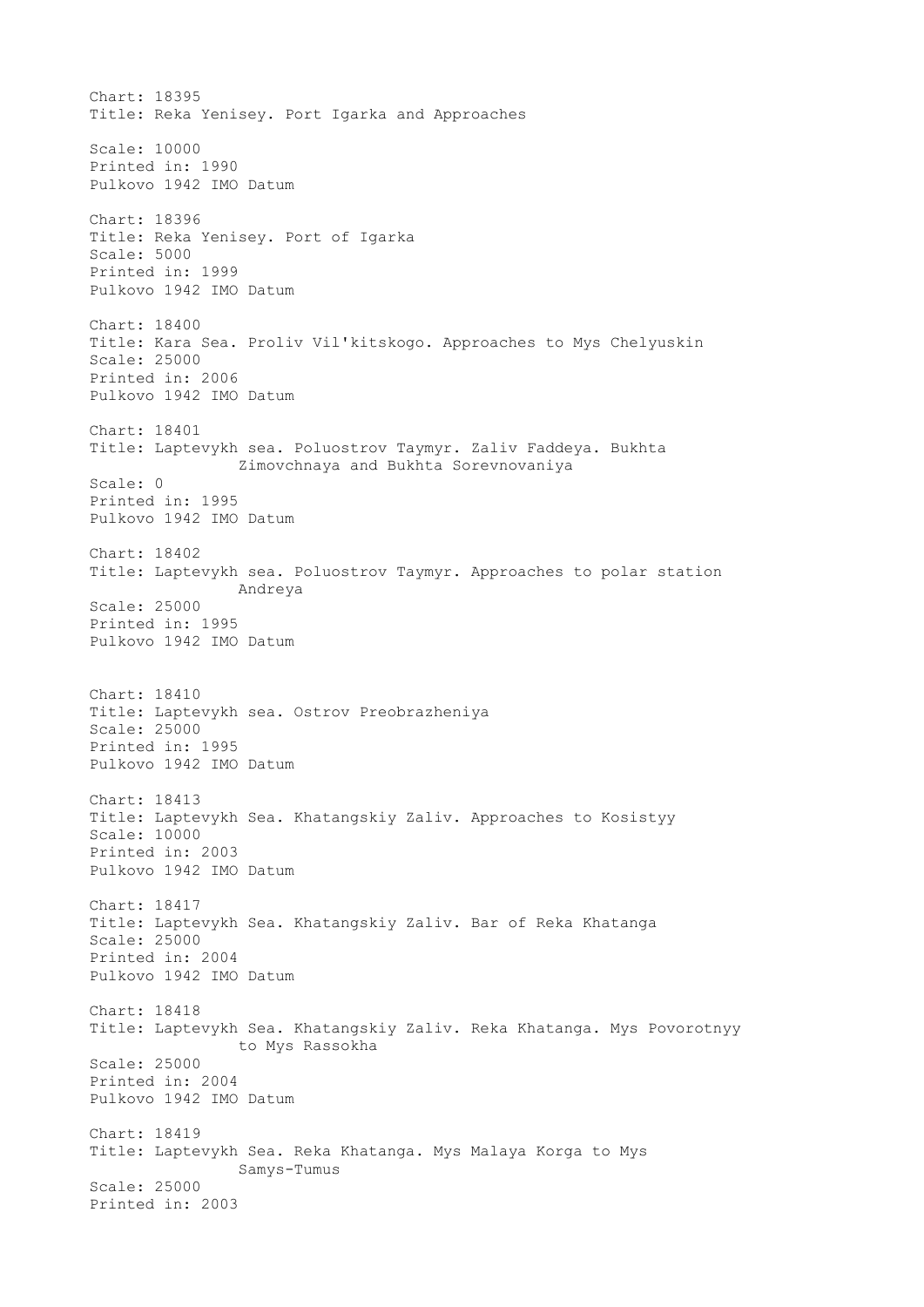Chart: 18395
Title: Reka Yenisey. Port Igarka and Approaches
Scale: 10000
Printed in: 1990
Pulkovo 1942 IMO Datum

Chart: 18396
Title: Reka Yenisey. Port of Igarka
Scale: 5000
Printed in: 1999
Pulkovo 1942 IMO Datum

Chart: 18400
Title: Kara Sea. Proliv Vil'kitskogo. Approaches to Mys Chelyuskin
Scale: 25000
Printed in: 2006
Pulkovo 1942 IMO Datum

Chart: 18401
Title: Laptevykh sea. Poluostrov Taymyr. Zaliv Faddeya. Bukhta Zimovchnaya and Bukhta Sorevnovaniya
Scale: 0
Printed in: 1995
Pulkovo 1942 IMO Datum

Chart: 18402
Title: Laptevykh sea. Poluostrov Taymyr. Approaches to polar station Andreya
Scale: 25000
Printed in: 1995
Pulkovo 1942 IMO Datum

Chart: 18410
Title: Laptevykh sea. Ostrov Preobrazheniya
Scale: 25000
Printed in: 1995
Pulkovo 1942 IMO Datum

Chart: 18413
Title: Laptevykh Sea. Khatangskiy Zaliv. Approaches to Kosistyy
Scale: 10000
Printed in: 2003
Pulkovo 1942 IMO Datum

Chart: 18417
Title: Laptevykh Sea. Khatangskiy Zaliv. Bar of Reka Khatanga
Scale: 25000
Printed in: 2004
Pulkovo 1942 IMO Datum

Chart: 18418
Title: Laptevykh Sea. Khatangskiy Zaliv. Reka Khatanga. Mys Povorotnyy to Mys Rassokha
Scale: 25000
Printed in: 2004
Pulkovo 1942 IMO Datum

Chart: 18419
Title: Laptevykh Sea. Reka Khatanga. Mys Malaya Korga to Mys Samys-Tumus
Scale: 25000
Printed in: 2003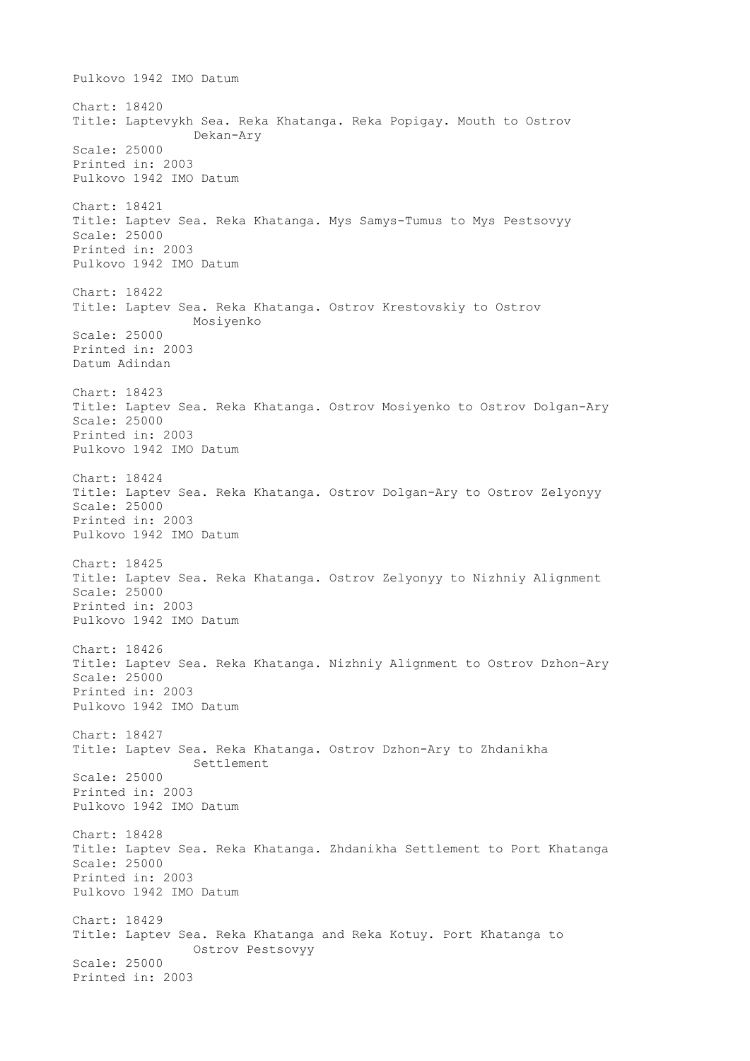Pulkovo 1942 IMO Datum

Chart: 18420
Title: Laptevykh Sea. Reka Khatanga. Reka Popigay. Mouth to Ostrov Dekan-Ary
Scale: 25000
Printed in: 2003
Pulkovo 1942 IMO Datum

Chart: 18421
Title: Laptev Sea. Reka Khatanga. Mys Samys-Tumus to Mys Pestsovyy
Scale: 25000
Printed in: 2003
Pulkovo 1942 IMO Datum

Chart: 18422
Title: Laptev Sea. Reka Khatanga. Ostrov Krestovskiy to Ostrov Mosiyenko
Scale: 25000
Printed in: 2003
Datum Adindan

Chart: 18423
Title: Laptev Sea. Reka Khatanga. Ostrov Mosiyenko to Ostrov Dolgan-Ary
Scale: 25000
Printed in: 2003
Pulkovo 1942 IMO Datum

Chart: 18424
Title: Laptev Sea. Reka Khatanga. Ostrov Dolgan-Ary to Ostrov Zelyonyy
Scale: 25000
Printed in: 2003
Pulkovo 1942 IMO Datum

Chart: 18425
Title: Laptev Sea. Reka Khatanga. Ostrov Zelyonyy to Nizhniy Alignment
Scale: 25000
Printed in: 2003
Pulkovo 1942 IMO Datum

Chart: 18426
Title: Laptev Sea. Reka Khatanga. Nizhniy Alignment to Ostrov Dzhon-Ary
Scale: 25000
Printed in: 2003
Pulkovo 1942 IMO Datum

Chart: 18427
Title: Laptev Sea. Reka Khatanga. Ostrov Dzhon-Ary to Zhdanikha Settlement
Scale: 25000
Printed in: 2003
Pulkovo 1942 IMO Datum

Chart: 18428
Title: Laptev Sea. Reka Khatanga. Zhdanikha Settlement to Port Khatanga
Scale: 25000
Printed in: 2003
Pulkovo 1942 IMO Datum

Chart: 18429
Title: Laptev Sea. Reka Khatanga and Reka Kotuy. Port Khatanga to Ostrov Pestsovyy
Scale: 25000
Printed in: 2003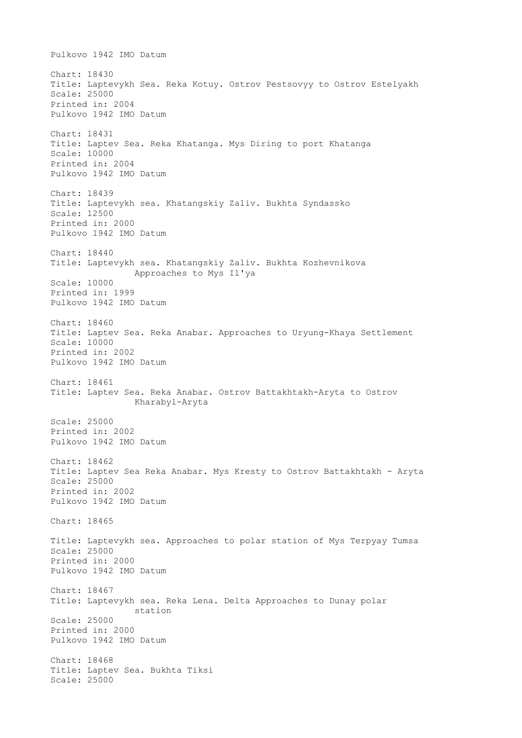Pulkovo 1942 IMO Datum

Chart: 18430
Title: Laptevykh Sea. Reka Kotuy. Ostrov Pestsovyy to Ostrov Estelyakh
Scale: 25000
Printed in: 2004
Pulkovo 1942 IMO Datum

Chart: 18431
Title: Laptev Sea. Reka Khatanga. Mys Diring to port Khatanga
Scale: 10000
Printed in: 2004
Pulkovo 1942 IMO Datum

Chart: 18439
Title: Laptevykh sea. Khatangskiy Zaliv. Bukhta Syndassko
Scale: 12500
Printed in: 2000
Pulkovo 1942 IMO Datum

Chart: 18440
Title: Laptevykh sea. Khatangskiy Zaliv. Bukhta Kozhevnikova
Approaches to Mys Il'ya
Scale: 10000
Printed in: 1999
Pulkovo 1942 IMO Datum

Chart: 18460
Title: Laptev Sea. Reka Anabar. Approaches to Uryung-Khaya Settlement
Scale: 10000
Printed in: 2002
Pulkovo 1942 IMO Datum

Chart: 18461
Title: Laptev Sea. Reka Anabar. Ostrov Battakhtakh-Aryta to Ostrov
Kharabyl-Aryta

Scale: 25000
Printed in: 2002
Pulkovo 1942 IMO Datum

Chart: 18462
Title: Laptev Sea Reka Anabar. Mys Kresty to Ostrov Battakhtakh - Aryta
Scale: 25000
Printed in: 2002
Pulkovo 1942 IMO Datum

Chart: 18465

Title: Laptevykh sea. Approaches to polar station of Mys Terpyay Tumsa
Scale: 25000
Printed in: 2000
Pulkovo 1942 IMO Datum

Chart: 18467
Title: Laptevykh sea. Reka Lena. Delta Approaches to Dunay polar
station
Scale: 25000
Printed in: 2000
Pulkovo 1942 IMO Datum

Chart: 18468
Title: Laptev Sea. Bukhta Tiksi
Scale: 25000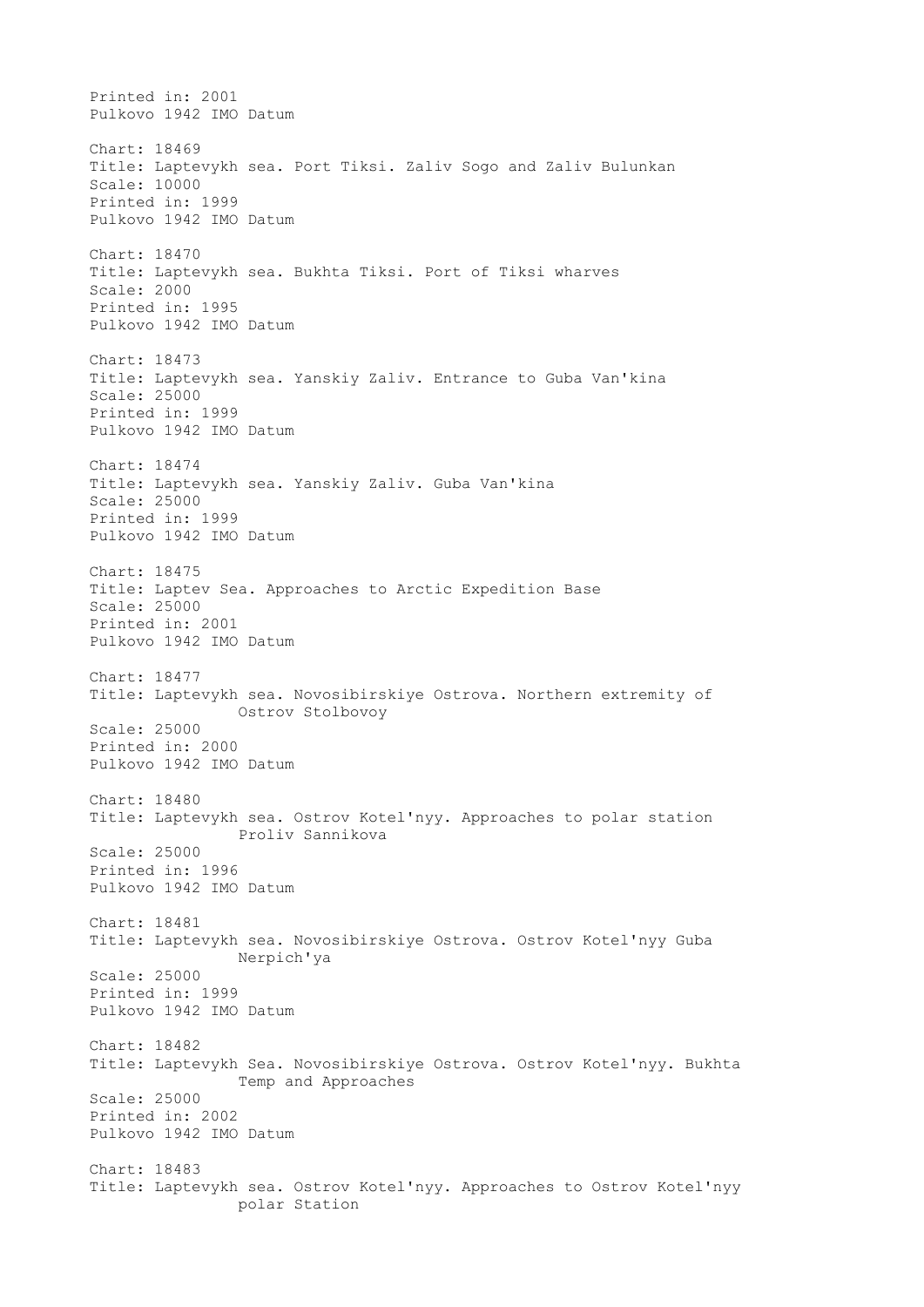Printed in: 2001
Pulkovo 1942 IMO Datum

Chart: 18469
Title: Laptevykh sea. Port Tiksi. Zaliv Sogo and Zaliv Bulunkan
Scale: 10000
Printed in: 1999
Pulkovo 1942 IMO Datum

Chart: 18470
Title: Laptevykh sea. Bukhta Tiksi. Port of Tiksi wharves
Scale: 2000
Printed in: 1995
Pulkovo 1942 IMO Datum

Chart: 18473
Title: Laptevykh sea. Yanskiy Zaliv. Entrance to Guba Van'kina
Scale: 25000
Printed in: 1999
Pulkovo 1942 IMO Datum

Chart: 18474
Title: Laptevykh sea. Yanskiy Zaliv. Guba Van'kina
Scale: 25000
Printed in: 1999
Pulkovo 1942 IMO Datum

Chart: 18475
Title: Laptev Sea. Approaches to Arctic Expedition Base
Scale: 25000
Printed in: 2001
Pulkovo 1942 IMO Datum

Chart: 18477
Title: Laptevykh sea. Novosibirskiye Ostrova. Northern extremity of Ostrov Stolbovoy
Scale: 25000
Printed in: 2000
Pulkovo 1942 IMO Datum

Chart: 18480
Title: Laptevykh sea. Ostrov Kotel'nyy. Approaches to polar station Proliv Sannikova
Scale: 25000
Printed in: 1996
Pulkovo 1942 IMO Datum

Chart: 18481
Title: Laptevykh sea. Novosibirskiye Ostrova. Ostrov Kotel'nyy Guba Nerpich'ya
Scale: 25000
Printed in: 1999
Pulkovo 1942 IMO Datum

Chart: 18482
Title: Laptevykh Sea. Novosibirskiye Ostrova. Ostrov Kotel'nyy. Bukhta Temp and Approaches
Scale: 25000
Printed in: 2002
Pulkovo 1942 IMO Datum

Chart: 18483
Title: Laptevykh sea. Ostrov Kotel'nyy. Approaches to Ostrov Kotel'nyy polar Station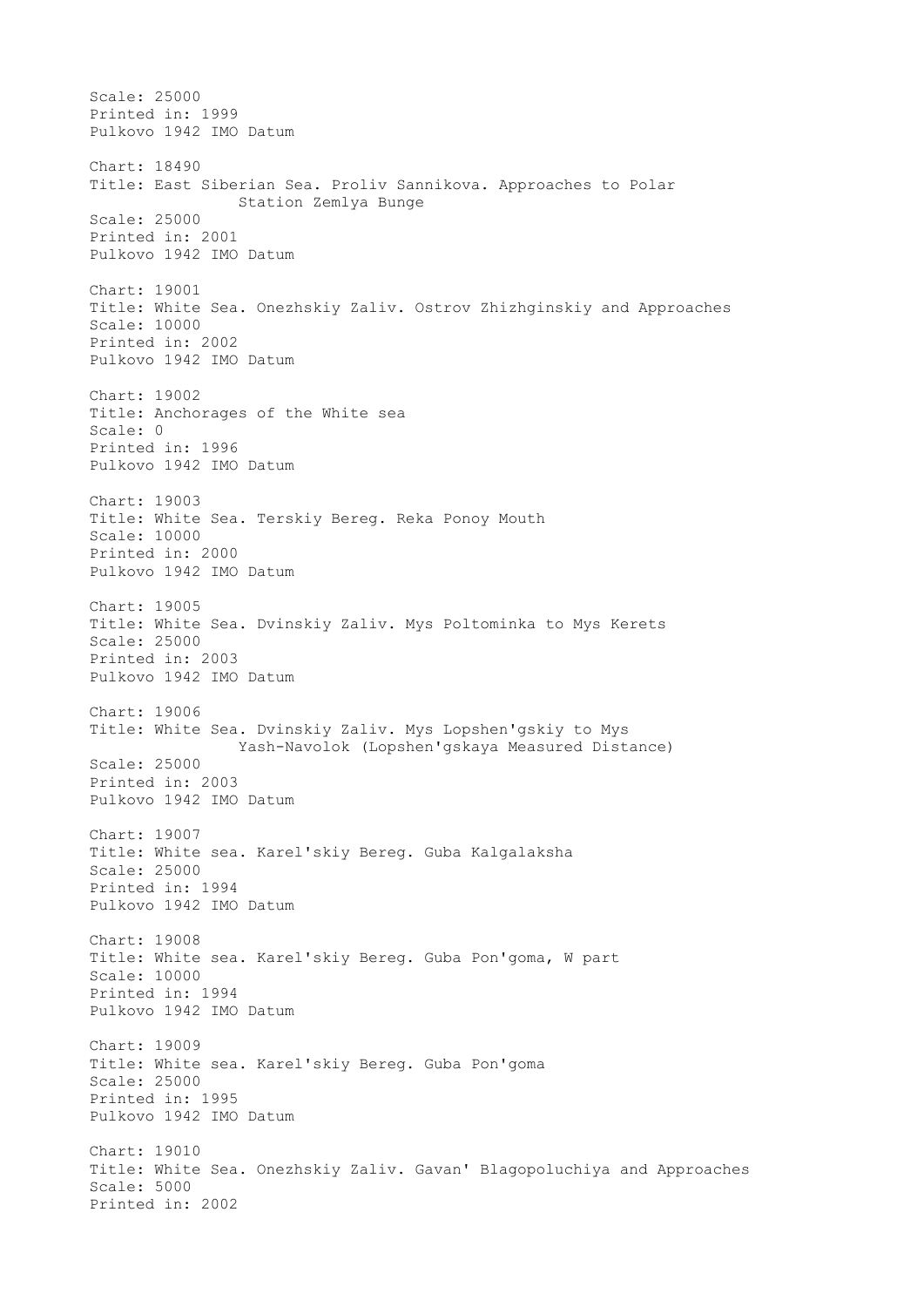Scale: 25000
Printed in: 1999
Pulkovo 1942 IMO Datum

Chart: 18490
Title: East Siberian Sea. Proliv Sannikova. Approaches to Polar Station Zemlya Bunge
Scale: 25000
Printed in: 2001
Pulkovo 1942 IMO Datum

Chart: 19001
Title: White Sea. Onezhskiy Zaliv. Ostrov Zhizhginskiy and Approaches
Scale: 10000
Printed in: 2002
Pulkovo 1942 IMO Datum

Chart: 19002
Title: Anchorages of the White sea
Scale: 0
Printed in: 1996
Pulkovo 1942 IMO Datum

Chart: 19003
Title: White Sea. Terskiy Bereg. Reka Ponoy Mouth
Scale: 10000
Printed in: 2000
Pulkovo 1942 IMO Datum

Chart: 19005
Title: White Sea. Dvinskiy Zaliv. Mys Poltominka to Mys Kerets
Scale: 25000
Printed in: 2003
Pulkovo 1942 IMO Datum

Chart: 19006
Title: White Sea. Dvinskiy Zaliv. Mys Lopshen'gskiy to Mys Yash-Navolok (Lopshen'gskaya Measured Distance)
Scale: 25000
Printed in: 2003
Pulkovo 1942 IMO Datum

Chart: 19007
Title: White sea. Karel'skiy Bereg. Guba Kalgalaksha
Scale: 25000
Printed in: 1994
Pulkovo 1942 IMO Datum

Chart: 19008
Title: White sea. Karel'skiy Bereg. Guba Pon'goma, W part
Scale: 10000
Printed in: 1994
Pulkovo 1942 IMO Datum

Chart: 19009
Title: White sea. Karel'skiy Bereg. Guba Pon'goma
Scale: 25000
Printed in: 1995
Pulkovo 1942 IMO Datum

Chart: 19010
Title: White Sea. Onezhskiy Zaliv. Gavan' Blagopoluchiya and Approaches
Scale: 5000
Printed in: 2002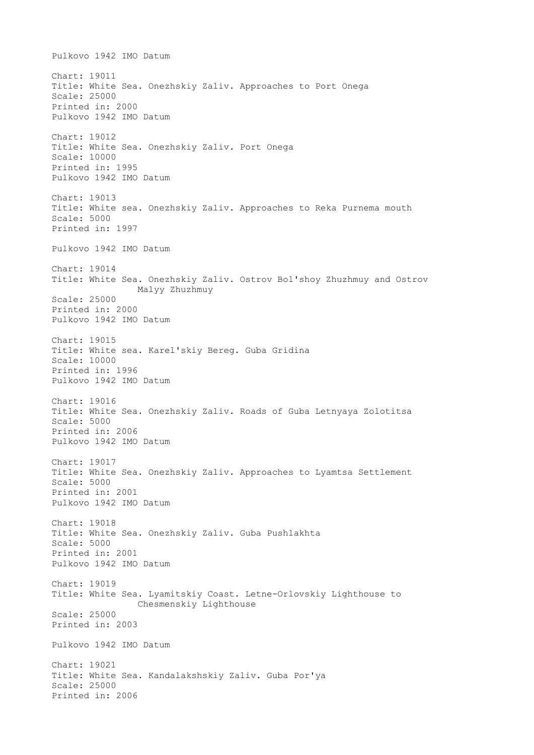Pulkovo 1942 IMO Datum

Chart: 19011
Title: White Sea. Onezhskiy Zaliv. Approaches to Port Onega
Scale: 25000
Printed in: 2000
Pulkovo 1942 IMO Datum

Chart: 19012
Title: White Sea. Onezhskiy Zaliv. Port Onega
Scale: 10000
Printed in: 1995
Pulkovo 1942 IMO Datum

Chart: 19013
Title: White sea. Onezhskiy Zaliv. Approaches to Reka Purnema mouth
Scale: 5000
Printed in: 1997

Pulkovo 1942 IMO Datum

Chart: 19014
Title: White Sea. Onezhskiy Zaliv. Ostrov Bol'shoy Zhuzhmuy and Ostrov Malyy Zhuzhmuy
Scale: 25000
Printed in: 2000
Pulkovo 1942 IMO Datum

Chart: 19015
Title: White sea. Karel'skiy Bereg. Guba Gridina
Scale: 10000
Printed in: 1996
Pulkovo 1942 IMO Datum

Chart: 19016
Title: White Sea. Onezhskiy Zaliv. Roads of Guba Letnyaya Zolotitsa
Scale: 5000
Printed in: 2006
Pulkovo 1942 IMO Datum

Chart: 19017
Title: White Sea. Onezhskiy Zaliv. Approaches to Lyamtsa Settlement
Scale: 5000
Printed in: 2001
Pulkovo 1942 IMO Datum

Chart: 19018
Title: White Sea. Onezhskiy Zaliv. Guba Pushlakhta
Scale: 5000
Printed in: 2001
Pulkovo 1942 IMO Datum

Chart: 19019
Title: White Sea. Lyamitskiy Coast. Letne-Orlovskiy Lighthouse to Chesmenskiy Lighthouse
Scale: 25000
Printed in: 2003

Pulkovo 1942 IMO Datum

Chart: 19021
Title: White Sea. Kandalakshskiy Zaliv. Guba Por'ya
Scale: 25000
Printed in: 2006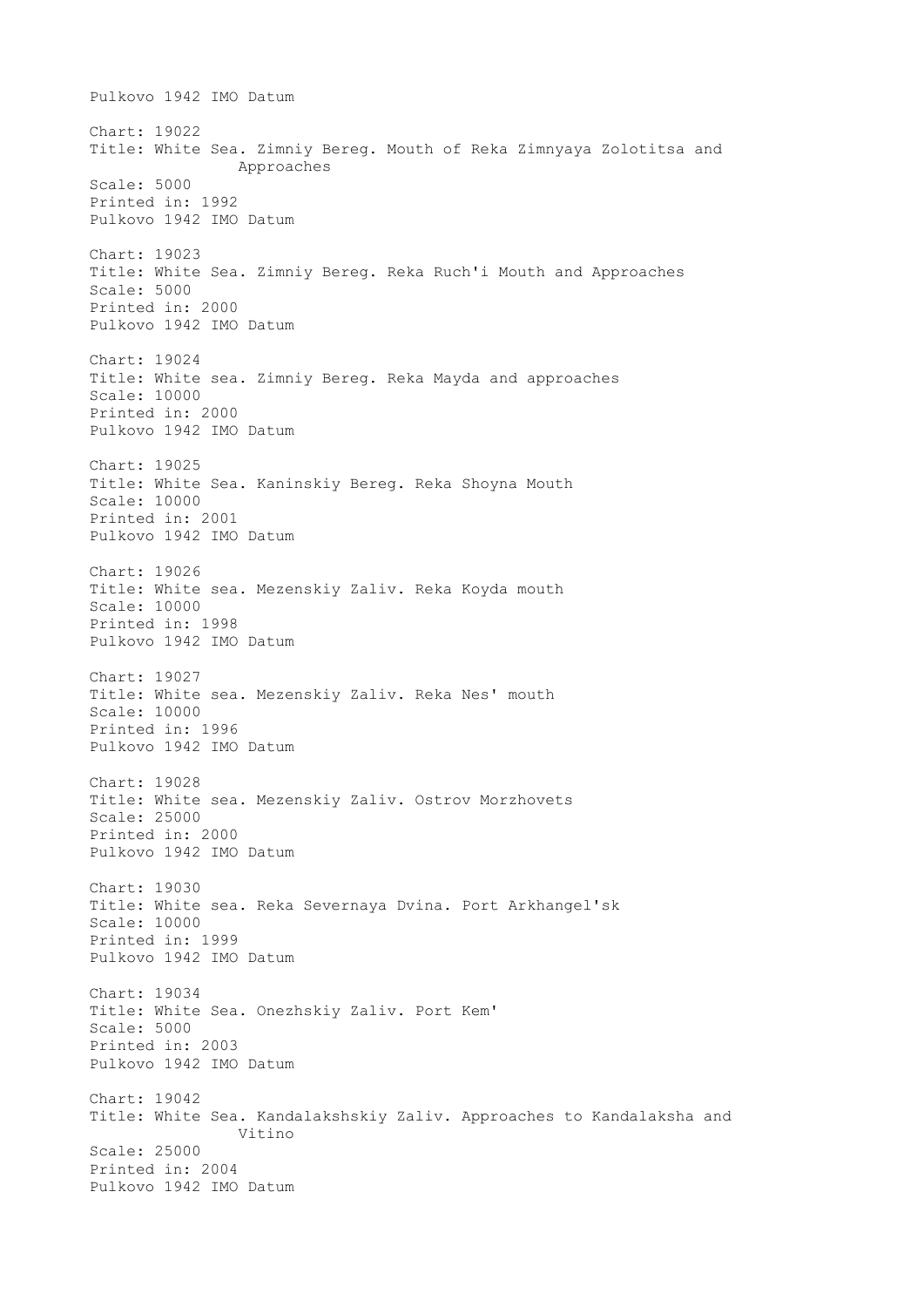Pulkovo 1942 IMO Datum

Chart: 19022
Title: White Sea. Zimniy Bereg. Mouth of Reka Zimnyaya Zolotitsa and Approaches
Scale: 5000
Printed in: 1992
Pulkovo 1942 IMO Datum

Chart: 19023
Title: White Sea. Zimniy Bereg. Reka Ruch'i Mouth and Approaches
Scale: 5000
Printed in: 2000
Pulkovo 1942 IMO Datum

Chart: 19024
Title: White sea. Zimniy Bereg. Reka Mayda and approaches
Scale: 10000
Printed in: 2000
Pulkovo 1942 IMO Datum

Chart: 19025
Title: White Sea. Kaninskiy Bereg. Reka Shoyna Mouth
Scale: 10000
Printed in: 2001
Pulkovo 1942 IMO Datum

Chart: 19026
Title: White sea. Mezenskiy Zaliv. Reka Koyda mouth
Scale: 10000
Printed in: 1998
Pulkovo 1942 IMO Datum

Chart: 19027
Title: White sea. Mezenskiy Zaliv. Reka Nes' mouth
Scale: 10000
Printed in: 1996
Pulkovo 1942 IMO Datum

Chart: 19028
Title: White sea. Mezenskiy Zaliv. Ostrov Morzhovets
Scale: 25000
Printed in: 2000
Pulkovo 1942 IMO Datum

Chart: 19030
Title: White sea. Reka Severnaya Dvina. Port Arkhangel'sk
Scale: 10000
Printed in: 1999
Pulkovo 1942 IMO Datum

Chart: 19034
Title: White Sea. Onezhskiy Zaliv. Port Kem'
Scale: 5000
Printed in: 2003
Pulkovo 1942 IMO Datum

Chart: 19042
Title: White Sea. Kandalakshskiy Zaliv. Approaches to Kandalaksha and Vitino
Scale: 25000
Printed in: 2004
Pulkovo 1942 IMO Datum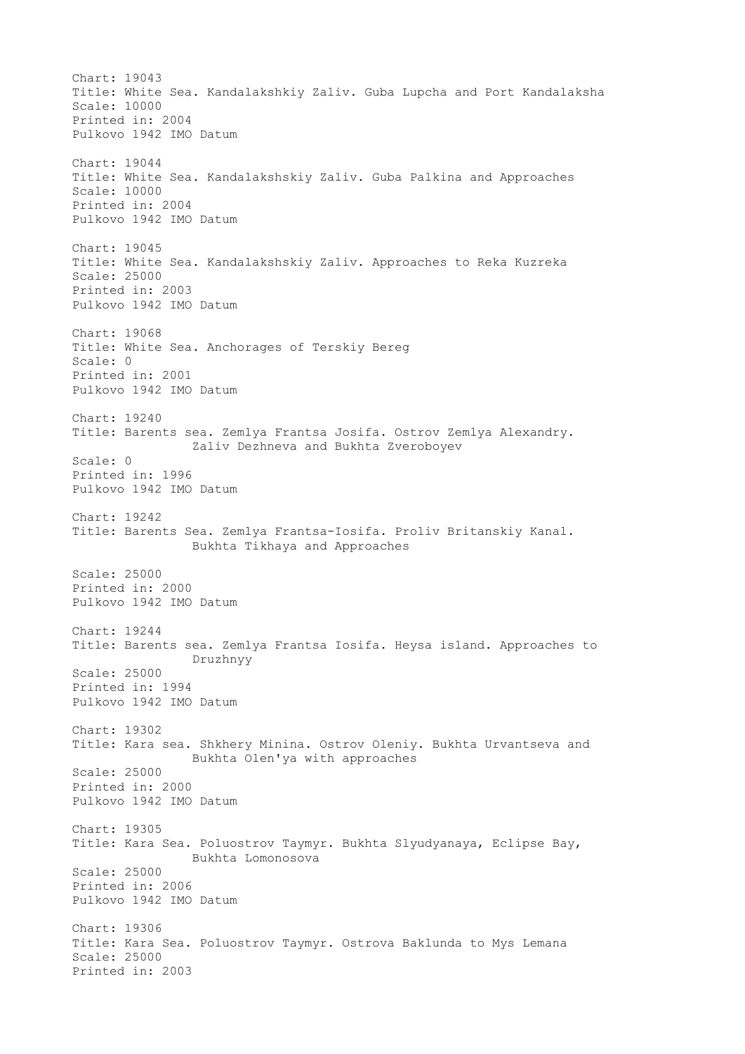Chart: 19043
Title: White Sea. Kandalakshkiy Zaliv. Guba Lupcha and Port Kandalaksha
Scale: 10000
Printed in: 2004
Pulkovo 1942 IMO Datum

Chart: 19044
Title: White Sea. Kandalakshskiy Zaliv. Guba Palkina and Approaches
Scale: 10000
Printed in: 2004
Pulkovo 1942 IMO Datum

Chart: 19045
Title: White Sea. Kandalakshskiy Zaliv. Approaches to Reka Kuzreka
Scale: 25000
Printed in: 2003
Pulkovo 1942 IMO Datum

Chart: 19068
Title: White Sea. Anchorages of Terskiy Bereg
Scale: 0
Printed in: 2001
Pulkovo 1942 IMO Datum

Chart: 19240
Title: Barents sea. Zemlya Frantsa Josifa. Ostrov Zemlya Alexandry.
Zaliv Dezhneva and Bukhta Zveroboyev
Scale: 0
Printed in: 1996
Pulkovo 1942 IMO Datum

Chart: 19242
Title: Barents Sea. Zemlya Frantsa-Iosifa. Proliv Britanskiy Kanal.
Bukhta Tikhaya and Approaches

Scale: 25000
Printed in: 2000
Pulkovo 1942 IMO Datum

Chart: 19244
Title: Barents sea. Zemlya Frantsa Iosifa. Heysa island. Approaches to
Druzhnyy
Scale: 25000
Printed in: 1994
Pulkovo 1942 IMO Datum

Chart: 19302
Title: Kara sea. Shkhery Minina. Ostrov Oleniy. Bukhta Urvantseva and
Bukhta Olen'ya with approaches
Scale: 25000
Printed in: 2000
Pulkovo 1942 IMO Datum

Chart: 19305
Title: Kara Sea. Poluostrov Taymyr. Bukhta Slyudyanaya, Eclipse Bay,
Bukhta Lomonosova
Scale: 25000
Printed in: 2006
Pulkovo 1942 IMO Datum

Chart: 19306
Title: Kara Sea. Poluostrov Taymyr. Ostrova Baklunda to Mys Lemana
Scale: 25000
Printed in: 2003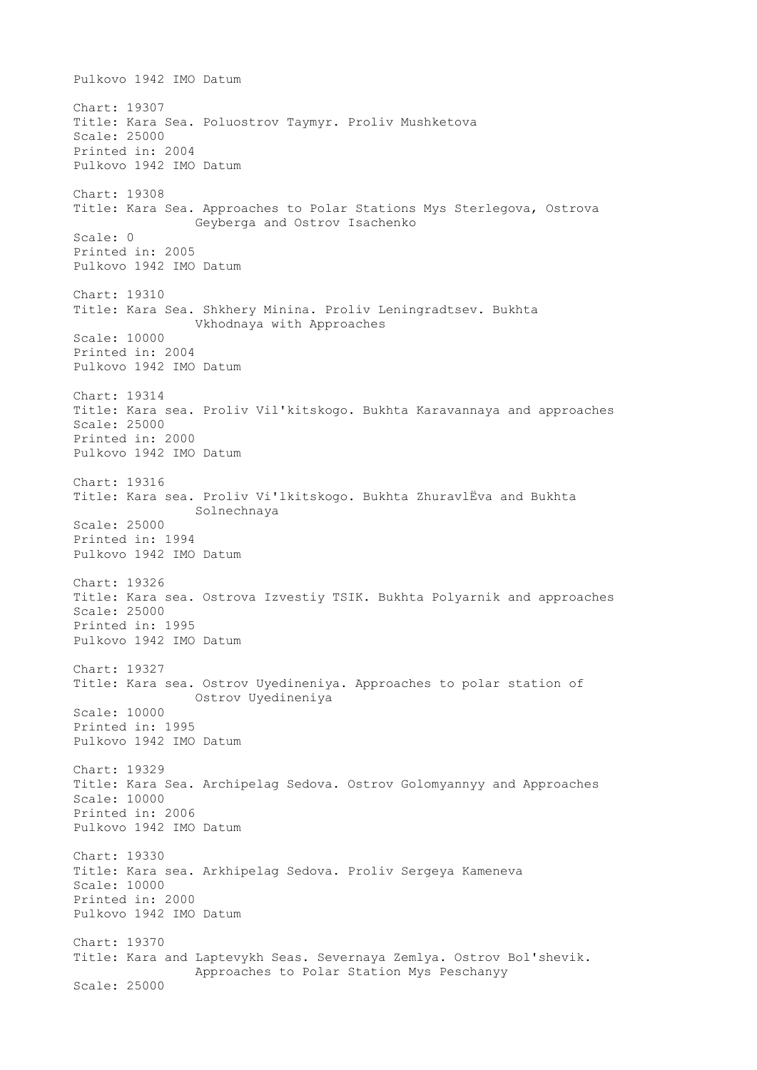Pulkovo 1942 IMO Datum

Chart: 19307
Title: Kara Sea. Poluostrov Taymyr. Proliv Mushketova
Scale: 25000
Printed in: 2004
Pulkovo 1942 IMO Datum

Chart: 19308
Title: Kara Sea. Approaches to Polar Stations Mys Sterlegova, Ostrova Geyberga and Ostrov Isachenko
Scale: 0
Printed in: 2005
Pulkovo 1942 IMO Datum

Chart: 19310
Title: Kara Sea. Shkhery Minina. Proliv Leningradtsev. Bukhta Vkhodnaya with Approaches
Scale: 10000
Printed in: 2004
Pulkovo 1942 IMO Datum

Chart: 19314
Title: Kara sea. Proliv Vil'kitskogo. Bukhta Karavannaya and approaches
Scale: 25000
Printed in: 2000
Pulkovo 1942 IMO Datum

Chart: 19316
Title: Kara sea. Proliv Vi'lkitskogo. Bukhta ZhuravlËva and Bukhta Solnechnaya
Scale: 25000
Printed in: 1994
Pulkovo 1942 IMO Datum

Chart: 19326
Title: Kara sea. Ostrova Izvestiy TSIK. Bukhta Polyarnik and approaches
Scale: 25000
Printed in: 1995
Pulkovo 1942 IMO Datum

Chart: 19327
Title: Kara sea. Ostrov Uyedineniya. Approaches to polar station of Ostrov Uyedineniya
Scale: 10000
Printed in: 1995
Pulkovo 1942 IMO Datum

Chart: 19329
Title: Kara Sea. Archipelag Sedova. Ostrov Golomyannyy and Approaches
Scale: 10000
Printed in: 2006
Pulkovo 1942 IMO Datum

Chart: 19330
Title: Kara sea. Arkhipelag Sedova. Proliv Sergeya Kameneva
Scale: 10000
Printed in: 2000
Pulkovo 1942 IMO Datum

Chart: 19370
Title: Kara and Laptevykh Seas. Severnaya Zemlya. Ostrov Bol'shevik. Approaches to Polar Station Mys Peschanyy
Scale: 25000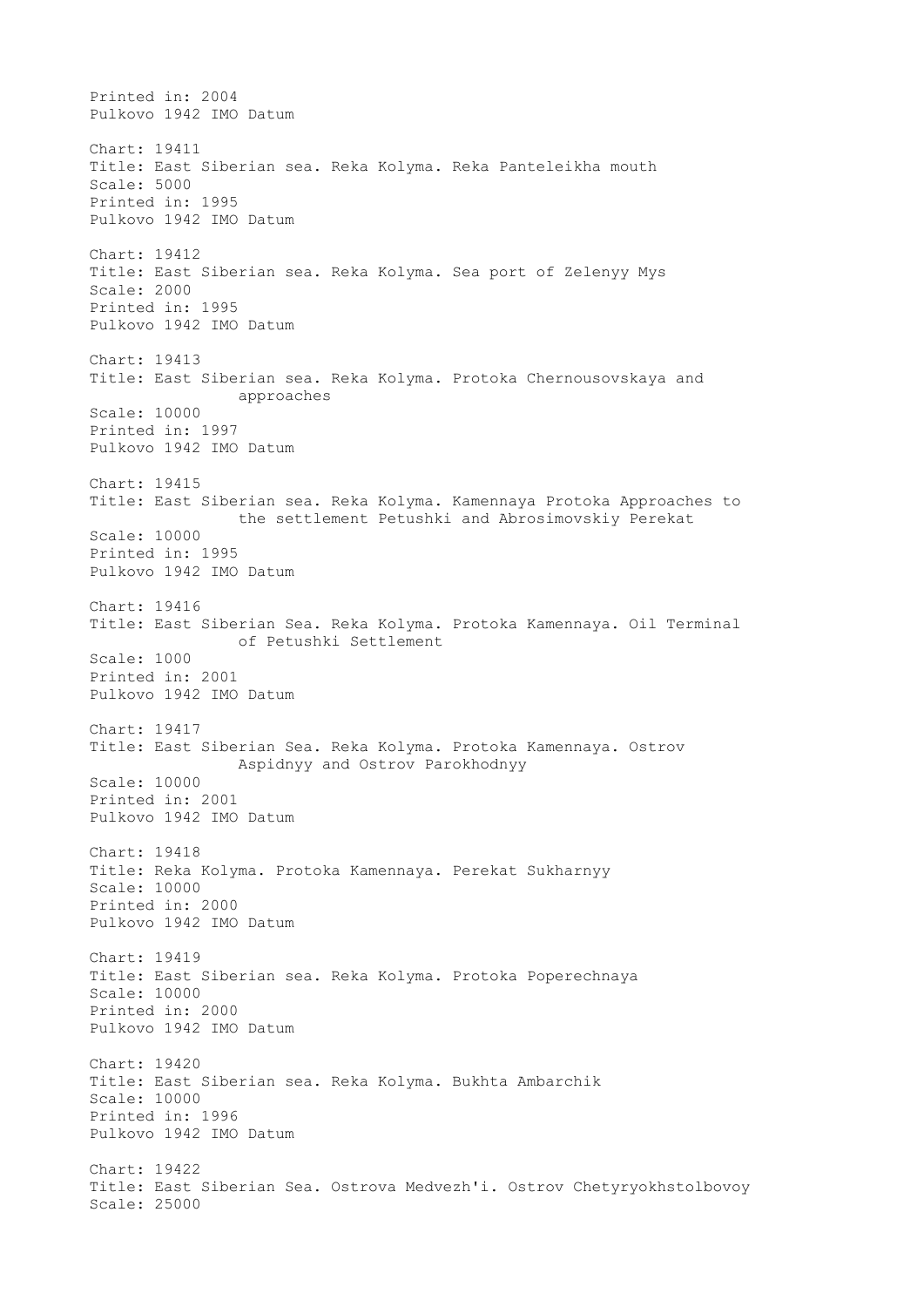Printed in: 2004
Pulkovo 1942 IMO Datum

Chart: 19411
Title: East Siberian sea. Reka Kolyma. Reka Panteleikha mouth
Scale: 5000
Printed in: 1995
Pulkovo 1942 IMO Datum

Chart: 19412
Title: East Siberian sea. Reka Kolyma. Sea port of Zelenyy Mys
Scale: 2000
Printed in: 1995
Pulkovo 1942 IMO Datum

Chart: 19413
Title: East Siberian sea. Reka Kolyma. Protoka Chernousovskaya and approaches
Scale: 10000
Printed in: 1997
Pulkovo 1942 IMO Datum

Chart: 19415
Title: East Siberian sea. Reka Kolyma. Kamennaya Protoka Approaches to the settlement Petushki and Abrosimovskiy Perekat
Scale: 10000
Printed in: 1995
Pulkovo 1942 IMO Datum

Chart: 19416
Title: East Siberian Sea. Reka Kolyma. Protoka Kamennaya. Oil Terminal of Petushki Settlement
Scale: 1000
Printed in: 2001
Pulkovo 1942 IMO Datum

Chart: 19417
Title: East Siberian Sea. Reka Kolyma. Protoka Kamennaya. Ostrov Aspidnyy and Ostrov Parokhodnyy
Scale: 10000
Printed in: 2001
Pulkovo 1942 IMO Datum

Chart: 19418
Title: Reka Kolyma. Protoka Kamennaya. Perekat Sukharnyy
Scale: 10000
Printed in: 2000
Pulkovo 1942 IMO Datum

Chart: 19419
Title: East Siberian sea. Reka Kolyma. Protoka Poperechnaya
Scale: 10000
Printed in: 2000
Pulkovo 1942 IMO Datum

Chart: 19420
Title: East Siberian sea. Reka Kolyma. Bukhta Ambarchik
Scale: 10000
Printed in: 1996
Pulkovo 1942 IMO Datum

Chart: 19422
Title: East Siberian Sea. Ostrova Medvezh'i. Ostrov Chetyryokhstolbovoy
Scale: 25000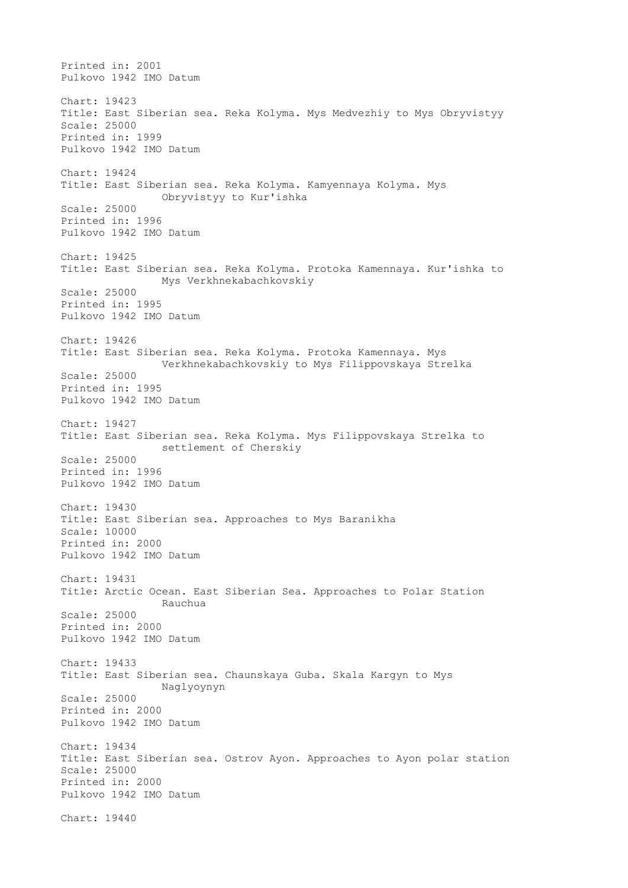Printed in: 2001
Pulkovo 1942 IMO Datum

Chart: 19423
Title: East Siberian sea. Reka Kolyma. Mys Medvezhiy to Mys Obryvistyy
Scale: 25000
Printed in: 1999
Pulkovo 1942 IMO Datum

Chart: 19424
Title: East Siberian sea. Reka Kolyma. Kamyennaya Kolyma. Mys Obryvistyy to Kur'ishka
Scale: 25000
Printed in: 1996
Pulkovo 1942 IMO Datum

Chart: 19425
Title: East Siberian sea. Reka Kolyma. Protoka Kamennaya. Kur'ishka to Mys Verkhnekabachkovskiy
Scale: 25000
Printed in: 1995
Pulkovo 1942 IMO Datum

Chart: 19426
Title: East Siberian sea. Reka Kolyma. Protoka Kamennaya. Mys Verkhnekabachkovskiy to Mys Filippovskaya Strelka
Scale: 25000
Printed in: 1995
Pulkovo 1942 IMO Datum

Chart: 19427
Title: East Siberian sea. Reka Kolyma. Mys Filippovskaya Strelka to settlement of Cherskiy
Scale: 25000
Printed in: 1996
Pulkovo 1942 IMO Datum

Chart: 19430
Title: East Siberian sea. Approaches to Mys Baranikha
Scale: 10000
Printed in: 2000
Pulkovo 1942 IMO Datum

Chart: 19431
Title: Arctic Ocean. East Siberian Sea. Approaches to Polar Station Rauchua
Scale: 25000
Printed in: 2000
Pulkovo 1942 IMO Datum

Chart: 19433
Title: East Siberian sea. Chaunskaya Guba. Skala Kargyn to Mys Naglyoynyn
Scale: 25000
Printed in: 2000
Pulkovo 1942 IMO Datum

Chart: 19434
Title: East Siberian sea. Ostrov Ayon. Approaches to Ayon polar station
Scale: 25000
Printed in: 2000
Pulkovo 1942 IMO Datum

Chart: 19440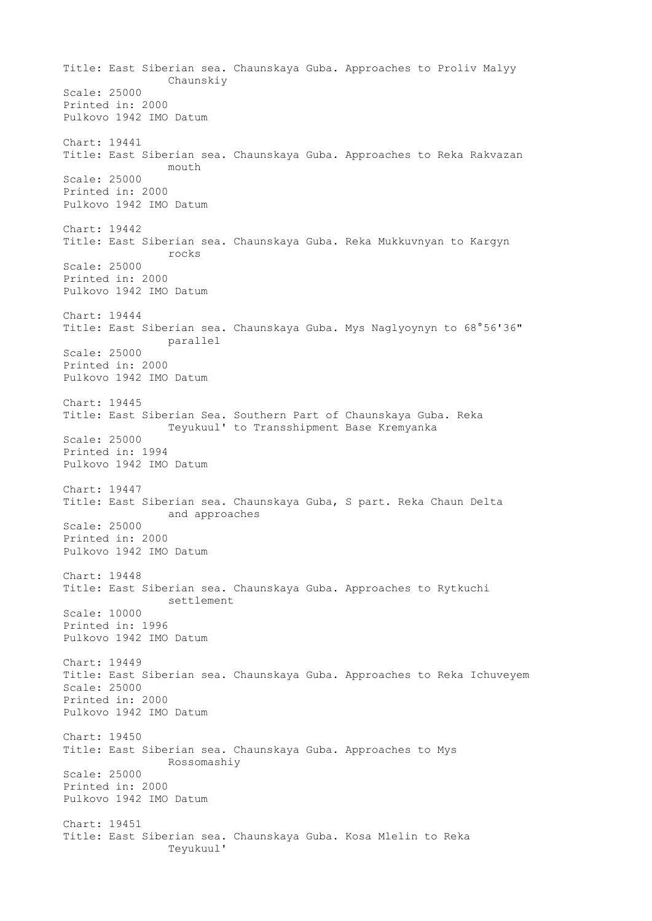Title: East Siberian sea. Chaunskaya Guba. Approaches to Proliv Malyy Chaunskiy
Scale: 25000
Printed in: 2000
Pulkovo 1942 IMO Datum

Chart: 19441
Title: East Siberian sea. Chaunskaya Guba. Approaches to Reka Rakvazan mouth
Scale: 25000
Printed in: 2000
Pulkovo 1942 IMO Datum

Chart: 19442
Title: East Siberian sea. Chaunskaya Guba. Reka Mukkuvnyan to Kargyn rocks
Scale: 25000
Printed in: 2000
Pulkovo 1942 IMO Datum

Chart: 19444
Title: East Siberian sea. Chaunskaya Guba. Mys Naglyoynyn to 68°56'36" parallel
Scale: 25000
Printed in: 2000
Pulkovo 1942 IMO Datum

Chart: 19445
Title: East Siberian Sea. Southern Part of Chaunskaya Guba. Reka Teyukuul' to Transshipment Base Kremyanka
Scale: 25000
Printed in: 1994
Pulkovo 1942 IMO Datum

Chart: 19447
Title: East Siberian sea. Chaunskaya Guba, S part. Reka Chaun Delta and approaches
Scale: 25000
Printed in: 2000
Pulkovo 1942 IMO Datum

Chart: 19448
Title: East Siberian sea. Chaunskaya Guba. Approaches to Rytkuchi settlement
Scale: 10000
Printed in: 1996
Pulkovo 1942 IMO Datum

Chart: 19449
Title: East Siberian sea. Chaunskaya Guba. Approaches to Reka Ichuveyem
Scale: 25000
Printed in: 2000
Pulkovo 1942 IMO Datum

Chart: 19450
Title: East Siberian sea. Chaunskaya Guba. Approaches to Mys Rossomashiy
Scale: 25000
Printed in: 2000
Pulkovo 1942 IMO Datum

Chart: 19451
Title: East Siberian sea. Chaunskaya Guba. Kosa Mlelin to Reka Teyukuul'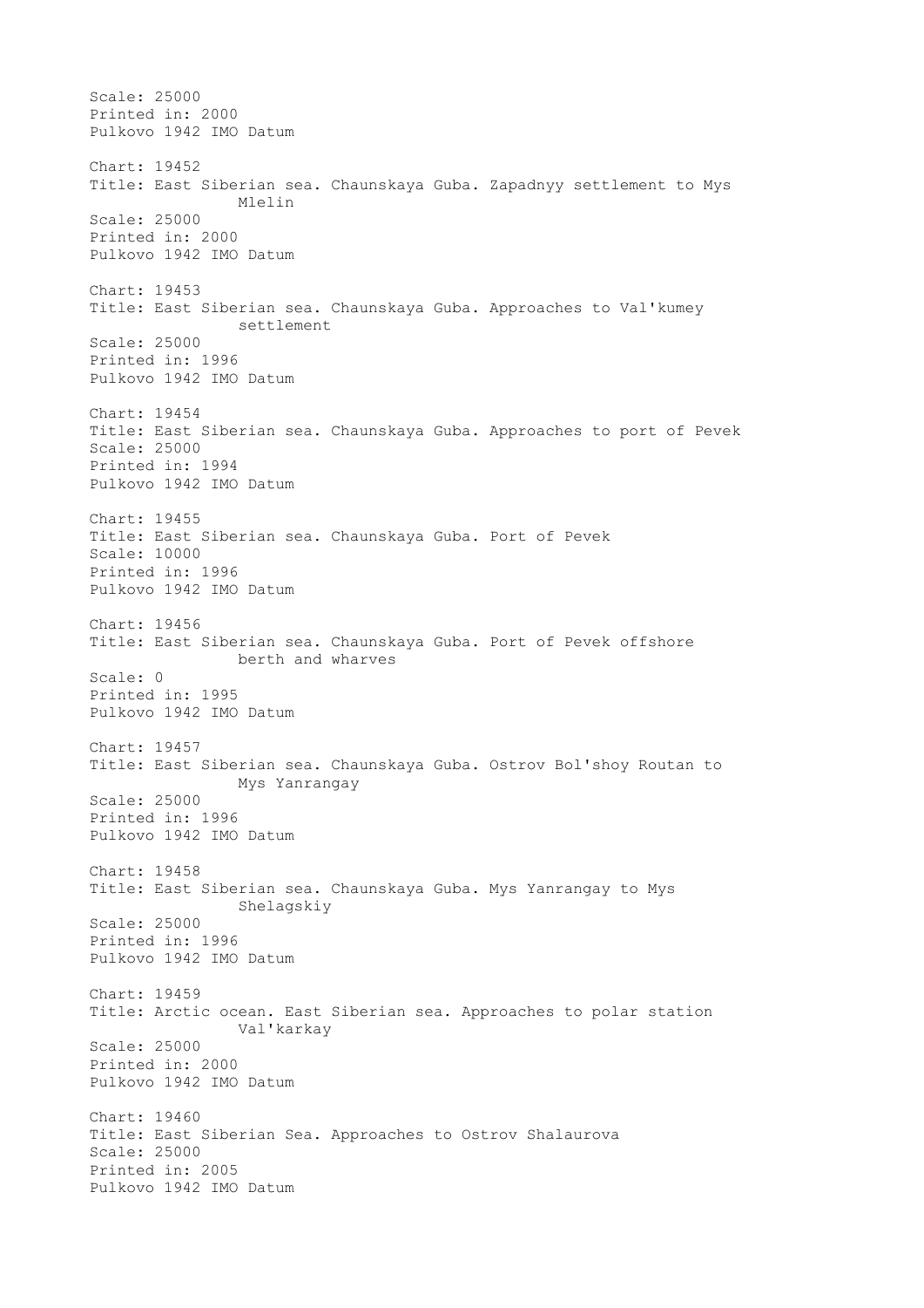Scale: 25000
Printed in: 2000
Pulkovo 1942 IMO Datum

Chart: 19452
Title: East Siberian sea. Chaunskaya Guba. Zapadnyy settlement to Mys Mlelin
Scale: 25000
Printed in: 2000
Pulkovo 1942 IMO Datum

Chart: 19453
Title: East Siberian sea. Chaunskaya Guba. Approaches to Val'kumey settlement
Scale: 25000
Printed in: 1996
Pulkovo 1942 IMO Datum

Chart: 19454
Title: East Siberian sea. Chaunskaya Guba. Approaches to port of Pevek
Scale: 25000
Printed in: 1994
Pulkovo 1942 IMO Datum

Chart: 19455
Title: East Siberian sea. Chaunskaya Guba. Port of Pevek
Scale: 10000
Printed in: 1996
Pulkovo 1942 IMO Datum

Chart: 19456
Title: East Siberian sea. Chaunskaya Guba. Port of Pevek offshore berth and wharves
Scale: 0
Printed in: 1995
Pulkovo 1942 IMO Datum

Chart: 19457
Title: East Siberian sea. Chaunskaya Guba. Ostrov Bol'shoy Routan to Mys Yanrangay
Scale: 25000
Printed in: 1996
Pulkovo 1942 IMO Datum

Chart: 19458
Title: East Siberian sea. Chaunskaya Guba. Mys Yanrangay to Mys Shelagskiy
Scale: 25000
Printed in: 1996
Pulkovo 1942 IMO Datum

Chart: 19459
Title: Arctic ocean. East Siberian sea. Approaches to polar station Val'karkay
Scale: 25000
Printed in: 2000
Pulkovo 1942 IMO Datum

Chart: 19460
Title: East Siberian Sea. Approaches to Ostrov Shalaurova
Scale: 25000
Printed in: 2005
Pulkovo 1942 IMO Datum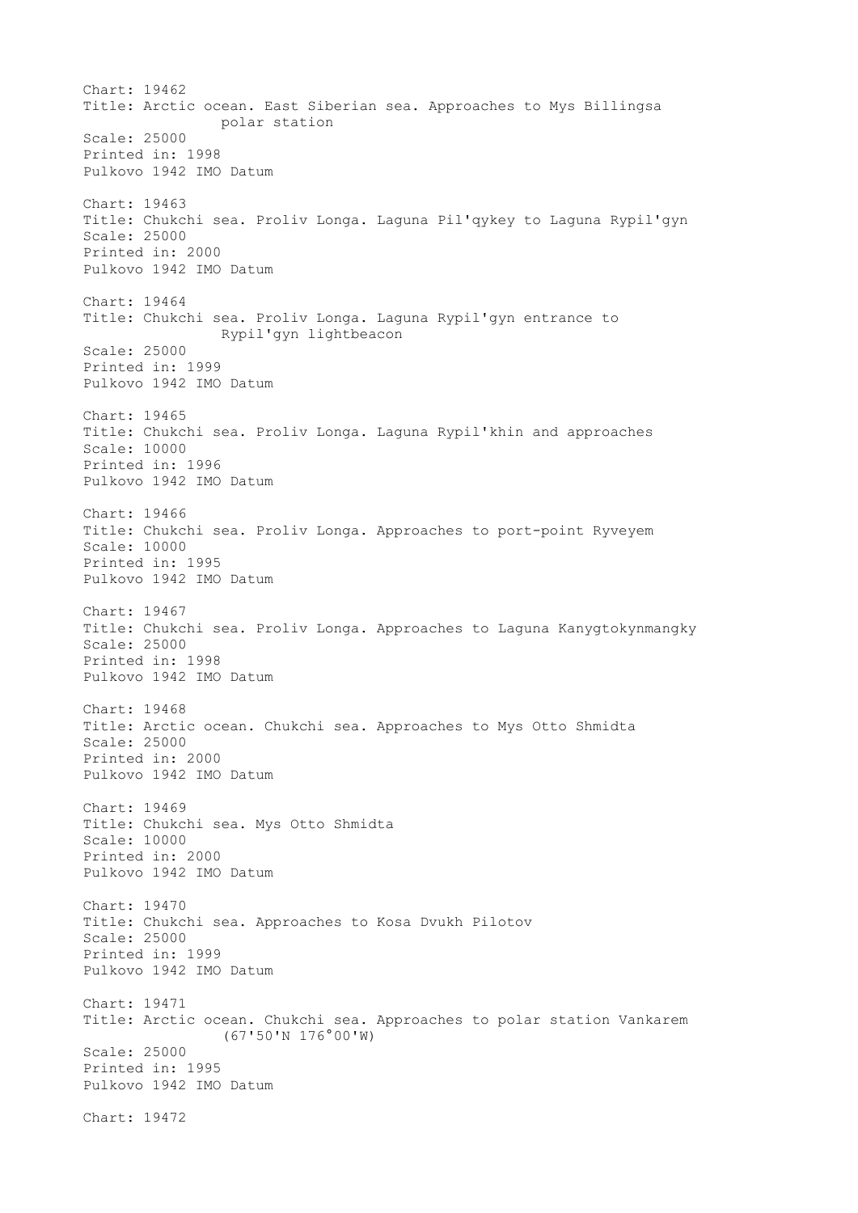Chart: 19462
Title: Arctic ocean. East Siberian sea. Approaches to Mys Billingsa polar station
Scale: 25000
Printed in: 1998
Pulkovo 1942 IMO Datum

Chart: 19463
Title: Chukchi sea. Proliv Longa. Laguna Pil'qykey to Laguna Rypil'gyn
Scale: 25000
Printed in: 2000
Pulkovo 1942 IMO Datum

Chart: 19464
Title: Chukchi sea. Proliv Longa. Laguna Rypil'gyn entrance to Rypil'gyn lightbeacon
Scale: 25000
Printed in: 1999
Pulkovo 1942 IMO Datum

Chart: 19465
Title: Chukchi sea. Proliv Longa. Laguna Rypil'khin and approaches
Scale: 10000
Printed in: 1996
Pulkovo 1942 IMO Datum

Chart: 19466
Title: Chukchi sea. Proliv Longa. Approaches to port-point Ryveyem
Scale: 10000
Printed in: 1995
Pulkovo 1942 IMO Datum

Chart: 19467
Title: Chukchi sea. Proliv Longa. Approaches to Laguna Kanygtokynmangky
Scale: 25000
Printed in: 1998
Pulkovo 1942 IMO Datum

Chart: 19468
Title: Arctic ocean. Chukchi sea. Approaches to Mys Otto Shmidta
Scale: 25000
Printed in: 2000
Pulkovo 1942 IMO Datum

Chart: 19469
Title: Chukchi sea. Mys Otto Shmidta
Scale: 10000
Printed in: 2000
Pulkovo 1942 IMO Datum

Chart: 19470
Title: Chukchi sea. Approaches to Kosa Dvukh Pilotov
Scale: 25000
Printed in: 1999
Pulkovo 1942 IMO Datum

Chart: 19471
Title: Arctic ocean. Chukchi sea. Approaches to polar station Vankarem (67'50'N 176°00'W)
Scale: 25000
Printed in: 1995
Pulkovo 1942 IMO Datum

Chart: 19472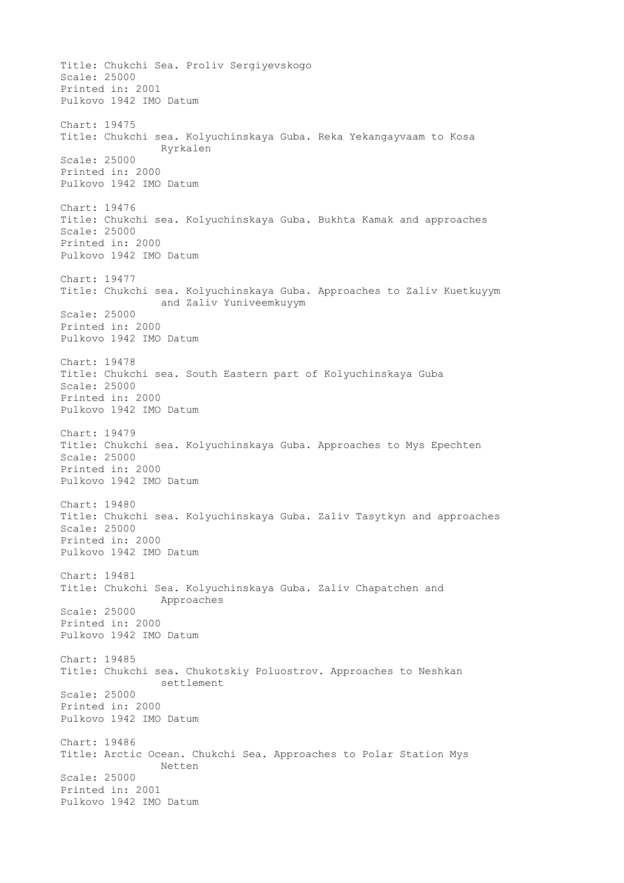Title: Chukchi Sea. Proliv Sergiyevskogo
Scale: 25000
Printed in: 2001
Pulkovo 1942 IMO Datum

Chart: 19475
Title: Chukchi sea. Kolyuchinskaya Guba. Reka Yekangayvaam to Kosa Ryrkalen
Scale: 25000
Printed in: 2000
Pulkovo 1942 IMO Datum

Chart: 19476
Title: Chukchi sea. Kolyuchinskaya Guba. Bukhta Kamak and approaches
Scale: 25000
Printed in: 2000
Pulkovo 1942 IMO Datum

Chart: 19477
Title: Chukchi sea. Kolyuchinskaya Guba. Approaches to Zaliv Kuetkuyym and Zaliv Yuniveemkuyym
Scale: 25000
Printed in: 2000
Pulkovo 1942 IMO Datum

Chart: 19478
Title: Chukchi sea. South Eastern part of Kolyuchinskaya Guba
Scale: 25000
Printed in: 2000
Pulkovo 1942 IMO Datum

Chart: 19479
Title: Chukchi sea. Kolyuchinskaya Guba. Approaches to Mys Epechten
Scale: 25000
Printed in: 2000
Pulkovo 1942 IMO Datum

Chart: 19480
Title: Chukchi sea. Kolyuchinskaya Guba. Zaliv Tasytkyn and approaches
Scale: 25000
Printed in: 2000
Pulkovo 1942 IMO Datum

Chart: 19481
Title: Chukchi Sea. Kolyuchinskaya Guba. Zaliv Chapatchen and Approaches
Scale: 25000
Printed in: 2000
Pulkovo 1942 IMO Datum

Chart: 19485
Title: Chukchi sea. Chukotskiy Poluostrov. Approaches to Neshkan settlement
Scale: 25000
Printed in: 2000
Pulkovo 1942 IMO Datum

Chart: 19486
Title: Arctic Ocean. Chukchi Sea. Approaches to Polar Station Mys Netten
Scale: 25000
Printed in: 2001
Pulkovo 1942 IMO Datum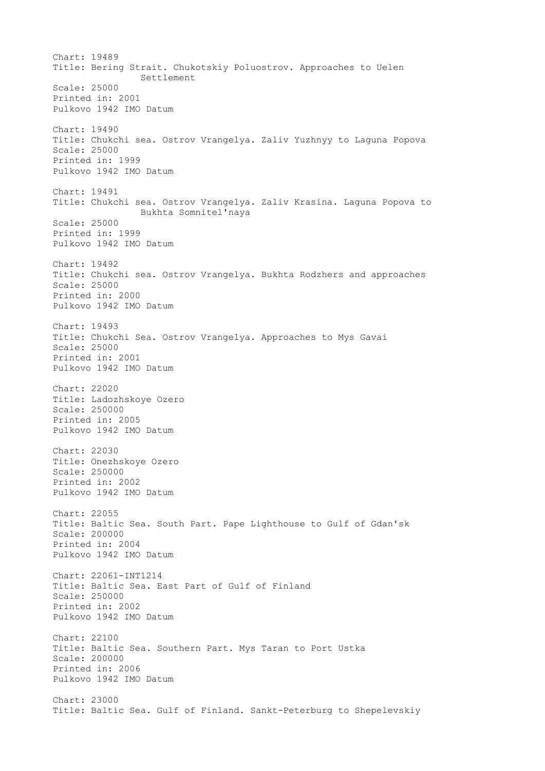Chart: 19489
Title: Bering Strait. Chukotskiy Poluostrov. Approaches to Uelen
Settlement
Scale: 25000
Printed in: 2001
Pulkovo 1942 IMO Datum

Chart: 19490
Title: Chukchi sea. Ostrov Vrangelya. Zaliv Yuzhnyy to Laguna Popova
Scale: 25000
Printed in: 1999
Pulkovo 1942 IMO Datum

Chart: 19491
Title: Chukchi sea. Ostrov Vrangelya. Zaliv Krasina. Laguna Popova to
Bukhta Somnitel'naya
Scale: 25000
Printed in: 1999
Pulkovo 1942 IMO Datum

Chart: 19492
Title: Chukchi sea. Ostrov Vrangelya. Bukhta Rodzhers and approaches
Scale: 25000
Printed in: 2000
Pulkovo 1942 IMO Datum

Chart: 19493
Title: Chukchi Sea. Ostrov Vrangelya. Approaches to Mys Gavai
Scale: 25000
Printed in: 2001
Pulkovo 1942 IMO Datum

Chart: 22020
Title: Ladozhskoye Ozero
Scale: 250000
Printed in: 2005
Pulkovo 1942 IMO Datum

Chart: 22030
Title: Onezhskoye Ozero
Scale: 250000
Printed in: 2002
Pulkovo 1942 IMO Datum

Chart: 22055
Title: Baltic Sea. South Part. Pape Lighthouse to Gulf of Gdan'sk
Scale: 200000
Printed in: 2004
Pulkovo 1942 IMO Datum

Chart: 22061-INT1214
Title: Baltic Sea. East Part of Gulf of Finland
Scale: 250000
Printed in: 2002
Pulkovo 1942 IMO Datum

Chart: 22100
Title: Baltic Sea. Southern Part. Mys Taran to Port Ustka
Scale: 200000
Printed in: 2006
Pulkovo 1942 IMO Datum

Chart: 23000
Title: Baltic Sea. Gulf of Finland. Sankt-Peterburg to Shepelevskiy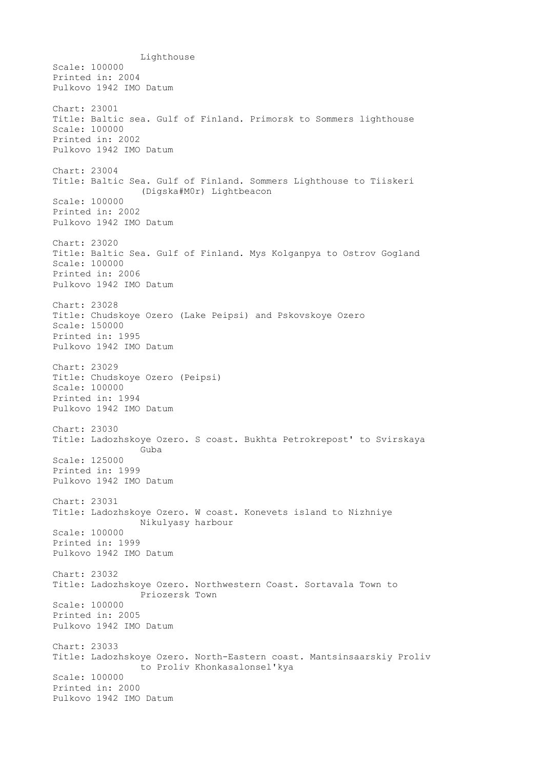Lighthouse
Scale: 100000
Printed in: 2004
Pulkovo 1942 IMO Datum

Chart: 23001
Title: Baltic sea. Gulf of Finland. Primorsk to Sommers lighthouse
Scale: 100000
Printed in: 2002
Pulkovo 1942 IMO Datum

Chart: 23004
Title: Baltic Sea. Gulf of Finland. Sommers Lighthouse to Tiiskeri (Digska#M0r) Lightbeacon
Scale: 100000
Printed in: 2002
Pulkovo 1942 IMO Datum

Chart: 23020
Title: Baltic Sea. Gulf of Finland. Mys Kolganpya to Ostrov Gogland
Scale: 100000
Printed in: 2006
Pulkovo 1942 IMO Datum

Chart: 23028
Title: Chudskoye Ozero (Lake Peipsi) and Pskovskoye Ozero
Scale: 150000
Printed in: 1995
Pulkovo 1942 IMO Datum

Chart: 23029
Title: Chudskoye Ozero (Peipsi)
Scale: 100000
Printed in: 1994
Pulkovo 1942 IMO Datum

Chart: 23030
Title: Ladozhskoye Ozero. S coast. Bukhta Petrokrepost' to Svirskaya Guba
Scale: 125000
Printed in: 1999
Pulkovo 1942 IMO Datum

Chart: 23031
Title: Ladozhskoye Ozero. W coast. Konevets island to Nizhniye Nikulyasy harbour
Scale: 100000
Printed in: 1999
Pulkovo 1942 IMO Datum

Chart: 23032
Title: Ladozhskoye Ozero. Northwestern Coast. Sortavala Town to Priozersk Town
Scale: 100000
Printed in: 2005
Pulkovo 1942 IMO Datum

Chart: 23033
Title: Ladozhskoye Ozero. North-Eastern coast. Mantsinsaarskiy Proliv to Proliv Khonkasalonsel'kya
Scale: 100000
Printed in: 2000
Pulkovo 1942 IMO Datum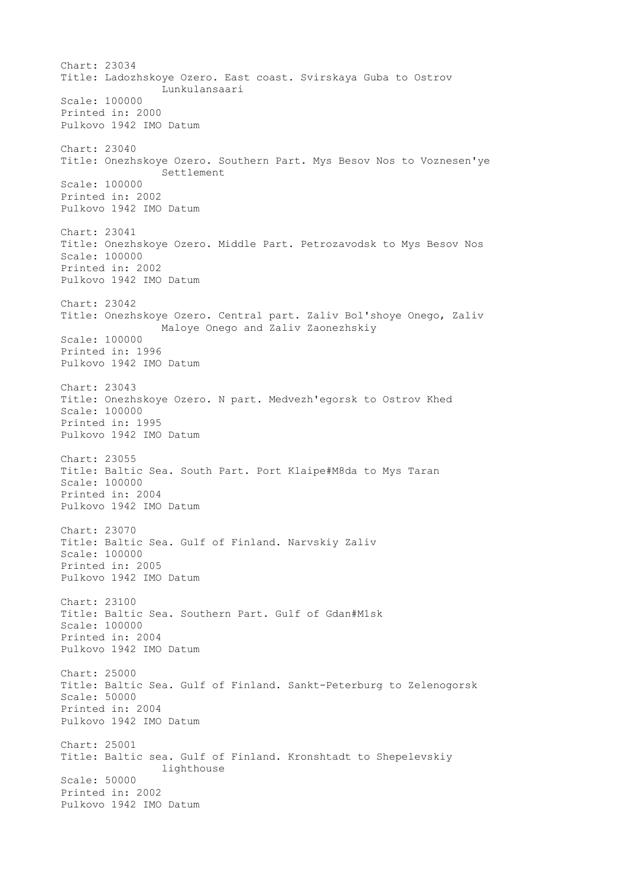Chart: 23034
Title: Ladozhskoye Ozero. East coast. Svirskaya Guba to Ostrov Lunkulansaari
Scale: 100000
Printed in: 2000
Pulkovo 1942 IMO Datum

Chart: 23040
Title: Onezhskoye Ozero. Southern Part. Mys Besov Nos to Voznesen'ye Settlement
Scale: 100000
Printed in: 2002
Pulkovo 1942 IMO Datum

Chart: 23041
Title: Onezhskoye Ozero. Middle Part. Petrozavodsk to Mys Besov Nos
Scale: 100000
Printed in: 2002
Pulkovo 1942 IMO Datum

Chart: 23042
Title: Onezhskoye Ozero. Central part. Zaliv Bol'shoye Onego, Zaliv Maloye Onego and Zaliv Zaonezhskiy
Scale: 100000
Printed in: 1996
Pulkovo 1942 IMO Datum

Chart: 23043
Title: Onezhskoye Ozero. N part. Medvezh'egorsk to Ostrov Khed
Scale: 100000
Printed in: 1995
Pulkovo 1942 IMO Datum

Chart: 23055
Title: Baltic Sea. South Part. Port Klaipe#M8da to Mys Taran
Scale: 100000
Printed in: 2004
Pulkovo 1942 IMO Datum

Chart: 23070
Title: Baltic Sea. Gulf of Finland. Narvskiy Zaliv
Scale: 100000
Printed in: 2005
Pulkovo 1942 IMO Datum

Chart: 23100
Title: Baltic Sea. Southern Part. Gulf of Gdan#M1sk
Scale: 100000
Printed in: 2004
Pulkovo 1942 IMO Datum

Chart: 25000
Title: Baltic Sea. Gulf of Finland. Sankt-Peterburg to Zelenogorsk
Scale: 50000
Printed in: 2004
Pulkovo 1942 IMO Datum

Chart: 25001
Title: Baltic sea. Gulf of Finland. Kronshtadt to Shepelevskiy lighthouse
Scale: 50000
Printed in: 2002
Pulkovo 1942 IMO Datum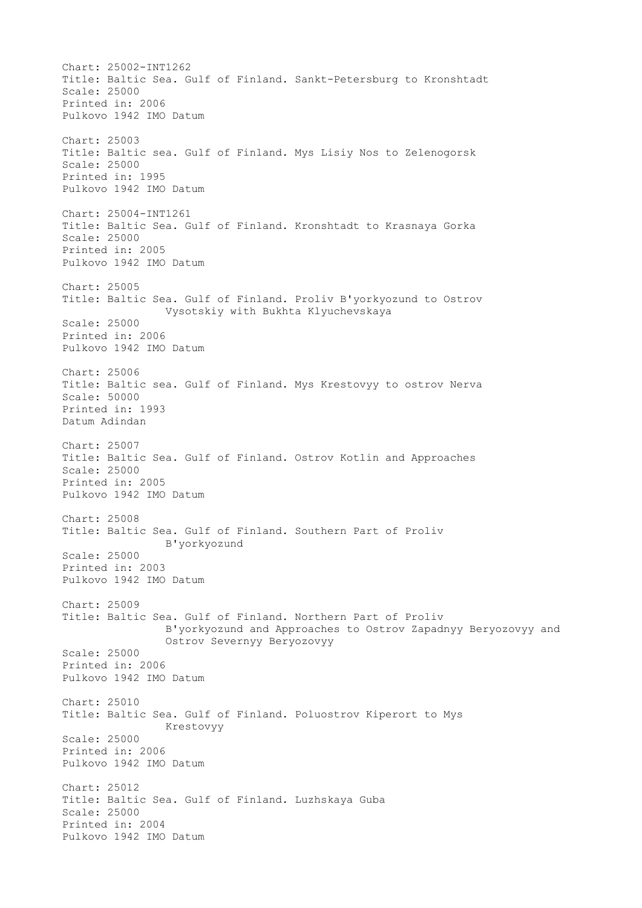Chart: 25002-INT1262
Title: Baltic Sea. Gulf of Finland. Sankt-Petersburg to Kronshtadt
Scale: 25000
Printed in: 2006
Pulkovo 1942 IMO Datum

Chart: 25003
Title: Baltic sea. Gulf of Finland. Mys Lisiy Nos to Zelenogorsk
Scale: 25000
Printed in: 1995
Pulkovo 1942 IMO Datum

Chart: 25004-INT1261
Title: Baltic Sea. Gulf of Finland. Kronshtadt to Krasnaya Gorka
Scale: 25000
Printed in: 2005
Pulkovo 1942 IMO Datum

Chart: 25005
Title: Baltic Sea. Gulf of Finland. Proliv B'yorkyozund to Ostrov Vysotskiy with Bukhta Klyuchevskaya
Scale: 25000
Printed in: 2006
Pulkovo 1942 IMO Datum

Chart: 25006
Title: Baltic sea. Gulf of Finland. Mys Krestovyy to ostrov Nerva
Scale: 50000
Printed in: 1993
Datum Adindan

Chart: 25007
Title: Baltic Sea. Gulf of Finland. Ostrov Kotlin and Approaches
Scale: 25000
Printed in: 2005
Pulkovo 1942 IMO Datum

Chart: 25008
Title: Baltic Sea. Gulf of Finland. Southern Part of Proliv B'yorkyozund
Scale: 25000
Printed in: 2003
Pulkovo 1942 IMO Datum

Chart: 25009
Title: Baltic Sea. Gulf of Finland. Northern Part of Proliv B'yorkyozund and Approaches to Ostrov Zapadnyy Beryozovyy and Ostrov Severnyy Beryozovyy
Scale: 25000
Printed in: 2006
Pulkovo 1942 IMO Datum

Chart: 25010
Title: Baltic Sea. Gulf of Finland. Poluostrov Kiperort to Mys Krestovyy
Scale: 25000
Printed in: 2006
Pulkovo 1942 IMO Datum

Chart: 25012
Title: Baltic Sea. Gulf of Finland. Luzhskaya Guba
Scale: 25000
Printed in: 2004
Pulkovo 1942 IMO Datum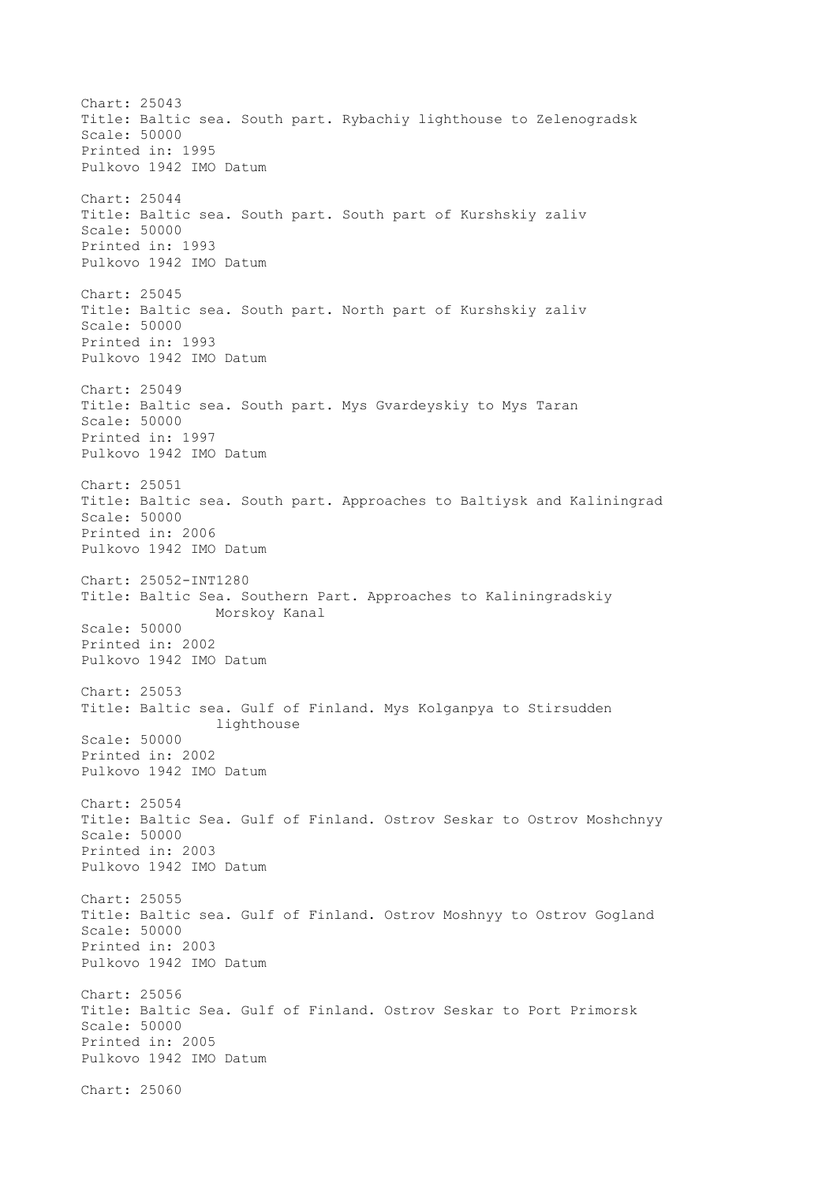Chart: 25043
Title: Baltic sea. South part. Rybachiy lighthouse to Zelenogradsk
Scale: 50000
Printed in: 1995
Pulkovo 1942 IMO Datum

Chart: 25044
Title: Baltic sea. South part. South part of Kurshskiy zaliv
Scale: 50000
Printed in: 1993
Pulkovo 1942 IMO Datum

Chart: 25045
Title: Baltic sea. South part. North part of Kurshskiy zaliv
Scale: 50000
Printed in: 1993
Pulkovo 1942 IMO Datum

Chart: 25049
Title: Baltic sea. South part. Mys Gvardeyskiy to Mys Taran
Scale: 50000
Printed in: 1997
Pulkovo 1942 IMO Datum

Chart: 25051
Title: Baltic sea. South part. Approaches to Baltiysk and Kaliningrad
Scale: 50000
Printed in: 2006
Pulkovo 1942 IMO Datum

Chart: 25052-INT1280
Title: Baltic Sea. Southern Part. Approaches to Kaliningradskiy Morskoy Kanal
Scale: 50000
Printed in: 2002
Pulkovo 1942 IMO Datum

Chart: 25053
Title: Baltic sea. Gulf of Finland. Mys Kolganpya to Stirsudden lighthouse
Scale: 50000
Printed in: 2002
Pulkovo 1942 IMO Datum

Chart: 25054
Title: Baltic Sea. Gulf of Finland. Ostrov Seskar to Ostrov Moshchnyy
Scale: 50000
Printed in: 2003
Pulkovo 1942 IMO Datum

Chart: 25055
Title: Baltic sea. Gulf of Finland. Ostrov Moshnyy to Ostrov Gogland
Scale: 50000
Printed in: 2003
Pulkovo 1942 IMO Datum

Chart: 25056
Title: Baltic Sea. Gulf of Finland. Ostrov Seskar to Port Primorsk
Scale: 50000
Printed in: 2005
Pulkovo 1942 IMO Datum

Chart: 25060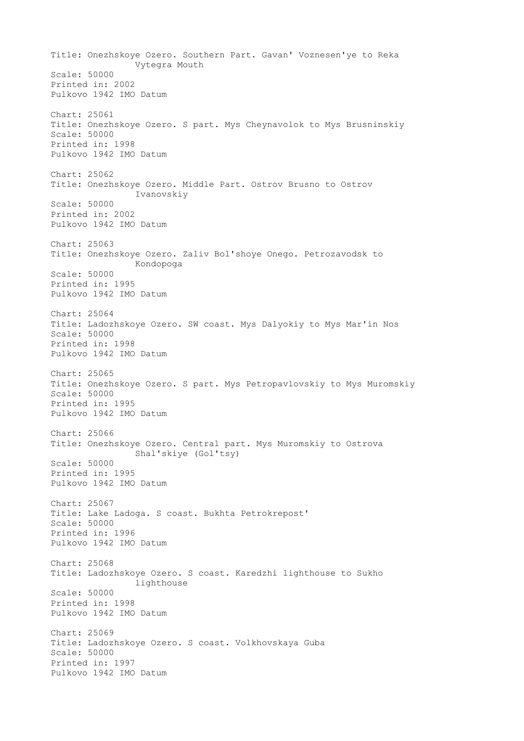Title: Onezhskoye Ozero. Southern Part. Gavan' Voznesen'ye to Reka Vytegra Mouth
Scale: 50000
Printed in: 2002
Pulkovo 1942 IMO Datum

Chart: 25061
Title: Onezhskoye Ozero. S part. Mys Cheynavolok to Mys Brusninskiy
Scale: 50000
Printed in: 1998
Pulkovo 1942 IMO Datum

Chart: 25062
Title: Onezhskoye Ozero. Middle Part. Ostrov Brusno to Ostrov Ivanovskiy
Scale: 50000
Printed in: 2002
Pulkovo 1942 IMO Datum

Chart: 25063
Title: Onezhskoye Ozero. Zaliv Bol'shoye Onego. Petrozavodsk to Kondopoga
Scale: 50000
Printed in: 1995
Pulkovo 1942 IMO Datum

Chart: 25064
Title: Ladozhskoye Ozero. SW coast. Mys Dalyokiy to Mys Mar'in Nos
Scale: 50000
Printed in: 1998
Pulkovo 1942 IMO Datum

Chart: 25065
Title: Onezhskoye Ozero. S part. Mys Petropavlovskiy to Mys Muromskiy
Scale: 50000
Printed in: 1995
Pulkovo 1942 IMO Datum

Chart: 25066
Title: Onezhskoye Ozero. Central part. Mys Muromskiy to Ostrova Shal'skiye (Gol'tsy)
Scale: 50000
Printed in: 1995
Pulkovo 1942 IMO Datum

Chart: 25067
Title: Lake Ladoga. S coast. Bukhta Petrokrepost'
Scale: 50000
Printed in: 1996
Pulkovo 1942 IMO Datum

Chart: 25068
Title: Ladozhskoye Ozero. S coast. Karedzhi lighthouse to Sukho lighthouse
Scale: 50000
Printed in: 1998
Pulkovo 1942 IMO Datum

Chart: 25069
Title: Ladozhskoye Ozero. S coast. Volkhovskaya Guba
Scale: 50000
Printed in: 1997
Pulkovo 1942 IMO Datum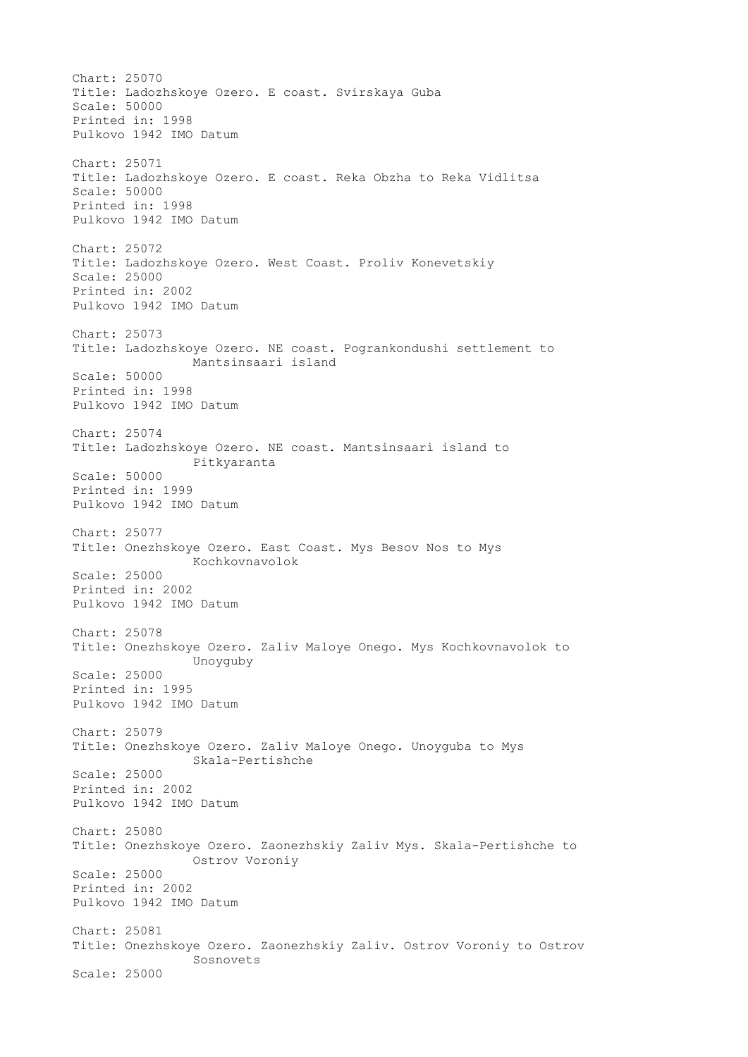Chart: 25070
Title: Ladozhskoye Ozero. E coast. Svirskaya Guba
Scale: 50000
Printed in: 1998
Pulkovo 1942 IMO Datum

Chart: 25071
Title: Ladozhskoye Ozero. E coast. Reka Obzha to Reka Vidlitsa
Scale: 50000
Printed in: 1998
Pulkovo 1942 IMO Datum

Chart: 25072
Title: Ladozhskoye Ozero. West Coast. Proliv Konevetskiy
Scale: 25000
Printed in: 2002
Pulkovo 1942 IMO Datum

Chart: 25073
Title: Ladozhskoye Ozero. NE coast. Pograngkondushi settlement to
Mantsinsaari island
Scale: 50000
Printed in: 1998
Pulkovo 1942 IMO Datum

Chart: 25074
Title: Ladozhskoye Ozero. NE coast. Mantsinsaari island to
Pitkyaranta
Scale: 50000
Printed in: 1999
Pulkovo 1942 IMO Datum

Chart: 25077
Title: Onezhskoye Ozero. East Coast. Mys Besov Nos to Mys
Kochkovnavolok
Scale: 25000
Printed in: 2002
Pulkovo 1942 IMO Datum

Chart: 25078
Title: Onezhskoye Ozero. Zaliv Maloye Onego. Mys Kochkovnavolok to
Unoyguby
Scale: 25000
Printed in: 1995
Pulkovo 1942 IMO Datum

Chart: 25079
Title: Onezhskoye Ozero. Zaliv Maloye Onego. Unoyguba to Mys
Skala-Pertishche
Scale: 25000
Printed in: 2002
Pulkovo 1942 IMO Datum

Chart: 25080
Title: Onezhskoye Ozero. Zaonezhskiy Zaliv Mys. Skala-Pertishche to
Ostrov Voroniy
Scale: 25000
Printed in: 2002
Pulkovo 1942 IMO Datum

Chart: 25081
Title: Onezhskoye Ozero. Zaonezhskiy Zaliv. Ostrov Voroniy to Ostrov
Sosnovets
Scale: 25000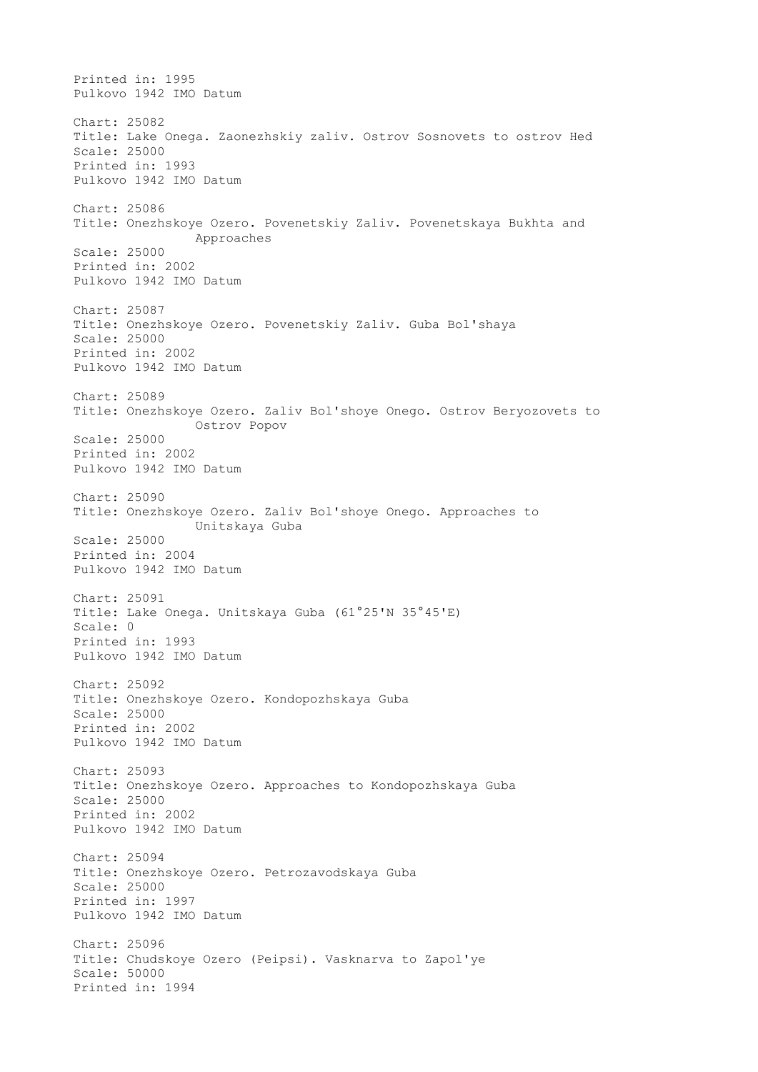Printed in: 1995
Pulkovo 1942 IMO Datum

Chart: 25082
Title: Lake Onega. Zaonezhskiy zaliv. Ostrov Sosnovets to ostrov Hed
Scale: 25000
Printed in: 1993
Pulkovo 1942 IMO Datum

Chart: 25086
Title: Onezhskoye Ozero. Povenetskiy Zaliv. Povenetskaya Bukhta and Approaches
Scale: 25000
Printed in: 2002
Pulkovo 1942 IMO Datum

Chart: 25087
Title: Onezhskoye Ozero. Povenetskiy Zaliv. Guba Bol'shaya
Scale: 25000
Printed in: 2002
Pulkovo 1942 IMO Datum

Chart: 25089
Title: Onezhskoye Ozero. Zaliv Bol'shoye Onego. Ostrov Beryozovets to Ostrov Popov
Scale: 25000
Printed in: 2002
Pulkovo 1942 IMO Datum

Chart: 25090
Title: Onezhskoye Ozero. Zaliv Bol'shoye Onego. Approaches to Unitskaya Guba
Scale: 25000
Printed in: 2004
Pulkovo 1942 IMO Datum

Chart: 25091
Title: Lake Onega. Unitskaya Guba (61°25'N 35°45'E)
Scale: 0
Printed in: 1993
Pulkovo 1942 IMO Datum

Chart: 25092
Title: Onezhskoye Ozero. Kondopozhskaya Guba
Scale: 25000
Printed in: 2002
Pulkovo 1942 IMO Datum

Chart: 25093
Title: Onezhskoye Ozero. Approaches to Kondopozhskaya Guba
Scale: 25000
Printed in: 2002
Pulkovo 1942 IMO Datum

Chart: 25094
Title: Onezhskoye Ozero. Petrozavodskaya Guba
Scale: 25000
Printed in: 1997
Pulkovo 1942 IMO Datum

Chart: 25096
Title: Chudskoye Ozero (Peipsi). Vasknarva to Zapol'ye
Scale: 50000
Printed in: 1994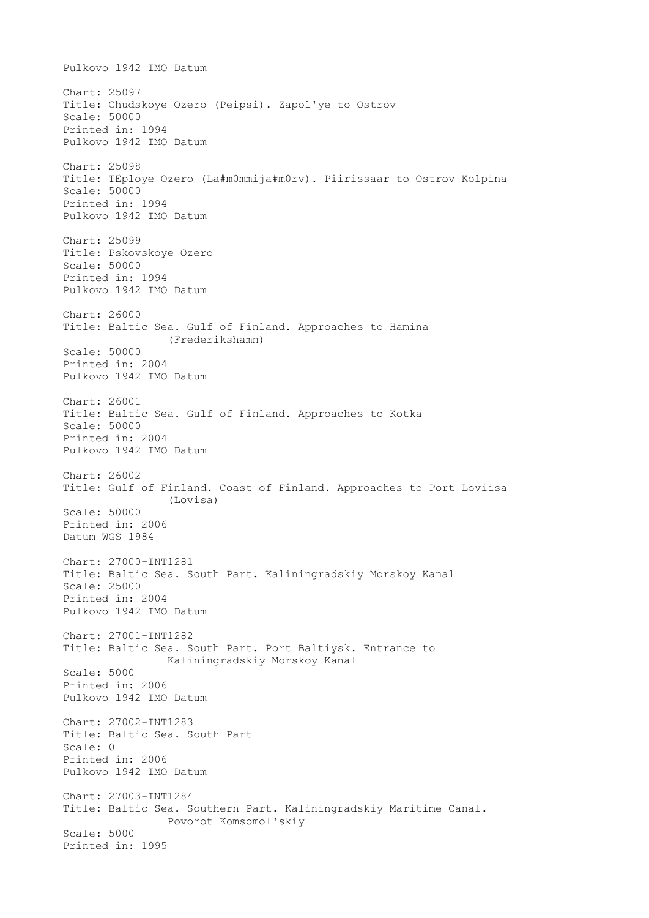Pulkovo 1942 IMO Datum

Chart: 25097
Title: Chudskoye Ozero (Peipsi). Zapol'ye to Ostrov
Scale: 50000
Printed in: 1994
Pulkovo 1942 IMO Datum

Chart: 25098
Title: TЁploye Ozero (La#m0mmija#m0rv). Piirissaar to Ostrov Kolpina
Scale: 50000
Printed in: 1994
Pulkovo 1942 IMO Datum

Chart: 25099
Title: Pskovskoye Ozero
Scale: 50000
Printed in: 1994
Pulkovo 1942 IMO Datum

Chart: 26000
Title: Baltic Sea. Gulf of Finland. Approaches to Hamina (Frederikshamn)
Scale: 50000
Printed in: 2004
Pulkovo 1942 IMO Datum

Chart: 26001
Title: Baltic Sea. Gulf of Finland. Approaches to Kotka
Scale: 50000
Printed in: 2004
Pulkovo 1942 IMO Datum

Chart: 26002
Title: Gulf of Finland. Coast of Finland. Approaches to Port Loviisa (Lovisa)
Scale: 50000
Printed in: 2006
Datum WGS 1984

Chart: 27000-INT1281
Title: Baltic Sea. South Part. Kaliningradskiy Morskoy Kanal
Scale: 25000
Printed in: 2004
Pulkovo 1942 IMO Datum

Chart: 27001-INT1282
Title: Baltic Sea. South Part. Port Baltiysk. Entrance to Kaliningradskiy Morskoy Kanal
Scale: 5000
Printed in: 2006
Pulkovo 1942 IMO Datum

Chart: 27002-INT1283
Title: Baltic Sea. South Part
Scale: 0
Printed in: 2006
Pulkovo 1942 IMO Datum

Chart: 27003-INT1284
Title: Baltic Sea. Southern Part. Kaliningradskiy Maritime Canal. Povorot Komsomol'skiy
Scale: 5000
Printed in: 1995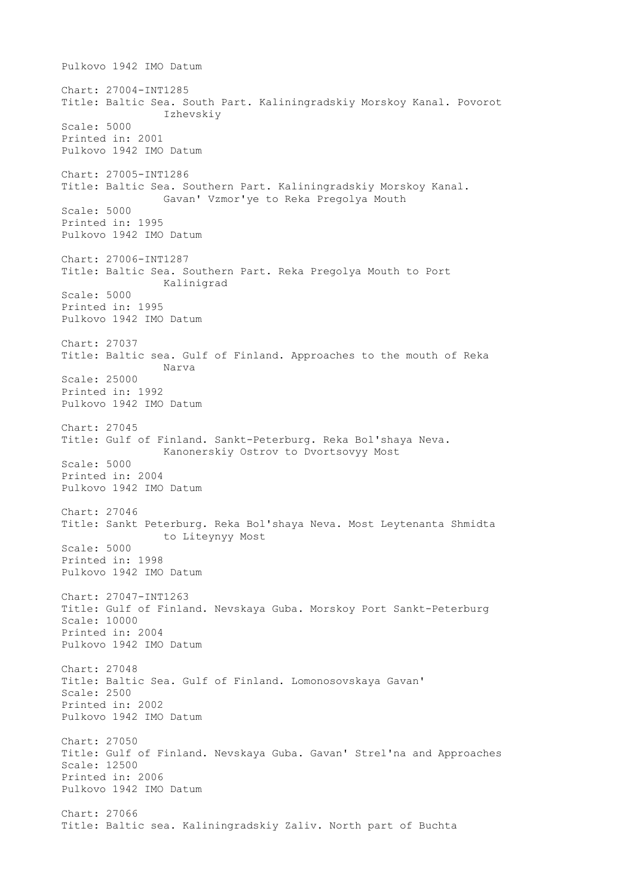Pulkovo 1942 IMO Datum

Chart: 27004-INT1285
Title: Baltic Sea. South Part. Kaliningradskiy Morskoy Kanal. Povorot
               Izhevskiy
Scale: 5000
Printed in: 2001
Pulkovo 1942 IMO Datum

Chart: 27005-INT1286
Title: Baltic Sea. Southern Part. Kaliningradskiy Morskoy Kanal.
               Gavan' Vzmor'ye to Reka Pregolya Mouth
Scale: 5000
Printed in: 1995
Pulkovo 1942 IMO Datum

Chart: 27006-INT1287
Title: Baltic Sea. Southern Part. Reka Pregolya Mouth to Port
               Kalinigrad
Scale: 5000
Printed in: 1995
Pulkovo 1942 IMO Datum

Chart: 27037
Title: Baltic sea. Gulf of Finland. Approaches to the mouth of Reka
               Narva
Scale: 25000
Printed in: 1992
Pulkovo 1942 IMO Datum

Chart: 27045
Title: Gulf of Finland. Sankt-Peterburg. Reka Bol'shaya Neva.
               Kanonerskiy Ostrov to Dvortsovyy Most
Scale: 5000
Printed in: 2004
Pulkovo 1942 IMO Datum

Chart: 27046
Title: Sankt Peterburg. Reka Bol'shaya Neva. Most Leytenanta Shmidta
               to Liteynyy Most
Scale: 5000
Printed in: 1998
Pulkovo 1942 IMO Datum

Chart: 27047-INT1263
Title: Gulf of Finland. Nevskaya Guba. Morskoy Port Sankt-Peterburg
Scale: 10000
Printed in: 2004
Pulkovo 1942 IMO Datum

Chart: 27048
Title: Baltic Sea. Gulf of Finland. Lomonosovskaya Gavan'
Scale: 2500
Printed in: 2002
Pulkovo 1942 IMO Datum

Chart: 27050
Title: Gulf of Finland. Nevskaya Guba. Gavan' Strel'na and Approaches
Scale: 12500
Printed in: 2006
Pulkovo 1942 IMO Datum

Chart: 27066
Title: Baltic sea. Kaliningradskiy Zaliv. North part of Buchta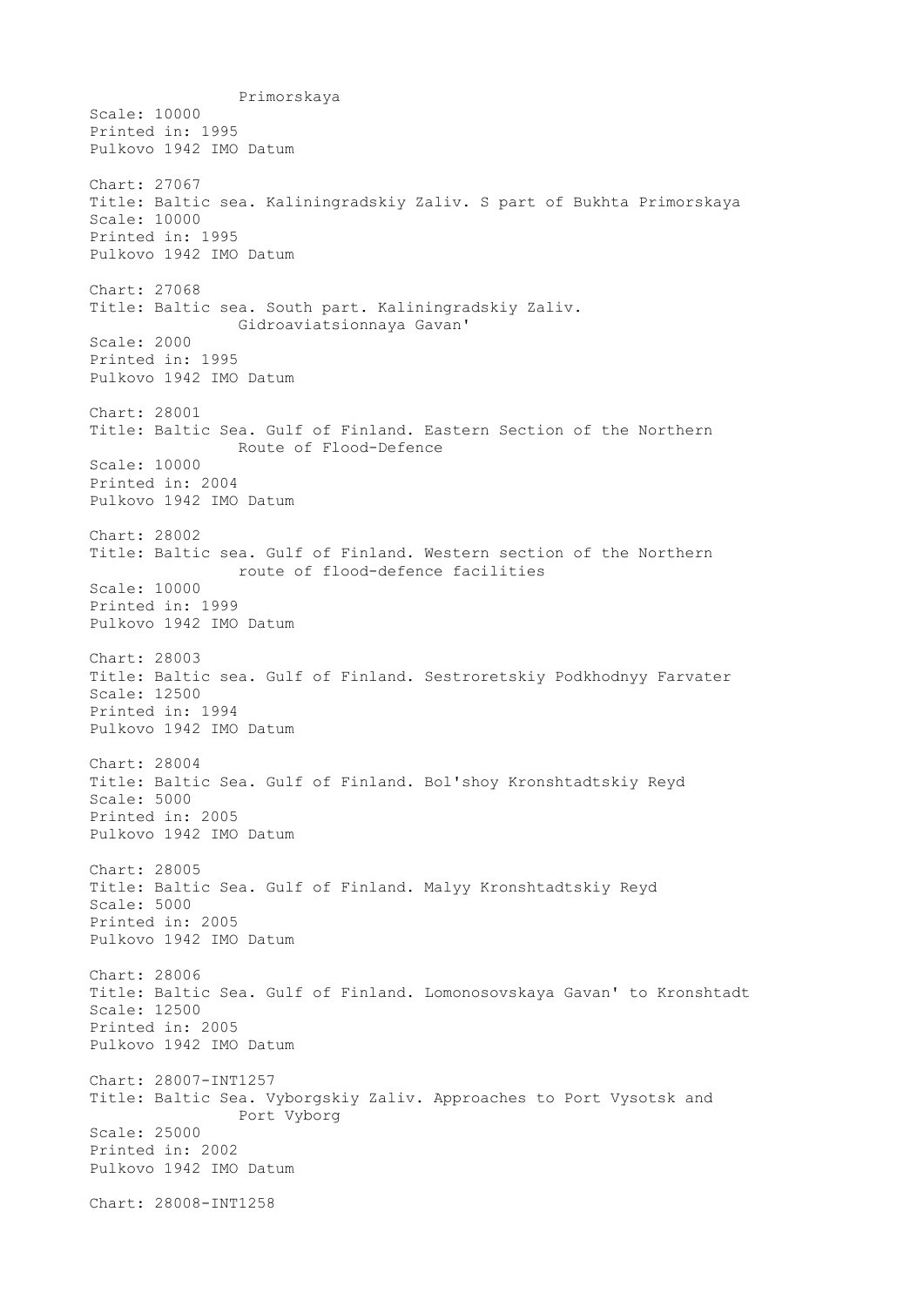Primorskaya
Scale: 10000
Printed in: 1995
Pulkovo 1942 IMO Datum

Chart: 27067
Title: Baltic sea. Kaliningradskiy Zaliv. S part of Bukhta Primorskaya
Scale: 10000
Printed in: 1995
Pulkovo 1942 IMO Datum

Chart: 27068
Title: Baltic sea. South part. Kaliningradskiy Zaliv.
                Gidroaviatsionnaya Gavan'
Scale: 2000
Printed in: 1995
Pulkovo 1942 IMO Datum

Chart: 28001
Title: Baltic Sea. Gulf of Finland. Eastern Section of the Northern
                Route of Flood-Defence
Scale: 10000
Printed in: 2004
Pulkovo 1942 IMO Datum

Chart: 28002
Title: Baltic sea. Gulf of Finland. Western section of the Northern
                route of flood-defence facilities
Scale: 10000
Printed in: 1999
Pulkovo 1942 IMO Datum

Chart: 28003
Title: Baltic sea. Gulf of Finland. Sestroretskiy Podkhodnyy Farvater
Scale: 12500
Printed in: 1994
Pulkovo 1942 IMO Datum

Chart: 28004
Title: Baltic Sea. Gulf of Finland. Bol'shoy Kronshtadtskiy Reyd
Scale: 5000
Printed in: 2005
Pulkovo 1942 IMO Datum

Chart: 28005
Title: Baltic Sea. Gulf of Finland. Malyy Kronshtadtskiy Reyd
Scale: 5000
Printed in: 2005
Pulkovo 1942 IMO Datum

Chart: 28006
Title: Baltic Sea. Gulf of Finland. Lomonosovskaya Gavan' to Kronshtadt
Scale: 12500
Printed in: 2005
Pulkovo 1942 IMO Datum

Chart: 28007-INT1257
Title: Baltic Sea. Vyborgskiy Zaliv. Approaches to Port Vysotsk and
                Port Vyborg
Scale: 25000
Printed in: 2002
Pulkovo 1942 IMO Datum

Chart: 28008-INT1258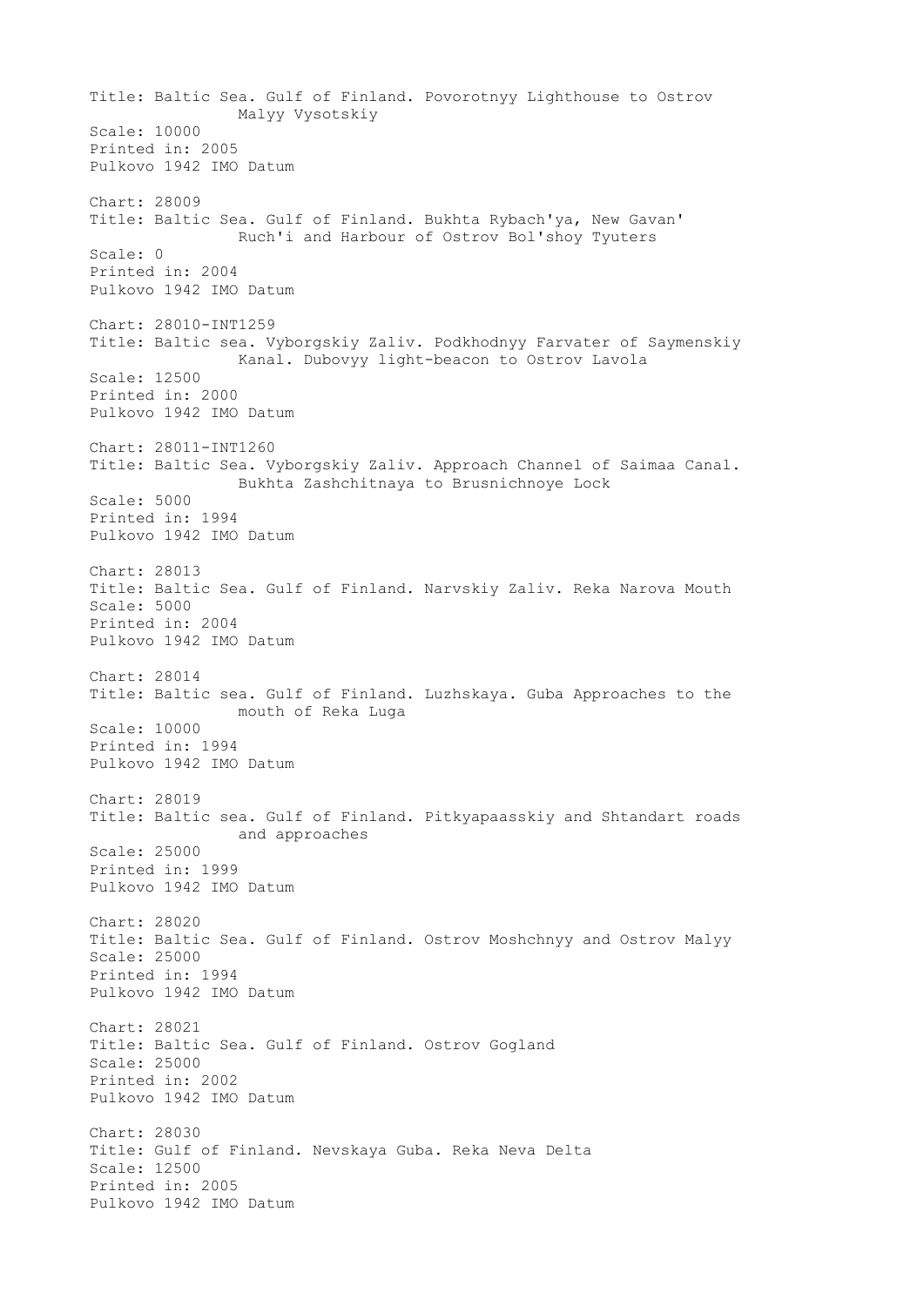Title: Baltic Sea. Gulf of Finland. Povorotnyy Lighthouse to Ostrov Malyy Vysotskiy
Scale: 10000
Printed in: 2005
Pulkovo 1942 IMO Datum

Chart: 28009
Title: Baltic Sea. Gulf of Finland. Bukhta Rybach'ya, New Gavan' Ruch'i and Harbour of Ostrov Bol'shoy Tyuters
Scale: 0
Printed in: 2004
Pulkovo 1942 IMO Datum

Chart: 28010-INT1259
Title: Baltic sea. Vyborgskiy Zaliv. Podkhodnyy Farvater of Saymenskiy Kanal. Dubovyy light-beacon to Ostrov Lavola
Scale: 12500
Printed in: 2000
Pulkovo 1942 IMO Datum

Chart: 28011-INT1260
Title: Baltic Sea. Vyborgskiy Zaliv. Approach Channel of Saimaa Canal. Bukhta Zashchitnaya to Brusnichnoye Lock
Scale: 5000
Printed in: 1994
Pulkovo 1942 IMO Datum

Chart: 28013
Title: Baltic Sea. Gulf of Finland. Narvskiy Zaliv. Reka Narova Mouth
Scale: 5000
Printed in: 2004
Pulkovo 1942 IMO Datum

Chart: 28014
Title: Baltic sea. Gulf of Finland. Luzhskaya. Guba Approaches to the mouth of Reka Luga
Scale: 10000
Printed in: 1994
Pulkovo 1942 IMO Datum

Chart: 28019
Title: Baltic sea. Gulf of Finland. Pitkyapaasskiy and Shtandart roads and approaches
Scale: 25000
Printed in: 1999
Pulkovo 1942 IMO Datum

Chart: 28020
Title: Baltic Sea. Gulf of Finland. Ostrov Moshchnyy and Ostrov Malyy
Scale: 25000
Printed in: 1994
Pulkovo 1942 IMO Datum

Chart: 28021
Title: Baltic Sea. Gulf of Finland. Ostrov Gogland
Scale: 25000
Printed in: 2002
Pulkovo 1942 IMO Datum

Chart: 28030
Title: Gulf of Finland. Nevskaya Guba. Reka Neva Delta
Scale: 12500
Printed in: 2005
Pulkovo 1942 IMO Datum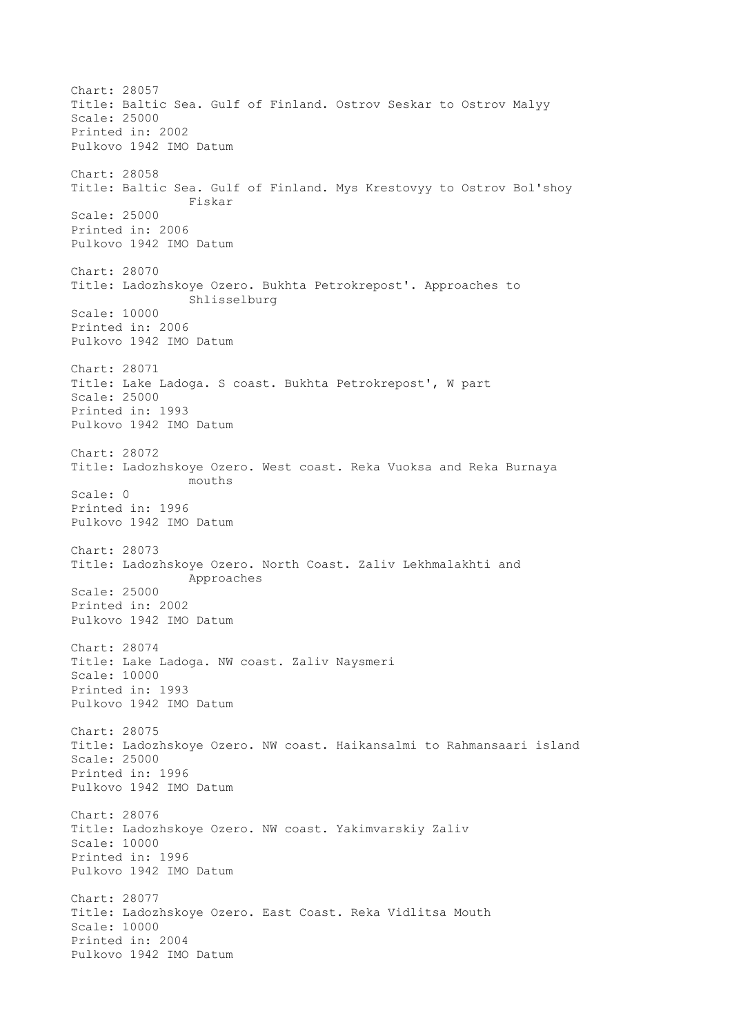Chart: 28057
Title: Baltic Sea. Gulf of Finland. Ostrov Seskar to Ostrov Malyy
Scale: 25000
Printed in: 2002
Pulkovo 1942 IMO Datum

Chart: 28058
Title: Baltic Sea. Gulf of Finland. Mys Krestovyy to Ostrov Bol'shoy Fiskar
Scale: 25000
Printed in: 2006
Pulkovo 1942 IMO Datum

Chart: 28070
Title: Ladozhskoye Ozero. Bukhta Petrokrepost'. Approaches to Shlisselburg
Scale: 10000
Printed in: 2006
Pulkovo 1942 IMO Datum

Chart: 28071
Title: Lake Ladoga. S coast. Bukhta Petrokrepost', W part
Scale: 25000
Printed in: 1993
Pulkovo 1942 IMO Datum

Chart: 28072
Title: Ladozhskoye Ozero. West coast. Reka Vuoksa and Reka Burnaya mouths
Scale: 0
Printed in: 1996
Pulkovo 1942 IMO Datum

Chart: 28073
Title: Ladozhskoye Ozero. North Coast. Zaliv Lekhmalakhti and Approaches
Scale: 25000
Printed in: 2002
Pulkovo 1942 IMO Datum

Chart: 28074
Title: Lake Ladoga. NW coast. Zaliv Naysmeri
Scale: 10000
Printed in: 1993
Pulkovo 1942 IMO Datum

Chart: 28075
Title: Ladozhskoye Ozero. NW coast. Haikansalmi to Rahmansaari island
Scale: 25000
Printed in: 1996
Pulkovo 1942 IMO Datum

Chart: 28076
Title: Ladozhskoye Ozero. NW coast. Yakimvarskiy Zaliv
Scale: 10000
Printed in: 1996
Pulkovo 1942 IMO Datum

Chart: 28077
Title: Ladozhskoye Ozero. East Coast. Reka Vidlitsa Mouth
Scale: 10000
Printed in: 2004
Pulkovo 1942 IMO Datum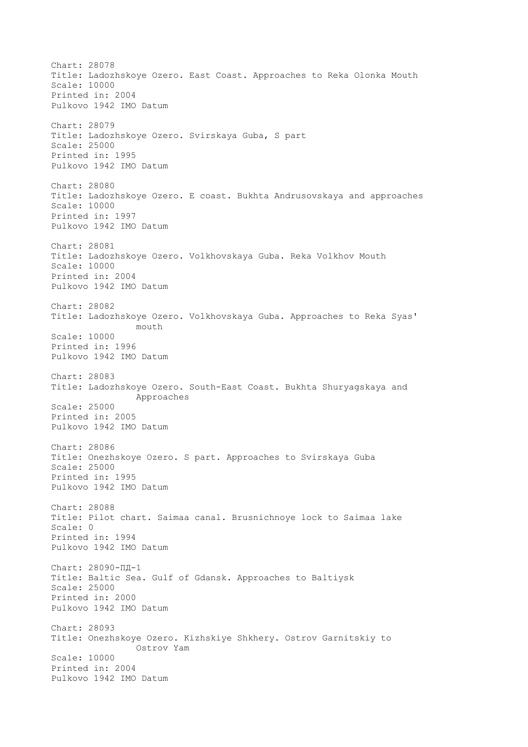Chart: 28078
Title: Ladozhskoye Ozero. East Coast. Approaches to Reka Olonka Mouth
Scale: 10000
Printed in: 2004
Pulkovo 1942 IMO Datum

Chart: 28079
Title: Ladozhskoye Ozero. Svirskaya Guba, S part
Scale: 25000
Printed in: 1995
Pulkovo 1942 IMO Datum

Chart: 28080
Title: Ladozhskoye Ozero. E coast. Bukhta Andrusovskaya and approaches
Scale: 10000
Printed in: 1997
Pulkovo 1942 IMO Datum

Chart: 28081
Title: Ladozhskoye Ozero. Volkhovskaya Guba. Reka Volkhov Mouth
Scale: 10000
Printed in: 2004
Pulkovo 1942 IMO Datum

Chart: 28082
Title: Ladozhskoye Ozero. Volkhovskaya Guba. Approaches to Reka Syas' mouth
Scale: 10000
Printed in: 1996
Pulkovo 1942 IMO Datum

Chart: 28083
Title: Ladozhskoye Ozero. South-East Coast. Bukhta Shuryagskaya and Approaches
Scale: 25000
Printed in: 2005
Pulkovo 1942 IMO Datum

Chart: 28086
Title: Onezhskoye Ozero. S part. Approaches to Svirskaya Guba
Scale: 25000
Printed in: 1995
Pulkovo 1942 IMO Datum

Chart: 28088
Title: Pilot chart. Saimaa canal. Brusnichnoye lock to Saimaa lake
Scale: 0
Printed in: 1994
Pulkovo 1942 IMO Datum

Chart: 28090-ПД-1
Title: Baltic Sea. Gulf of Gdansk. Approaches to Baltiysk
Scale: 25000
Printed in: 2000
Pulkovo 1942 IMO Datum

Chart: 28093
Title: Onezhskoye Ozero. Kizhskiye Shkhery. Ostrov Garnitskiy to Ostrov Yam
Scale: 10000
Printed in: 2004
Pulkovo 1942 IMO Datum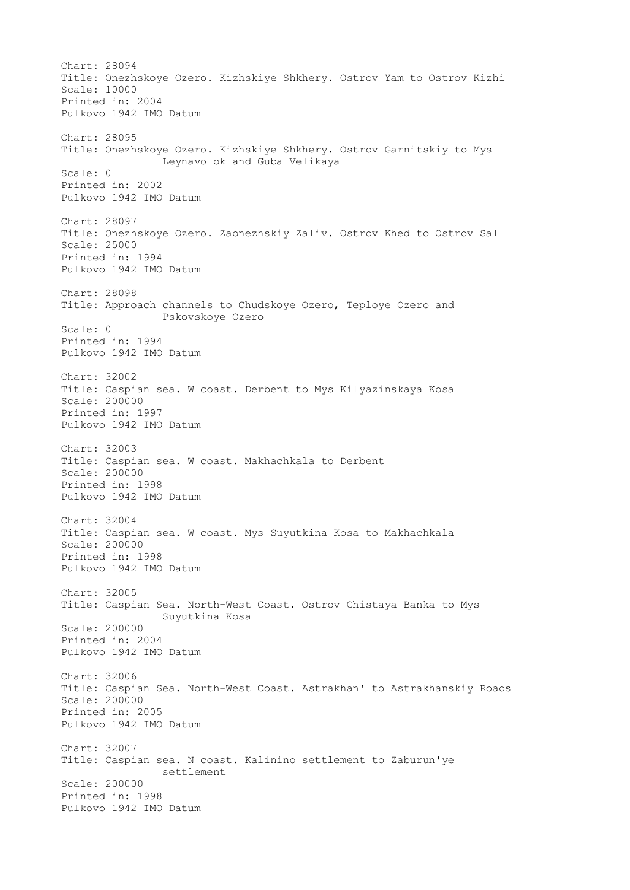Chart: 28094
Title: Onezhskoye Ozero. Kizhskiye Shkhery. Ostrov Yam to Ostrov Kizhi
Scale: 10000
Printed in: 2004
Pulkovo 1942 IMO Datum

Chart: 28095
Title: Onezhskoye Ozero. Kizhskiye Shkhery. Ostrov Garnitskiy to Mys Leynavolok and Guba Velikaya
Scale: 0
Printed in: 2002
Pulkovo 1942 IMO Datum

Chart: 28097
Title: Onezhskoye Ozero. Zaonezhskiy Zaliv. Ostrov Khed to Ostrov Sal
Scale: 25000
Printed in: 1994
Pulkovo 1942 IMO Datum

Chart: 28098
Title: Approach channels to Chudskoye Ozero, Teploye Ozero and Pskovskoye Ozero
Scale: 0
Printed in: 1994
Pulkovo 1942 IMO Datum

Chart: 32002
Title: Caspian sea. W coast. Derbent to Mys Kilyazinskaya Kosa
Scale: 200000
Printed in: 1997
Pulkovo 1942 IMO Datum

Chart: 32003
Title: Caspian sea. W coast. Makhachkala to Derbent
Scale: 200000
Printed in: 1998
Pulkovo 1942 IMO Datum

Chart: 32004
Title: Caspian sea. W coast. Mys Suyutkina Kosa to Makhachkala
Scale: 200000
Printed in: 1998
Pulkovo 1942 IMO Datum

Chart: 32005
Title: Caspian Sea. North-West Coast. Ostrov Chistaya Banka to Mys Suyutkina Kosa
Scale: 200000
Printed in: 2004
Pulkovo 1942 IMO Datum

Chart: 32006
Title: Caspian Sea. North-West Coast. Astrakhan' to Astrakhanskiy Roads
Scale: 200000
Printed in: 2005
Pulkovo 1942 IMO Datum

Chart: 32007
Title: Caspian sea. N coast. Kalinino settlement to Zaburun'ye settlement
Scale: 200000
Printed in: 1998
Pulkovo 1942 IMO Datum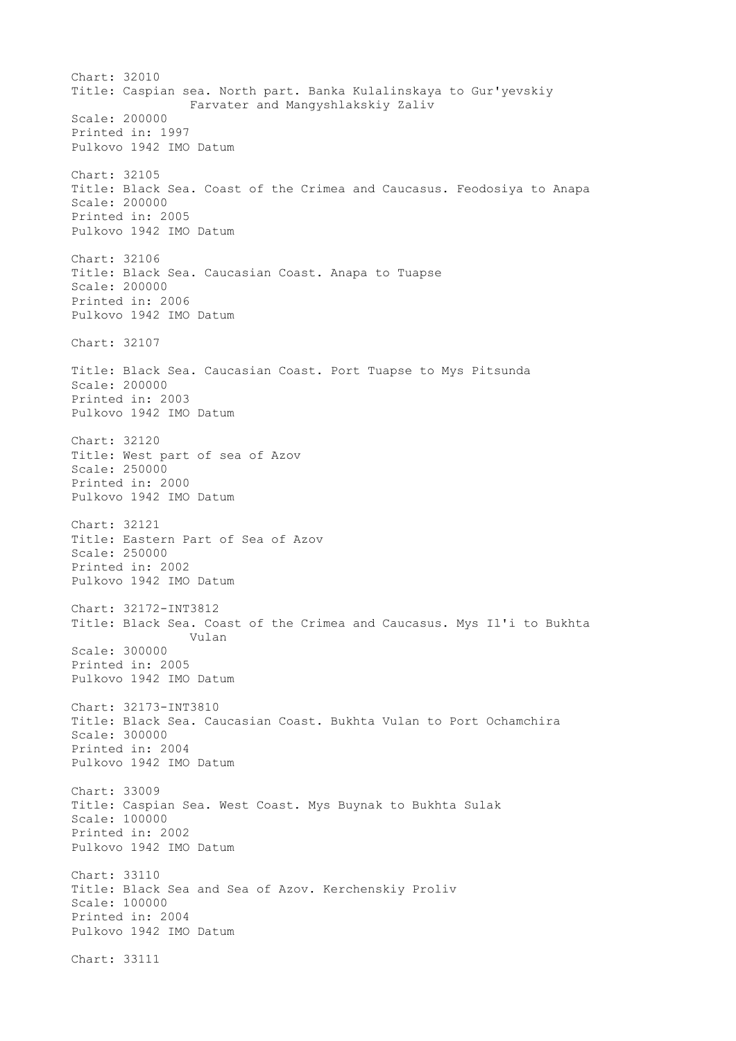Chart: 32010
Title: Caspian sea. North part. Banka Kulalinskaya to Gur'yevskiy Farvater and Mangyshlakskiy Zaliv
Scale: 200000
Printed in: 1997
Pulkovo 1942 IMO Datum

Chart: 32105
Title: Black Sea. Coast of the Crimea and Caucasus. Feodosiya to Anapa
Scale: 200000
Printed in: 2005
Pulkovo 1942 IMO Datum

Chart: 32106
Title: Black Sea. Caucasian Coast. Anapa to Tuapse
Scale: 200000
Printed in: 2006
Pulkovo 1942 IMO Datum

Chart: 32107

Title: Black Sea. Caucasian Coast. Port Tuapse to Mys Pitsunda
Scale: 200000
Printed in: 2003
Pulkovo 1942 IMO Datum

Chart: 32120
Title: West part of sea of Azov
Scale: 250000
Printed in: 2000
Pulkovo 1942 IMO Datum

Chart: 32121
Title: Eastern Part of Sea of Azov
Scale: 250000
Printed in: 2002
Pulkovo 1942 IMO Datum

Chart: 32172-INT3812
Title: Black Sea. Coast of the Crimea and Caucasus. Mys Il'i to Bukhta Vulan
Scale: 300000
Printed in: 2005
Pulkovo 1942 IMO Datum

Chart: 32173-INT3810
Title: Black Sea. Caucasian Coast. Bukhta Vulan to Port Ochamchira
Scale: 300000
Printed in: 2004
Pulkovo 1942 IMO Datum

Chart: 33009
Title: Caspian Sea. West Coast. Mys Buynak to Bukhta Sulak
Scale: 100000
Printed in: 2002
Pulkovo 1942 IMO Datum

Chart: 33110
Title: Black Sea and Sea of Azov. Kerchenskiy Proliv
Scale: 100000
Printed in: 2004
Pulkovo 1942 IMO Datum

Chart: 33111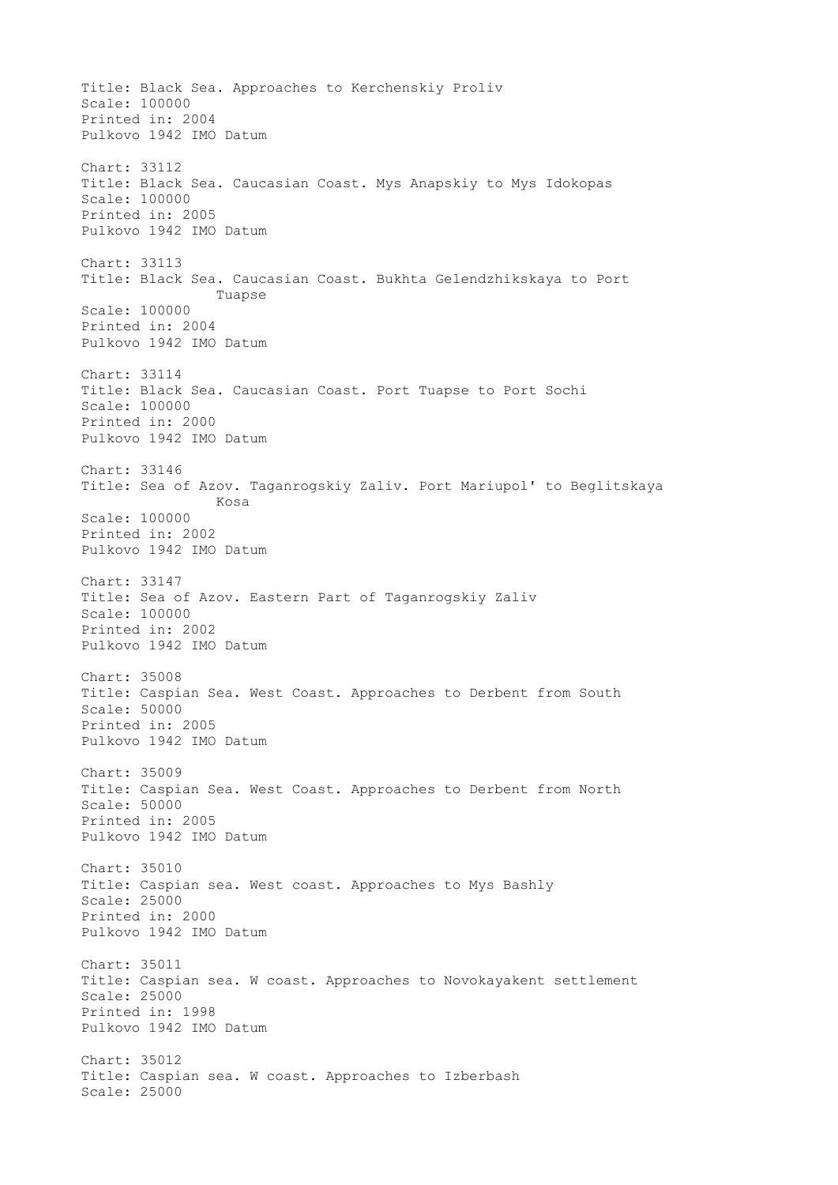Title: Black Sea. Approaches to Kerchenskiy Proliv
Scale: 100000
Printed in: 2004
Pulkovo 1942 IMO Datum

Chart: 33112
Title: Black Sea. Caucasian Coast. Mys Anapskiy to Mys Idokopas
Scale: 100000
Printed in: 2005
Pulkovo 1942 IMO Datum

Chart: 33113
Title: Black Sea. Caucasian Coast. Bukhta Gelendzhikskaya to Port Tuapse
Scale: 100000
Printed in: 2004
Pulkovo 1942 IMO Datum

Chart: 33114
Title: Black Sea. Caucasian Coast. Port Tuapse to Port Sochi
Scale: 100000
Printed in: 2000
Pulkovo 1942 IMO Datum

Chart: 33146
Title: Sea of Azov. Taganrogskiy Zaliv. Port Mariupol' to Beglitskaya Kosa
Scale: 100000
Printed in: 2002
Pulkovo 1942 IMO Datum

Chart: 33147
Title: Sea of Azov. Eastern Part of Taganrogskiy Zaliv
Scale: 100000
Printed in: 2002
Pulkovo 1942 IMO Datum

Chart: 35008
Title: Caspian Sea. West Coast. Approaches to Derbent from South
Scale: 50000
Printed in: 2005
Pulkovo 1942 IMO Datum

Chart: 35009
Title: Caspian Sea. West Coast. Approaches to Derbent from North
Scale: 50000
Printed in: 2005
Pulkovo 1942 IMO Datum

Chart: 35010
Title: Caspian sea. West coast. Approaches to Mys Bashly
Scale: 25000
Printed in: 2000
Pulkovo 1942 IMO Datum

Chart: 35011
Title: Caspian sea. W coast. Approaches to Novokayakent settlement
Scale: 25000
Printed in: 1998
Pulkovo 1942 IMO Datum

Chart: 35012
Title: Caspian sea. W coast. Approaches to Izberbash
Scale: 25000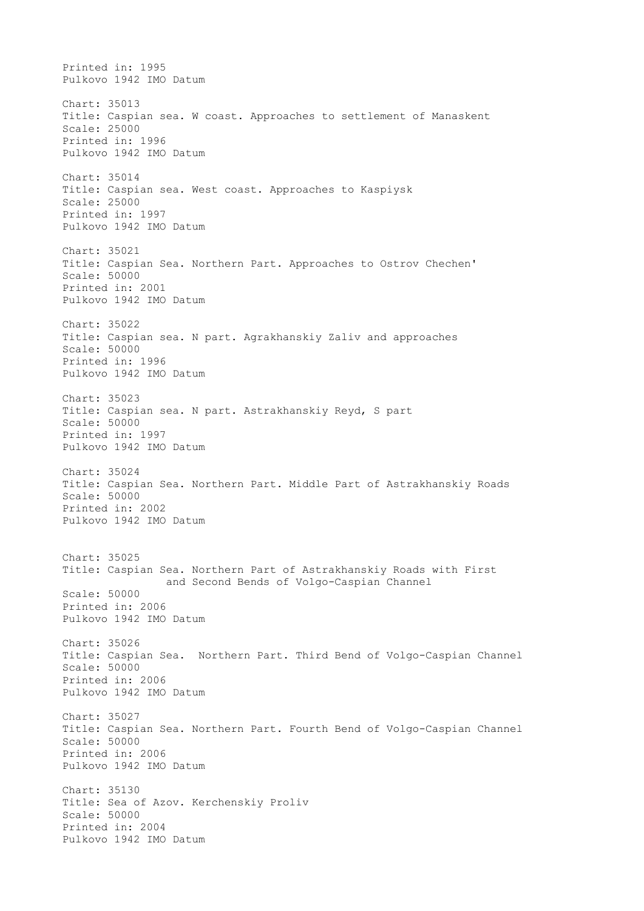Printed in: 1995
Pulkovo 1942 IMO Datum

Chart: 35013
Title: Caspian sea. W coast. Approaches to settlement of Manaskent
Scale: 25000
Printed in: 1996
Pulkovo 1942 IMO Datum

Chart: 35014
Title: Caspian sea. West coast. Approaches to Kaspiysk
Scale: 25000
Printed in: 1997
Pulkovo 1942 IMO Datum

Chart: 35021
Title: Caspian Sea. Northern Part. Approaches to Ostrov Chechen'
Scale: 50000
Printed in: 2001
Pulkovo 1942 IMO Datum

Chart: 35022
Title: Caspian sea. N part. Agrakhanskiy Zaliv and approaches
Scale: 50000
Printed in: 1996
Pulkovo 1942 IMO Datum

Chart: 35023
Title: Caspian sea. N part. Astrakhanskiy Reyd, S part
Scale: 50000
Printed in: 1997
Pulkovo 1942 IMO Datum

Chart: 35024
Title: Caspian Sea. Northern Part. Middle Part of Astrakhanskiy Roads
Scale: 50000
Printed in: 2002
Pulkovo 1942 IMO Datum

Chart: 35025
Title: Caspian Sea. Northern Part of Astrakhanskiy Roads with First and Second Bends of Volgo-Caspian Channel
Scale: 50000
Printed in: 2006
Pulkovo 1942 IMO Datum

Chart: 35026
Title: Caspian Sea. Northern Part. Third Bend of Volgo-Caspian Channel
Scale: 50000
Printed in: 2006
Pulkovo 1942 IMO Datum

Chart: 35027
Title: Caspian Sea. Northern Part. Fourth Bend of Volgo-Caspian Channel
Scale: 50000
Printed in: 2006
Pulkovo 1942 IMO Datum

Chart: 35130
Title: Sea of Azov. Kerchenskiy Proliv
Scale: 50000
Printed in: 2004
Pulkovo 1942 IMO Datum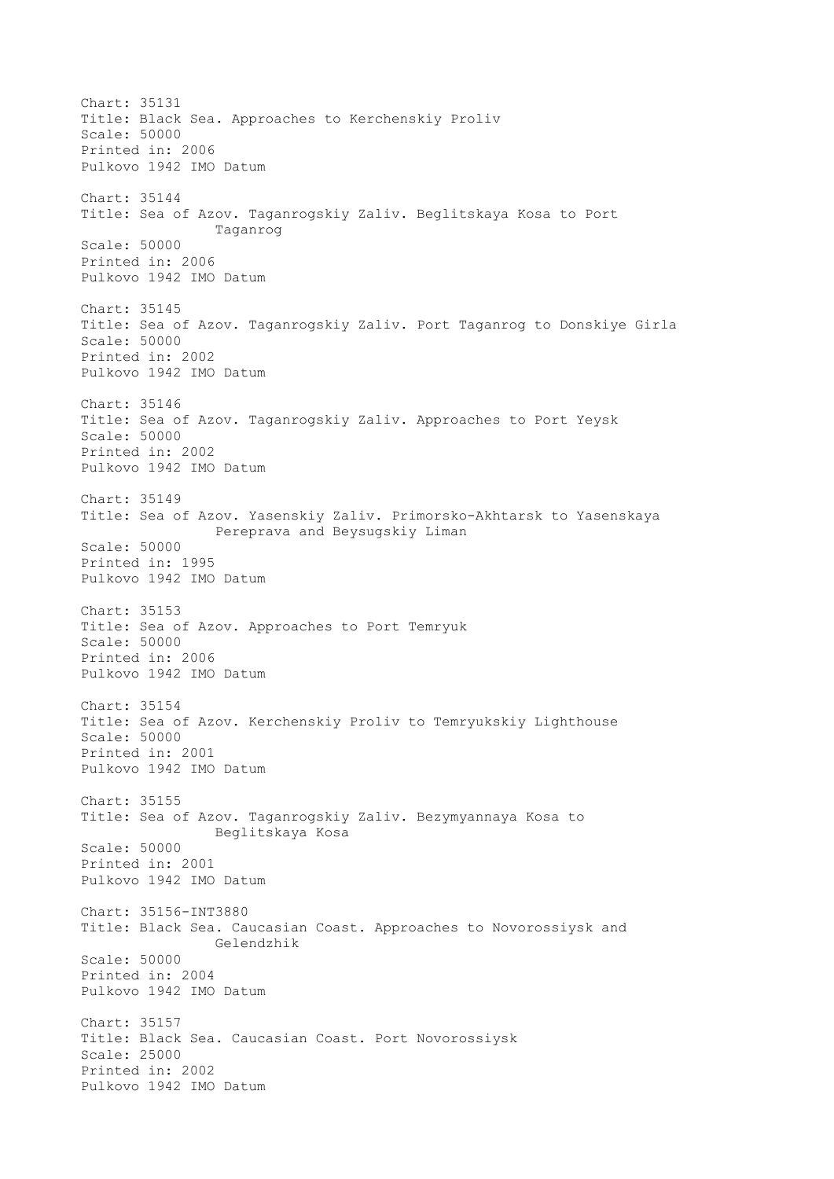Chart: 35131
Title: Black Sea. Approaches to Kerchenskiy Proliv
Scale: 50000
Printed in: 2006
Pulkovo 1942 IMO Datum

Chart: 35144
Title: Sea of Azov. Taganrogskiy Zaliv. Beglitskaya Kosa to Port Taganrog
Scale: 50000
Printed in: 2006
Pulkovo 1942 IMO Datum

Chart: 35145
Title: Sea of Azov. Taganrogskiy Zaliv. Port Taganrog to Donskiye Girla
Scale: 50000
Printed in: 2002
Pulkovo 1942 IMO Datum

Chart: 35146
Title: Sea of Azov. Taganrogskiy Zaliv. Approaches to Port Yeysk
Scale: 50000
Printed in: 2002
Pulkovo 1942 IMO Datum

Chart: 35149
Title: Sea of Azov. Yasenskiy Zaliv. Primorsko-Akhtarsk to Yasenskaya Pereprava and Beysugskiy Liman
Scale: 50000
Printed in: 1995
Pulkovo 1942 IMO Datum

Chart: 35153
Title: Sea of Azov. Approaches to Port Temryuk
Scale: 50000
Printed in: 2006
Pulkovo 1942 IMO Datum

Chart: 35154
Title: Sea of Azov. Kerchenskiy Proliv to Temryukskiy Lighthouse
Scale: 50000
Printed in: 2001
Pulkovo 1942 IMO Datum

Chart: 35155
Title: Sea of Azov. Taganrogskiy Zaliv. Bezymyannaya Kosa to Beglitskaya Kosa
Scale: 50000
Printed in: 2001
Pulkovo 1942 IMO Datum

Chart: 35156-INT3880
Title: Black Sea. Caucasian Coast. Approaches to Novorossiysk and Gelendzhik
Scale: 50000
Printed in: 2004
Pulkovo 1942 IMO Datum

Chart: 35157
Title: Black Sea. Caucasian Coast. Port Novorossiysk
Scale: 25000
Printed in: 2002
Pulkovo 1942 IMO Datum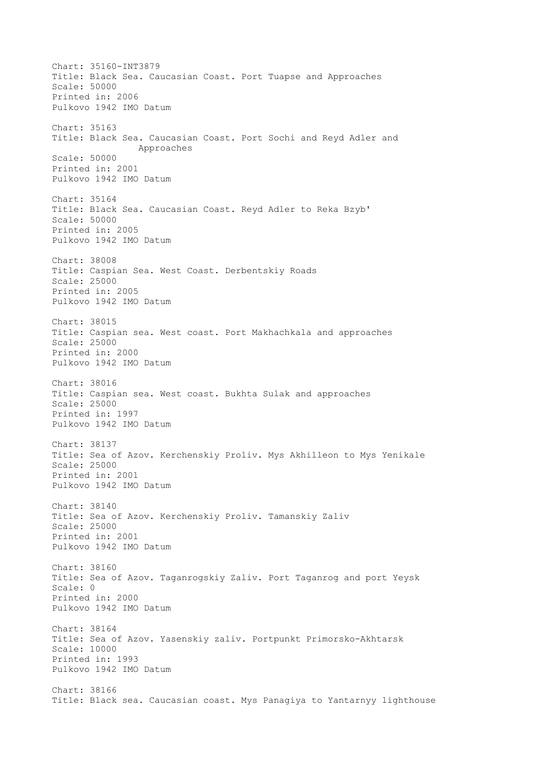Chart: 35160-INT3879
Title: Black Sea. Caucasian Coast. Port Tuapse and Approaches
Scale: 50000
Printed in: 2006
Pulkovo 1942 IMO Datum

Chart: 35163
Title: Black Sea. Caucasian Coast. Port Sochi and Reyd Adler and Approaches
Scale: 50000
Printed in: 2001
Pulkovo 1942 IMO Datum

Chart: 35164
Title: Black Sea. Caucasian Coast. Reyd Adler to Reka Bzyb'
Scale: 50000
Printed in: 2005
Pulkovo 1942 IMO Datum

Chart: 38008
Title: Caspian Sea. West Coast. Derbentskiy Roads
Scale: 25000
Printed in: 2005
Pulkovo 1942 IMO Datum

Chart: 38015
Title: Caspian sea. West coast. Port Makhachkala and approaches
Scale: 25000
Printed in: 2000
Pulkovo 1942 IMO Datum

Chart: 38016
Title: Caspian sea. West coast. Bukhta Sulak and approaches
Scale: 25000
Printed in: 1997
Pulkovo 1942 IMO Datum

Chart: 38137
Title: Sea of Azov. Kerchenskiy Proliv. Mys Akhilleon to Mys Yenikale
Scale: 25000
Printed in: 2001
Pulkovo 1942 IMO Datum

Chart: 38140
Title: Sea of Azov. Kerchenskiy Proliv. Tamanskiy Zaliv
Scale: 25000
Printed in: 2001
Pulkovo 1942 IMO Datum

Chart: 38160
Title: Sea of Azov. Taganrogskiy Zaliv. Port Taganrog and port Yeysk
Scale: 0
Printed in: 2000
Pulkovo 1942 IMO Datum

Chart: 38164
Title: Sea of Azov. Yasenskiy zaliv. Portpunkt Primorsko-Akhtarsk
Scale: 10000
Printed in: 1993
Pulkovo 1942 IMO Datum

Chart: 38166
Title: Black sea. Caucasian coast. Mys Panagiya to Yantarnyy lighthouse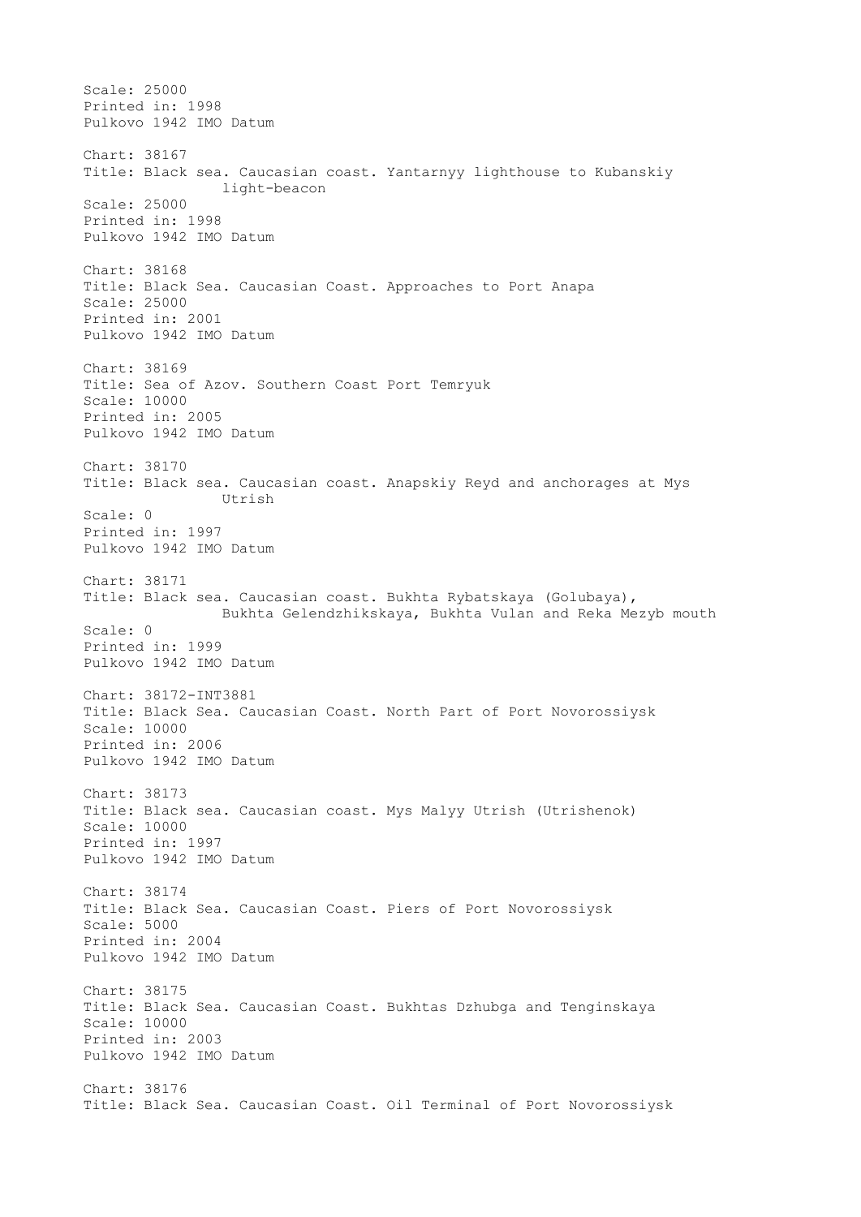Scale: 25000
Printed in: 1998
Pulkovo 1942 IMO Datum

Chart: 38167
Title: Black sea. Caucasian coast. Yantarnyy lighthouse to Kubanskiy light-beacon
Scale: 25000
Printed in: 1998
Pulkovo 1942 IMO Datum

Chart: 38168
Title: Black Sea. Caucasian Coast. Approaches to Port Anapa
Scale: 25000
Printed in: 2001
Pulkovo 1942 IMO Datum

Chart: 38169
Title: Sea of Azov. Southern Coast Port Temryuk
Scale: 10000
Printed in: 2005
Pulkovo 1942 IMO Datum

Chart: 38170
Title: Black sea. Caucasian coast. Anapskiy Reyd and anchorages at Mys Utrish
Scale: 0
Printed in: 1997
Pulkovo 1942 IMO Datum

Chart: 38171
Title: Black sea. Caucasian coast. Bukhta Rybatskaya (Golubaya), Bukhta Gelendzhikskaya, Bukhta Vulan and Reka Mezyb mouth
Scale: 0
Printed in: 1999
Pulkovo 1942 IMO Datum

Chart: 38172-INT3881
Title: Black Sea. Caucasian Coast. North Part of Port Novorossiysk
Scale: 10000
Printed in: 2006
Pulkovo 1942 IMO Datum

Chart: 38173
Title: Black sea. Caucasian coast. Mys Malyy Utrish (Utrishenok)
Scale: 10000
Printed in: 1997
Pulkovo 1942 IMO Datum

Chart: 38174
Title: Black Sea. Caucasian Coast. Piers of Port Novorossiysk
Scale: 5000
Printed in: 2004
Pulkovo 1942 IMO Datum

Chart: 38175
Title: Black Sea. Caucasian Coast. Bukhtas Dzhubga and Tenginskaya
Scale: 10000
Printed in: 2003
Pulkovo 1942 IMO Datum

Chart: 38176
Title: Black Sea. Caucasian Coast. Oil Terminal of Port Novorossiysk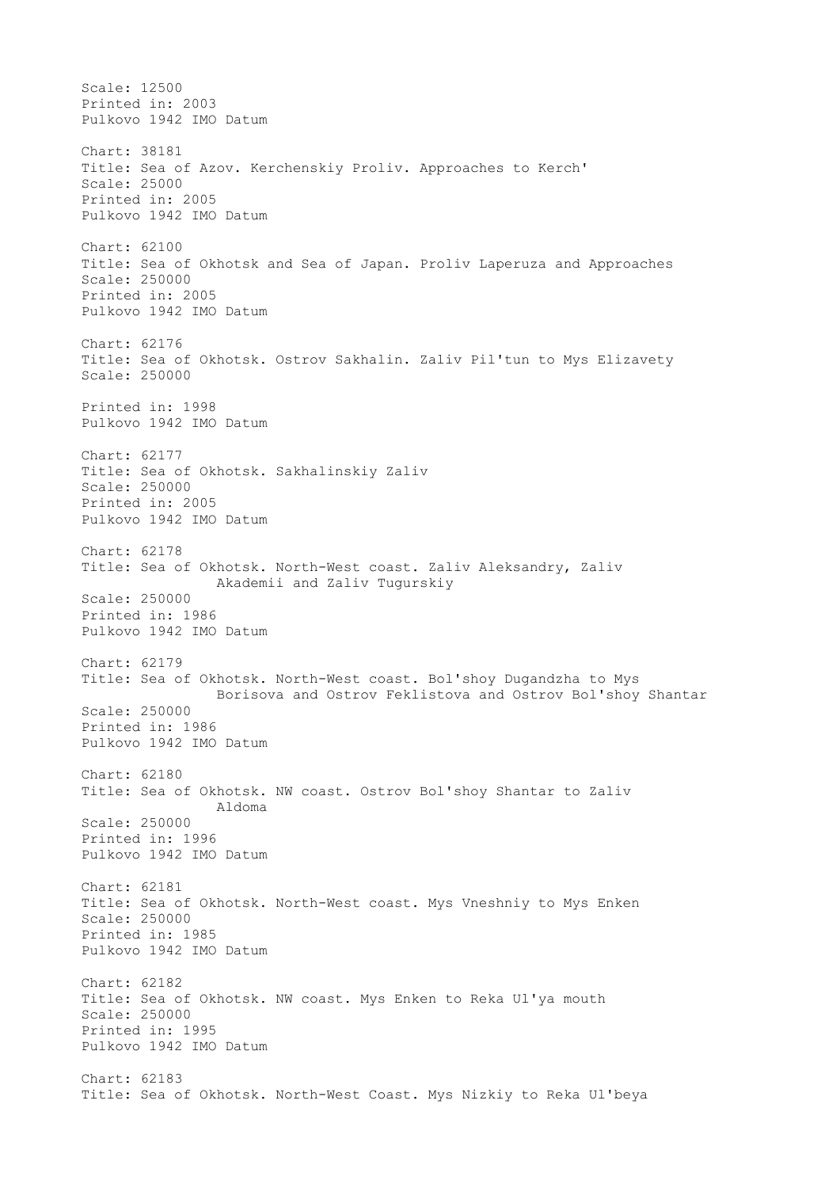Scale: 12500
Printed in: 2003
Pulkovo 1942 IMO Datum

Chart: 38181
Title: Sea of Azov. Kerchenskiy Proliv. Approaches to Kerch'
Scale: 25000
Printed in: 2005
Pulkovo 1942 IMO Datum

Chart: 62100
Title: Sea of Okhotsk and Sea of Japan. Proliv Laperuza and Approaches
Scale: 250000
Printed in: 2005
Pulkovo 1942 IMO Datum

Chart: 62176
Title: Sea of Okhotsk. Ostrov Sakhalin. Zaliv Pil'tun to Mys Elizavety
Scale: 250000

Printed in: 1998
Pulkovo 1942 IMO Datum

Chart: 62177
Title: Sea of Okhotsk. Sakhalinskiy Zaliv
Scale: 250000
Printed in: 2005
Pulkovo 1942 IMO Datum

Chart: 62178
Title: Sea of Okhotsk. North-West coast. Zaliv Aleksandry, Zaliv Akademii and Zaliv Tugurskiy
Scale: 250000
Printed in: 1986
Pulkovo 1942 IMO Datum

Chart: 62179
Title: Sea of Okhotsk. North-West coast. Bol'shoy Dugandzha to Mys Borisova and Ostrov Feklistova and Ostrov Bol'shoy Shantar
Scale: 250000
Printed in: 1986
Pulkovo 1942 IMO Datum

Chart: 62180
Title: Sea of Okhotsk. NW coast. Ostrov Bol'shoy Shantar to Zaliv Aldoma
Scale: 250000
Printed in: 1996
Pulkovo 1942 IMO Datum

Chart: 62181
Title: Sea of Okhotsk. North-West coast. Mys Vneshniy to Mys Enken
Scale: 250000
Printed in: 1985
Pulkovo 1942 IMO Datum

Chart: 62182
Title: Sea of Okhotsk. NW coast. Mys Enken to Reka Ul'ya mouth
Scale: 250000
Printed in: 1995
Pulkovo 1942 IMO Datum

Chart: 62183
Title: Sea of Okhotsk. North-West Coast. Mys Nizkiy to Reka Ul'beya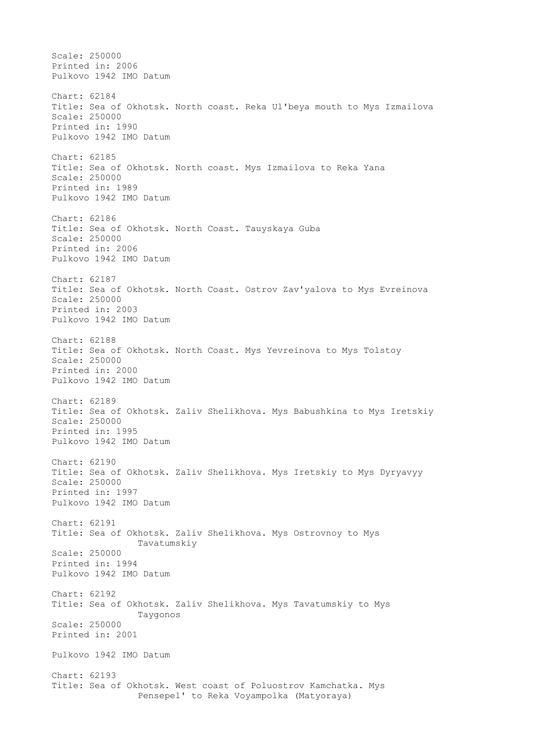Scale: 250000
Printed in: 2006
Pulkovo 1942 IMO Datum

Chart: 62184
Title: Sea of Okhotsk. North coast. Reka Ul'beya mouth to Mys Izmailova
Scale: 250000
Printed in: 1990
Pulkovo 1942 IMO Datum

Chart: 62185
Title: Sea of Okhotsk. North coast. Mys Izmailova to Reka Yana
Scale: 250000
Printed in: 1989
Pulkovo 1942 IMO Datum

Chart: 62186
Title: Sea of Okhotsk. North Coast. Tauyskaya Guba
Scale: 250000
Printed in: 2006
Pulkovo 1942 IMO Datum

Chart: 62187
Title: Sea of Okhotsk. North Coast. Ostrov Zav'yalova to Mys Evreinova
Scale: 250000
Printed in: 2003
Pulkovo 1942 IMO Datum

Chart: 62188
Title: Sea of Okhotsk. North Coast. Mys Yevreinova to Mys Tolstoy
Scale: 250000
Printed in: 2000
Pulkovo 1942 IMO Datum

Chart: 62189
Title: Sea of Okhotsk. Zaliv Shelikhova. Mys Babushkina to Mys Iretskiy
Scale: 250000
Printed in: 1995
Pulkovo 1942 IMO Datum

Chart: 62190
Title: Sea of Okhotsk. Zaliv Shelikhova. Mys Iretskiy to Mys Dyryavyy
Scale: 250000
Printed in: 1997
Pulkovo 1942 IMO Datum

Chart: 62191
Title: Sea of Okhotsk. Zaliv Shelikhova. Mys Ostrovnoy to Mys Tavatumskiy
Scale: 250000
Printed in: 1994
Pulkovo 1942 IMO Datum

Chart: 62192
Title: Sea of Okhotsk. Zaliv Shelikhova. Mys Tavatumskiy to Mys Taygonos
Scale: 250000
Printed in: 2001

Pulkovo 1942 IMO Datum

Chart: 62193
Title: Sea of Okhotsk. West coast of Poluostrov Kamchatka. Mys Pensepel' to Reka Voyampolka (Matyoraya)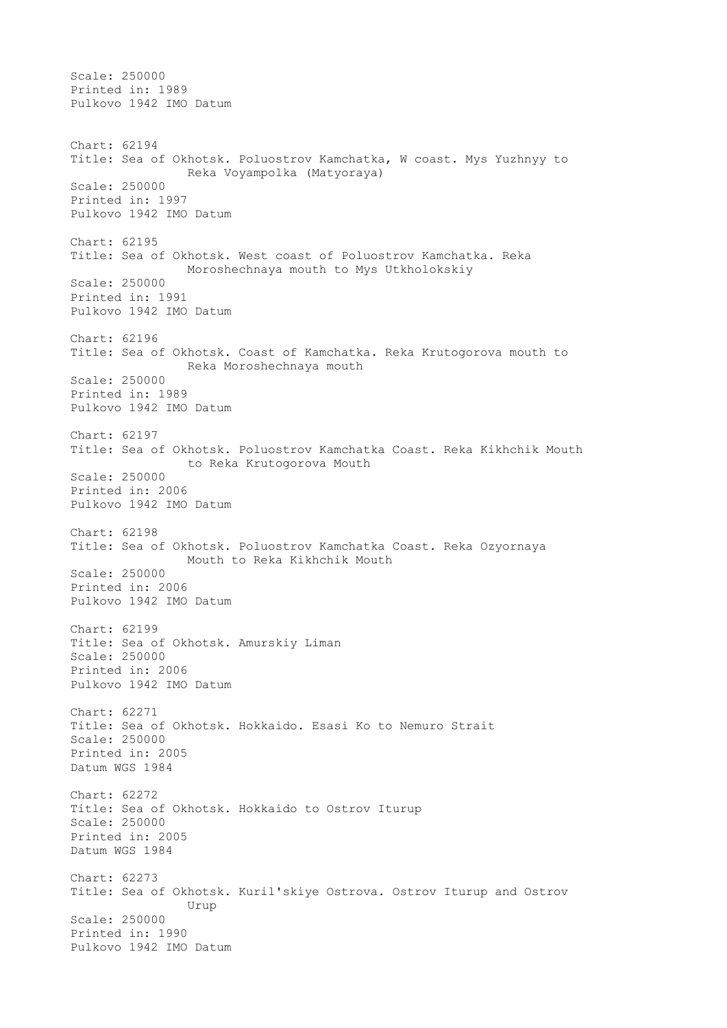Scale: 250000
Printed in: 1989
Pulkovo 1942 IMO Datum

Chart: 62194
Title: Sea of Okhotsk. Poluostrov Kamchatka, W coast. Mys Yuzhnyy to Reka Voyampolka (Matyoraya)
Scale: 250000
Printed in: 1997
Pulkovo 1942 IMO Datum

Chart: 62195
Title: Sea of Okhotsk. West coast of Poluostrov Kamchatka. Reka Moroshechnaya mouth to Mys Utkholokskiy
Scale: 250000
Printed in: 1991
Pulkovo 1942 IMO Datum

Chart: 62196
Title: Sea of Okhotsk. Coast of Kamchatka. Reka Krutogorova mouth to Reka Moroshechnaya mouth
Scale: 250000
Printed in: 1989
Pulkovo 1942 IMO Datum

Chart: 62197
Title: Sea of Okhotsk. Poluostrov Kamchatka Coast. Reka Kikhchik Mouth to Reka Krutogorova Mouth
Scale: 250000
Printed in: 2006
Pulkovo 1942 IMO Datum

Chart: 62198
Title: Sea of Okhotsk. Poluostrov Kamchatka Coast. Reka Ozyornaya Mouth to Reka Kikhchik Mouth
Scale: 250000
Printed in: 2006
Pulkovo 1942 IMO Datum

Chart: 62199
Title: Sea of Okhotsk. Amurskiy Liman
Scale: 250000
Printed in: 2006
Pulkovo 1942 IMO Datum

Chart: 62271
Title: Sea of Okhotsk. Hokkaido. Esasi Ko to Nemuro Strait
Scale: 250000
Printed in: 2005
Datum WGS 1984

Chart: 62272
Title: Sea of Okhotsk. Hokkaido to Ostrov Iturup
Scale: 250000
Printed in: 2005
Datum WGS 1984

Chart: 62273
Title: Sea of Okhotsk. Kuril'skiye Ostrova. Ostrov Iturup and Ostrov Urup
Scale: 250000
Printed in: 1990
Pulkovo 1942 IMO Datum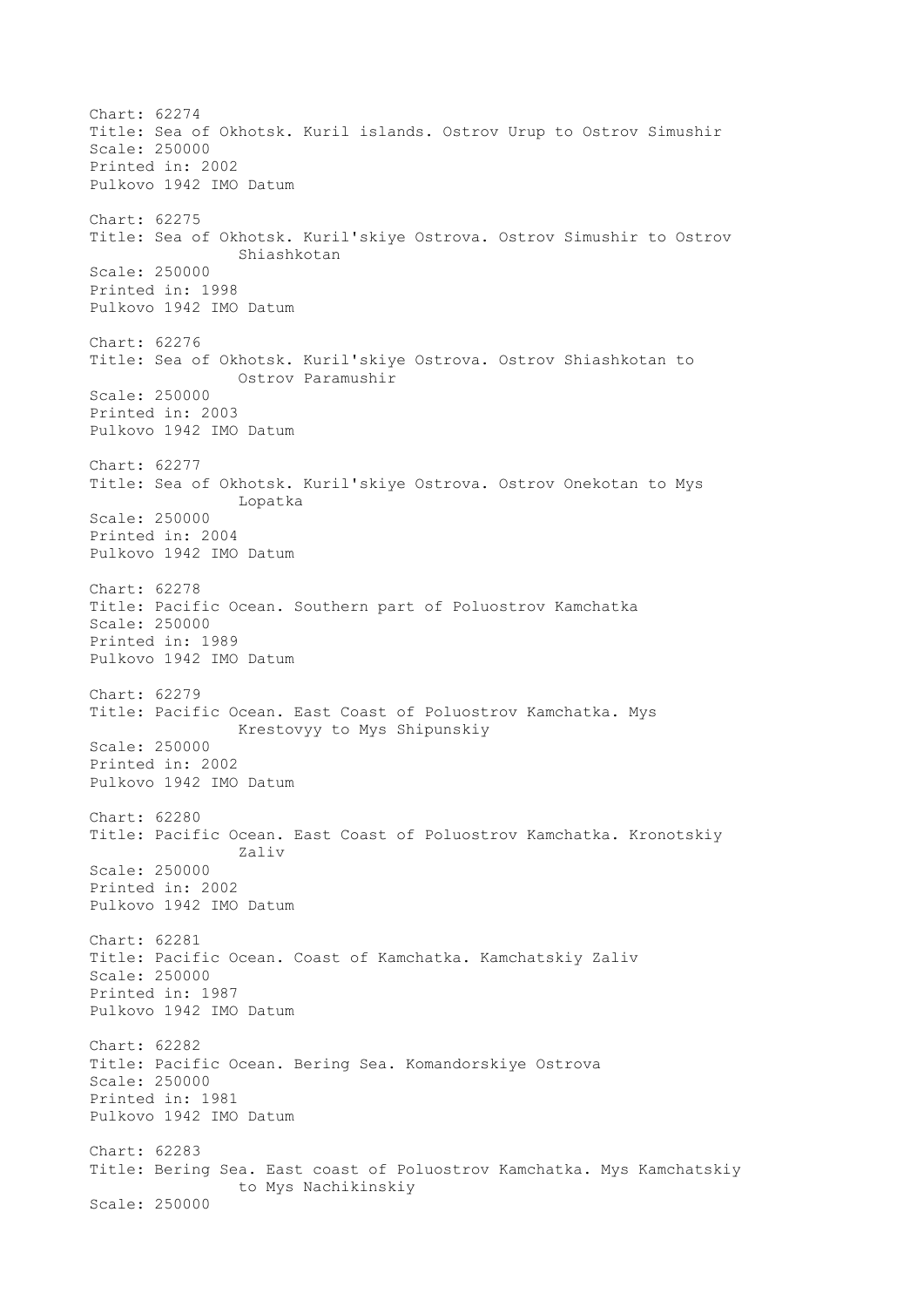Chart: 62274
Title: Sea of Okhotsk. Kuril islands. Ostrov Urup to Ostrov Simushir
Scale: 250000
Printed in: 2002
Pulkovo 1942 IMO Datum

Chart: 62275
Title: Sea of Okhotsk. Kuril'skiye Ostrova. Ostrov Simushir to Ostrov Shiashkotan
Scale: 250000
Printed in: 1998
Pulkovo 1942 IMO Datum

Chart: 62276
Title: Sea of Okhotsk. Kuril'skiye Ostrova. Ostrov Shiashkotan to Ostrov Paramushir
Scale: 250000
Printed in: 2003
Pulkovo 1942 IMO Datum

Chart: 62277
Title: Sea of Okhotsk. Kuril'skiye Ostrova. Ostrov Onekotan to Mys Lopatka
Scale: 250000
Printed in: 2004
Pulkovo 1942 IMO Datum

Chart: 62278
Title: Pacific Ocean. Southern part of Poluostrov Kamchatka
Scale: 250000
Printed in: 1989
Pulkovo 1942 IMO Datum

Chart: 62279
Title: Pacific Ocean. East Coast of Poluostrov Kamchatka. Mys Krestovyy to Mys Shipunskiy
Scale: 250000
Printed in: 2002
Pulkovo 1942 IMO Datum

Chart: 62280
Title: Pacific Ocean. East Coast of Poluostrov Kamchatka. Kronotskiy Zaliv
Scale: 250000
Printed in: 2002
Pulkovo 1942 IMO Datum

Chart: 62281
Title: Pacific Ocean. Coast of Kamchatka. Kamchatskiy Zaliv
Scale: 250000
Printed in: 1987
Pulkovo 1942 IMO Datum

Chart: 62282
Title: Pacific Ocean. Bering Sea. Komandorskiye Ostrova
Scale: 250000
Printed in: 1981
Pulkovo 1942 IMO Datum

Chart: 62283
Title: Bering Sea. East coast of Poluostrov Kamchatka. Mys Kamchatskiy to Mys Nachikinskiy
Scale: 250000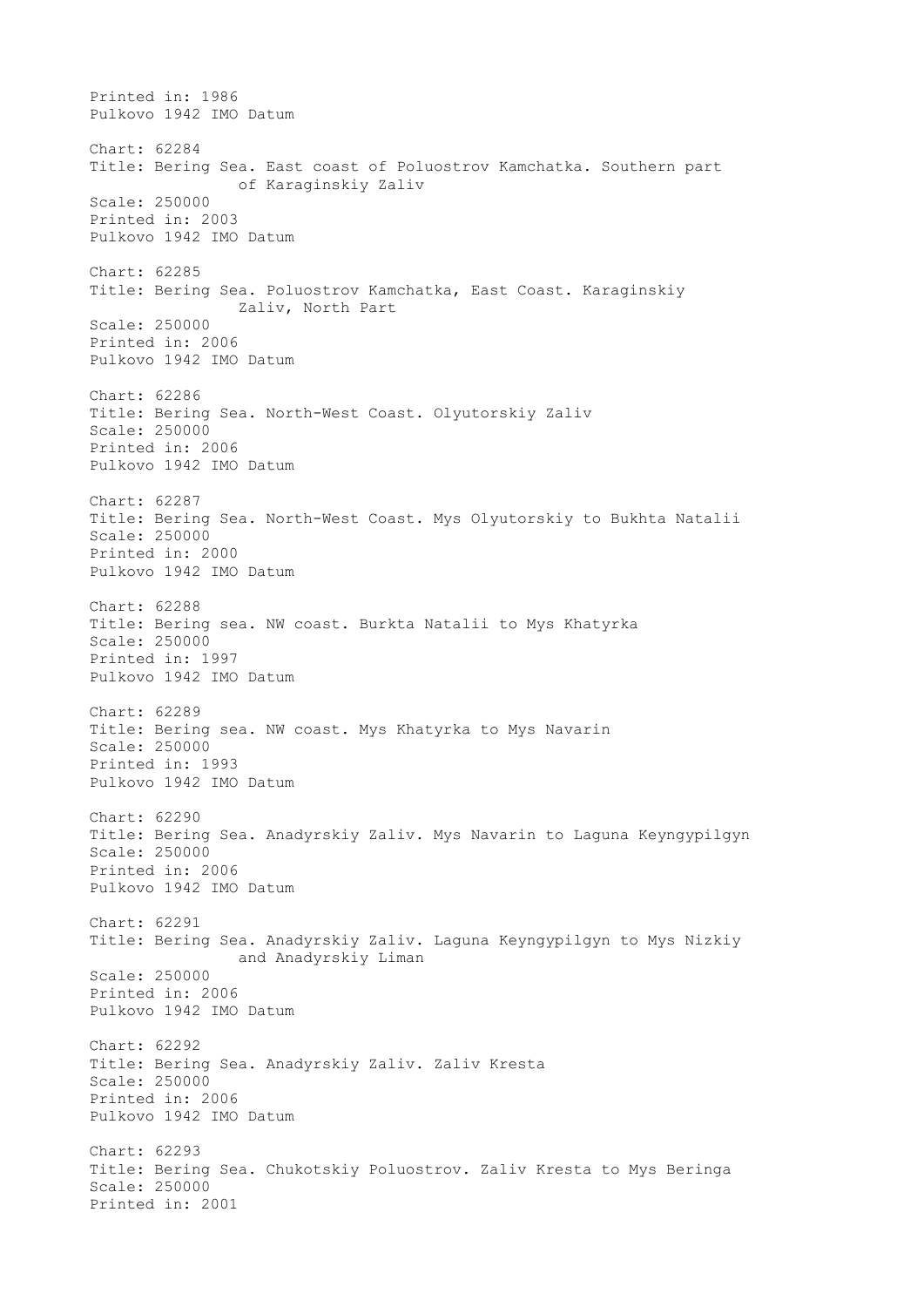Printed in: 1986
Pulkovo 1942 IMO Datum

Chart: 62284
Title: Bering Sea. East coast of Poluostrov Kamchatka. Southern part of Karaginskiy Zaliv
Scale: 250000
Printed in: 2003
Pulkovo 1942 IMO Datum

Chart: 62285
Title: Bering Sea. Poluostrov Kamchatka, East Coast. Karaginskiy Zaliv, North Part
Scale: 250000
Printed in: 2006
Pulkovo 1942 IMO Datum

Chart: 62286
Title: Bering Sea. North-West Coast. Olyutorskiy Zaliv
Scale: 250000
Printed in: 2006
Pulkovo 1942 IMO Datum

Chart: 62287
Title: Bering Sea. North-West Coast. Mys Olyutorskiy to Bukhta Natalii
Scale: 250000
Printed in: 2000
Pulkovo 1942 IMO Datum

Chart: 62288
Title: Bering sea. NW coast. Burkta Natalii to Mys Khatyrka
Scale: 250000
Printed in: 1997
Pulkovo 1942 IMO Datum

Chart: 62289
Title: Bering sea. NW coast. Mys Khatyrka to Mys Navarin
Scale: 250000
Printed in: 1993
Pulkovo 1942 IMO Datum

Chart: 62290
Title: Bering Sea. Anadyrskiy Zaliv. Mys Navarin to Laguna Keyngypilgyn
Scale: 250000
Printed in: 2006
Pulkovo 1942 IMO Datum

Chart: 62291
Title: Bering Sea. Anadyrskiy Zaliv. Laguna Keyngypilgyn to Mys Nizkiy and Anadyrskiy Liman
Scale: 250000
Printed in: 2006
Pulkovo 1942 IMO Datum

Chart: 62292
Title: Bering Sea. Anadyrskiy Zaliv. Zaliv Kresta
Scale: 250000
Printed in: 2006
Pulkovo 1942 IMO Datum

Chart: 62293
Title: Bering Sea. Chukotskiy Poluostrov. Zaliv Kresta to Mys Beringa
Scale: 250000
Printed in: 2001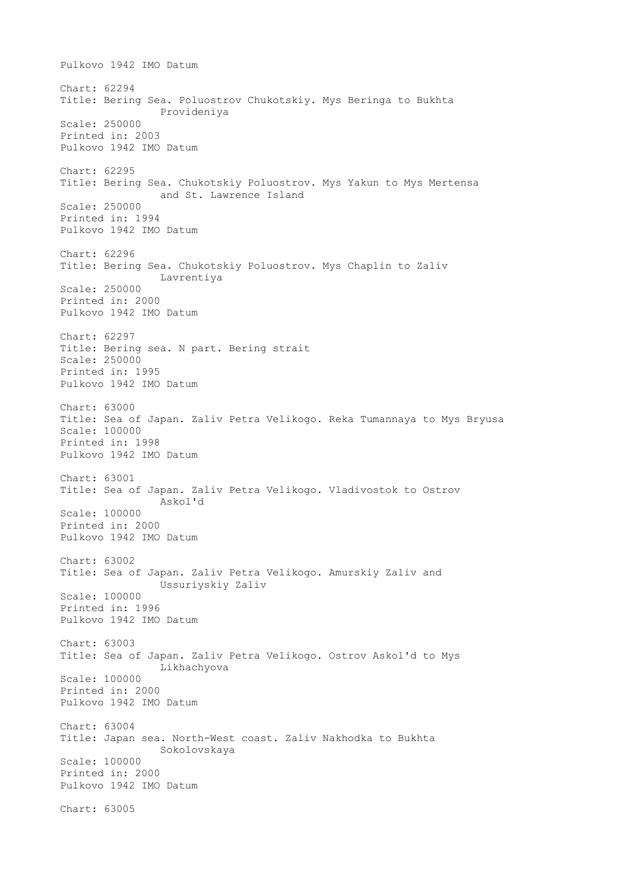Pulkovo 1942 IMO Datum

Chart: 62294
Title: Bering Sea. Poluostrov Chukotskiy. Mys Beringa to Bukhta Provideniya
Scale: 250000
Printed in: 2003
Pulkovo 1942 IMO Datum

Chart: 62295
Title: Bering Sea. Chukotskiy Poluostrov. Mys Yakun to Mys Mertensa and St. Lawrence Island
Scale: 250000
Printed in: 1994
Pulkovo 1942 IMO Datum

Chart: 62296
Title: Bering Sea. Chukotskiy Poluostrov. Mys Chaplin to Zaliv Lavrentiya
Scale: 250000
Printed in: 2000
Pulkovo 1942 IMO Datum

Chart: 62297
Title: Bering sea. N part. Bering strait
Scale: 250000
Printed in: 1995
Pulkovo 1942 IMO Datum

Chart: 63000
Title: Sea of Japan. Zaliv Petra Velikogo. Reka Tumannaya to Mys Bryusa
Scale: 100000
Printed in: 1998
Pulkovo 1942 IMO Datum

Chart: 63001
Title: Sea of Japan. Zaliv Petra Velikogo. Vladivostok to Ostrov Askol'd
Scale: 100000
Printed in: 2000
Pulkovo 1942 IMO Datum

Chart: 63002
Title: Sea of Japan. Zaliv Petra Velikogo. Amurskiy Zaliv and Ussuriyskiy Zaliv
Scale: 100000
Printed in: 1996
Pulkovo 1942 IMO Datum

Chart: 63003
Title: Sea of Japan. Zaliv Petra Velikogo. Ostrov Askol'd to Mys Likhachyova
Scale: 100000
Printed in: 2000
Pulkovo 1942 IMO Datum

Chart: 63004
Title: Japan sea. North-West coast. Zaliv Nakhodka to Bukhta Sokolovskaya
Scale: 100000
Printed in: 2000
Pulkovo 1942 IMO Datum

Chart: 63005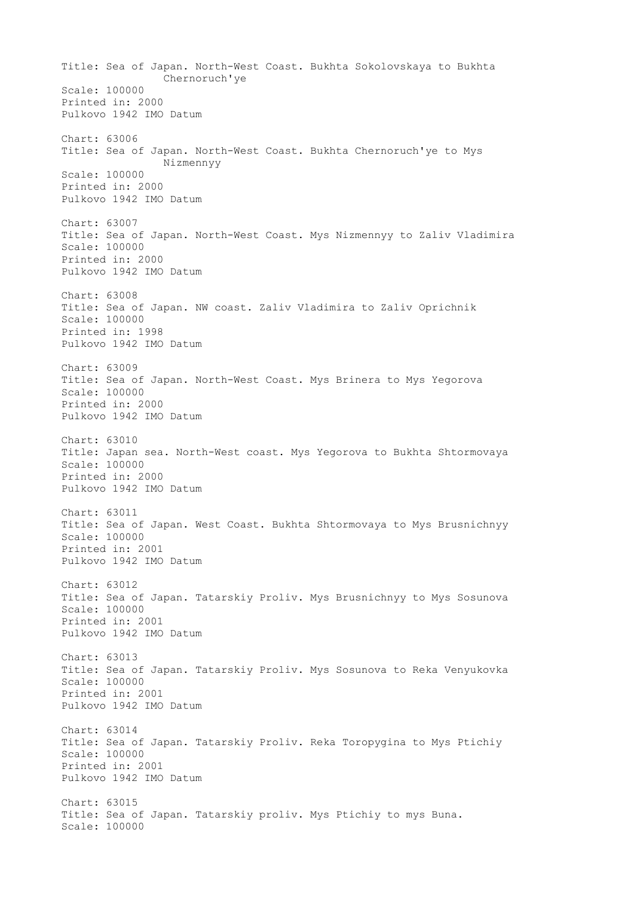Title: Sea of Japan. North-West Coast. Bukhta Sokolovskaya to Bukhta Chernoruch'ye
Scale: 100000
Printed in: 2000
Pulkovo 1942 IMO Datum

Chart: 63006
Title: Sea of Japan. North-West Coast. Bukhta Chernoruch'ye to Mys Nizmennyy
Scale: 100000
Printed in: 2000
Pulkovo 1942 IMO Datum

Chart: 63007
Title: Sea of Japan. North-West Coast. Mys Nizmennyy to Zaliv Vladimira
Scale: 100000
Printed in: 2000
Pulkovo 1942 IMO Datum

Chart: 63008
Title: Sea of Japan. NW coast. Zaliv Vladimira to Zaliv Oprichnik
Scale: 100000
Printed in: 1998
Pulkovo 1942 IMO Datum

Chart: 63009
Title: Sea of Japan. North-West Coast. Mys Brinera to Mys Yegorova
Scale: 100000
Printed in: 2000
Pulkovo 1942 IMO Datum

Chart: 63010
Title: Japan sea. North-West coast. Mys Yegorova to Bukhta Shtormovaya
Scale: 100000
Printed in: 2000
Pulkovo 1942 IMO Datum

Chart: 63011
Title: Sea of Japan. West Coast. Bukhta Shtormovaya to Mys Brusnichnyy
Scale: 100000
Printed in: 2001
Pulkovo 1942 IMO Datum

Chart: 63012
Title: Sea of Japan. Tatarskiy Proliv. Mys Brusnichnyy to Mys Sosunova
Scale: 100000
Printed in: 2001
Pulkovo 1942 IMO Datum

Chart: 63013
Title: Sea of Japan. Tatarskiy Proliv. Mys Sosunova to Reka Venyukovka
Scale: 100000
Printed in: 2001
Pulkovo 1942 IMO Datum

Chart: 63014
Title: Sea of Japan. Tatarskiy Proliv. Reka Toropygina to Mys Ptichiy
Scale: 100000
Printed in: 2001
Pulkovo 1942 IMO Datum

Chart: 63015
Title: Sea of Japan. Tatarskiy proliv. Mys Ptichiy to mys Buna.
Scale: 100000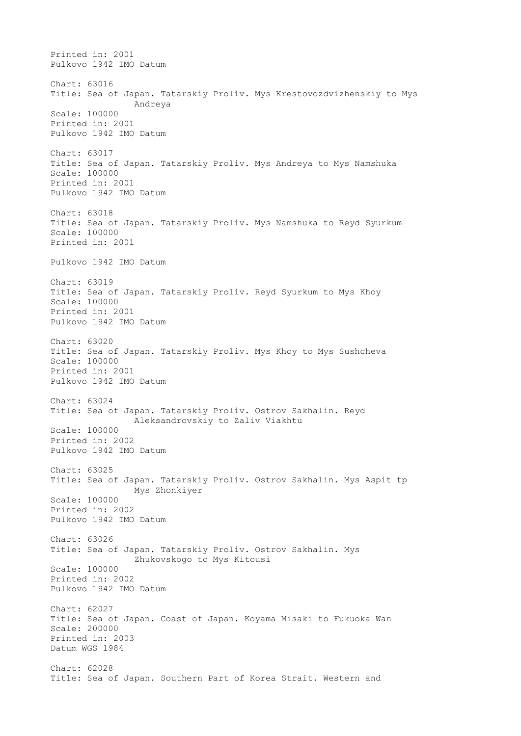Printed in: 2001
Pulkovo 1942 IMO Datum

Chart: 63016
Title: Sea of Japan. Tatarskiy Proliv. Mys Krestovozdvizhenskiy to Mys Andreya
Scale: 100000
Printed in: 2001
Pulkovo 1942 IMO Datum

Chart: 63017
Title: Sea of Japan. Tatarskiy Proliv. Mys Andreya to Mys Namshuka
Scale: 100000
Printed in: 2001
Pulkovo 1942 IMO Datum

Chart: 63018
Title: Sea of Japan. Tatarskiy Proliv. Mys Namshuka to Reyd Syurkum
Scale: 100000
Printed in: 2001

Pulkovo 1942 IMO Datum

Chart: 63019
Title: Sea of Japan. Tatarskiy Proliv. Reyd Syurkum to Mys Khoy
Scale: 100000
Printed in: 2001
Pulkovo 1942 IMO Datum

Chart: 63020
Title: Sea of Japan. Tatarskiy Proliv. Mys Khoy to Mys Sushcheva
Scale: 100000
Printed in: 2001
Pulkovo 1942 IMO Datum

Chart: 63024
Title: Sea of Japan. Tatarskiy Proliv. Ostrov Sakhalin. Reyd Aleksandrovskiy to Zaliv Viakhtu
Scale: 100000
Printed in: 2002
Pulkovo 1942 IMO Datum

Chart: 63025
Title: Sea of Japan. Tatarskiy Proliv. Ostrov Sakhalin. Mys Aspit tp Mys Zhonkiyer
Scale: 100000
Printed in: 2002
Pulkovo 1942 IMO Datum

Chart: 63026
Title: Sea of Japan. Tatarskiy Proliv. Ostrov Sakhalin. Mys Zhukovskogo to Mys Kitousi
Scale: 100000
Printed in: 2002
Pulkovo 1942 IMO Datum

Chart: 62027
Title: Sea of Japan. Coast of Japan. Koyama Misaki to Fukuoka Wan
Scale: 200000
Printed in: 2003
Datum WGS 1984

Chart: 62028
Title: Sea of Japan. Southern Part of Korea Strait. Western and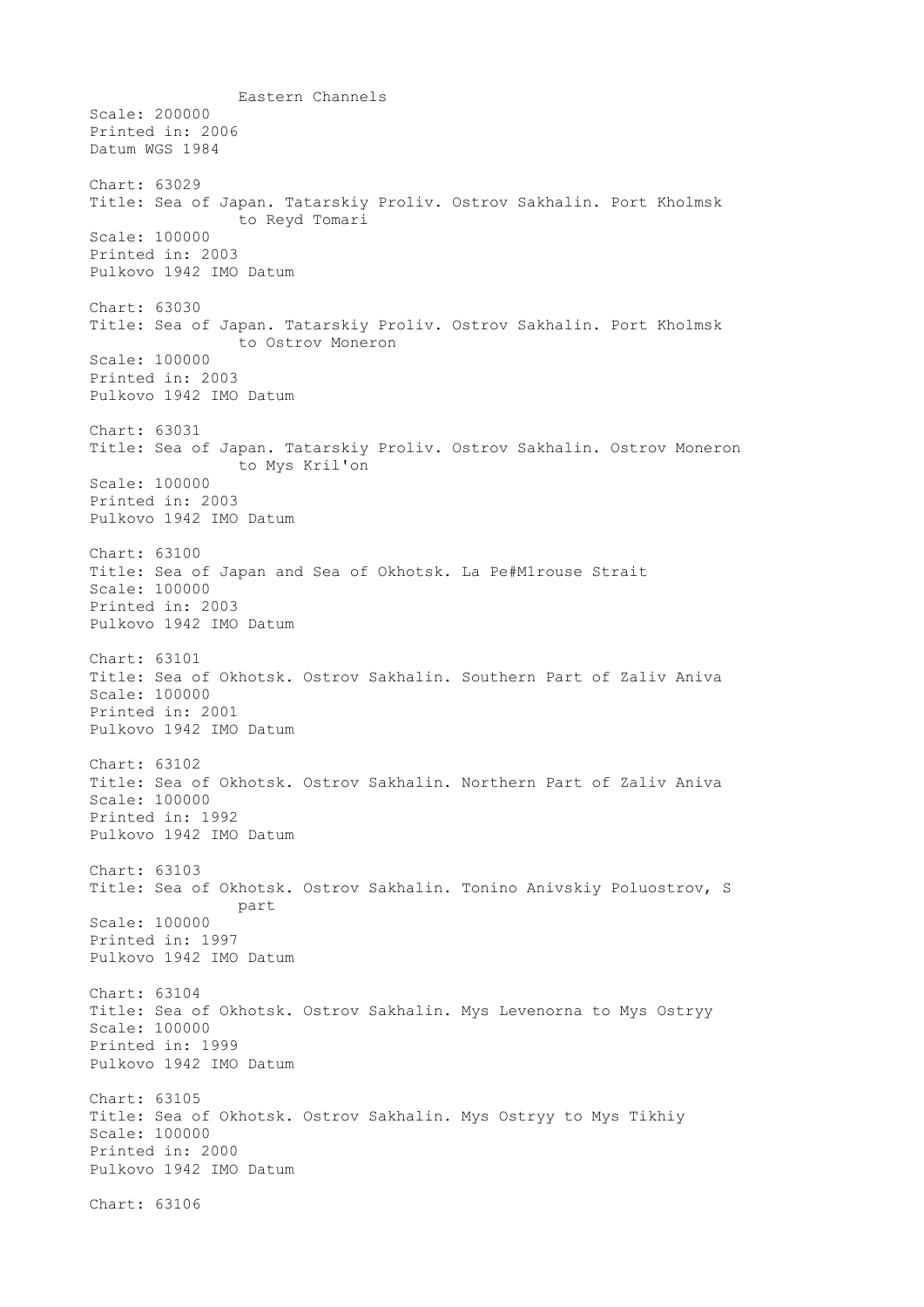Eastern Channels
Scale: 200000
Printed in: 2006
Datum WGS 1984

Chart: 63029
Title: Sea of Japan. Tatarskiy Proliv. Ostrov Sakhalin. Port Kholmsk to Reyd Tomari
Scale: 100000
Printed in: 2003
Pulkovo 1942 IMO Datum

Chart: 63030
Title: Sea of Japan. Tatarskiy Proliv. Ostrov Sakhalin. Port Kholmsk to Ostrov Moneron
Scale: 100000
Printed in: 2003
Pulkovo 1942 IMO Datum

Chart: 63031
Title: Sea of Japan. Tatarskiy Proliv. Ostrov Sakhalin. Ostrov Moneron to Mys Kril'on
Scale: 100000
Printed in: 2003
Pulkovo 1942 IMO Datum

Chart: 63100
Title: Sea of Japan and Sea of Okhotsk. La Pe#M1rouse Strait
Scale: 100000
Printed in: 2003
Pulkovo 1942 IMO Datum

Chart: 63101
Title: Sea of Okhotsk. Ostrov Sakhalin. Southern Part of Zaliv Aniva
Scale: 100000
Printed in: 2001
Pulkovo 1942 IMO Datum

Chart: 63102
Title: Sea of Okhotsk. Ostrov Sakhalin. Northern Part of Zaliv Aniva
Scale: 100000
Printed in: 1992
Pulkovo 1942 IMO Datum

Chart: 63103
Title: Sea of Okhotsk. Ostrov Sakhalin. Tonino Anivskiy Poluostrov, S part
Scale: 100000
Printed in: 1997
Pulkovo 1942 IMO Datum

Chart: 63104
Title: Sea of Okhotsk. Ostrov Sakhalin. Mys Levenorna to Mys Ostryy
Scale: 100000
Printed in: 1999
Pulkovo 1942 IMO Datum

Chart: 63105
Title: Sea of Okhotsk. Ostrov Sakhalin. Mys Ostryy to Mys Tikhiy
Scale: 100000
Printed in: 2000
Pulkovo 1942 IMO Datum

Chart: 63106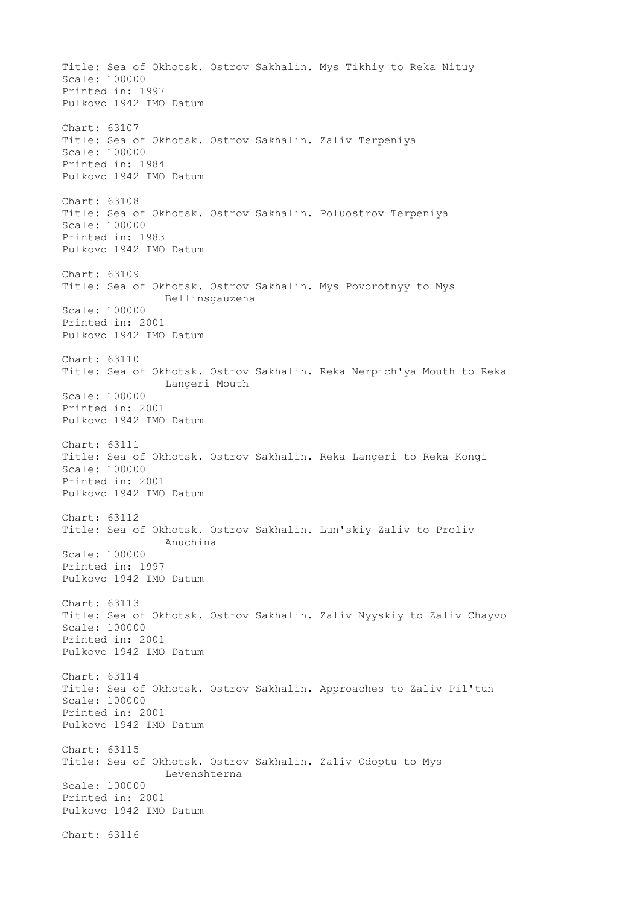Title: Sea of Okhotsk. Ostrov Sakhalin. Mys Tikhiy to Reka Nituy
Scale: 100000
Printed in: 1997
Pulkovo 1942 IMO Datum

Chart: 63107
Title: Sea of Okhotsk. Ostrov Sakhalin. Zaliv Terpeniya
Scale: 100000
Printed in: 1984
Pulkovo 1942 IMO Datum

Chart: 63108
Title: Sea of Okhotsk. Ostrov Sakhalin. Poluostrov Terpeniya
Scale: 100000
Printed in: 1983
Pulkovo 1942 IMO Datum

Chart: 63109
Title: Sea of Okhotsk. Ostrov Sakhalin. Mys Povorotnyy to Mys Bellinsgauzena
Scale: 100000
Printed in: 2001
Pulkovo 1942 IMO Datum

Chart: 63110
Title: Sea of Okhotsk. Ostrov Sakhalin. Reka Nerpich'ya Mouth to Reka Langeri Mouth
Scale: 100000
Printed in: 2001
Pulkovo 1942 IMO Datum

Chart: 63111
Title: Sea of Okhotsk. Ostrov Sakhalin. Reka Langeri to Reka Kongi
Scale: 100000
Printed in: 2001
Pulkovo 1942 IMO Datum

Chart: 63112
Title: Sea of Okhotsk. Ostrov Sakhalin. Lun'skiy Zaliv to Proliv Anuchina
Scale: 100000
Printed in: 1997
Pulkovo 1942 IMO Datum

Chart: 63113
Title: Sea of Okhotsk. Ostrov Sakhalin. Zaliv Nyyskiy to Zaliv Chayvo
Scale: 100000
Printed in: 2001
Pulkovo 1942 IMO Datum

Chart: 63114
Title: Sea of Okhotsk. Ostrov Sakhalin. Approaches to Zaliv Pil'tun
Scale: 100000
Printed in: 2001
Pulkovo 1942 IMO Datum

Chart: 63115
Title: Sea of Okhotsk. Ostrov Sakhalin. Zaliv Odoptu to Mys Levenshterna
Scale: 100000
Printed in: 2001
Pulkovo 1942 IMO Datum

Chart: 63116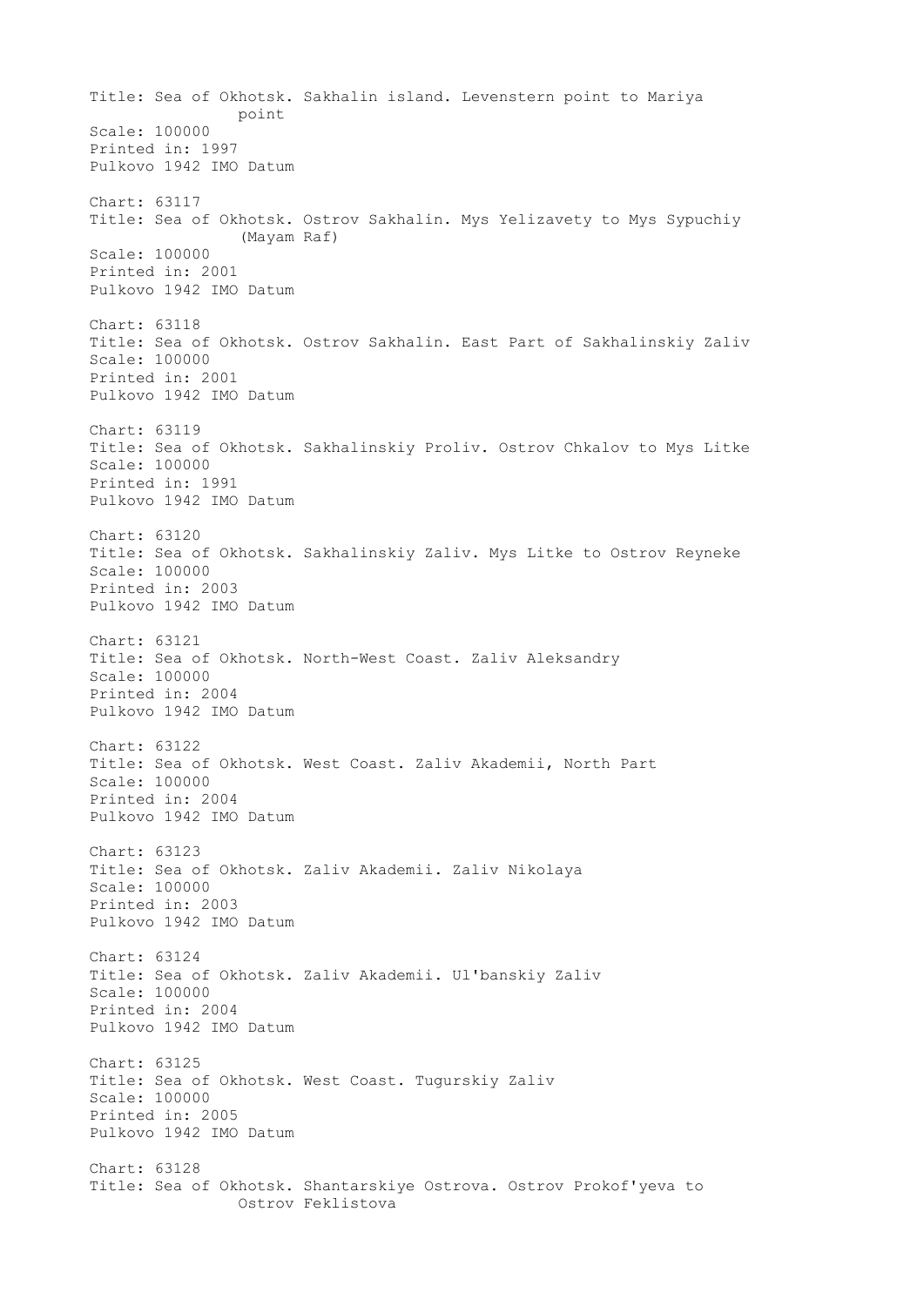Title: Sea of Okhotsk. Sakhalin island. Levenstern point to Mariya point
Scale: 100000
Printed in: 1997
Pulkovo 1942 IMO Datum

Chart: 63117
Title: Sea of Okhotsk. Ostrov Sakhalin. Mys Yelizavety to Mys Sypuchiy (Mayam Raf)
Scale: 100000
Printed in: 2001
Pulkovo 1942 IMO Datum

Chart: 63118
Title: Sea of Okhotsk. Ostrov Sakhalin. East Part of Sakhalinskiy Zaliv
Scale: 100000
Printed in: 2001
Pulkovo 1942 IMO Datum

Chart: 63119
Title: Sea of Okhotsk. Sakhalinskiy Proliv. Ostrov Chkalov to Mys Litke
Scale: 100000
Printed in: 1991
Pulkovo 1942 IMO Datum

Chart: 63120
Title: Sea of Okhotsk. Sakhalinskiy Zaliv. Mys Litke to Ostrov Reyneke
Scale: 100000
Printed in: 2003
Pulkovo 1942 IMO Datum

Chart: 63121
Title: Sea of Okhotsk. North-West Coast. Zaliv Aleksandry
Scale: 100000
Printed in: 2004
Pulkovo 1942 IMO Datum

Chart: 63122
Title: Sea of Okhotsk. West Coast. Zaliv Akademii, North Part
Scale: 100000
Printed in: 2004
Pulkovo 1942 IMO Datum

Chart: 63123
Title: Sea of Okhotsk. Zaliv Akademii. Zaliv Nikolaya
Scale: 100000
Printed in: 2003
Pulkovo 1942 IMO Datum

Chart: 63124
Title: Sea of Okhotsk. Zaliv Akademii. Ul'banskiy Zaliv
Scale: 100000
Printed in: 2004
Pulkovo 1942 IMO Datum

Chart: 63125
Title: Sea of Okhotsk. West Coast. Tugurskiy Zaliv
Scale: 100000
Printed in: 2005
Pulkovo 1942 IMO Datum

Chart: 63128
Title: Sea of Okhotsk. Shantarskiye Ostrova. Ostrov Prokof'yeva to Ostrov Feklistova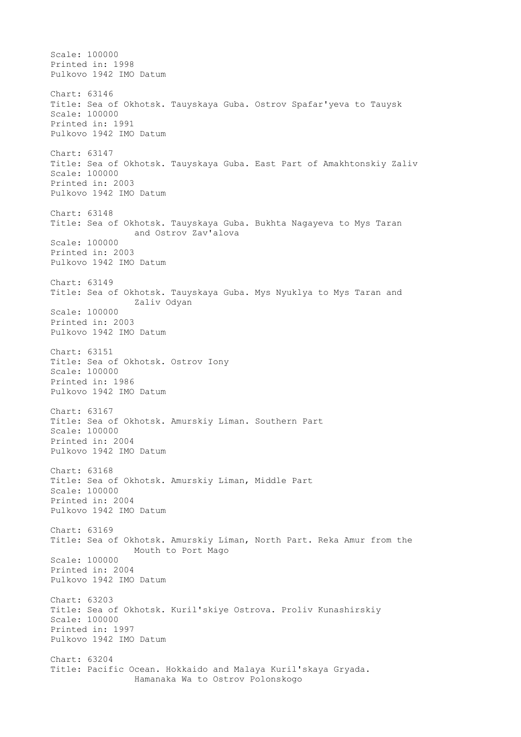Scale: 100000
Printed in: 1998
Pulkovo 1942 IMO Datum

Chart: 63146
Title: Sea of Okhotsk. Tauyskaya Guba. Ostrov Spafar'yeva to Tauysk
Scale: 100000
Printed in: 1991
Pulkovo 1942 IMO Datum

Chart: 63147
Title: Sea of Okhotsk. Tauyskaya Guba. East Part of Amakhtonskiy Zaliv
Scale: 100000
Printed in: 2003
Pulkovo 1942 IMO Datum

Chart: 63148
Title: Sea of Okhotsk. Tauyskaya Guba. Bukhta Nagayeva to Mys Taran
and Ostrov Zav'alova
Scale: 100000
Printed in: 2003
Pulkovo 1942 IMO Datum

Chart: 63149
Title: Sea of Okhotsk. Tauyskaya Guba. Mys Nyuklya to Mys Taran and
Zaliv Odyan
Scale: 100000
Printed in: 2003
Pulkovo 1942 IMO Datum

Chart: 63151
Title: Sea of Okhotsk. Ostrov Iony
Scale: 100000
Printed in: 1986
Pulkovo 1942 IMO Datum

Chart: 63167
Title: Sea of Okhotsk. Amurskiy Liman. Southern Part
Scale: 100000
Printed in: 2004
Pulkovo 1942 IMO Datum

Chart: 63168
Title: Sea of Okhotsk. Amurskiy Liman, Middle Part
Scale: 100000
Printed in: 2004
Pulkovo 1942 IMO Datum

Chart: 63169
Title: Sea of Okhotsk. Amurskiy Liman, North Part. Reka Amur from the
Mouth to Port Mago
Scale: 100000
Printed in: 2004
Pulkovo 1942 IMO Datum

Chart: 63203
Title: Sea of Okhotsk. Kuril'skiye Ostrova. Proliv Kunashirskiy
Scale: 100000
Printed in: 1997
Pulkovo 1942 IMO Datum

Chart: 63204
Title: Pacific Ocean. Hokkaido and Malaya Kuril'skaya Gryada.
Hamanaka Wa to Ostrov Polonskogo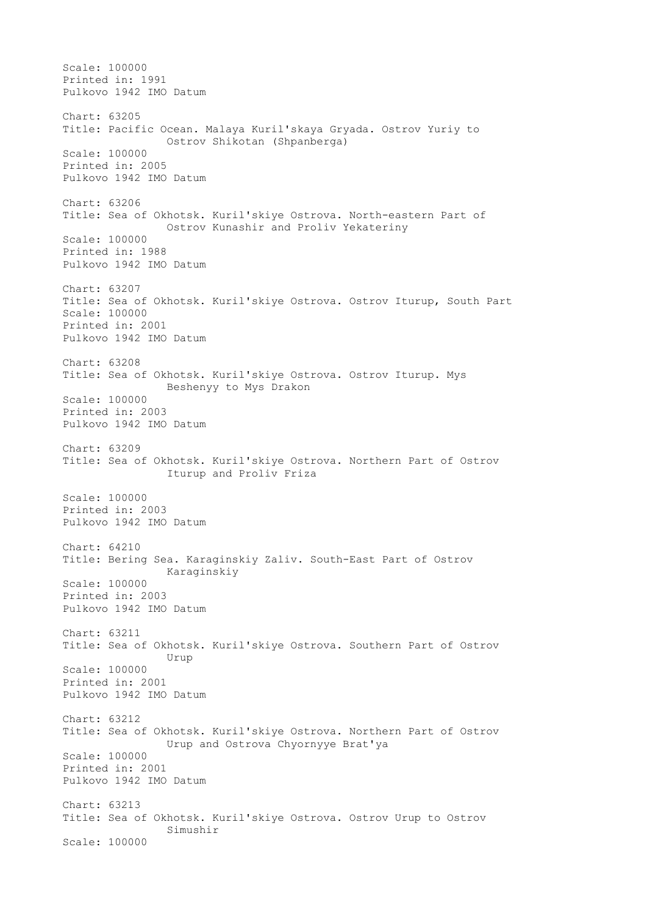Scale: 100000
Printed in: 1991
Pulkovo 1942 IMO Datum

Chart: 63205
Title: Pacific Ocean. Malaya Kuril'skaya Gryada. Ostrov Yuriy to
Ostrov Shikotan (Shpanberga)
Scale: 100000
Printed in: 2005
Pulkovo 1942 IMO Datum

Chart: 63206
Title: Sea of Okhotsk. Kuril'skiye Ostrova. North-eastern Part of
Ostrov Kunashir and Proliv Yekateriny
Scale: 100000
Printed in: 1988
Pulkovo 1942 IMO Datum

Chart: 63207
Title: Sea of Okhotsk. Kuril'skiye Ostrova. Ostrov Iturup, South Part
Scale: 100000
Printed in: 2001
Pulkovo 1942 IMO Datum

Chart: 63208
Title: Sea of Okhotsk. Kuril'skiye Ostrova. Ostrov Iturup. Mys
Beshenyy to Mys Drakon
Scale: 100000
Printed in: 2003
Pulkovo 1942 IMO Datum

Chart: 63209
Title: Sea of Okhotsk. Kuril'skiye Ostrova. Northern Part of Ostrov
Iturup and Proliv Friza

Scale: 100000
Printed in: 2003
Pulkovo 1942 IMO Datum

Chart: 64210
Title: Bering Sea. Karaginskiy Zaliv. South-East Part of Ostrov
Karaginskiy
Scale: 100000
Printed in: 2003
Pulkovo 1942 IMO Datum

Chart: 63211
Title: Sea of Okhotsk. Kuril'skiye Ostrova. Southern Part of Ostrov
Urup
Scale: 100000
Printed in: 2001
Pulkovo 1942 IMO Datum

Chart: 63212
Title: Sea of Okhotsk. Kuril'skiye Ostrova. Northern Part of Ostrov
Urup and Ostrova Chyornyye Brat'ya
Scale: 100000
Printed in: 2001
Pulkovo 1942 IMO Datum

Chart: 63213
Title: Sea of Okhotsk. Kuril'skiye Ostrova. Ostrov Urup to Ostrov
Simushir
Scale: 100000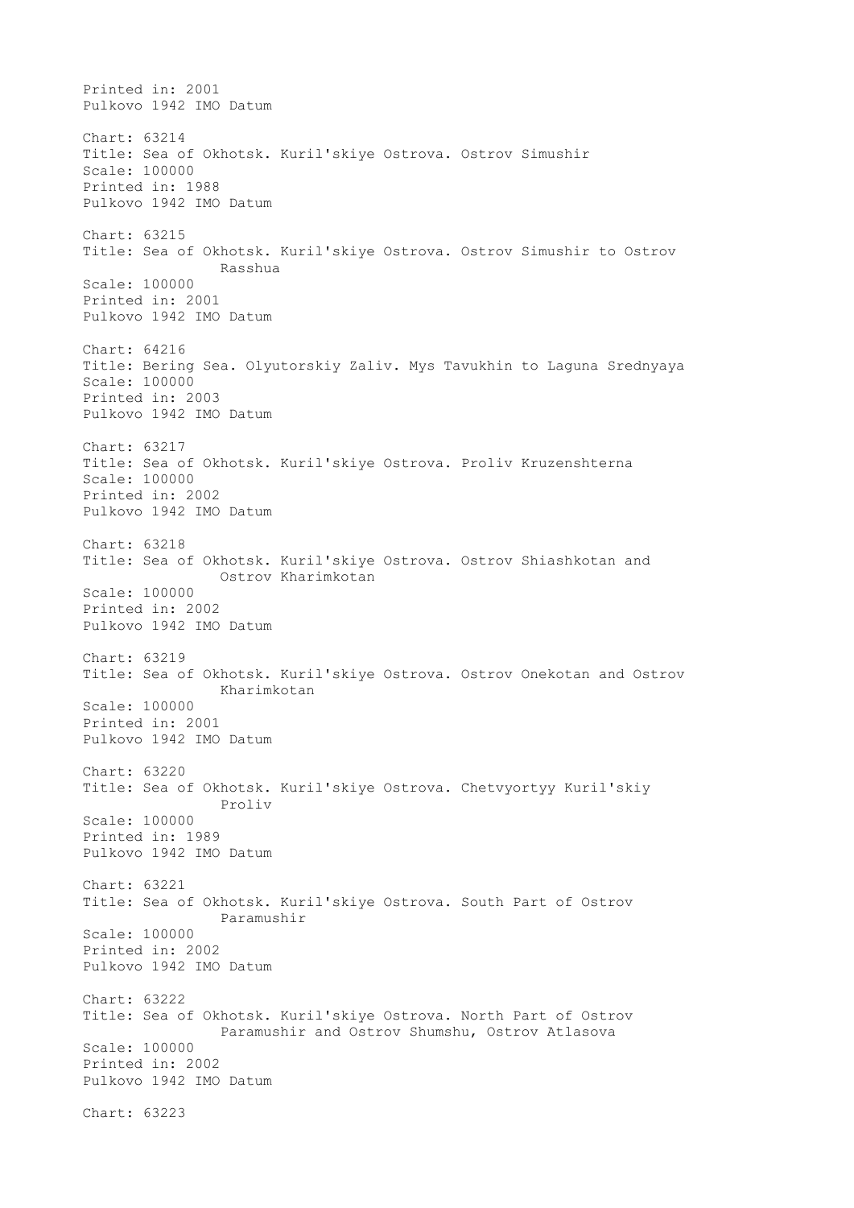Printed in: 2001
Pulkovo 1942 IMO Datum

Chart: 63214
Title: Sea of Okhotsk. Kuril'skiye Ostrova. Ostrov Simushir
Scale: 100000
Printed in: 1988
Pulkovo 1942 IMO Datum

Chart: 63215
Title: Sea of Okhotsk. Kuril'skiye Ostrova. Ostrov Simushir to Ostrov Rasshua
Scale: 100000
Printed in: 2001
Pulkovo 1942 IMO Datum

Chart: 64216
Title: Bering Sea. Olyutorskiy Zaliv. Mys Tavukhin to Laguna Srednyaya
Scale: 100000
Printed in: 2003
Pulkovo 1942 IMO Datum

Chart: 63217
Title: Sea of Okhotsk. Kuril'skiye Ostrova. Proliv Kruzenshterna
Scale: 100000
Printed in: 2002
Pulkovo 1942 IMO Datum

Chart: 63218
Title: Sea of Okhotsk. Kuril'skiye Ostrova. Ostrov Shiashkotan and Ostrov Kharimkotan
Scale: 100000
Printed in: 2002
Pulkovo 1942 IMO Datum

Chart: 63219
Title: Sea of Okhotsk. Kuril'skiye Ostrova. Ostrov Onekotan and Ostrov Kharimkotan
Scale: 100000
Printed in: 2001
Pulkovo 1942 IMO Datum

Chart: 63220
Title: Sea of Okhotsk. Kuril'skiye Ostrova. Chetvyortyy Kuril'skiy Proliv
Scale: 100000
Printed in: 1989
Pulkovo 1942 IMO Datum

Chart: 63221
Title: Sea of Okhotsk. Kuril'skiye Ostrova. South Part of Ostrov Paramushir
Scale: 100000
Printed in: 2002
Pulkovo 1942 IMO Datum

Chart: 63222
Title: Sea of Okhotsk. Kuril'skiye Ostrova. North Part of Ostrov Paramushir and Ostrov Shumshu, Ostrov Atlasova
Scale: 100000
Printed in: 2002
Pulkovo 1942 IMO Datum

Chart: 63223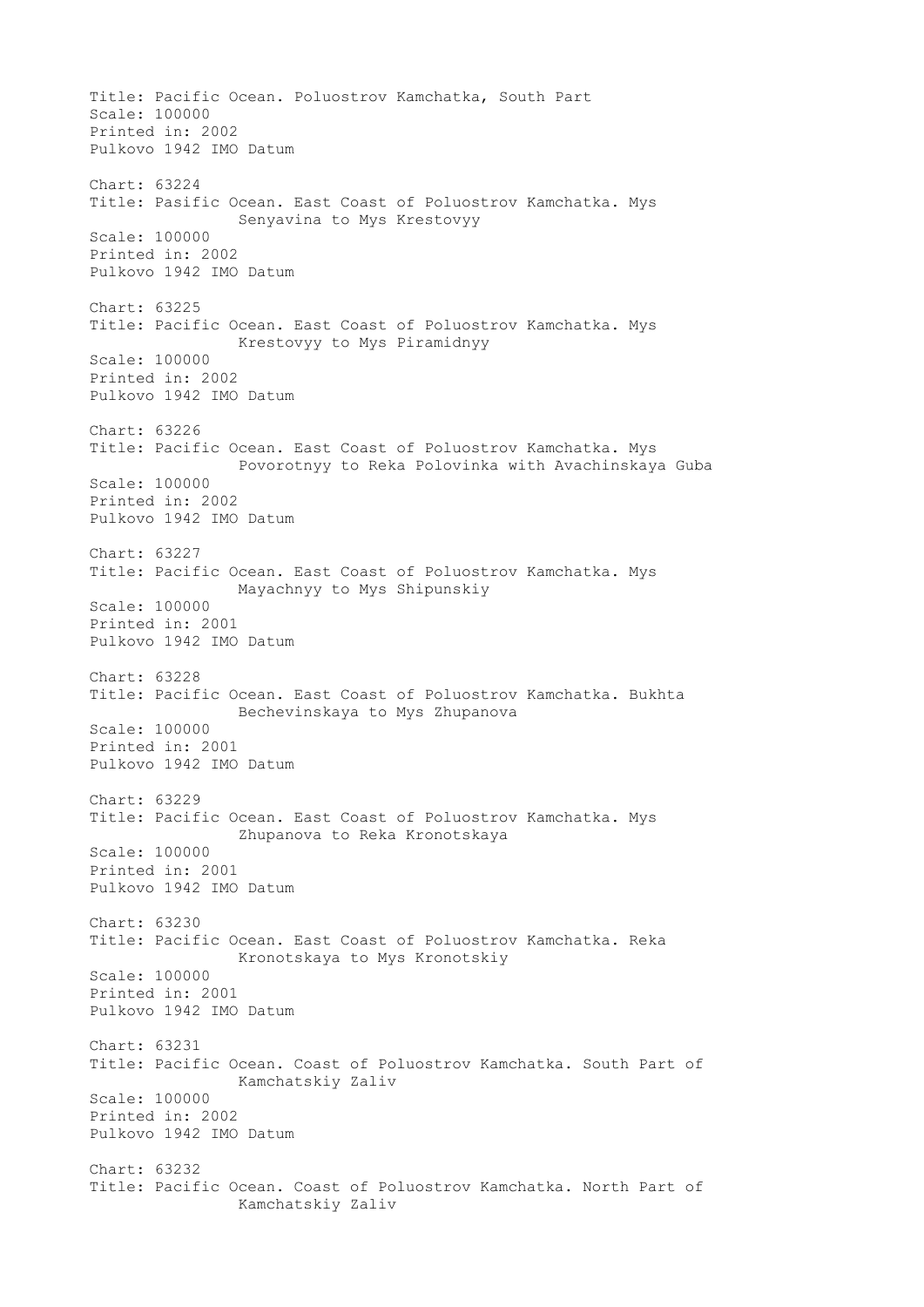Title: Pacific Ocean. Poluostrov Kamchatka, South Part
Scale: 100000
Printed in: 2002
Pulkovo 1942 IMO Datum

Chart: 63224
Title: Pasific Ocean. East Coast of Poluostrov Kamchatka. Mys Senyavina to Mys Krestovyy
Scale: 100000
Printed in: 2002
Pulkovo 1942 IMO Datum

Chart: 63225
Title: Pacific Ocean. East Coast of Poluostrov Kamchatka. Mys Krestovyy to Mys Piramidnyy
Scale: 100000
Printed in: 2002
Pulkovo 1942 IMO Datum

Chart: 63226
Title: Pacific Ocean. East Coast of Poluostrov Kamchatka. Mys Povorotnyy to Reka Polovinka with Avachinskaya Guba
Scale: 100000
Printed in: 2002
Pulkovo 1942 IMO Datum

Chart: 63227
Title: Pacific Ocean. East Coast of Poluostrov Kamchatka. Mys Mayachnyy to Mys Shipunskiy
Scale: 100000
Printed in: 2001
Pulkovo 1942 IMO Datum

Chart: 63228
Title: Pacific Ocean. East Coast of Poluostrov Kamchatka. Bukhta Bechevinskaya to Mys Zhupanova
Scale: 100000
Printed in: 2001
Pulkovo 1942 IMO Datum

Chart: 63229
Title: Pacific Ocean. East Coast of Poluostrov Kamchatka. Mys Zhupanova to Reka Kronotskaya
Scale: 100000
Printed in: 2001
Pulkovo 1942 IMO Datum

Chart: 63230
Title: Pacific Ocean. East Coast of Poluostrov Kamchatka. Reka Kronotskaya to Mys Kronotskiy
Scale: 100000
Printed in: 2001
Pulkovo 1942 IMO Datum

Chart: 63231
Title: Pacific Ocean. Coast of Poluostrov Kamchatka. South Part of Kamchatskiy Zaliv
Scale: 100000
Printed in: 2002
Pulkovo 1942 IMO Datum

Chart: 63232
Title: Pacific Ocean. Coast of Poluostrov Kamchatka. North Part of Kamchatskiy Zaliv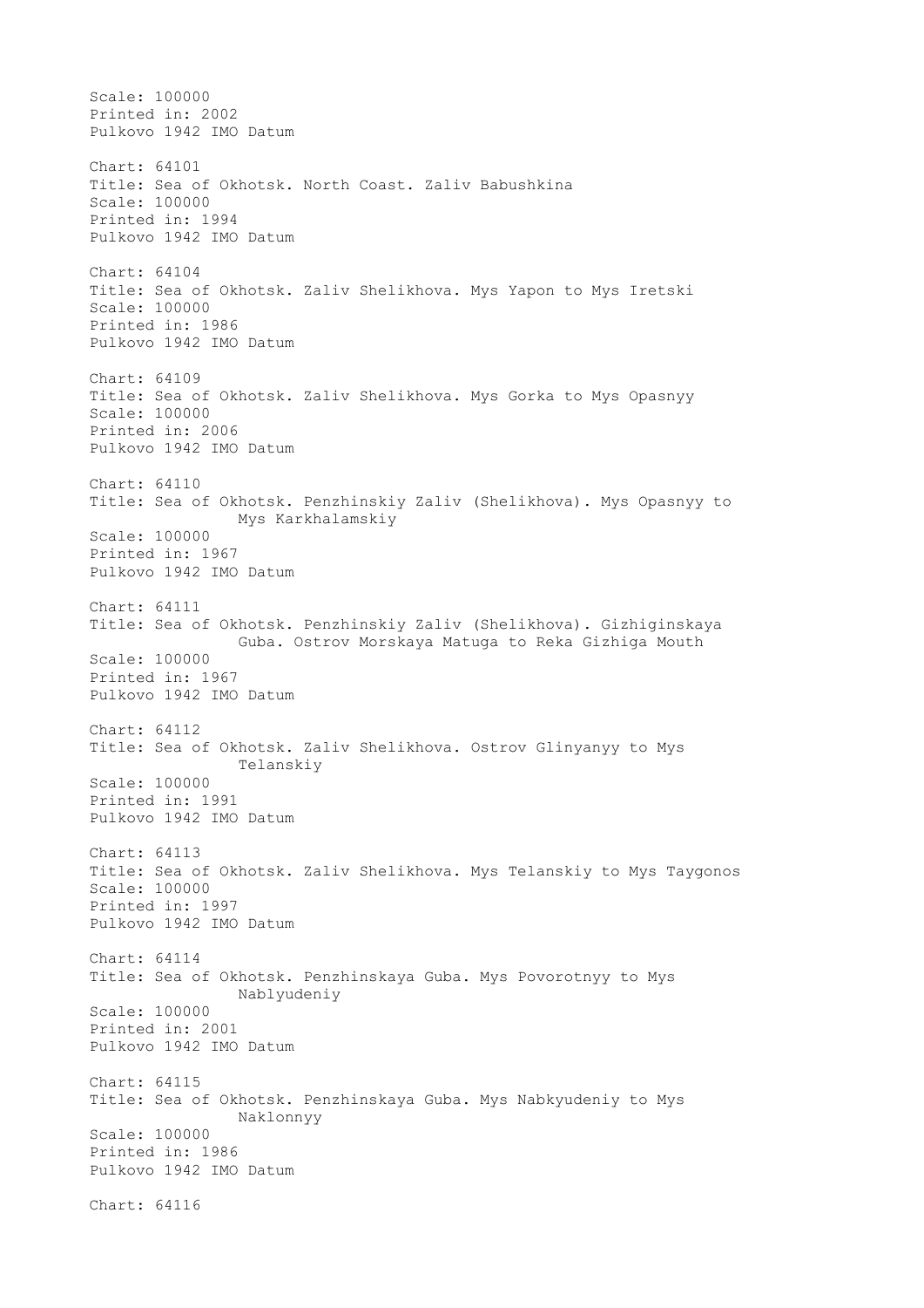Scale: 100000
Printed in: 2002
Pulkovo 1942 IMO Datum

Chart: 64101
Title: Sea of Okhotsk. North Coast. Zaliv Babushkina
Scale: 100000
Printed in: 1994
Pulkovo 1942 IMO Datum

Chart: 64104
Title: Sea of Okhotsk. Zaliv Shelikhova. Mys Yapon to Mys Iretski
Scale: 100000
Printed in: 1986
Pulkovo 1942 IMO Datum

Chart: 64109
Title: Sea of Okhotsk. Zaliv Shelikhova. Mys Gorka to Mys Opasnyy
Scale: 100000
Printed in: 2006
Pulkovo 1942 IMO Datum

Chart: 64110
Title: Sea of Okhotsk. Penzhinskiy Zaliv (Shelikhova). Mys Opasnyy to Mys Karkhalamskiy
Scale: 100000
Printed in: 1967
Pulkovo 1942 IMO Datum

Chart: 64111
Title: Sea of Okhotsk. Penzhinskiy Zaliv (Shelikhova). Gizhiginskaya Guba. Ostrov Morskaya Matuga to Reka Gizhiga Mouth
Scale: 100000
Printed in: 1967
Pulkovo 1942 IMO Datum

Chart: 64112
Title: Sea of Okhotsk. Zaliv Shelikhova. Ostrov Glinyanyy to Mys Telanskiy
Scale: 100000
Printed in: 1991
Pulkovo 1942 IMO Datum

Chart: 64113
Title: Sea of Okhotsk. Zaliv Shelikhova. Mys Telanskiy to Mys Taygonos
Scale: 100000
Printed in: 1997
Pulkovo 1942 IMO Datum

Chart: 64114
Title: Sea of Okhotsk. Penzhinskaya Guba. Mys Povorotnyy to Mys Nablyudeniy
Scale: 100000
Printed in: 2001
Pulkovo 1942 IMO Datum

Chart: 64115
Title: Sea of Okhotsk. Penzhinskaya Guba. Mys Nabkyudeniy to Mys Naklonnyy
Scale: 100000
Printed in: 1986
Pulkovo 1942 IMO Datum

Chart: 64116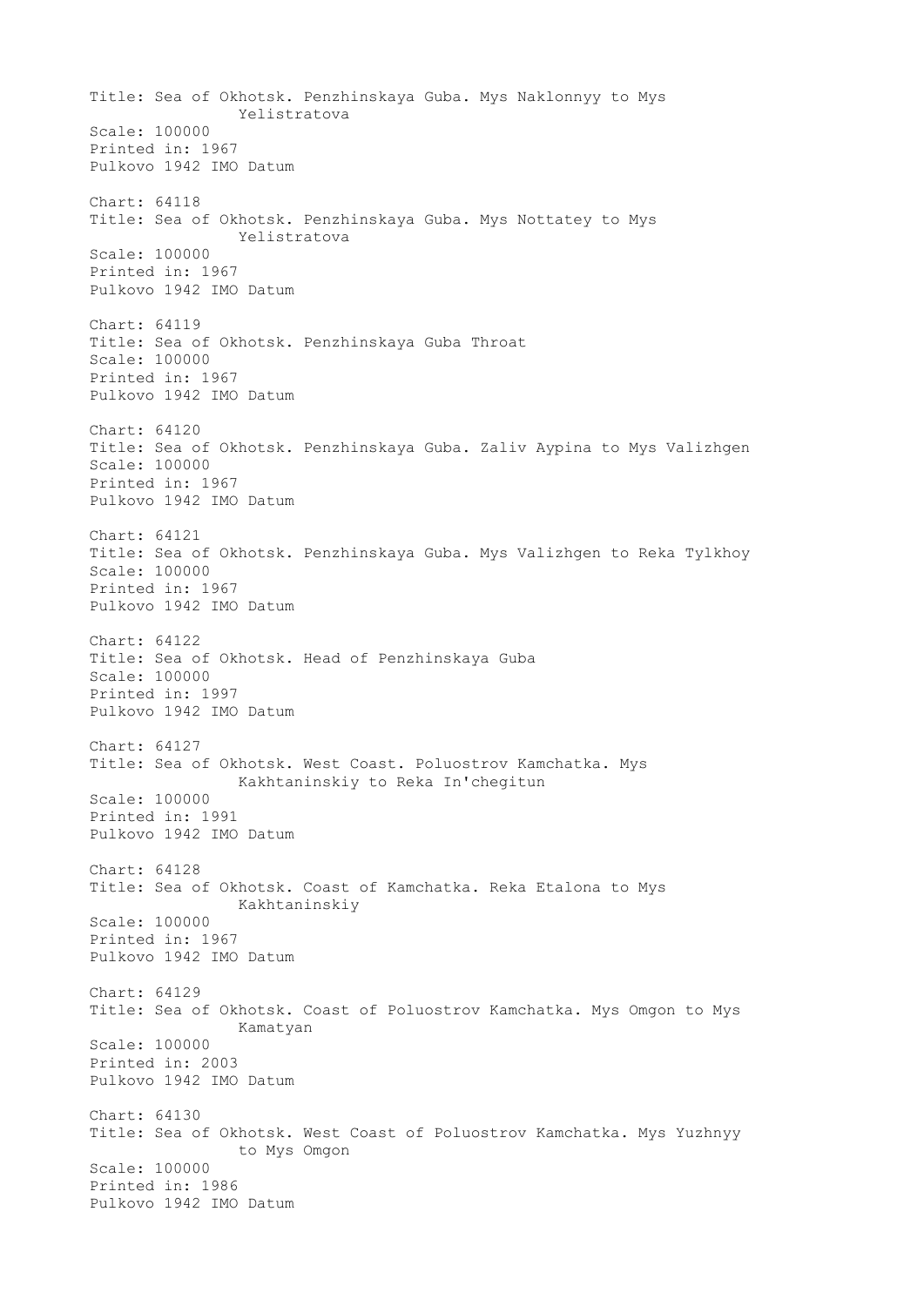Title: Sea of Okhotsk. Penzhinskaya Guba. Mys Naklonnyy to Mys Yelistratova
Scale: 100000
Printed in: 1967
Pulkovo 1942 IMO Datum

Chart: 64118
Title: Sea of Okhotsk. Penzhinskaya Guba. Mys Nottatey to Mys Yelistratova
Scale: 100000
Printed in: 1967
Pulkovo 1942 IMO Datum

Chart: 64119
Title: Sea of Okhotsk. Penzhinskaya Guba Throat
Scale: 100000
Printed in: 1967
Pulkovo 1942 IMO Datum

Chart: 64120
Title: Sea of Okhotsk. Penzhinskaya Guba. Zaliv Aypina to Mys Valizhgen
Scale: 100000
Printed in: 1967
Pulkovo 1942 IMO Datum

Chart: 64121
Title: Sea of Okhotsk. Penzhinskaya Guba. Mys Valizhgen to Reka Tylkhoy
Scale: 100000
Printed in: 1967
Pulkovo 1942 IMO Datum

Chart: 64122
Title: Sea of Okhotsk. Head of Penzhinskaya Guba
Scale: 100000
Printed in: 1997
Pulkovo 1942 IMO Datum

Chart: 64127
Title: Sea of Okhotsk. West Coast. Poluostrov Kamchatka. Mys Kakhtaninskiy to Reka In'chegitun
Scale: 100000
Printed in: 1991
Pulkovo 1942 IMO Datum

Chart: 64128
Title: Sea of Okhotsk. Coast of Kamchatka. Reka Etalona to Mys Kakhtaninskiy
Scale: 100000
Printed in: 1967
Pulkovo 1942 IMO Datum

Chart: 64129
Title: Sea of Okhotsk. Coast of Poluostrov Kamchatka. Mys Omgon to Mys Kamatyan
Scale: 100000
Printed in: 2003
Pulkovo 1942 IMO Datum

Chart: 64130
Title: Sea of Okhotsk. West Coast of Poluostrov Kamchatka. Mys Yuzhnyy to Mys Omgon
Scale: 100000
Printed in: 1986
Pulkovo 1942 IMO Datum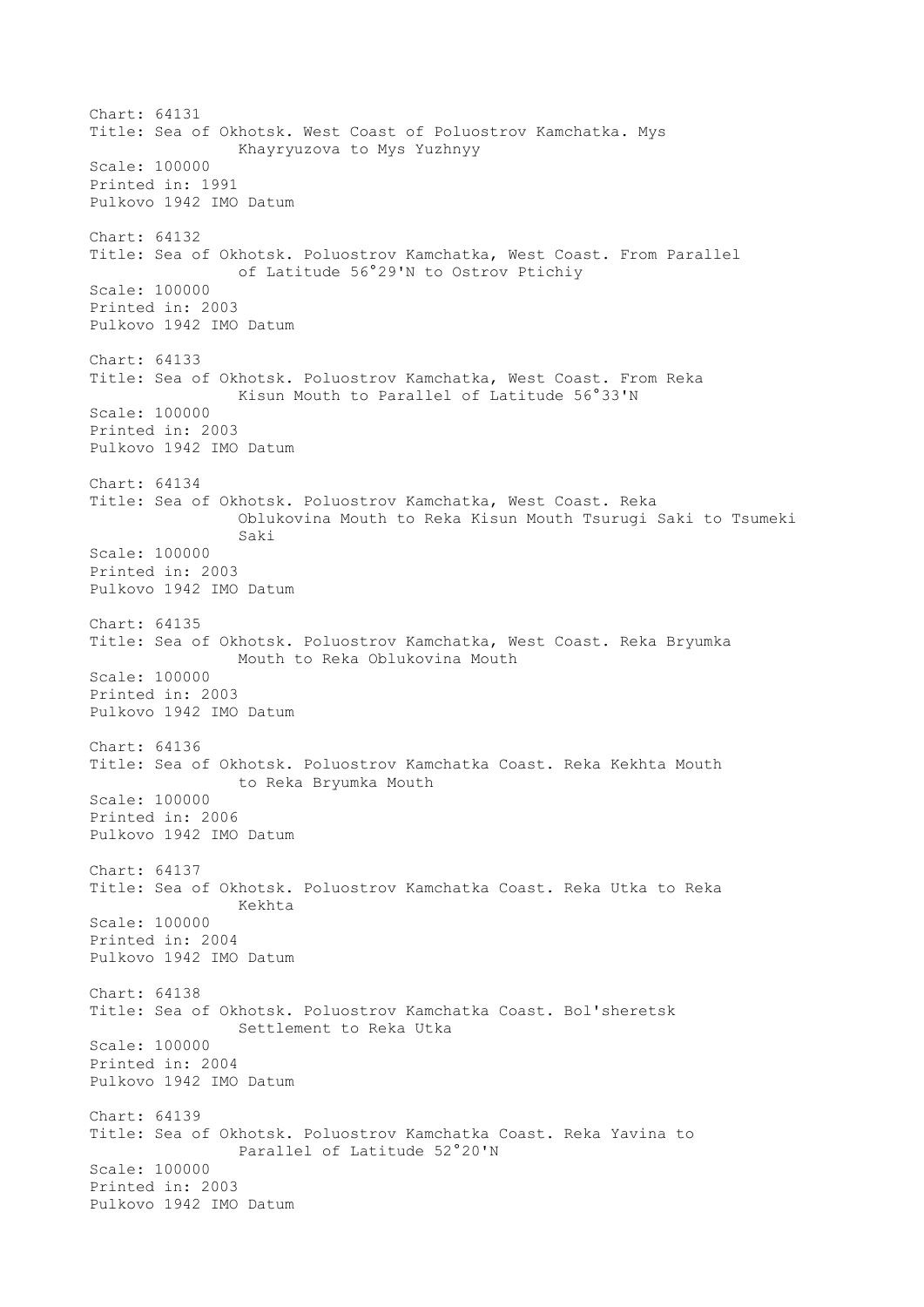Chart: 64131
Title: Sea of Okhotsk. West Coast of Poluostrov Kamchatka. Mys Khayryuzova to Mys Yuzhnyy
Scale: 100000
Printed in: 1991
Pulkovo 1942 IMO Datum

Chart: 64132
Title: Sea of Okhotsk. Poluostrov Kamchatka, West Coast. From Parallel of Latitude 56°29'N to Ostrov Ptichiy
Scale: 100000
Printed in: 2003
Pulkovo 1942 IMO Datum

Chart: 64133
Title: Sea of Okhotsk. Poluostrov Kamchatka, West Coast. From Reka Kisun Mouth to Parallel of Latitude 56°33'N
Scale: 100000
Printed in: 2003
Pulkovo 1942 IMO Datum

Chart: 64134
Title: Sea of Okhotsk. Poluostrov Kamchatka, West Coast. Reka Oblukovina Mouth to Reka Kisun Mouth Tsurugi Saki to Tsumeki Saki
Scale: 100000
Printed in: 2003
Pulkovo 1942 IMO Datum

Chart: 64135
Title: Sea of Okhotsk. Poluostrov Kamchatka, West Coast. Reka Bryumka Mouth to Reka Oblukovina Mouth
Scale: 100000
Printed in: 2003
Pulkovo 1942 IMO Datum

Chart: 64136
Title: Sea of Okhotsk. Poluostrov Kamchatka Coast. Reka Kekhta Mouth to Reka Bryumka Mouth
Scale: 100000
Printed in: 2006
Pulkovo 1942 IMO Datum

Chart: 64137
Title: Sea of Okhotsk. Poluostrov Kamchatka Coast. Reka Utka to Reka Kekhta
Scale: 100000
Printed in: 2004
Pulkovo 1942 IMO Datum

Chart: 64138
Title: Sea of Okhotsk. Poluostrov Kamchatka Coast. Bol'sheretsk Settlement to Reka Utka
Scale: 100000
Printed in: 2004
Pulkovo 1942 IMO Datum

Chart: 64139
Title: Sea of Okhotsk. Poluostrov Kamchatka Coast. Reka Yavina to Parallel of Latitude 52°20'N
Scale: 100000
Printed in: 2003
Pulkovo 1942 IMO Datum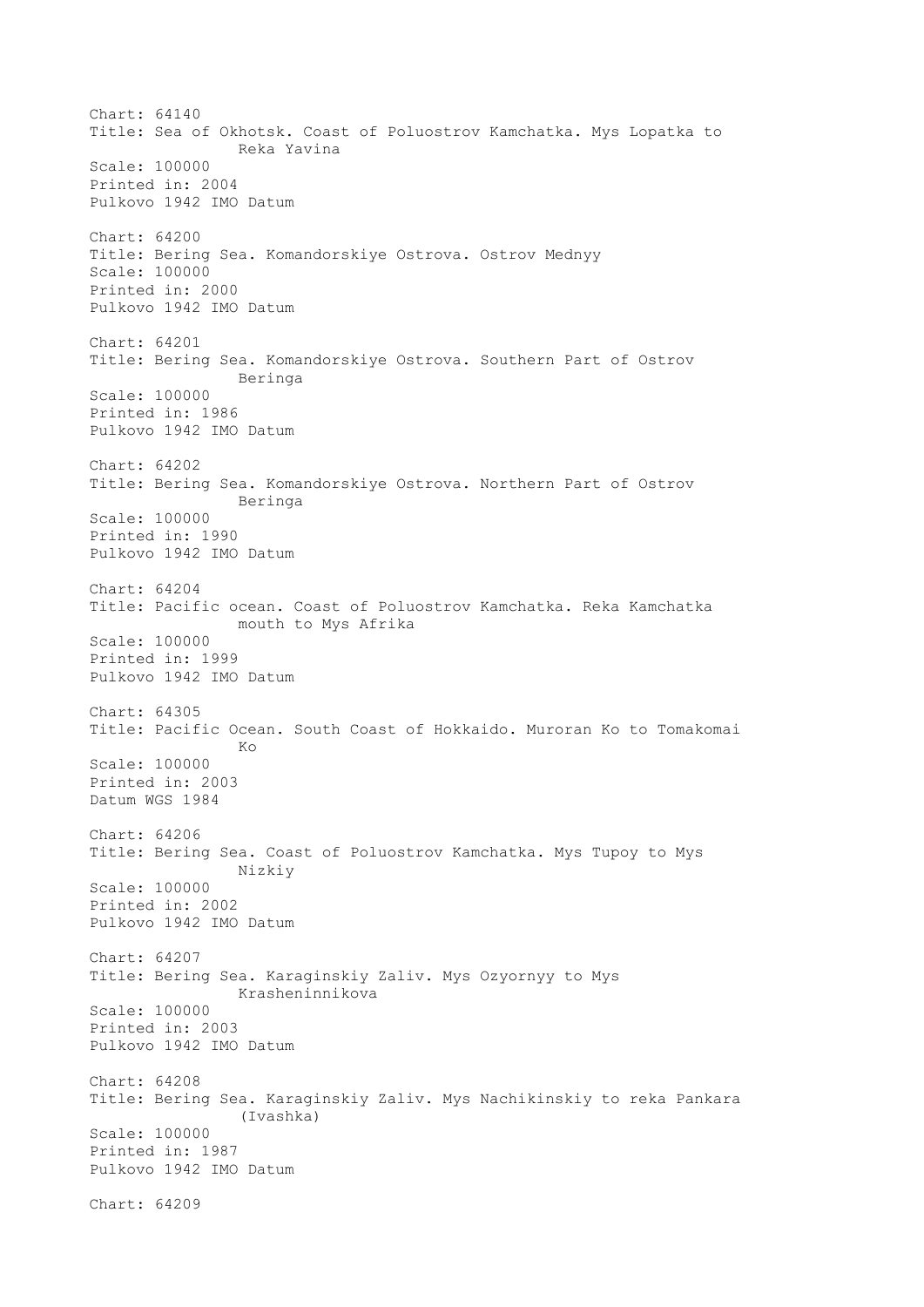Chart: 64140
Title: Sea of Okhotsk. Coast of Poluostrov Kamchatka. Mys Lopatka to
  Reka Yavina
Scale: 100000
Printed in: 2004
Pulkovo 1942 IMO Datum

Chart: 64200
Title: Bering Sea. Komandorskiye Ostrova. Ostrov Mednyy
Scale: 100000
Printed in: 2000
Pulkovo 1942 IMO Datum

Chart: 64201
Title: Bering Sea. Komandorskiye Ostrova. Southern Part of Ostrov
  Beringa
Scale: 100000
Printed in: 1986
Pulkovo 1942 IMO Datum

Chart: 64202
Title: Bering Sea. Komandorskiye Ostrova. Northern Part of Ostrov
  Beringa
Scale: 100000
Printed in: 1990
Pulkovo 1942 IMO Datum

Chart: 64204
Title: Pacific ocean. Coast of Poluostrov Kamchatka. Reka Kamchatka
  mouth to Mys Afrika
Scale: 100000
Printed in: 1999
Pulkovo 1942 IMO Datum

Chart: 64305
Title: Pacific Ocean. South Coast of Hokkaido. Muroran Ko to Tomakomai
  Ko
Scale: 100000
Printed in: 2003
Datum WGS 1984

Chart: 64206
Title: Bering Sea. Coast of Poluostrov Kamchatka. Mys Tupoy to Mys
  Nizkiy
Scale: 100000
Printed in: 2002
Pulkovo 1942 IMO Datum

Chart: 64207
Title: Bering Sea. Karaginskiy Zaliv. Mys Ozyornyy to Mys
  Krasheninnikova
Scale: 100000
Printed in: 2003
Pulkovo 1942 IMO Datum

Chart: 64208
Title: Bering Sea. Karaginskiy Zaliv. Mys Nachikinskiy to reka Pankara
  (Ivashka)
Scale: 100000
Printed in: 1987
Pulkovo 1942 IMO Datum

Chart: 64209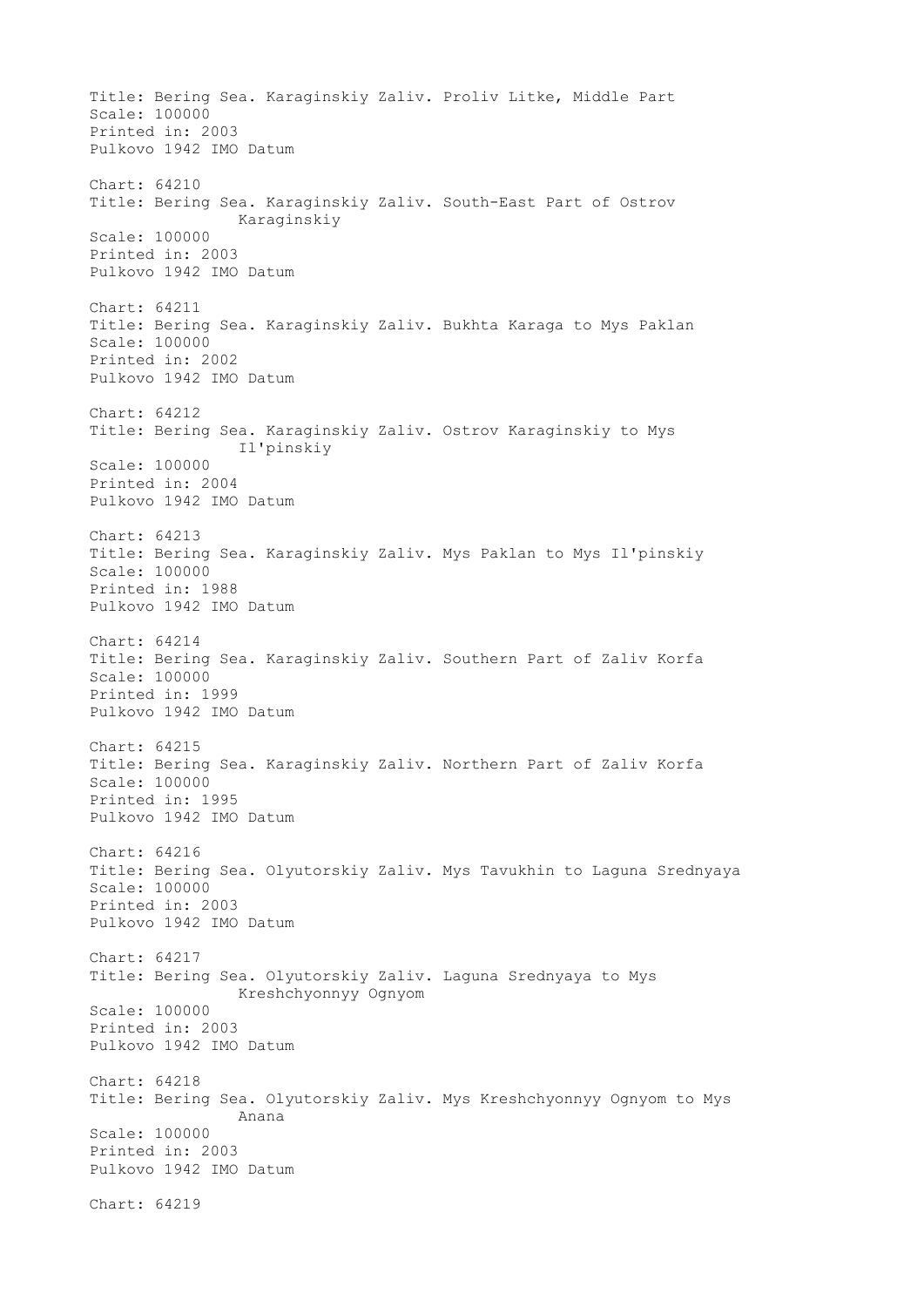Title: Bering Sea. Karaginskiy Zaliv. Proliv Litke, Middle Part
Scale: 100000
Printed in: 2003
Pulkovo 1942 IMO Datum

Chart: 64210
Title: Bering Sea. Karaginskiy Zaliv. South-East Part of Ostrov Karaginskiy
Scale: 100000
Printed in: 2003
Pulkovo 1942 IMO Datum

Chart: 64211
Title: Bering Sea. Karaginskiy Zaliv. Bukhta Karaga to Mys Paklan
Scale: 100000
Printed in: 2002
Pulkovo 1942 IMO Datum

Chart: 64212
Title: Bering Sea. Karaginskiy Zaliv. Ostrov Karaginskiy to Mys Il'pinskiy
Scale: 100000
Printed in: 2004
Pulkovo 1942 IMO Datum

Chart: 64213
Title: Bering Sea. Karaginskiy Zaliv. Mys Paklan to Mys Il'pinskiy
Scale: 100000
Printed in: 1988
Pulkovo 1942 IMO Datum

Chart: 64214
Title: Bering Sea. Karaginskiy Zaliv. Southern Part of Zaliv Korfa
Scale: 100000
Printed in: 1999
Pulkovo 1942 IMO Datum

Chart: 64215
Title: Bering Sea. Karaginskiy Zaliv. Northern Part of Zaliv Korfa
Scale: 100000
Printed in: 1995
Pulkovo 1942 IMO Datum

Chart: 64216
Title: Bering Sea. Olyutorskiy Zaliv. Mys Tavukhin to Laguna Srednyaya
Scale: 100000
Printed in: 2003
Pulkovo 1942 IMO Datum

Chart: 64217
Title: Bering Sea. Olyutorskiy Zaliv. Laguna Srednyaya to Mys Kreshchyonnyy Ognyom
Scale: 100000
Printed in: 2003
Pulkovo 1942 IMO Datum

Chart: 64218
Title: Bering Sea. Olyutorskiy Zaliv. Mys Kreshchyonnyy Ognyom to Mys Anana
Scale: 100000
Printed in: 2003
Pulkovo 1942 IMO Datum

Chart: 64219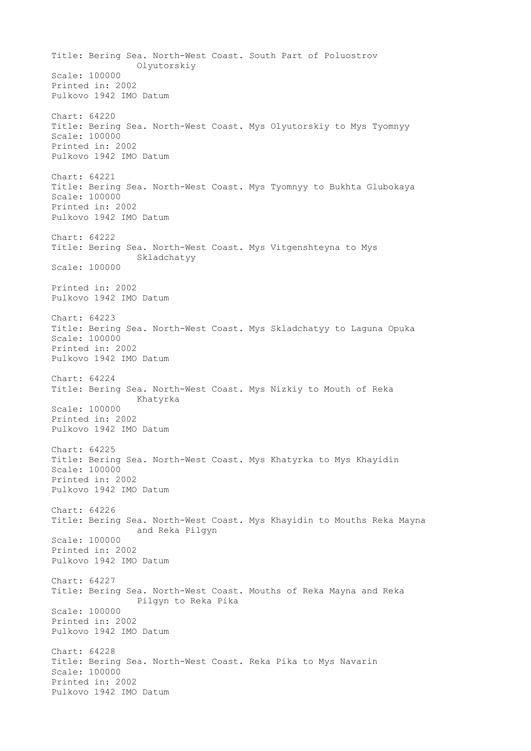Title: Bering Sea. North-West Coast. South Part of Poluostrov Olyutorskiy
Scale: 100000
Printed in: 2002
Pulkovo 1942 IMO Datum

Chart: 64220
Title: Bering Sea. North-West Coast. Mys Olyutorskiy to Mys Tyomnyy
Scale: 100000
Printed in: 2002
Pulkovo 1942 IMO Datum

Chart: 64221
Title: Bering Sea. North-West Coast. Mys Tyomnyy to Bukhta Glubokaya
Scale: 100000
Printed in: 2002
Pulkovo 1942 IMO Datum

Chart: 64222
Title: Bering Sea. North-West Coast. Mys Vitgenshteyna to Mys Skladchatyy
Scale: 100000

Printed in: 2002
Pulkovo 1942 IMO Datum

Chart: 64223
Title: Bering Sea. North-West Coast. Mys Skladchatyy to Laguna Opuka
Scale: 100000
Printed in: 2002
Pulkovo 1942 IMO Datum

Chart: 64224
Title: Bering Sea. North-West Coast. Mys Nizkiy to Mouth of Reka Khatyrka
Scale: 100000
Printed in: 2002
Pulkovo 1942 IMO Datum

Chart: 64225
Title: Bering Sea. North-West Coast. Mys Khatyrka to Mys Khayidin
Scale: 100000
Printed in: 2002
Pulkovo 1942 IMO Datum

Chart: 64226
Title: Bering Sea. North-West Coast. Mys Khayidin to Mouths Reka Mayna and Reka Pilgyn
Scale: 100000
Printed in: 2002
Pulkovo 1942 IMO Datum

Chart: 64227
Title: Bering Sea. North-West Coast. Mouths of Reka Mayna and Reka Pilgyn to Reka Pika
Scale: 100000
Printed in: 2002
Pulkovo 1942 IMO Datum

Chart: 64228
Title: Bering Sea. North-West Coast. Reka Pika to Mys Navarin
Scale: 100000
Printed in: 2002
Pulkovo 1942 IMO Datum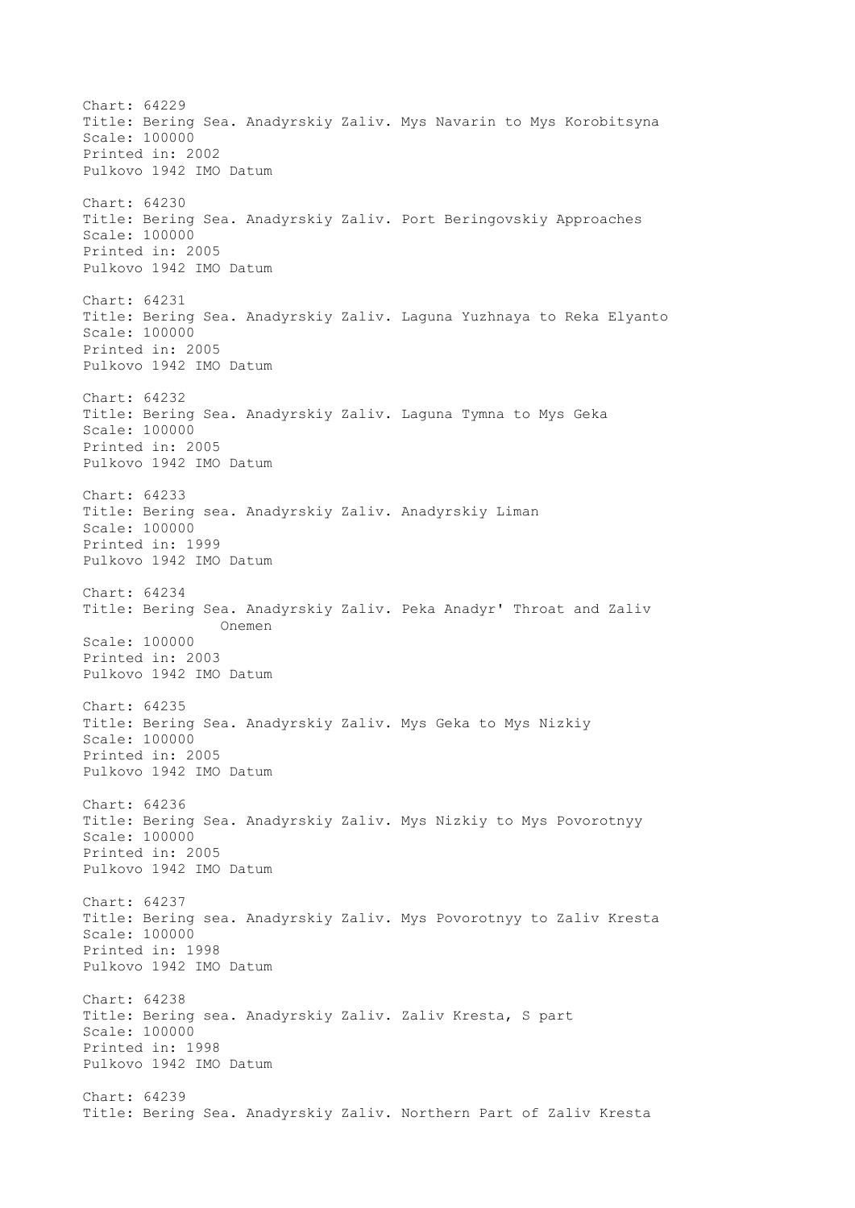Chart: 64229
Title: Bering Sea. Anadyrskiy Zaliv. Mys Navarin to Mys Korobitsyna
Scale: 100000
Printed in: 2002
Pulkovo 1942 IMO Datum

Chart: 64230
Title: Bering Sea. Anadyrskiy Zaliv. Port Beringovskiy Approaches
Scale: 100000
Printed in: 2005
Pulkovo 1942 IMO Datum

Chart: 64231
Title: Bering Sea. Anadyrskiy Zaliv. Laguna Yuzhnaya to Reka Elyanto
Scale: 100000
Printed in: 2005
Pulkovo 1942 IMO Datum

Chart: 64232
Title: Bering Sea. Anadyrskiy Zaliv. Laguna Tymna to Mys Geka
Scale: 100000
Printed in: 2005
Pulkovo 1942 IMO Datum

Chart: 64233
Title: Bering sea. Anadyrskiy Zaliv. Anadyrskiy Liman
Scale: 100000
Printed in: 1999
Pulkovo 1942 IMO Datum

Chart: 64234
Title: Bering Sea. Anadyrskiy Zaliv. Peka Anadyr' Throat and Zaliv Onemen
Scale: 100000
Printed in: 2003
Pulkovo 1942 IMO Datum

Chart: 64235
Title: Bering Sea. Anadyrskiy Zaliv. Mys Geka to Mys Nizkiy
Scale: 100000
Printed in: 2005
Pulkovo 1942 IMO Datum

Chart: 64236
Title: Bering Sea. Anadyrskiy Zaliv. Mys Nizkiy to Mys Povorotnyy
Scale: 100000
Printed in: 2005
Pulkovo 1942 IMO Datum

Chart: 64237
Title: Bering sea. Anadyrskiy Zaliv. Mys Povorotnyy to Zaliv Kresta
Scale: 100000
Printed in: 1998
Pulkovo 1942 IMO Datum

Chart: 64238
Title: Bering sea. Anadyrskiy Zaliv. Zaliv Kresta, S part
Scale: 100000
Printed in: 1998
Pulkovo 1942 IMO Datum

Chart: 64239
Title: Bering Sea. Anadyrskiy Zaliv. Northern Part of Zaliv Kresta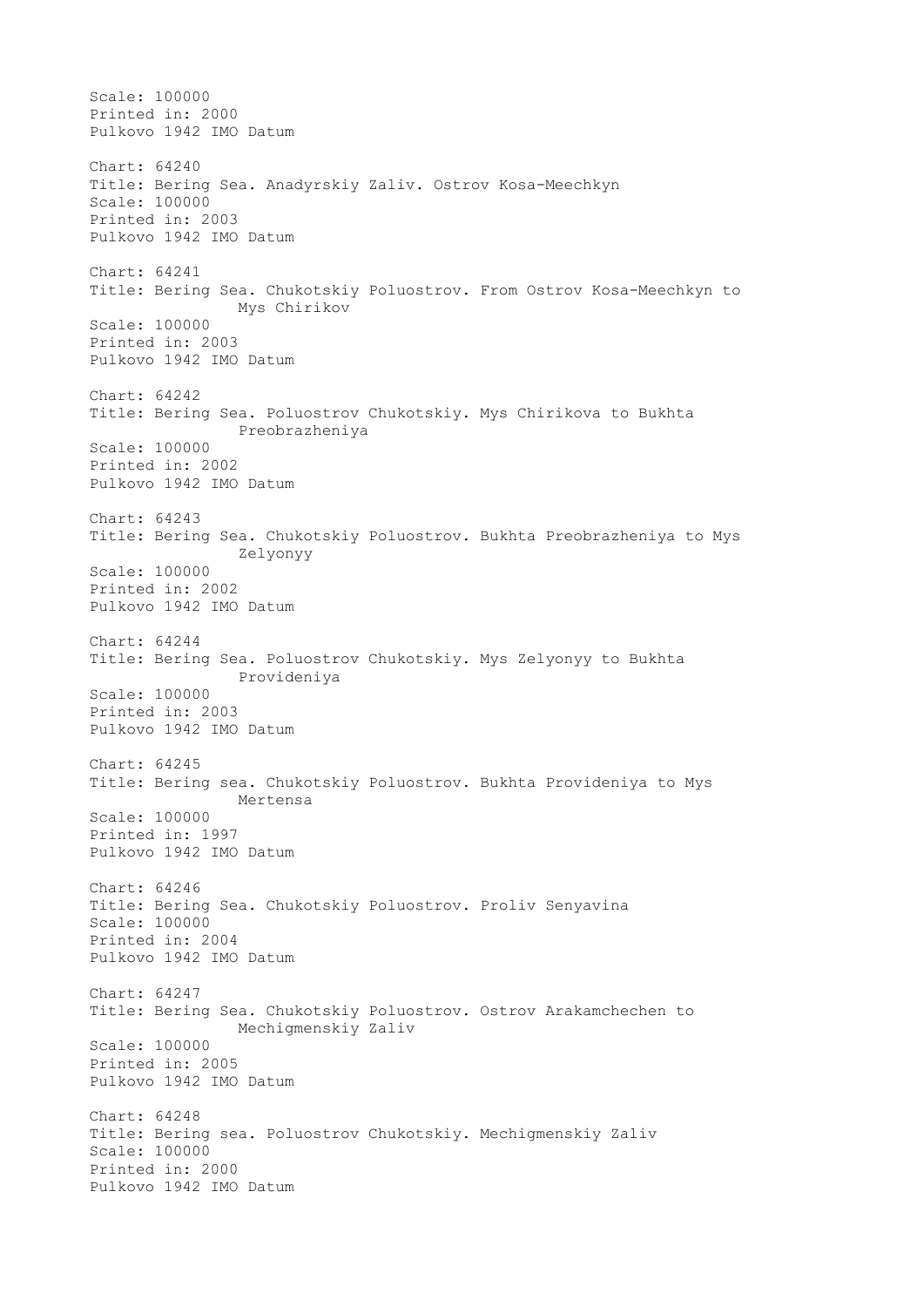Scale: 100000
Printed in: 2000
Pulkovo 1942 IMO Datum

Chart: 64240
Title: Bering Sea. Anadyrskiy Zaliv. Ostrov Kosa-Meechkyn
Scale: 100000
Printed in: 2003
Pulkovo 1942 IMO Datum

Chart: 64241
Title: Bering Sea. Chukotskiy Poluostrov. From Ostrov Kosa-Meechkyn to Mys Chirikov
Scale: 100000
Printed in: 2003
Pulkovo 1942 IMO Datum

Chart: 64242
Title: Bering Sea. Poluostrov Chukotskiy. Mys Chirikova to Bukhta Preobrazheniya
Scale: 100000
Printed in: 2002
Pulkovo 1942 IMO Datum

Chart: 64243
Title: Bering Sea. Chukotskiy Poluostrov. Bukhta Preobrazheniya to Mys Zelyonyy
Scale: 100000
Printed in: 2002
Pulkovo 1942 IMO Datum

Chart: 64244
Title: Bering Sea. Poluostrov Chukotskiy. Mys Zelyonyy to Bukhta Provideniya
Scale: 100000
Printed in: 2003
Pulkovo 1942 IMO Datum

Chart: 64245
Title: Bering sea. Chukotskiy Poluostrov. Bukhta Provideniya to Mys Mertensa
Scale: 100000
Printed in: 1997
Pulkovo 1942 IMO Datum

Chart: 64246
Title: Bering Sea. Chukotskiy Poluostrov. Proliv Senyavina
Scale: 100000
Printed in: 2004
Pulkovo 1942 IMO Datum

Chart: 64247
Title: Bering Sea. Chukotskiy Poluostrov. Ostrov Arakamchechen to Mechigmenskiy Zaliv
Scale: 100000
Printed in: 2005
Pulkovo 1942 IMO Datum

Chart: 64248
Title: Bering sea. Poluostrov Chukotskiy. Mechigmenskiy Zaliv
Scale: 100000
Printed in: 2000
Pulkovo 1942 IMO Datum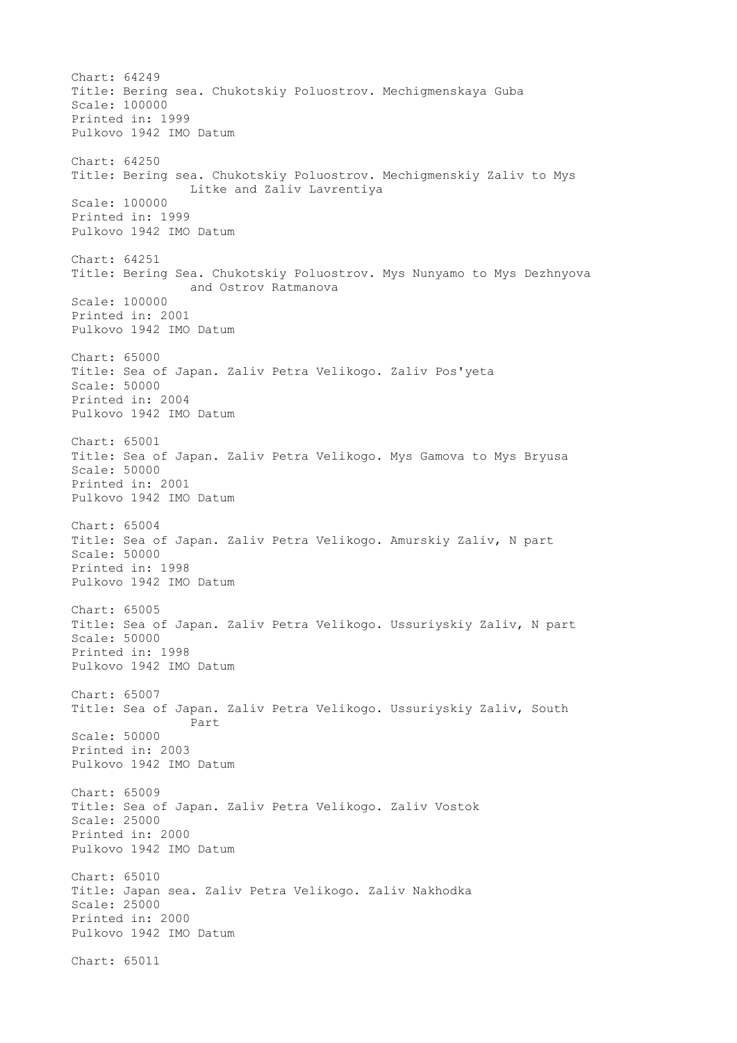Chart: 64249
Title: Bering sea. Chukotskiy Poluostrov. Mechigmenskaya Guba
Scale: 100000
Printed in: 1999
Pulkovo 1942 IMO Datum

Chart: 64250
Title: Bering sea. Chukotskiy Poluostrov. Mechigmenskiy Zaliv to Mys Litke and Zaliv Lavrentiya
Scale: 100000
Printed in: 1999
Pulkovo 1942 IMO Datum

Chart: 64251
Title: Bering Sea. Chukotskiy Poluostrov. Mys Nunyamo to Mys Dezhnyova and Ostrov Ratmanova
Scale: 100000
Printed in: 2001
Pulkovo 1942 IMO Datum

Chart: 65000
Title: Sea of Japan. Zaliv Petra Velikogo. Zaliv Pos'yeta
Scale: 50000
Printed in: 2004
Pulkovo 1942 IMO Datum

Chart: 65001
Title: Sea of Japan. Zaliv Petra Velikogo. Mys Gamova to Mys Bryusa
Scale: 50000
Printed in: 2001
Pulkovo 1942 IMO Datum

Chart: 65004
Title: Sea of Japan. Zaliv Petra Velikogo. Amurskiy Zaliv, N part
Scale: 50000
Printed in: 1998
Pulkovo 1942 IMO Datum

Chart: 65005
Title: Sea of Japan. Zaliv Petra Velikogo. Ussuriyskiy Zaliv, N part
Scale: 50000
Printed in: 1998
Pulkovo 1942 IMO Datum

Chart: 65007
Title: Sea of Japan. Zaliv Petra Velikogo. Ussuriyskiy Zaliv, South Part
Scale: 50000
Printed in: 2003
Pulkovo 1942 IMO Datum

Chart: 65009
Title: Sea of Japan. Zaliv Petra Velikogo. Zaliv Vostok
Scale: 25000
Printed in: 2000
Pulkovo 1942 IMO Datum

Chart: 65010
Title: Japan sea. Zaliv Petra Velikogo. Zaliv Nakhodka
Scale: 25000
Printed in: 2000
Pulkovo 1942 IMO Datum

Chart: 65011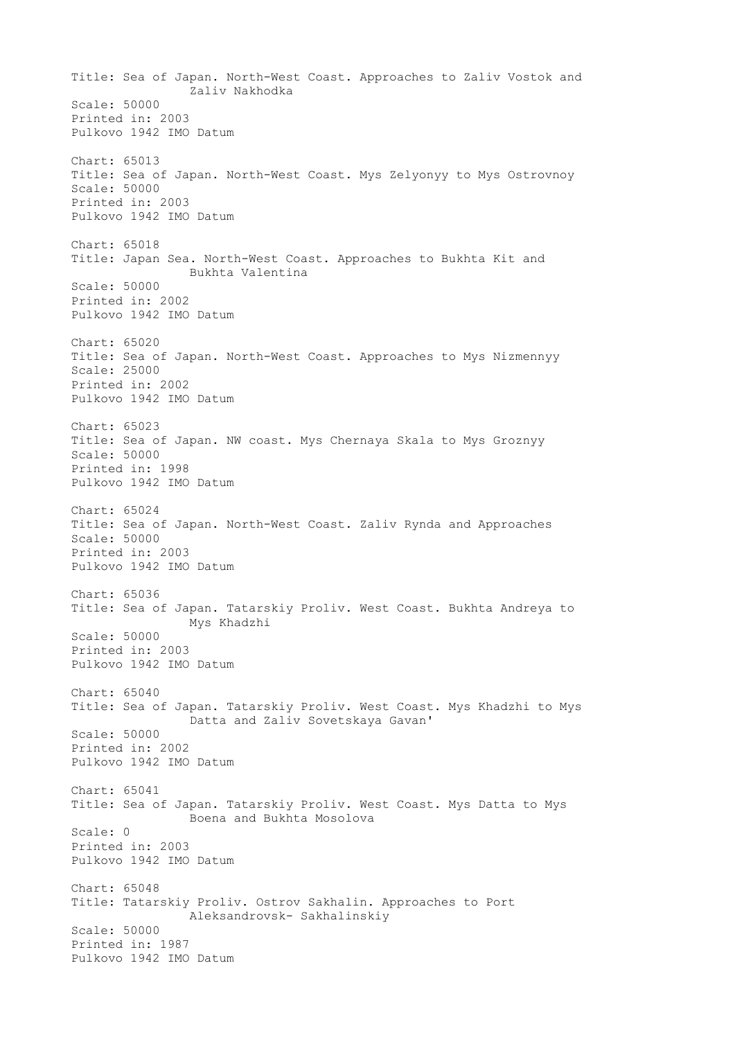Title: Sea of Japan. North-West Coast. Approaches to Zaliv Vostok and Zaliv Nakhodka
Scale: 50000
Printed in: 2003
Pulkovo 1942 IMO Datum

Chart: 65013
Title: Sea of Japan. North-West Coast. Mys Zelyonyy to Mys Ostrovnoy
Scale: 50000
Printed in: 2003
Pulkovo 1942 IMO Datum

Chart: 65018
Title: Japan Sea. North-West Coast. Approaches to Bukhta Kit and Bukhta Valentina
Scale: 50000
Printed in: 2002
Pulkovo 1942 IMO Datum

Chart: 65020
Title: Sea of Japan. North-West Coast. Approaches to Mys Nizmennyy
Scale: 25000
Printed in: 2002
Pulkovo 1942 IMO Datum

Chart: 65023
Title: Sea of Japan. NW coast. Mys Chernaya Skala to Mys Groznyy
Scale: 50000
Printed in: 1998
Pulkovo 1942 IMO Datum

Chart: 65024
Title: Sea of Japan. North-West Coast. Zaliv Rynda and Approaches
Scale: 50000
Printed in: 2003
Pulkovo 1942 IMO Datum

Chart: 65036
Title: Sea of Japan. Tatarskiy Proliv. West Coast. Bukhta Andreya to Mys Khadzhi
Scale: 50000
Printed in: 2003
Pulkovo 1942 IMO Datum

Chart: 65040
Title: Sea of Japan. Tatarskiy Proliv. West Coast. Mys Khadzhi to Mys Datta and Zaliv Sovetskaya Gavan'
Scale: 50000
Printed in: 2002
Pulkovo 1942 IMO Datum

Chart: 65041
Title: Sea of Japan. Tatarskiy Proliv. West Coast. Mys Datta to Mys Boena and Bukhta Mosolova
Scale: 0
Printed in: 2003
Pulkovo 1942 IMO Datum

Chart: 65048
Title: Tatarskiy Proliv. Ostrov Sakhalin. Approaches to Port Aleksandrovsk- Sakhalinskiy
Scale: 50000
Printed in: 1987
Pulkovo 1942 IMO Datum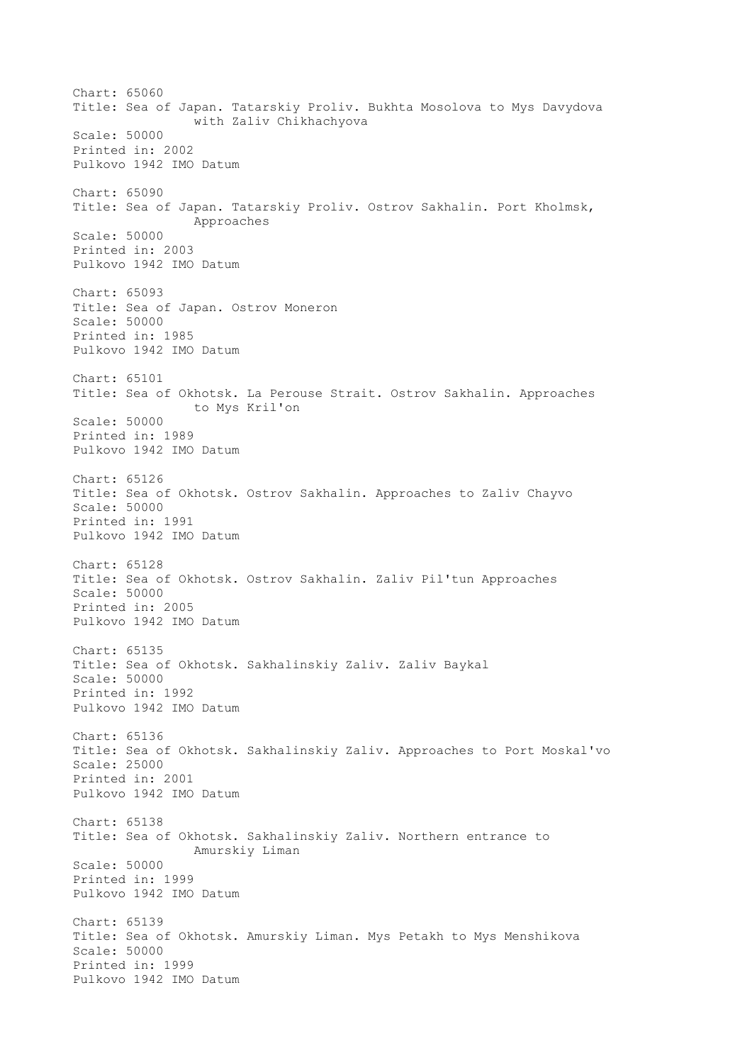Chart: 65060
Title: Sea of Japan. Tatarskiy Proliv. Bukhta Mosolova to Mys Davydova
                with Zaliv Chikhachyova
Scale: 50000
Printed in: 2002
Pulkovo 1942 IMO Datum

Chart: 65090
Title: Sea of Japan. Tatarskiy Proliv. Ostrov Sakhalin. Port Kholmsk,
                Approaches
Scale: 50000
Printed in: 2003
Pulkovo 1942 IMO Datum

Chart: 65093
Title: Sea of Japan. Ostrov Moneron
Scale: 50000
Printed in: 1985
Pulkovo 1942 IMO Datum

Chart: 65101
Title: Sea of Okhotsk. La Perouse Strait. Ostrov Sakhalin. Approaches
                to Mys Kril'on
Scale: 50000
Printed in: 1989
Pulkovo 1942 IMO Datum

Chart: 65126
Title: Sea of Okhotsk. Ostrov Sakhalin. Approaches to Zaliv Chayvo
Scale: 50000
Printed in: 1991
Pulkovo 1942 IMO Datum

Chart: 65128
Title: Sea of Okhotsk. Ostrov Sakhalin. Zaliv Pil'tun Approaches
Scale: 50000
Printed in: 2005
Pulkovo 1942 IMO Datum

Chart: 65135
Title: Sea of Okhotsk. Sakhalinskiy Zaliv. Zaliv Baykal
Scale: 50000
Printed in: 1992
Pulkovo 1942 IMO Datum

Chart: 65136
Title: Sea of Okhotsk. Sakhalinskiy Zaliv. Approaches to Port Moskal'vo
Scale: 25000
Printed in: 2001
Pulkovo 1942 IMO Datum

Chart: 65138
Title: Sea of Okhotsk. Sakhalinskiy Zaliv. Northern entrance to
                Amurskiy Liman
Scale: 50000
Printed in: 1999
Pulkovo 1942 IMO Datum

Chart: 65139
Title: Sea of Okhotsk. Amurskiy Liman. Mys Petakh to Mys Menshikova
Scale: 50000
Printed in: 1999
Pulkovo 1942 IMO Datum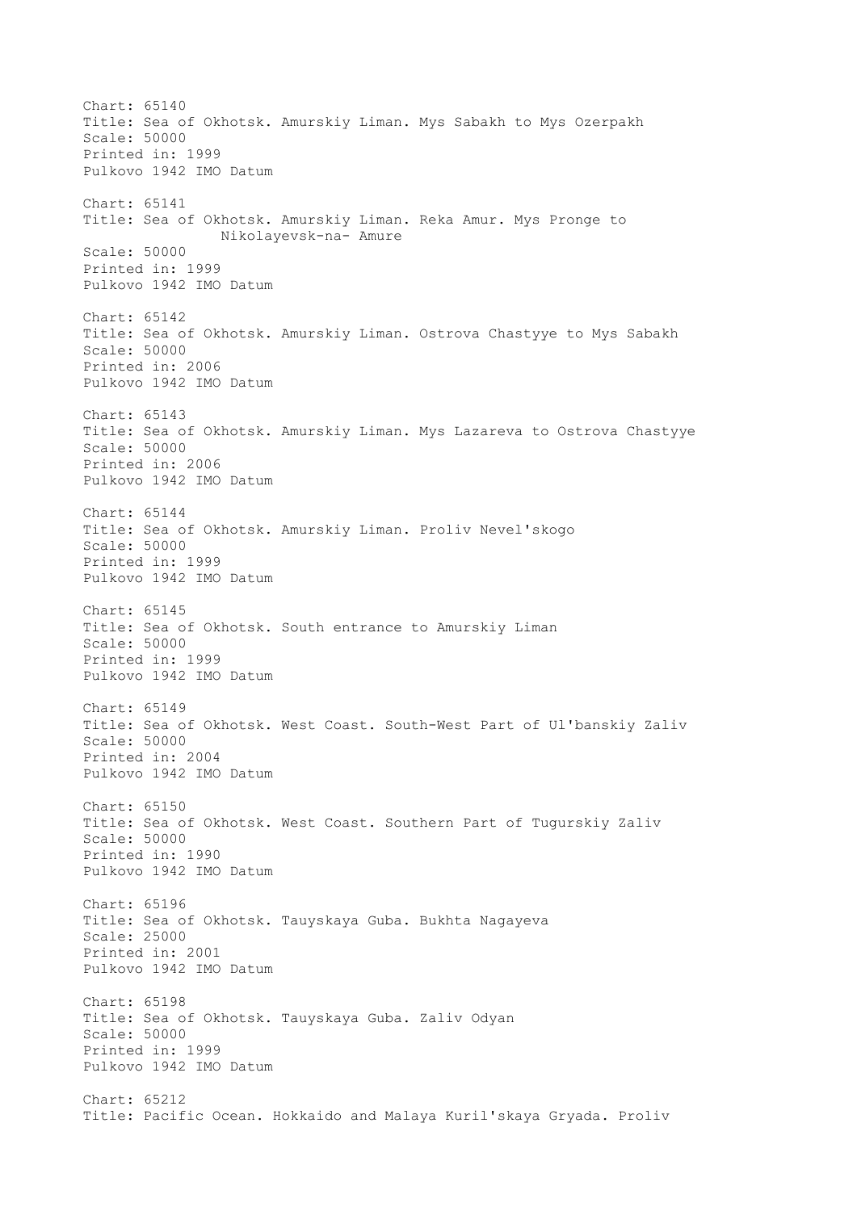Chart: 65140
Title: Sea of Okhotsk. Amurskiy Liman. Mys Sabakh to Mys Ozerpakh
Scale: 50000
Printed in: 1999
Pulkovo 1942 IMO Datum

Chart: 65141
Title: Sea of Okhotsk. Amurskiy Liman. Reka Amur. Mys Pronge to
Nikolayevsk-na- Amure
Scale: 50000
Printed in: 1999
Pulkovo 1942 IMO Datum

Chart: 65142
Title: Sea of Okhotsk. Amurskiy Liman. Ostrova Chastyye to Mys Sabakh
Scale: 50000
Printed in: 2006
Pulkovo 1942 IMO Datum

Chart: 65143
Title: Sea of Okhotsk. Amurskiy Liman. Mys Lazareva to Ostrova Chastyye
Scale: 50000
Printed in: 2006
Pulkovo 1942 IMO Datum

Chart: 65144
Title: Sea of Okhotsk. Amurskiy Liman. Proliv Nevel'skogo
Scale: 50000
Printed in: 1999
Pulkovo 1942 IMO Datum

Chart: 65145
Title: Sea of Okhotsk. South entrance to Amurskiy Liman
Scale: 50000
Printed in: 1999
Pulkovo 1942 IMO Datum

Chart: 65149
Title: Sea of Okhotsk. West Coast. South-West Part of Ul'banskiy Zaliv
Scale: 50000
Printed in: 2004
Pulkovo 1942 IMO Datum

Chart: 65150
Title: Sea of Okhotsk. West Coast. Southern Part of Tugurskiy Zaliv
Scale: 50000
Printed in: 1990
Pulkovo 1942 IMO Datum

Chart: 65196
Title: Sea of Okhotsk. Tauyskaya Guba. Bukhta Nagayeva
Scale: 25000
Printed in: 2001
Pulkovo 1942 IMO Datum

Chart: 65198
Title: Sea of Okhotsk. Tauyskaya Guba. Zaliv Odyan
Scale: 50000
Printed in: 1999
Pulkovo 1942 IMO Datum

Chart: 65212
Title: Pacific Ocean. Hokkaido and Malaya Kuril'skaya Gryada. Proliv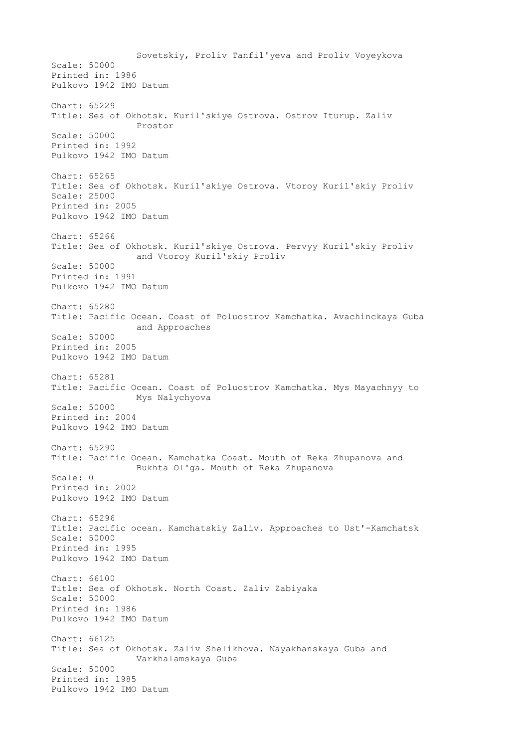Sovetskiy, Proliv Tanfil'yeva and Proliv Voyeykova
Scale: 50000
Printed in: 1986
Pulkovo 1942 IMO Datum

Chart: 65229
Title: Sea of Okhotsk. Kuril'skiye Ostrova. Ostrov Iturup. Zaliv Prostor
Scale: 50000
Printed in: 1992
Pulkovo 1942 IMO Datum

Chart: 65265
Title: Sea of Okhotsk. Kuril'skiye Ostrova. Vtoroy Kuril'skiy Proliv
Scale: 25000
Printed in: 2005
Pulkovo 1942 IMO Datum

Chart: 65266
Title: Sea of Okhotsk. Kuril'skiye Ostrova. Pervyy Kuril'skiy Proliv and Vtoroy Kuril'skiy Proliv
Scale: 50000
Printed in: 1991
Pulkovo 1942 IMO Datum

Chart: 65280
Title: Pacific Ocean. Coast of Poluostrov Kamchatka. Avachinckaya Guba and Approaches
Scale: 50000
Printed in: 2005
Pulkovo 1942 IMO Datum

Chart: 65281
Title: Pacific Ocean. Coast of Poluostrov Kamchatka. Mys Mayachnyy to Mys Nalychyova
Scale: 50000
Printed in: 2004
Pulkovo 1942 IMO Datum

Chart: 65290
Title: Pacific Ocean. Kamchatka Coast. Mouth of Reka Zhupanova and Bukhta Ol'ga. Mouth of Reka Zhupanova
Scale: 0
Printed in: 2002
Pulkovo 1942 IMO Datum

Chart: 65296
Title: Pacific ocean. Kamchatskiy Zaliv. Approaches to Ust'-Kamchatsk
Scale: 50000
Printed in: 1995
Pulkovo 1942 IMO Datum

Chart: 66100
Title: Sea of Okhotsk. North Coast. Zaliv Zabiyaka
Scale: 50000
Printed in: 1986
Pulkovo 1942 IMO Datum

Chart: 66125
Title: Sea of Okhotsk. Zaliv Shelikhova. Nayakhanskaya Guba and Varkhalamskaya Guba
Scale: 50000
Printed in: 1985
Pulkovo 1942 IMO Datum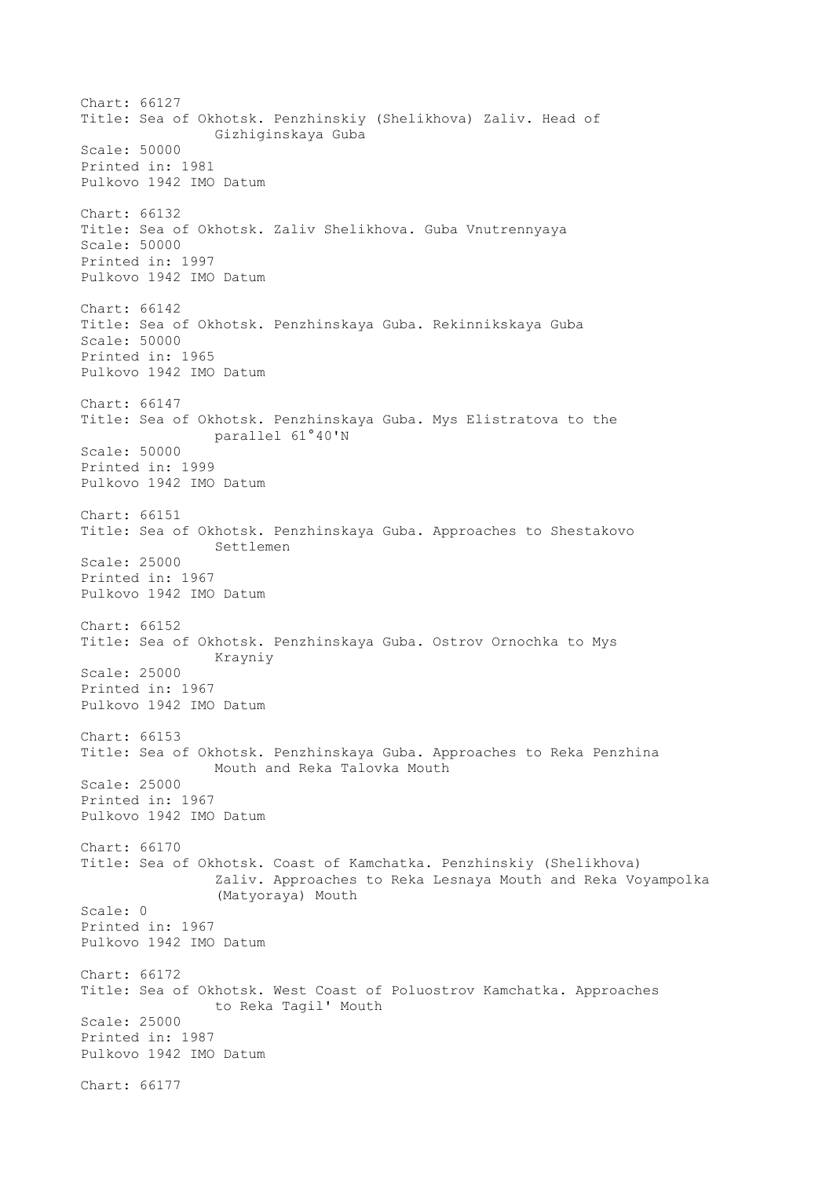Chart: 66127
Title: Sea of Okhotsk. Penzhinskiy (Shelikhova) Zaliv. Head of Gizhiginskaya Guba
Scale: 50000
Printed in: 1981
Pulkovo 1942 IMO Datum

Chart: 66132
Title: Sea of Okhotsk. Zaliv Shelikhova. Guba Vnutrennyaya
Scale: 50000
Printed in: 1997
Pulkovo 1942 IMO Datum

Chart: 66142
Title: Sea of Okhotsk. Penzhinskaya Guba. Rekinnikskaya Guba
Scale: 50000
Printed in: 1965
Pulkovo 1942 IMO Datum

Chart: 66147
Title: Sea of Okhotsk. Penzhinskaya Guba. Mys Elistratova to the parallel 61°40'N
Scale: 50000
Printed in: 1999
Pulkovo 1942 IMO Datum

Chart: 66151
Title: Sea of Okhotsk. Penzhinskaya Guba. Approaches to Shestakovo Settlemen
Scale: 25000
Printed in: 1967
Pulkovo 1942 IMO Datum

Chart: 66152
Title: Sea of Okhotsk. Penzhinskaya Guba. Ostrov Ornochka to Mys Krayniy
Scale: 25000
Printed in: 1967
Pulkovo 1942 IMO Datum

Chart: 66153
Title: Sea of Okhotsk. Penzhinskaya Guba. Approaches to Reka Penzhina Mouth and Reka Talovka Mouth
Scale: 25000
Printed in: 1967
Pulkovo 1942 IMO Datum

Chart: 66170
Title: Sea of Okhotsk. Coast of Kamchatka. Penzhinskiy (Shelikhova) Zaliv. Approaches to Reka Lesnaya Mouth and Reka Voyampolka (Matyoraya) Mouth
Scale: 0
Printed in: 1967
Pulkovo 1942 IMO Datum

Chart: 66172
Title: Sea of Okhotsk. West Coast of Poluostrov Kamchatka. Approaches to Reka Tagil' Mouth
Scale: 25000
Printed in: 1987
Pulkovo 1942 IMO Datum

Chart: 66177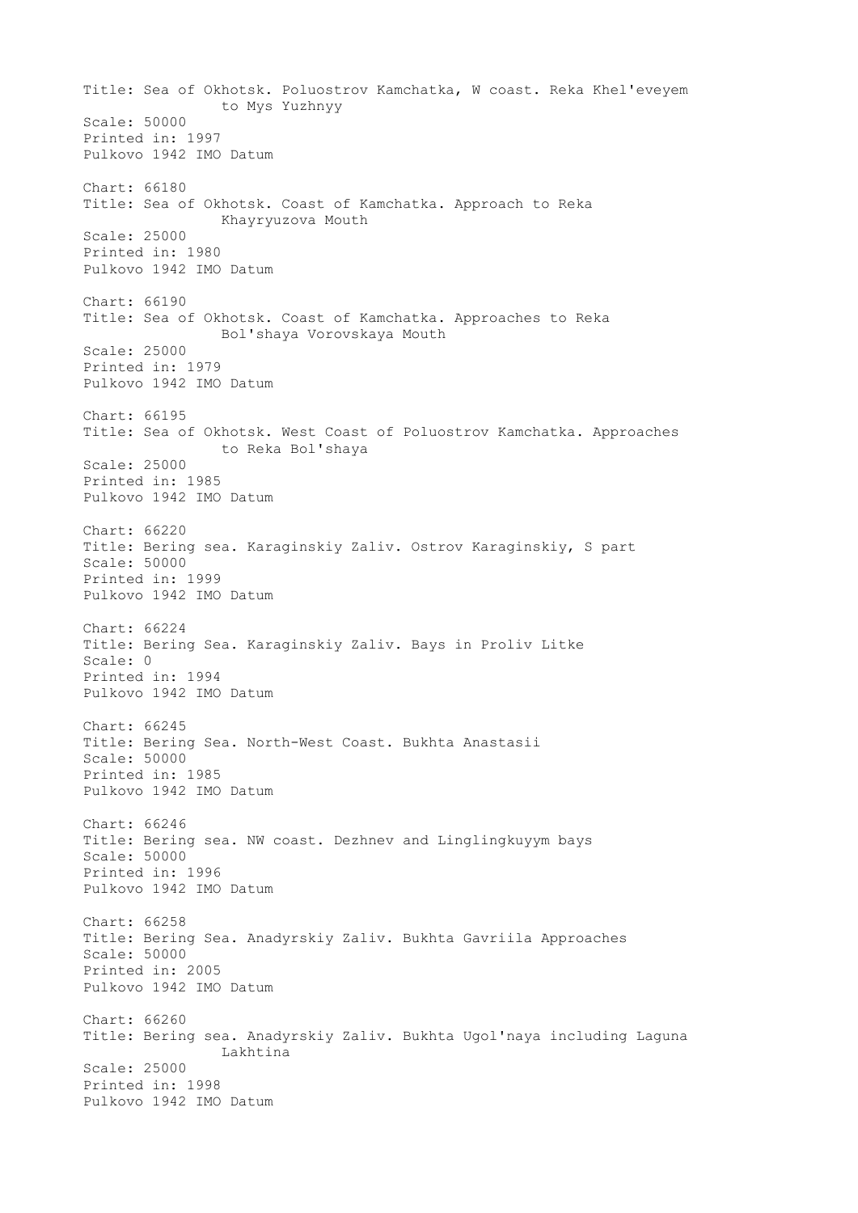Title: Sea of Okhotsk. Poluostrov Kamchatka, W coast. Reka Khel'eveyem to Mys Yuzhnyy
Scale: 50000
Printed in: 1997
Pulkovo 1942 IMO Datum

Chart: 66180
Title: Sea of Okhotsk. Coast of Kamchatka. Approach to Reka Khayryuzova Mouth
Scale: 25000
Printed in: 1980
Pulkovo 1942 IMO Datum

Chart: 66190
Title: Sea of Okhotsk. Coast of Kamchatka. Approaches to Reka Bol'shaya Vorovskaya Mouth
Scale: 25000
Printed in: 1979
Pulkovo 1942 IMO Datum

Chart: 66195
Title: Sea of Okhotsk. West Coast of Poluostrov Kamchatka. Approaches to Reka Bol'shaya
Scale: 25000
Printed in: 1985
Pulkovo 1942 IMO Datum

Chart: 66220
Title: Bering sea. Karaginskiy Zaliv. Ostrov Karaginskiy, S part
Scale: 50000
Printed in: 1999
Pulkovo 1942 IMO Datum

Chart: 66224
Title: Bering Sea. Karaginskiy Zaliv. Bays in Proliv Litke
Scale: 0
Printed in: 1994
Pulkovo 1942 IMO Datum

Chart: 66245
Title: Bering Sea. North-West Coast. Bukhta Anastasii
Scale: 50000
Printed in: 1985
Pulkovo 1942 IMO Datum

Chart: 66246
Title: Bering sea. NW coast. Dezhnev and Linglingkuyym bays
Scale: 50000
Printed in: 1996
Pulkovo 1942 IMO Datum

Chart: 66258
Title: Bering Sea. Anadyrskiy Zaliv. Bukhta Gavriila Approaches
Scale: 50000
Printed in: 2005
Pulkovo 1942 IMO Datum

Chart: 66260
Title: Bering sea. Anadyrskiy Zaliv. Bukhta Ugol'naya including Laguna Lakhtina
Scale: 25000
Printed in: 1998
Pulkovo 1942 IMO Datum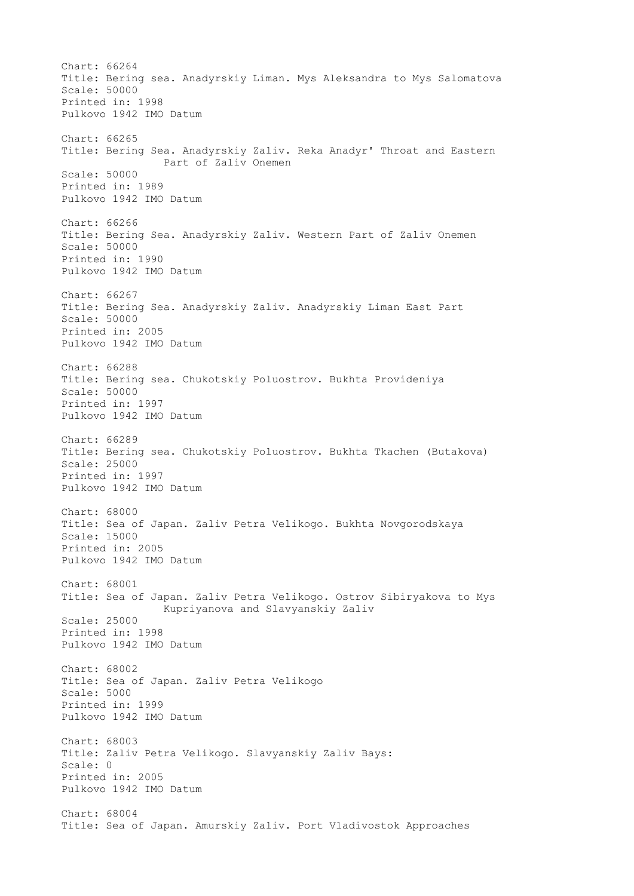Chart: 66264
Title: Bering sea. Anadyrskiy Liman. Mys Aleksandra to Mys Salomatova
Scale: 50000
Printed in: 1998
Pulkovo 1942 IMO Datum

Chart: 66265
Title: Bering Sea. Anadyrskiy Zaliv. Reka Anadyr' Throat and Eastern Part of Zaliv Onemen
Scale: 50000
Printed in: 1989
Pulkovo 1942 IMO Datum

Chart: 66266
Title: Bering Sea. Anadyrskiy Zaliv. Western Part of Zaliv Onemen
Scale: 50000
Printed in: 1990
Pulkovo 1942 IMO Datum

Chart: 66267
Title: Bering Sea. Anadyrskiy Zaliv. Anadyrskiy Liman East Part
Scale: 50000
Printed in: 2005
Pulkovo 1942 IMO Datum

Chart: 66288
Title: Bering sea. Chukotskiy Poluostrov. Bukhta Provideniya
Scale: 50000
Printed in: 1997
Pulkovo 1942 IMO Datum

Chart: 66289
Title: Bering sea. Chukotskiy Poluostrov. Bukhta Tkachen (Butakova)
Scale: 25000
Printed in: 1997
Pulkovo 1942 IMO Datum

Chart: 68000
Title: Sea of Japan. Zaliv Petra Velikogo. Bukhta Novgorodskaya
Scale: 15000
Printed in: 2005
Pulkovo 1942 IMO Datum

Chart: 68001
Title: Sea of Japan. Zaliv Petra Velikogo. Ostrov Sibiryakova to Mys Kupriyanova and Slavyanskiy Zaliv
Scale: 25000
Printed in: 1998
Pulkovo 1942 IMO Datum

Chart: 68002
Title: Sea of Japan. Zaliv Petra Velikogo
Scale: 5000
Printed in: 1999
Pulkovo 1942 IMO Datum

Chart: 68003
Title: Zaliv Petra Velikogo. Slavyanskiy Zaliv Bays:
Scale: 0
Printed in: 2005
Pulkovo 1942 IMO Datum

Chart: 68004
Title: Sea of Japan. Amurskiy Zaliv. Port Vladivostok Approaches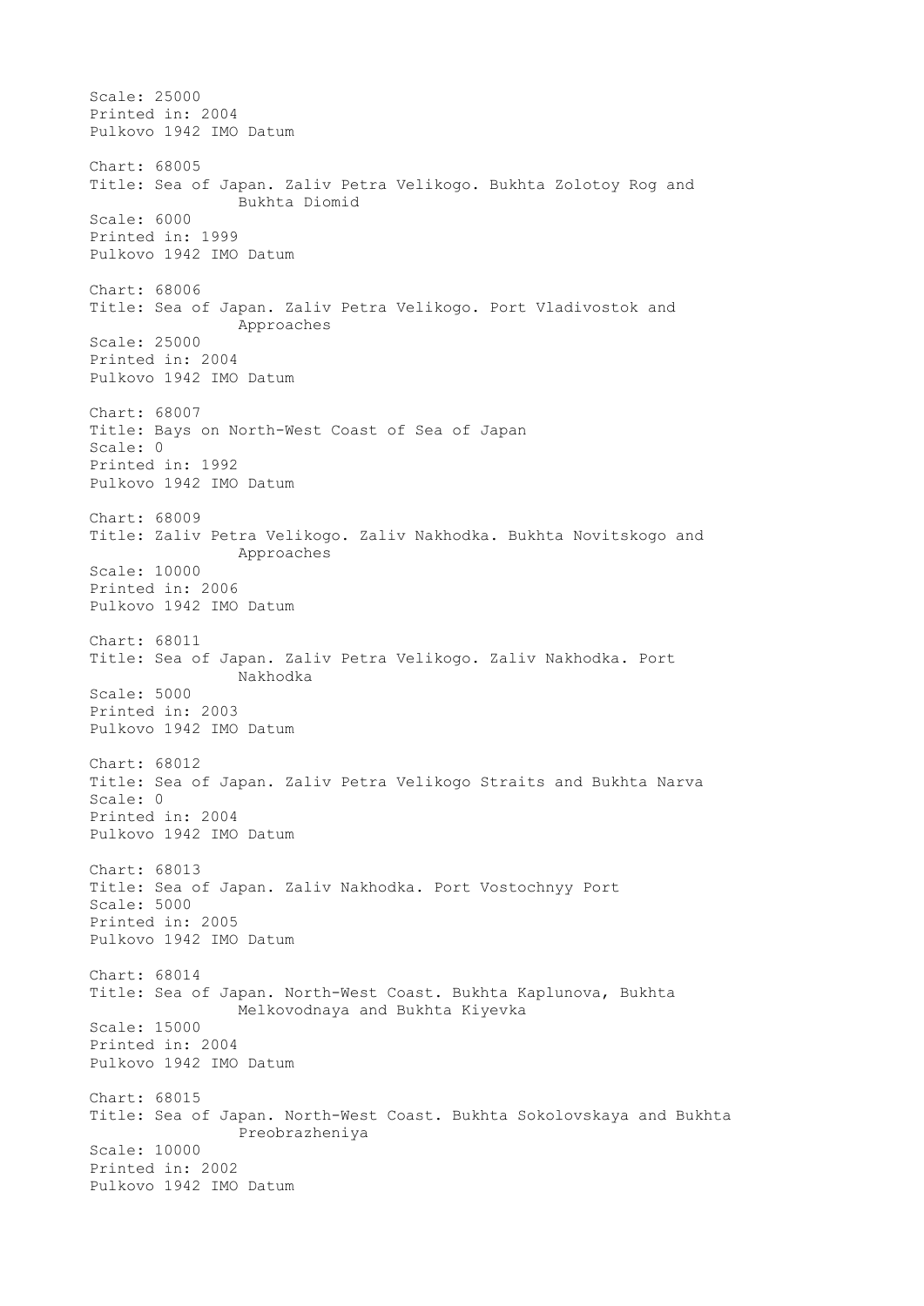Scale: 25000
Printed in: 2004
Pulkovo 1942 IMO Datum

Chart: 68005
Title: Sea of Japan. Zaliv Petra Velikogo. Bukhta Zolotoy Rog and Bukhta Diomid
Scale: 6000
Printed in: 1999
Pulkovo 1942 IMO Datum

Chart: 68006
Title: Sea of Japan. Zaliv Petra Velikogo. Port Vladivostok and Approaches
Scale: 25000
Printed in: 2004
Pulkovo 1942 IMO Datum

Chart: 68007
Title: Bays on North-West Coast of Sea of Japan
Scale: 0
Printed in: 1992
Pulkovo 1942 IMO Datum

Chart: 68009
Title: Zaliv Petra Velikogo. Zaliv Nakhodka. Bukhta Novitskogo and Approaches
Scale: 10000
Printed in: 2006
Pulkovo 1942 IMO Datum

Chart: 68011
Title: Sea of Japan. Zaliv Petra Velikogo. Zaliv Nakhodka. Port Nakhodka
Scale: 5000
Printed in: 2003
Pulkovo 1942 IMO Datum

Chart: 68012
Title: Sea of Japan. Zaliv Petra Velikogo Straits and Bukhta Narva
Scale: 0
Printed in: 2004
Pulkovo 1942 IMO Datum

Chart: 68013
Title: Sea of Japan. Zaliv Nakhodka. Port Vostochnyy Port
Scale: 5000
Printed in: 2005
Pulkovo 1942 IMO Datum

Chart: 68014
Title: Sea of Japan. North-West Coast. Bukhta Kaplunova, Bukhta Melkovodnaya and Bukhta Kiyevka
Scale: 15000
Printed in: 2004
Pulkovo 1942 IMO Datum

Chart: 68015
Title: Sea of Japan. North-West Coast. Bukhta Sokolovskaya and Bukhta Preobrazheniya
Scale: 10000
Printed in: 2002
Pulkovo 1942 IMO Datum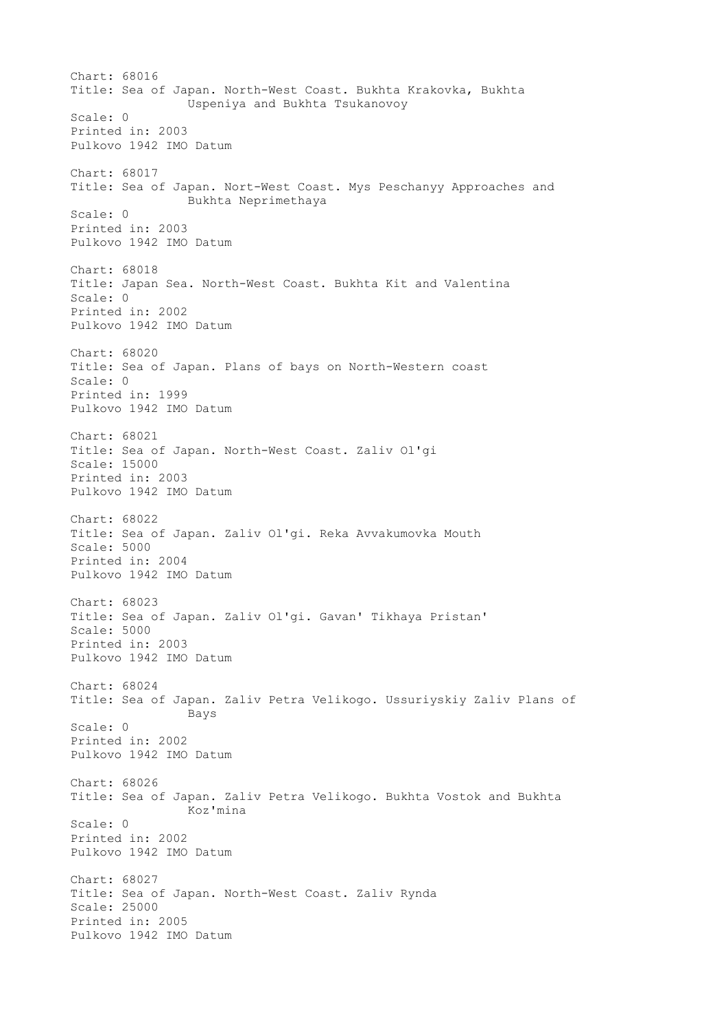Chart: 68016
Title: Sea of Japan. North-West Coast. Bukhta Krakovka, Bukhta Uspeniya and Bukhta Tsukanovoy
Scale: 0
Printed in: 2003
Pulkovo 1942 IMO Datum

Chart: 68017
Title: Sea of Japan. Nort-West Coast. Mys Peschanyy Approaches and Bukhta Neprimethaya
Scale: 0
Printed in: 2003
Pulkovo 1942 IMO Datum

Chart: 68018
Title: Japan Sea. North-West Coast. Bukhta Kit and Valentina
Scale: 0
Printed in: 2002
Pulkovo 1942 IMO Datum

Chart: 68020
Title: Sea of Japan. Plans of bays on North-Western coast
Scale: 0
Printed in: 1999
Pulkovo 1942 IMO Datum

Chart: 68021
Title: Sea of Japan. North-West Coast. Zaliv Ol'gi
Scale: 15000
Printed in: 2003
Pulkovo 1942 IMO Datum

Chart: 68022
Title: Sea of Japan. Zaliv Ol'gi. Reka Avvakumovka Mouth
Scale: 5000
Printed in: 2004
Pulkovo 1942 IMO Datum

Chart: 68023
Title: Sea of Japan. Zaliv Ol'gi. Gavan' Tikhaya Pristan'
Scale: 5000
Printed in: 2003
Pulkovo 1942 IMO Datum

Chart: 68024
Title: Sea of Japan. Zaliv Petra Velikogo. Ussuriyskiy Zaliv Plans of Bays
Scale: 0
Printed in: 2002
Pulkovo 1942 IMO Datum

Chart: 68026
Title: Sea of Japan. Zaliv Petra Velikogo. Bukhta Vostok and Bukhta Koz'mina
Scale: 0
Printed in: 2002
Pulkovo 1942 IMO Datum

Chart: 68027
Title: Sea of Japan. North-West Coast. Zaliv Rynda
Scale: 25000
Printed in: 2005
Pulkovo 1942 IMO Datum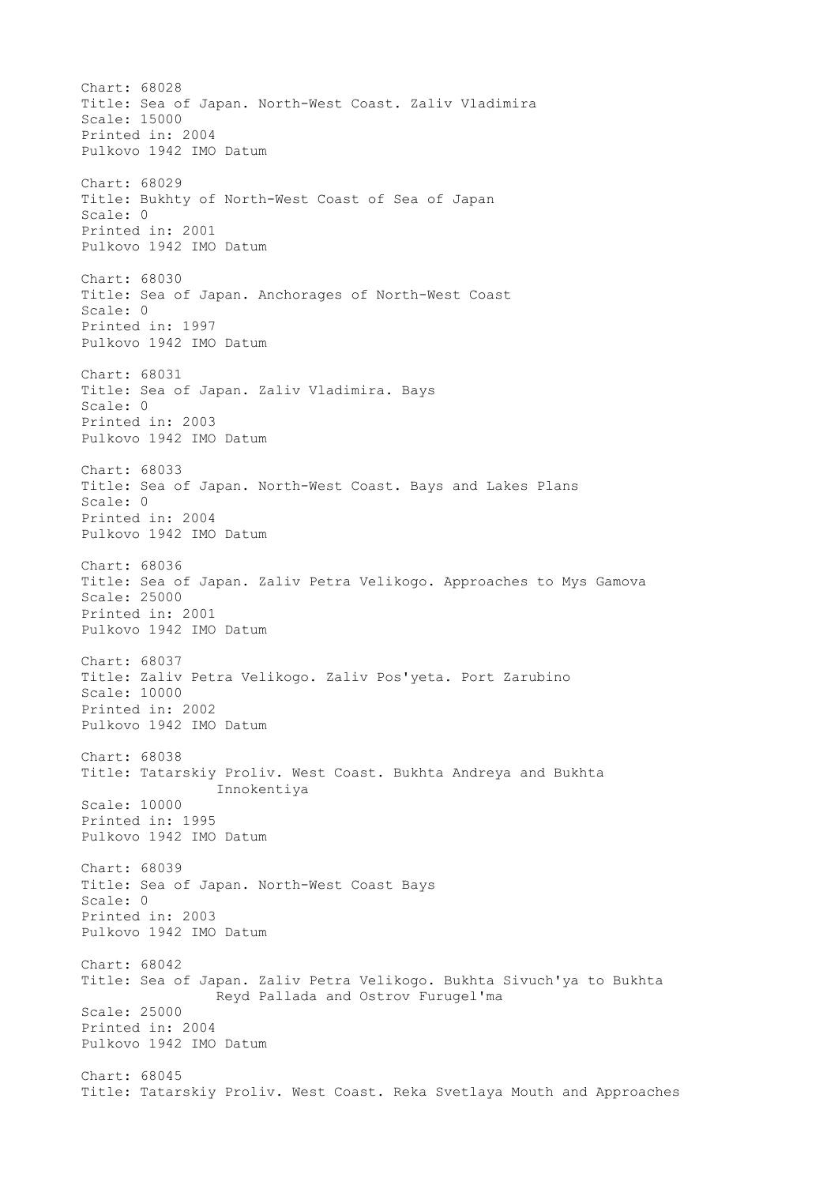Chart: 68028
Title: Sea of Japan. North-West Coast. Zaliv Vladimira
Scale: 15000
Printed in: 2004
Pulkovo 1942 IMO Datum

Chart: 68029
Title: Bukhty of North-West Coast of Sea of Japan
Scale: 0
Printed in: 2001
Pulkovo 1942 IMO Datum

Chart: 68030
Title: Sea of Japan. Anchorages of North-West Coast
Scale: 0
Printed in: 1997
Pulkovo 1942 IMO Datum

Chart: 68031
Title: Sea of Japan. Zaliv Vladimira. Bays
Scale: 0
Printed in: 2003
Pulkovo 1942 IMO Datum

Chart: 68033
Title: Sea of Japan. North-West Coast. Bays and Lakes Plans
Scale: 0
Printed in: 2004
Pulkovo 1942 IMO Datum

Chart: 68036
Title: Sea of Japan. Zaliv Petra Velikogo. Approaches to Mys Gamova
Scale: 25000
Printed in: 2001
Pulkovo 1942 IMO Datum

Chart: 68037
Title: Zaliv Petra Velikogo. Zaliv Pos'yeta. Port Zarubino
Scale: 10000
Printed in: 2002
Pulkovo 1942 IMO Datum

Chart: 68038
Title: Tatarskiy Proliv. West Coast. Bukhta Andreya and Bukhta Innokentiya
Scale: 10000
Printed in: 1995
Pulkovo 1942 IMO Datum

Chart: 68039
Title: Sea of Japan. North-West Coast Bays
Scale: 0
Printed in: 2003
Pulkovo 1942 IMO Datum

Chart: 68042
Title: Sea of Japan. Zaliv Petra Velikogo. Bukhta Sivuch'ya to Bukhta Reyd Pallada and Ostrov Furugel'ma
Scale: 25000
Printed in: 2004
Pulkovo 1942 IMO Datum

Chart: 68045
Title: Tatarskiy Proliv. West Coast. Reka Svetlaya Mouth and Approaches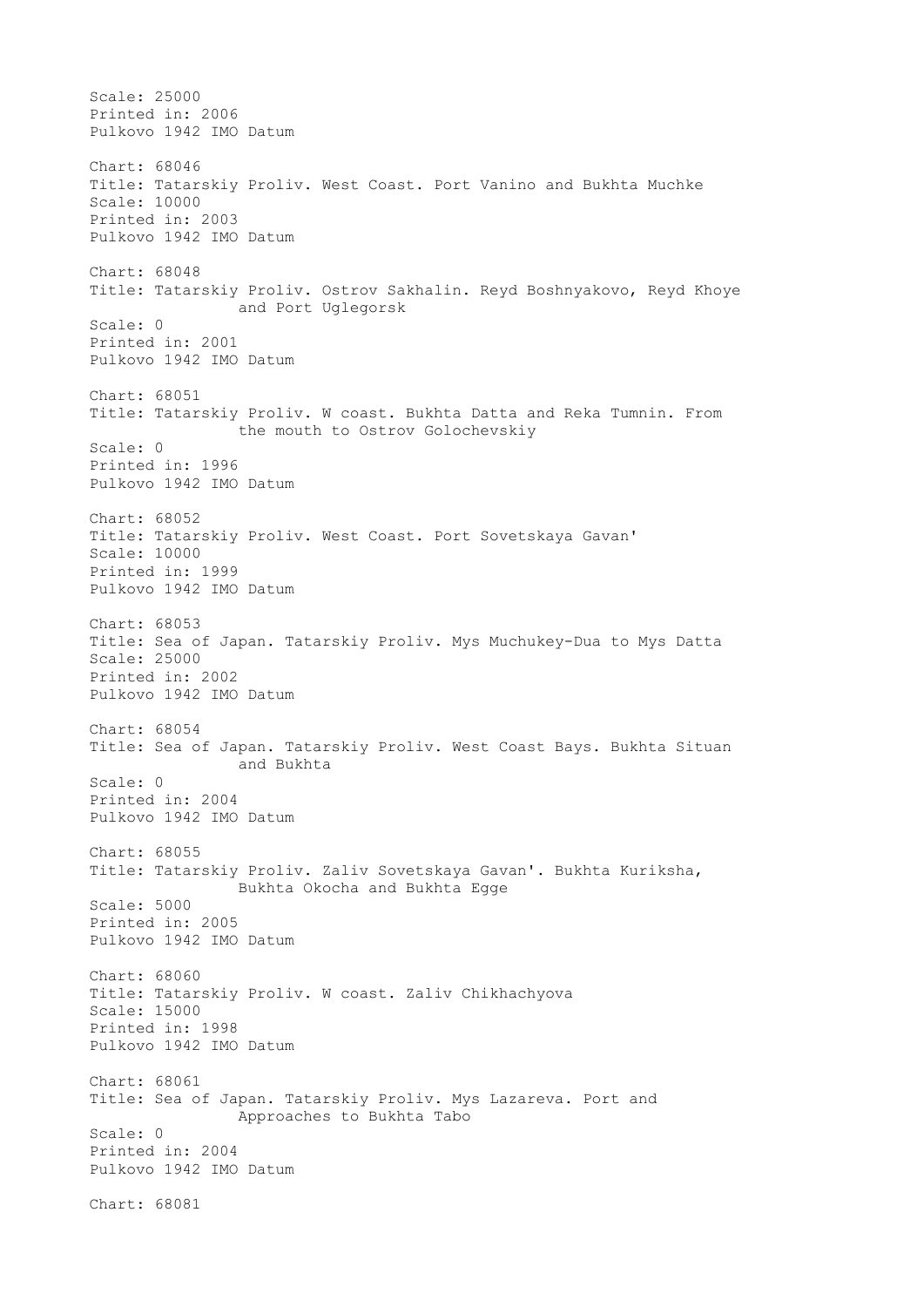Scale: 25000
Printed in: 2006
Pulkovo 1942 IMO Datum

Chart: 68046
Title: Tatarskiy Proliv. West Coast. Port Vanino and Bukhta Muchke
Scale: 10000
Printed in: 2003
Pulkovo 1942 IMO Datum

Chart: 68048
Title: Tatarskiy Proliv. Ostrov Sakhalin. Reyd Boshnyakovo, Reyd Khoye and Port Uglegorsk
Scale: 0
Printed in: 2001
Pulkovo 1942 IMO Datum

Chart: 68051
Title: Tatarskiy Proliv. W coast. Bukhta Datta and Reka Tumnin. From the mouth to Ostrov Golochevskiy
Scale: 0
Printed in: 1996
Pulkovo 1942 IMO Datum

Chart: 68052
Title: Tatarskiy Proliv. West Coast. Port Sovetskaya Gavan'
Scale: 10000
Printed in: 1999
Pulkovo 1942 IMO Datum

Chart: 68053
Title: Sea of Japan. Tatarskiy Proliv. Mys Muchukey-Dua to Mys Datta
Scale: 25000
Printed in: 2002
Pulkovo 1942 IMO Datum

Chart: 68054
Title: Sea of Japan. Tatarskiy Proliv. West Coast Bays. Bukhta Situan and Bukhta
Scale: 0
Printed in: 2004
Pulkovo 1942 IMO Datum

Chart: 68055
Title: Tatarskiy Proliv. Zaliv Sovetskaya Gavan'. Bukhta Kuriksha, Bukhta Okocha and Bukhta Egge
Scale: 5000
Printed in: 2005
Pulkovo 1942 IMO Datum

Chart: 68060
Title: Tatarskiy Proliv. W coast. Zaliv Chikhachyova
Scale: 15000
Printed in: 1998
Pulkovo 1942 IMO Datum

Chart: 68061
Title: Sea of Japan. Tatarskiy Proliv. Mys Lazareva. Port and Approaches to Bukhta Tabo
Scale: 0
Printed in: 2004
Pulkovo 1942 IMO Datum

Chart: 68081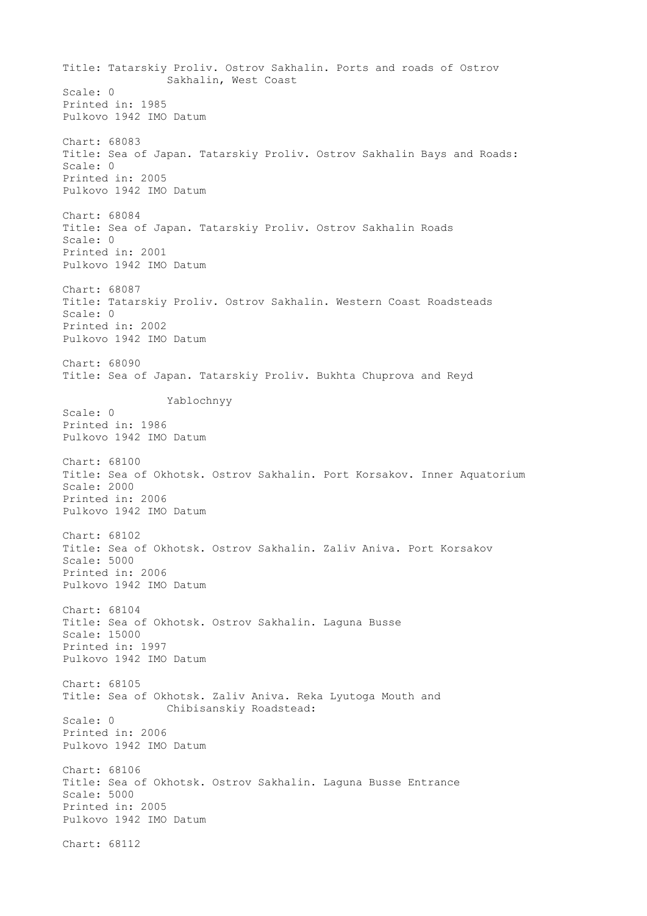Title: Tatarskiy Proliv. Ostrov Sakhalin. Ports and roads of Ostrov Sakhalin, West Coast
Scale: 0
Printed in: 1985
Pulkovo 1942 IMO Datum

Chart: 68083
Title: Sea of Japan. Tatarskiy Proliv. Ostrov Sakhalin Bays and Roads:
Scale: 0
Printed in: 2005
Pulkovo 1942 IMO Datum

Chart: 68084
Title: Sea of Japan. Tatarskiy Proliv. Ostrov Sakhalin Roads
Scale: 0
Printed in: 2001
Pulkovo 1942 IMO Datum

Chart: 68087
Title: Tatarskiy Proliv. Ostrov Sakhalin. Western Coast Roadsteads
Scale: 0
Printed in: 2002
Pulkovo 1942 IMO Datum

Chart: 68090
Title: Sea of Japan. Tatarskiy Proliv. Bukhta Chuprova and Reyd Yablochnyy
Scale: 0
Printed in: 1986
Pulkovo 1942 IMO Datum

Chart: 68100
Title: Sea of Okhotsk. Ostrov Sakhalin. Port Korsakov. Inner Aquatorium
Scale: 2000
Printed in: 2006
Pulkovo 1942 IMO Datum

Chart: 68102
Title: Sea of Okhotsk. Ostrov Sakhalin. Zaliv Aniva. Port Korsakov
Scale: 5000
Printed in: 2006
Pulkovo 1942 IMO Datum

Chart: 68104
Title: Sea of Okhotsk. Ostrov Sakhalin. Laguna Busse
Scale: 15000
Printed in: 1997
Pulkovo 1942 IMO Datum

Chart: 68105
Title: Sea of Okhotsk. Zaliv Aniva. Reka Lyutoga Mouth and Chibisanskiy Roadstead:
Scale: 0
Printed in: 2006
Pulkovo 1942 IMO Datum

Chart: 68106
Title: Sea of Okhotsk. Ostrov Sakhalin. Laguna Busse Entrance
Scale: 5000
Printed in: 2005
Pulkovo 1942 IMO Datum

Chart: 68112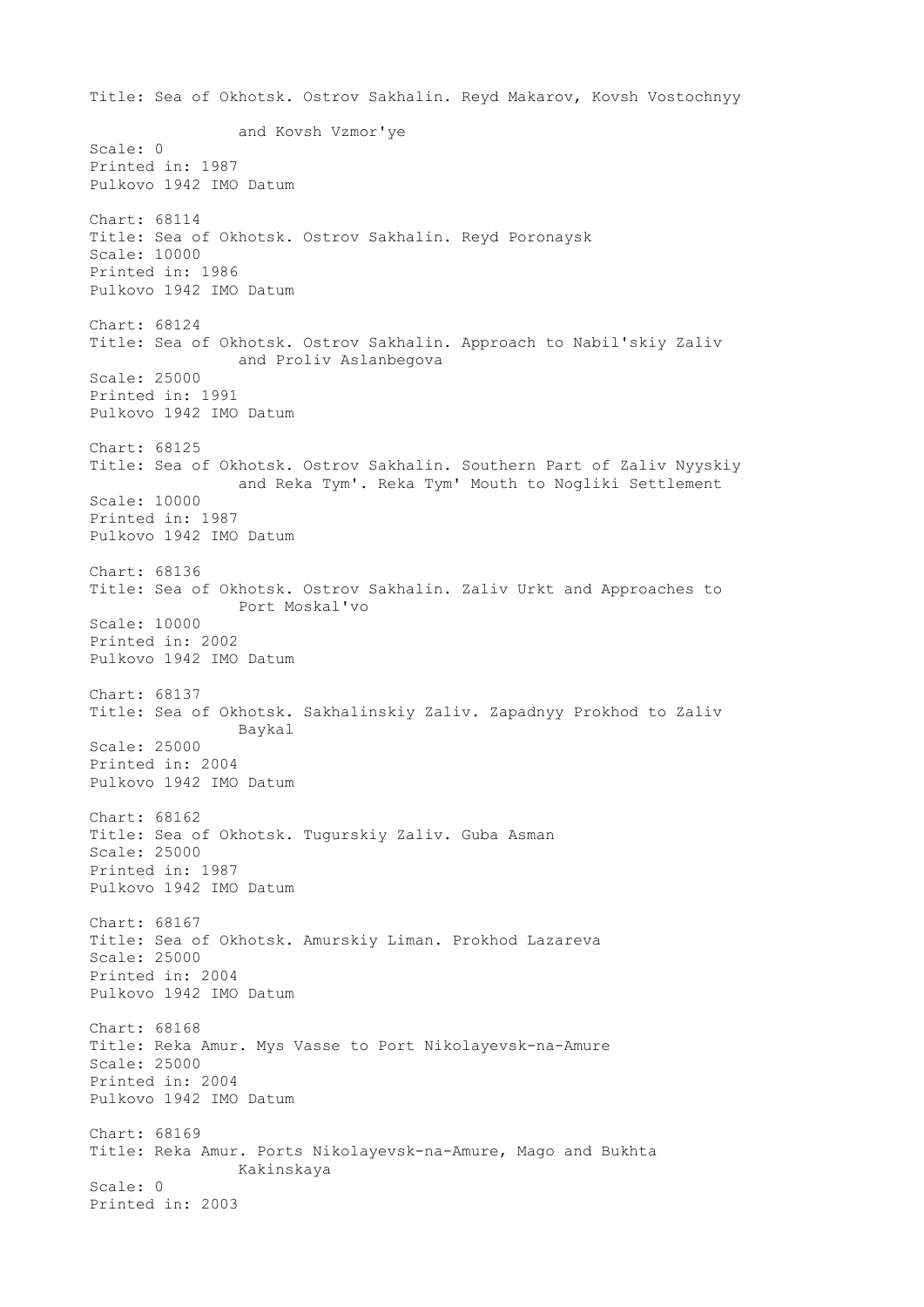Title: Sea of Okhotsk. Ostrov Sakhalin. Reyd Makarov, Kovsh Vostochnyy
and Kovsh Vzmor'ye
Scale: 0
Printed in: 1987
Pulkovo 1942 IMO Datum

Chart: 68114
Title: Sea of Okhotsk. Ostrov Sakhalin. Reyd Poronaysk
Scale: 10000
Printed in: 1986
Pulkovo 1942 IMO Datum

Chart: 68124
Title: Sea of Okhotsk. Ostrov Sakhalin. Approach to Nabil'skiy Zaliv
and Proliv Aslanbegova
Scale: 25000
Printed in: 1991
Pulkovo 1942 IMO Datum

Chart: 68125
Title: Sea of Okhotsk. Ostrov Sakhalin. Southern Part of Zaliv Nyyskiy
and Reka Tym'. Reka Tym' Mouth to Nogliki Settlement
Scale: 10000
Printed in: 1987
Pulkovo 1942 IMO Datum

Chart: 68136
Title: Sea of Okhotsk. Ostrov Sakhalin. Zaliv Urkt and Approaches to
Port Moskal'vo
Scale: 10000
Printed in: 2002
Pulkovo 1942 IMO Datum

Chart: 68137
Title: Sea of Okhotsk. Sakhalinskiy Zaliv. Zapadnyy Prokhod to Zaliv
Baykal
Scale: 25000
Printed in: 2004
Pulkovo 1942 IMO Datum

Chart: 68162
Title: Sea of Okhotsk. Tugurskiy Zaliv. Guba Asman
Scale: 25000
Printed in: 1987
Pulkovo 1942 IMO Datum

Chart: 68167
Title: Sea of Okhotsk. Amurskiy Liman. Prokhod Lazareva
Scale: 25000
Printed in: 2004
Pulkovo 1942 IMO Datum

Chart: 68168
Title: Reka Amur. Mys Vasse to Port Nikolayevsk-na-Amure
Scale: 25000
Printed in: 2004
Pulkovo 1942 IMO Datum

Chart: 68169
Title: Reka Amur. Ports Nikolayevsk-na-Amure, Mago and Bukhta
Kakinskaya
Scale: 0
Printed in: 2003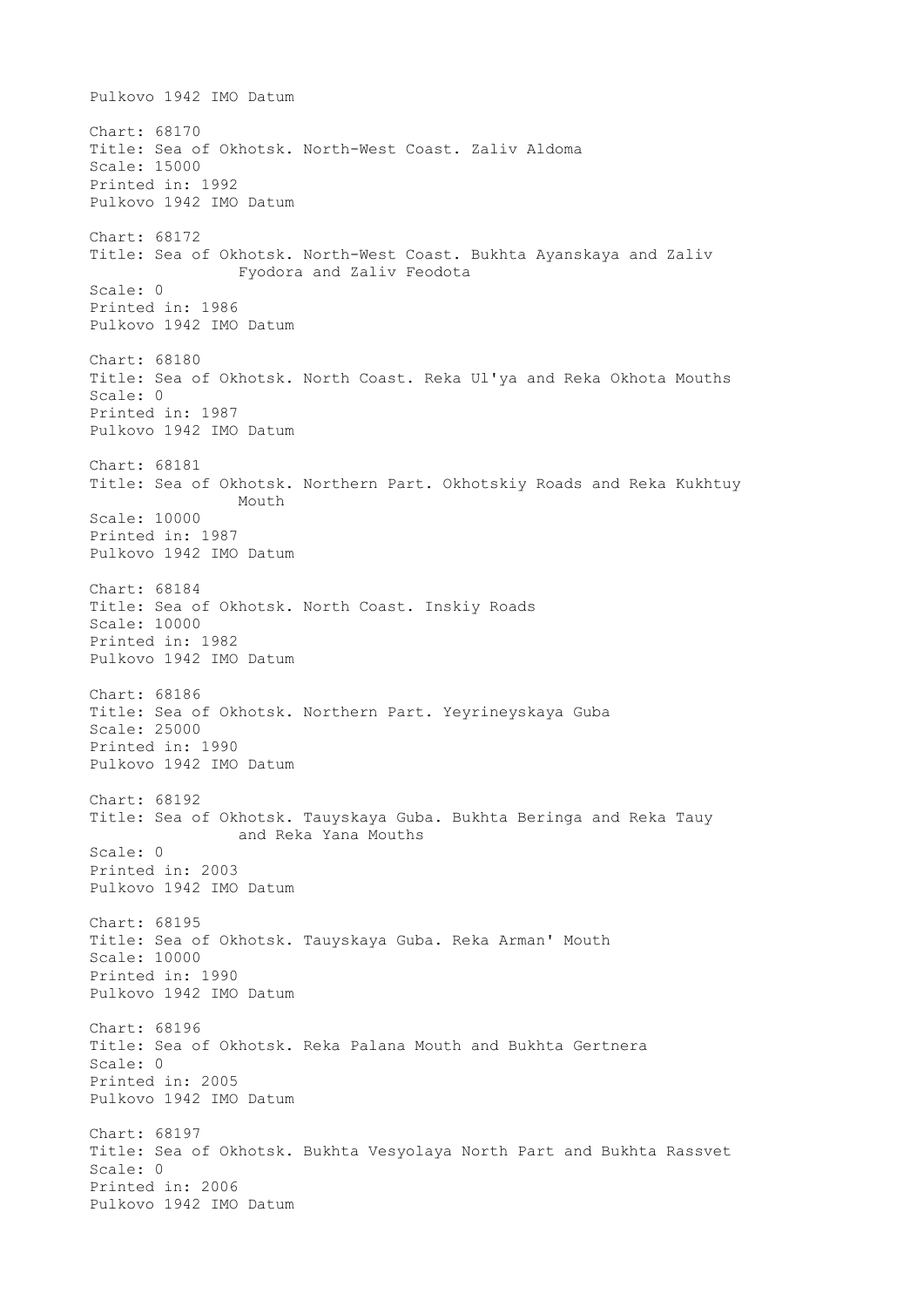Pulkovo 1942 IMO Datum

Chart: 68170
Title: Sea of Okhotsk. North-West Coast. Zaliv Aldoma
Scale: 15000
Printed in: 1992
Pulkovo 1942 IMO Datum

Chart: 68172
Title: Sea of Okhotsk. North-West Coast. Bukhta Ayanskaya and Zaliv Fyodora and Zaliv Feodota
Scale: 0
Printed in: 1986
Pulkovo 1942 IMO Datum

Chart: 68180
Title: Sea of Okhotsk. North Coast. Reka Ul'ya and Reka Okhota Mouths
Scale: 0
Printed in: 1987
Pulkovo 1942 IMO Datum

Chart: 68181
Title: Sea of Okhotsk. Northern Part. Okhotskiy Roads and Reka Kukhtuy Mouth
Scale: 10000
Printed in: 1987
Pulkovo 1942 IMO Datum

Chart: 68184
Title: Sea of Okhotsk. North Coast. Inskiy Roads
Scale: 10000
Printed in: 1982
Pulkovo 1942 IMO Datum

Chart: 68186
Title: Sea of Okhotsk. Northern Part. Yeyrineyskaya Guba
Scale: 25000
Printed in: 1990
Pulkovo 1942 IMO Datum

Chart: 68192
Title: Sea of Okhotsk. Tauyskaya Guba. Bukhta Beringa and Reka Tauy and Reka Yana Mouths
Scale: 0
Printed in: 2003
Pulkovo 1942 IMO Datum

Chart: 68195
Title: Sea of Okhotsk. Tauyskaya Guba. Reka Arman' Mouth
Scale: 10000
Printed in: 1990
Pulkovo 1942 IMO Datum

Chart: 68196
Title: Sea of Okhotsk. Reka Palana Mouth and Bukhta Gertnera
Scale: 0
Printed in: 2005
Pulkovo 1942 IMO Datum

Chart: 68197
Title: Sea of Okhotsk. Bukhta Vesyolaya North Part and Bukhta Rassvet
Scale: 0
Printed in: 2006
Pulkovo 1942 IMO Datum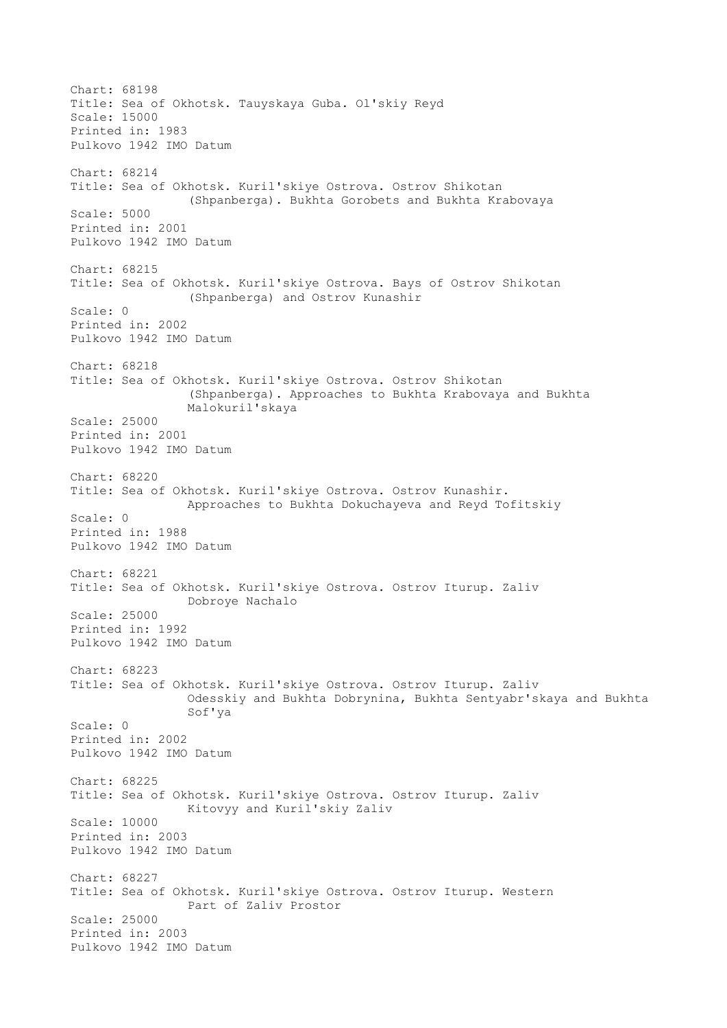Chart: 68198
Title: Sea of Okhotsk. Tauyskaya Guba. Ol'skiy Reyd
Scale: 15000
Printed in: 1983
Pulkovo 1942 IMO Datum

Chart: 68214
Title: Sea of Okhotsk. Kuril'skiye Ostrova. Ostrov Shikotan (Shpanberga). Bukhta Gorobets and Bukhta Krabovaya
Scale: 5000
Printed in: 2001
Pulkovo 1942 IMO Datum

Chart: 68215
Title: Sea of Okhotsk. Kuril'skiye Ostrova. Bays of Ostrov Shikotan (Shpanberga) and Ostrov Kunashir
Scale: 0
Printed in: 2002
Pulkovo 1942 IMO Datum

Chart: 68218
Title: Sea of Okhotsk. Kuril'skiye Ostrova. Ostrov Shikotan (Shpanberga). Approaches to Bukhta Krabovaya and Bukhta Malokuril'skaya
Scale: 25000
Printed in: 2001
Pulkovo 1942 IMO Datum

Chart: 68220
Title: Sea of Okhotsk. Kuril'skiye Ostrova. Ostrov Kunashir. Approaches to Bukhta Dokuchayeva and Reyd Tofitskiy
Scale: 0
Printed in: 1988
Pulkovo 1942 IMO Datum

Chart: 68221
Title: Sea of Okhotsk. Kuril'skiye Ostrova. Ostrov Iturup. Zaliv Dobroye Nachalo
Scale: 25000
Printed in: 1992
Pulkovo 1942 IMO Datum

Chart: 68223
Title: Sea of Okhotsk. Kuril'skiye Ostrova. Ostrov Iturup. Zaliv Odesskiy and Bukhta Dobrynina, Bukhta Sentyabr'skaya and Bukhta Sof'ya
Scale: 0
Printed in: 2002
Pulkovo 1942 IMO Datum

Chart: 68225
Title: Sea of Okhotsk. Kuril'skiye Ostrova. Ostrov Iturup. Zaliv Kitovyy and Kuril'skiy Zaliv
Scale: 10000
Printed in: 2003
Pulkovo 1942 IMO Datum

Chart: 68227
Title: Sea of Okhotsk. Kuril'skiye Ostrova. Ostrov Iturup. Western Part of Zaliv Prostor
Scale: 25000
Printed in: 2003
Pulkovo 1942 IMO Datum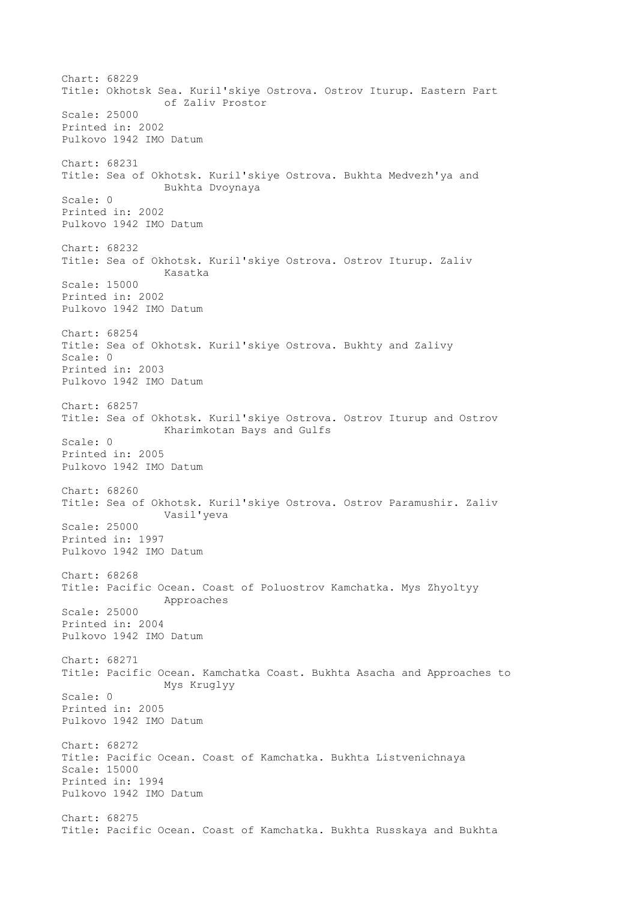Chart: 68229
Title: Okhotsk Sea. Kuril'skiye Ostrova. Ostrov Iturup. Eastern Part of Zaliv Prostor
Scale: 25000
Printed in: 2002
Pulkovo 1942 IMO Datum

Chart: 68231
Title: Sea of Okhotsk. Kuril'skiye Ostrova. Bukhta Medvezh'ya and Bukhta Dvoynaya
Scale: 0
Printed in: 2002
Pulkovo 1942 IMO Datum

Chart: 68232
Title: Sea of Okhotsk. Kuril'skiye Ostrova. Ostrov Iturup. Zaliv Kasatka
Scale: 15000
Printed in: 2002
Pulkovo 1942 IMO Datum

Chart: 68254
Title: Sea of Okhotsk. Kuril'skiye Ostrova. Bukhty and Zalivy
Scale: 0
Printed in: 2003
Pulkovo 1942 IMO Datum

Chart: 68257
Title: Sea of Okhotsk. Kuril'skiye Ostrova. Ostrov Iturup and Ostrov Kharimkotan Bays and Gulfs
Scale: 0
Printed in: 2005
Pulkovo 1942 IMO Datum

Chart: 68260
Title: Sea of Okhotsk. Kuril'skiye Ostrova. Ostrov Paramushir. Zaliv Vasil'yeva
Scale: 25000
Printed in: 1997
Pulkovo 1942 IMO Datum

Chart: 68268
Title: Pacific Ocean. Coast of Poluostrov Kamchatka. Mys Zhyoltyy Approaches
Scale: 25000
Printed in: 2004
Pulkovo 1942 IMO Datum

Chart: 68271
Title: Pacific Ocean. Kamchatka Coast. Bukhta Asacha and Approaches to Mys Kruglyy
Scale: 0
Printed in: 2005
Pulkovo 1942 IMO Datum

Chart: 68272
Title: Pacific Ocean. Coast of Kamchatka. Bukhta Listvenichnaya
Scale: 15000
Printed in: 1994
Pulkovo 1942 IMO Datum

Chart: 68275
Title: Pacific Ocean. Coast of Kamchatka. Bukhta Russkaya and Bukhta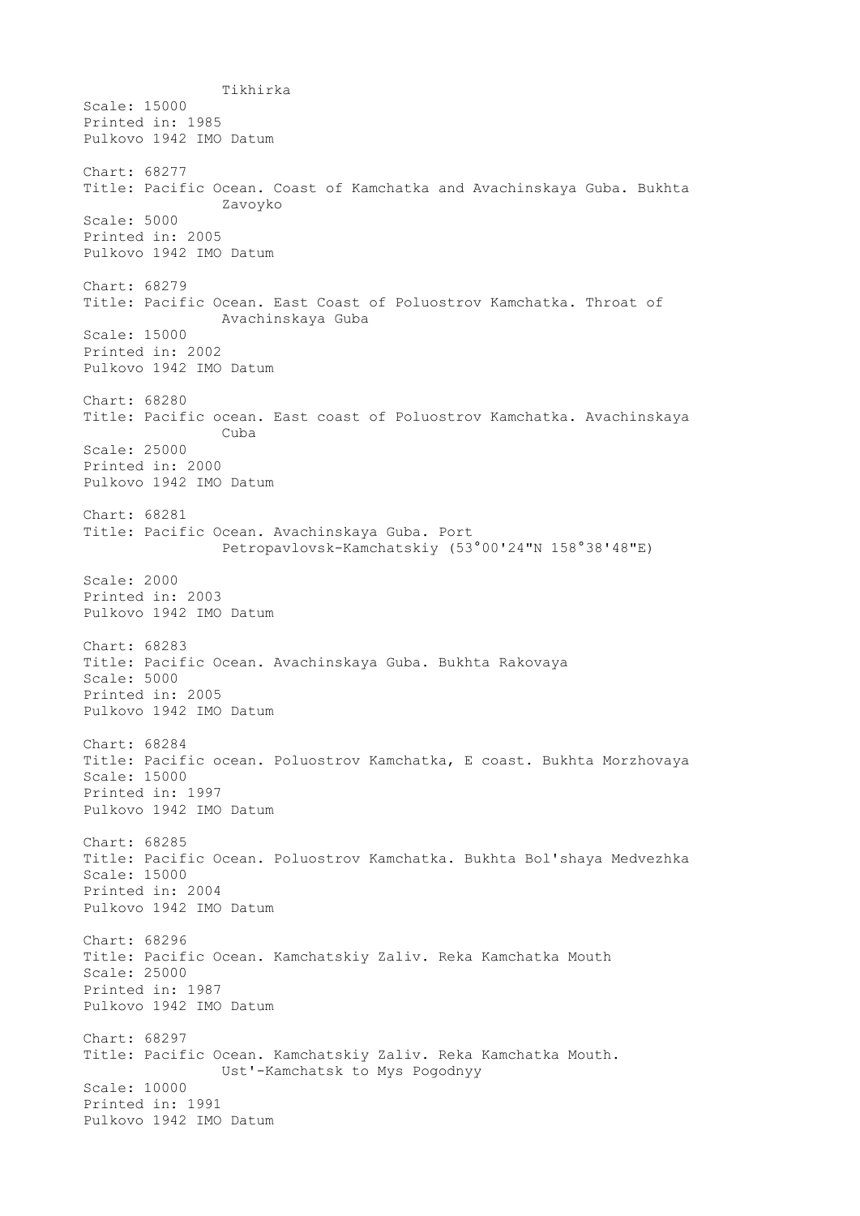Tikhirka
Scale: 15000
Printed in: 1985
Pulkovo 1942 IMO Datum

Chart: 68277
Title: Pacific Ocean. Coast of Kamchatka and Avachinskaya Guba. Bukhta Zavoyko
Scale: 5000
Printed in: 2005
Pulkovo 1942 IMO Datum

Chart: 68279
Title: Pacific Ocean. East Coast of Poluostrov Kamchatka. Throat of Avachinskaya Guba
Scale: 15000
Printed in: 2002
Pulkovo 1942 IMO Datum

Chart: 68280
Title: Pacific ocean. East coast of Poluostrov Kamchatka. Avachinskaya Cuba
Scale: 25000
Printed in: 2000
Pulkovo 1942 IMO Datum

Chart: 68281
Title: Pacific Ocean. Avachinskaya Guba. Port Petropavlovsk-Kamchatskiy (53°00'24"N 158°38'48"E)
Scale: 2000
Printed in: 2003
Pulkovo 1942 IMO Datum

Chart: 68283
Title: Pacific Ocean. Avachinskaya Guba. Bukhta Rakovaya
Scale: 5000
Printed in: 2005
Pulkovo 1942 IMO Datum

Chart: 68284
Title: Pacific ocean. Poluostrov Kamchatka, E coast. Bukhta Morzhovaya
Scale: 15000
Printed in: 1997
Pulkovo 1942 IMO Datum

Chart: 68285
Title: Pacific Ocean. Poluostrov Kamchatka. Bukhta Bol'shaya Medvezhka
Scale: 15000
Printed in: 2004
Pulkovo 1942 IMO Datum

Chart: 68296
Title: Pacific Ocean. Kamchatskiy Zaliv. Reka Kamchatka Mouth
Scale: 25000
Printed in: 1987
Pulkovo 1942 IMO Datum

Chart: 68297
Title: Pacific Ocean. Kamchatskiy Zaliv. Reka Kamchatka Mouth. Ust'-Kamchatsk to Mys Pogodnyy
Scale: 10000
Printed in: 1991
Pulkovo 1942 IMO Datum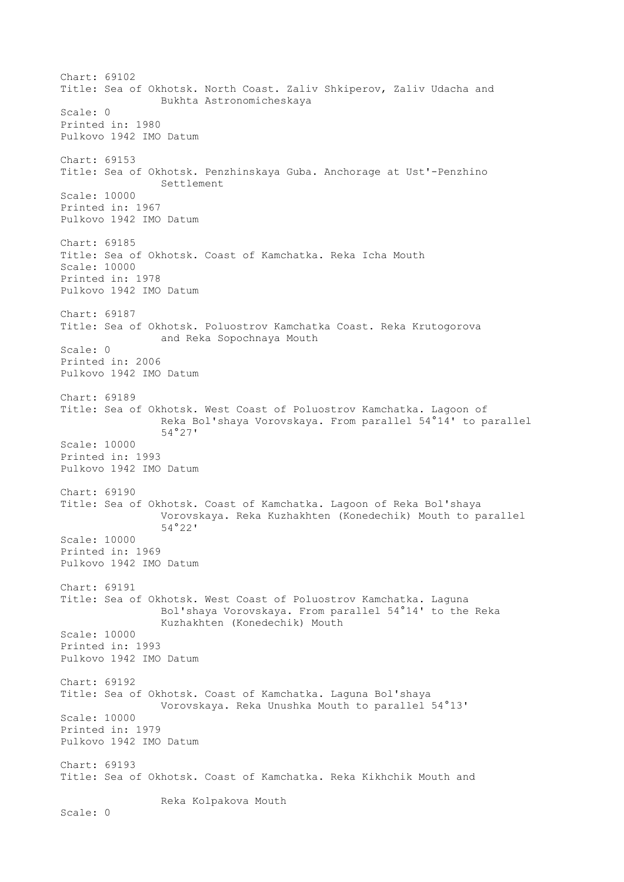Chart: 69102
Title: Sea of Okhotsk. North Coast. Zaliv Shkiperov, Zaliv Udacha and Bukhta Astronomicheskaya
Scale: 0
Printed in: 1980
Pulkovo 1942 IMO Datum

Chart: 69153
Title: Sea of Okhotsk. Penzhinskaya Guba. Anchorage at Ust'-Penzhino Settlement
Scale: 10000
Printed in: 1967
Pulkovo 1942 IMO Datum

Chart: 69185
Title: Sea of Okhotsk. Coast of Kamchatka. Reka Icha Mouth
Scale: 10000
Printed in: 1978
Pulkovo 1942 IMO Datum

Chart: 69187
Title: Sea of Okhotsk. Poluostrov Kamchatka Coast. Reka Krutogorova and Reka Sopochnaya Mouth
Scale: 0
Printed in: 2006
Pulkovo 1942 IMO Datum

Chart: 69189
Title: Sea of Okhotsk. West Coast of Poluostrov Kamchatka. Lagoon of Reka Bol'shaya Vorovskaya. From parallel 54°14' to parallel 54°27'
Scale: 10000
Printed in: 1993
Pulkovo 1942 IMO Datum

Chart: 69190
Title: Sea of Okhotsk. Coast of Kamchatka. Lagoon of Reka Bol'shaya Vorovskaya. Reka Kuzhakhten (Konedechik) Mouth to parallel 54°22'
Scale: 10000
Printed in: 1969
Pulkovo 1942 IMO Datum

Chart: 69191
Title: Sea of Okhotsk. West Coast of Poluostrov Kamchatka. Laguna Bol'shaya Vorovskaya. From parallel 54°14' to the Reka Kuzhakhten (Konedechik) Mouth
Scale: 10000
Printed in: 1993
Pulkovo 1942 IMO Datum

Chart: 69192
Title: Sea of Okhotsk. Coast of Kamchatka. Laguna Bol'shaya Vorovskaya. Reka Unushka Mouth to parallel 54°13'
Scale: 10000
Printed in: 1979
Pulkovo 1942 IMO Datum

Chart: 69193
Title: Sea of Okhotsk. Coast of Kamchatka. Reka Kikhchik Mouth and Reka Kolpakova Mouth
Scale: 0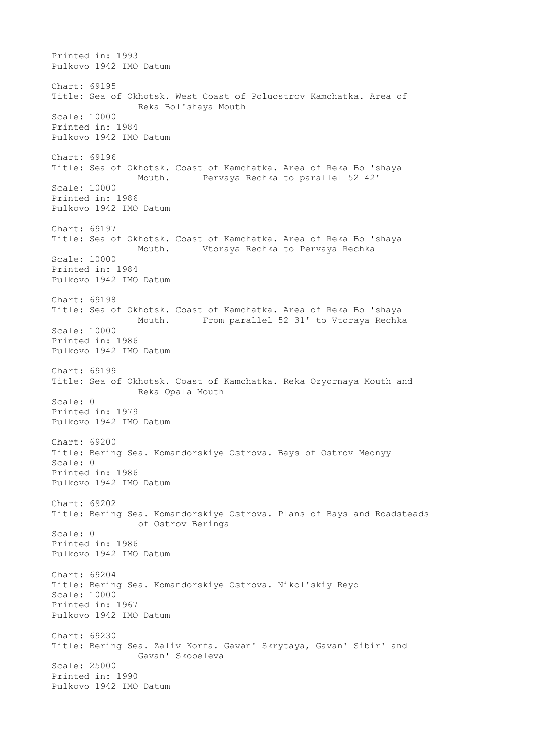Printed in: 1993
Pulkovo 1942 IMO Datum

Chart: 69195
Title: Sea of Okhotsk. West Coast of Poluostrov Kamchatka. Area of
Reka Bol'shaya Mouth
Scale: 10000
Printed in: 1984
Pulkovo 1942 IMO Datum

Chart: 69196
Title: Sea of Okhotsk. Coast of Kamchatka. Area of Reka Bol'shaya
Mouth. Pervaya Rechka to parallel 52 42'
Scale: 10000
Printed in: 1986
Pulkovo 1942 IMO Datum

Chart: 69197
Title: Sea of Okhotsk. Coast of Kamchatka. Area of Reka Bol'shaya
Mouth. Vtoraya Rechka to Pervaya Rechka
Scale: 10000
Printed in: 1984
Pulkovo 1942 IMO Datum

Chart: 69198
Title: Sea of Okhotsk. Coast of Kamchatka. Area of Reka Bol'shaya
Mouth. From parallel 52 31' to Vtoraya Rechka
Scale: 10000
Printed in: 1986
Pulkovo 1942 IMO Datum

Chart: 69199
Title: Sea of Okhotsk. Coast of Kamchatka. Reka Ozyornaya Mouth and
Reka Opala Mouth
Scale: 0
Printed in: 1979
Pulkovo 1942 IMO Datum

Chart: 69200
Title: Bering Sea. Komandorskiye Ostrova. Bays of Ostrov Mednyy
Scale: 0
Printed in: 1986
Pulkovo 1942 IMO Datum

Chart: 69202
Title: Bering Sea. Komandorskiye Ostrova. Plans of Bays and Roadsteads
of Ostrov Beringa
Scale: 0
Printed in: 1986
Pulkovo 1942 IMO Datum

Chart: 69204
Title: Bering Sea. Komandorskiye Ostrova. Nikol'skiy Reyd
Scale: 10000
Printed in: 1967
Pulkovo 1942 IMO Datum

Chart: 69230
Title: Bering Sea. Zaliv Korfa. Gavan' Skrytaya, Gavan' Sibir' and
Gavan' Skobeleva
Scale: 25000
Printed in: 1990
Pulkovo 1942 IMO Datum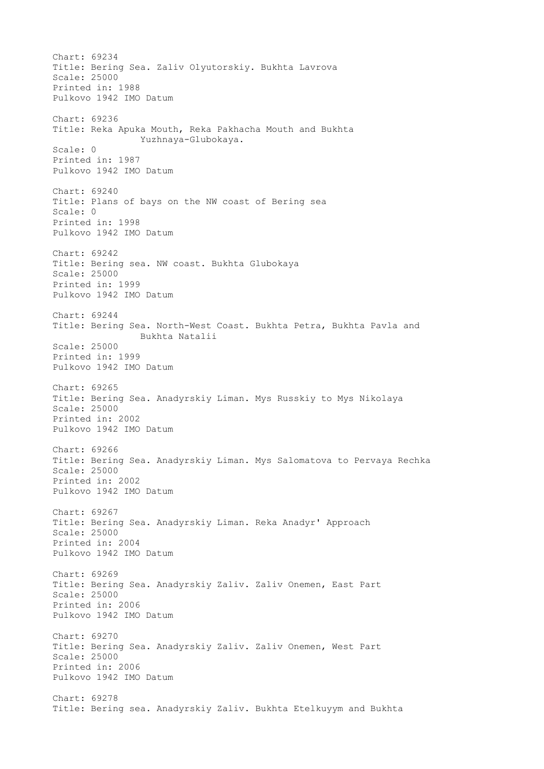Chart: 69234
Title: Bering Sea. Zaliv Olyutorskiy. Bukhta Lavrova
Scale: 25000
Printed in: 1988
Pulkovo 1942 IMO Datum

Chart: 69236
Title: Reka Apuka Mouth, Reka Pakhacha Mouth and Bukhta Yuzhnaya-Glubokaya.
Scale: 0
Printed in: 1987
Pulkovo 1942 IMO Datum

Chart: 69240
Title: Plans of bays on the NW coast of Bering sea
Scale: 0
Printed in: 1998
Pulkovo 1942 IMO Datum

Chart: 69242
Title: Bering sea. NW coast. Bukhta Glubokaya
Scale: 25000
Printed in: 1999
Pulkovo 1942 IMO Datum

Chart: 69244
Title: Bering Sea. North-West Coast. Bukhta Petra, Bukhta Pavla and Bukhta Natalii
Scale: 25000
Printed in: 1999
Pulkovo 1942 IMO Datum

Chart: 69265
Title: Bering Sea. Anadyrskiy Liman. Mys Russkiy to Mys Nikolaya
Scale: 25000
Printed in: 2002
Pulkovo 1942 IMO Datum

Chart: 69266
Title: Bering Sea. Anadyrskiy Liman. Mys Salomatova to Pervaya Rechka
Scale: 25000
Printed in: 2002
Pulkovo 1942 IMO Datum

Chart: 69267
Title: Bering Sea. Anadyrskiy Liman. Reka Anadyr' Approach
Scale: 25000
Printed in: 2004
Pulkovo 1942 IMO Datum

Chart: 69269
Title: Bering Sea. Anadyrskiy Zaliv. Zaliv Onemen, East Part
Scale: 25000
Printed in: 2006
Pulkovo 1942 IMO Datum

Chart: 69270
Title: Bering Sea. Anadyrskiy Zaliv. Zaliv Onemen, West Part
Scale: 25000
Printed in: 2006
Pulkovo 1942 IMO Datum

Chart: 69278
Title: Bering sea. Anadyrskiy Zaliv. Bukhta Etelkuyym and Bukhta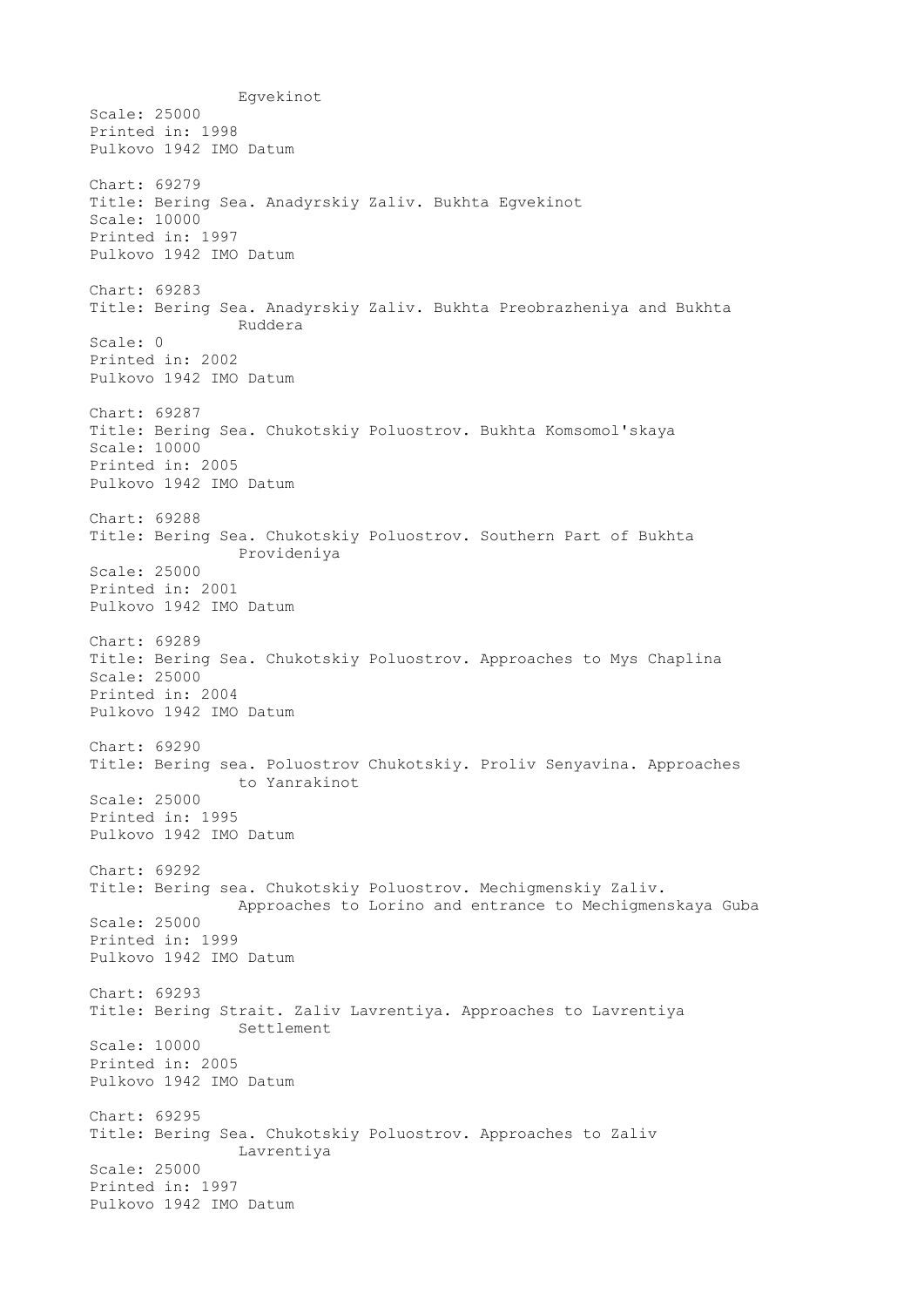Egvekinot
Scale: 25000
Printed in: 1998
Pulkovo 1942 IMO Datum

Chart: 69279
Title: Bering Sea. Anadyrskiy Zaliv. Bukhta Egvekinot
Scale: 10000
Printed in: 1997
Pulkovo 1942 IMO Datum

Chart: 69283
Title: Bering Sea. Anadyrskiy Zaliv. Bukhta Preobrazheniya and Bukhta Ruddera
Scale: 0
Printed in: 2002
Pulkovo 1942 IMO Datum

Chart: 69287
Title: Bering Sea. Chukotskiy Poluostrov. Bukhta Komsomol'skaya
Scale: 10000
Printed in: 2005
Pulkovo 1942 IMO Datum

Chart: 69288
Title: Bering Sea. Chukotskiy Poluostrov. Southern Part of Bukhta Provideniya
Scale: 25000
Printed in: 2001
Pulkovo 1942 IMO Datum

Chart: 69289
Title: Bering Sea. Chukotskiy Poluostrov. Approaches to Mys Chaplina
Scale: 25000
Printed in: 2004
Pulkovo 1942 IMO Datum

Chart: 69290
Title: Bering sea. Poluostrov Chukotskiy. Proliv Senyavina. Approaches to Yanrakinot
Scale: 25000
Printed in: 1995
Pulkovo 1942 IMO Datum

Chart: 69292
Title: Bering sea. Chukotskiy Poluostrov. Mechigmenskiy Zaliv. Approaches to Lorino and entrance to Mechigmenskaya Guba
Scale: 25000
Printed in: 1999
Pulkovo 1942 IMO Datum

Chart: 69293
Title: Bering Strait. Zaliv Lavrentiya. Approaches to Lavrentiya Settlement
Scale: 10000
Printed in: 2005
Pulkovo 1942 IMO Datum

Chart: 69295
Title: Bering Sea. Chukotskiy Poluostrov. Approaches to Zaliv Lavrentiya
Scale: 25000
Printed in: 1997
Pulkovo 1942 IMO Datum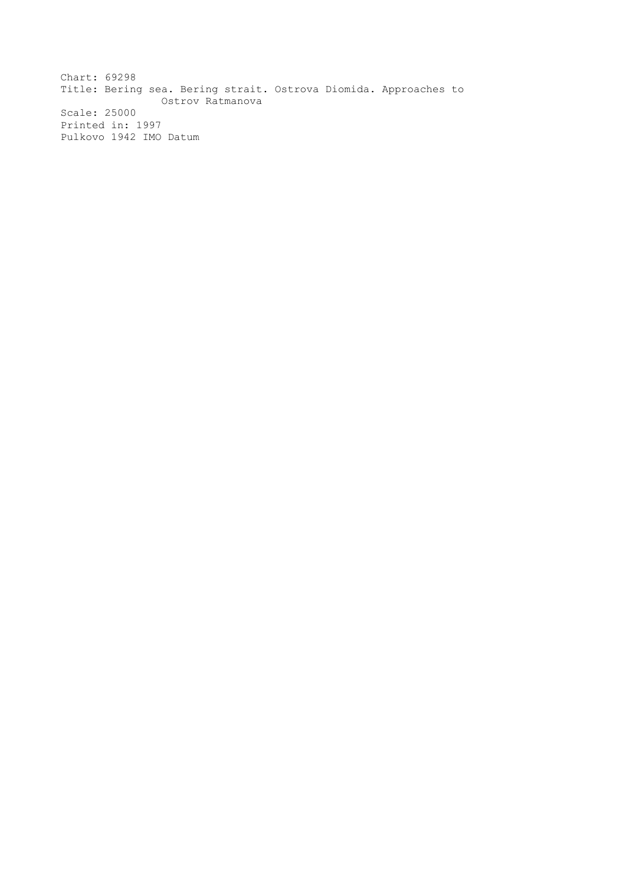Chart: 69298
Title: Bering sea. Bering strait. Ostrova Diomida. Approaches to Ostrov Ratmanova
Scale: 25000
Printed in: 1997
Pulkovo 1942 IMO Datum